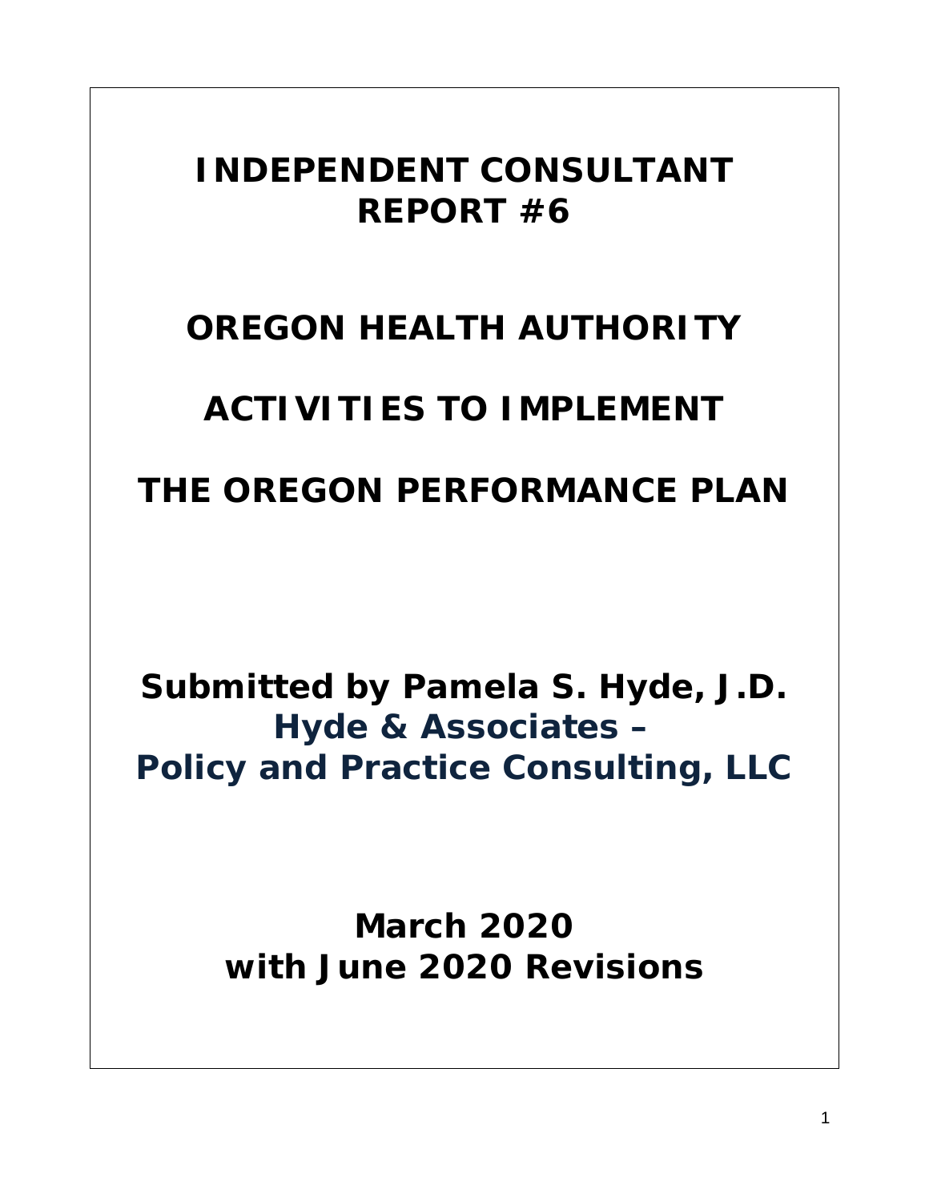# INDEPENDENT CONSULTANT REPORT #6

# OREGON HEALTH AUTHORITY

# ACTIVITIES TO IMPLEMENT

# THE OREGON PERFORMANCE PLAN

**Submitted by Pamela S. Hyde, J.D.**
**Hyde & Associates –**
**Policy and Practice Consulting, LLC**

**March 2020**
**with June 2020 Revisions**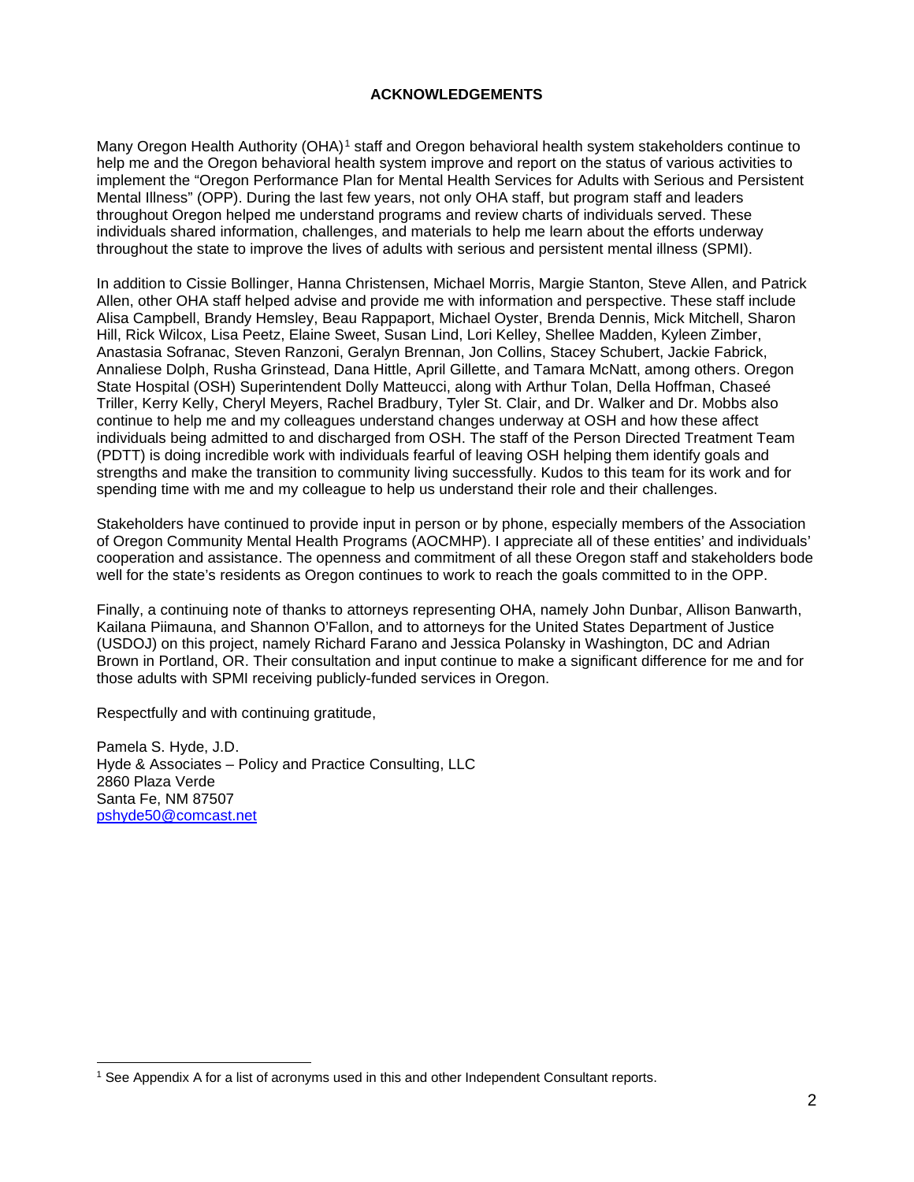# ACKNOWLEDGEMENTS

Many Oregon Health Authority (OHA)[1] staff and Oregon behavioral health system stakeholders continue to help me and the Oregon behavioral health system improve and report on the status of various activities to implement the "Oregon Performance Plan for Mental Health Services for Adults with Serious and Persistent Mental Illness" (OPP). During the last few years, not only OHA staff, but program staff and leaders throughout Oregon helped me understand programs and review charts of individuals served. These individuals shared information, challenges, and materials to help me learn about the efforts underway throughout the state to improve the lives of adults with serious and persistent mental illness (SPMI).

In addition to Cissie Bollinger, Hanna Christensen, Michael Morris, Margie Stanton, Steve Allen, and Patrick Allen, other OHA staff helped advise and provide me with information and perspective. These staff include Alisa Campbell, Brandy Hemsley, Beau Rappaport, Michael Oyster, Brenda Dennis, Mick Mitchell, Sharon Hill, Rick Wilcox, Lisa Peetz, Elaine Sweet, Susan Lind, Lori Kelley, Shellee Madden, Kyleen Zimber, Anastasia Sofranac, Steven Ranzoni, Geralyn Brennan, Jon Collins, Stacey Schubert, Jackie Fabrick, Annaliese Dolph, Rusha Grinstead, Dana Hittle, April Gillette, and Tamara McNatt, among others. Oregon State Hospital (OSH) Superintendent Dolly Matteucci, along with Arthur Tolan, Della Hoffman, Chaseé Triller, Kerry Kelly, Cheryl Meyers, Rachel Bradbury, Tyler St. Clair, and Dr. Walker and Dr. Mobbs also continue to help me and my colleagues understand changes underway at OSH and how these affect individuals being admitted to and discharged from OSH. The staff of the Person Directed Treatment Team (PDTT) is doing incredible work with individuals fearful of leaving OSH helping them identify goals and strengths and make the transition to community living successfully. Kudos to this team for its work and for spending time with me and my colleague to help us understand their role and their challenges.

Stakeholders have continued to provide input in person or by phone, especially members of the Association of Oregon Community Mental Health Programs (AOCMHP). I appreciate all of these entities' and individuals' cooperation and assistance. The openness and commitment of all these Oregon staff and stakeholders bode well for the state's residents as Oregon continues to work to reach the goals committed to in the OPP.

Finally, a continuing note of thanks to attorneys representing OHA, namely John Dunbar, Allison Banwarth, Kailana Piimauna, and Shannon O'Fallon, and to attorneys for the United States Department of Justice (USDOJ) on this project, namely Richard Farano and Jessica Polansky in Washington, DC and Adrian Brown in Portland, OR. Their consultation and input continue to make a significant difference for me and for those adults with SPMI receiving publicly-funded services in Oregon.

Respectfully and with continuing gratitude,

Pamela S. Hyde, J.D.
Hyde & Associates – Policy and Practice Consulting, LLC
2860 Plaza Verde
Santa Fe, NM 87507
pshyde50@comcast.net

---

[1] See Appendix A for a list of acronyms used in this and other Independent Consultant reports.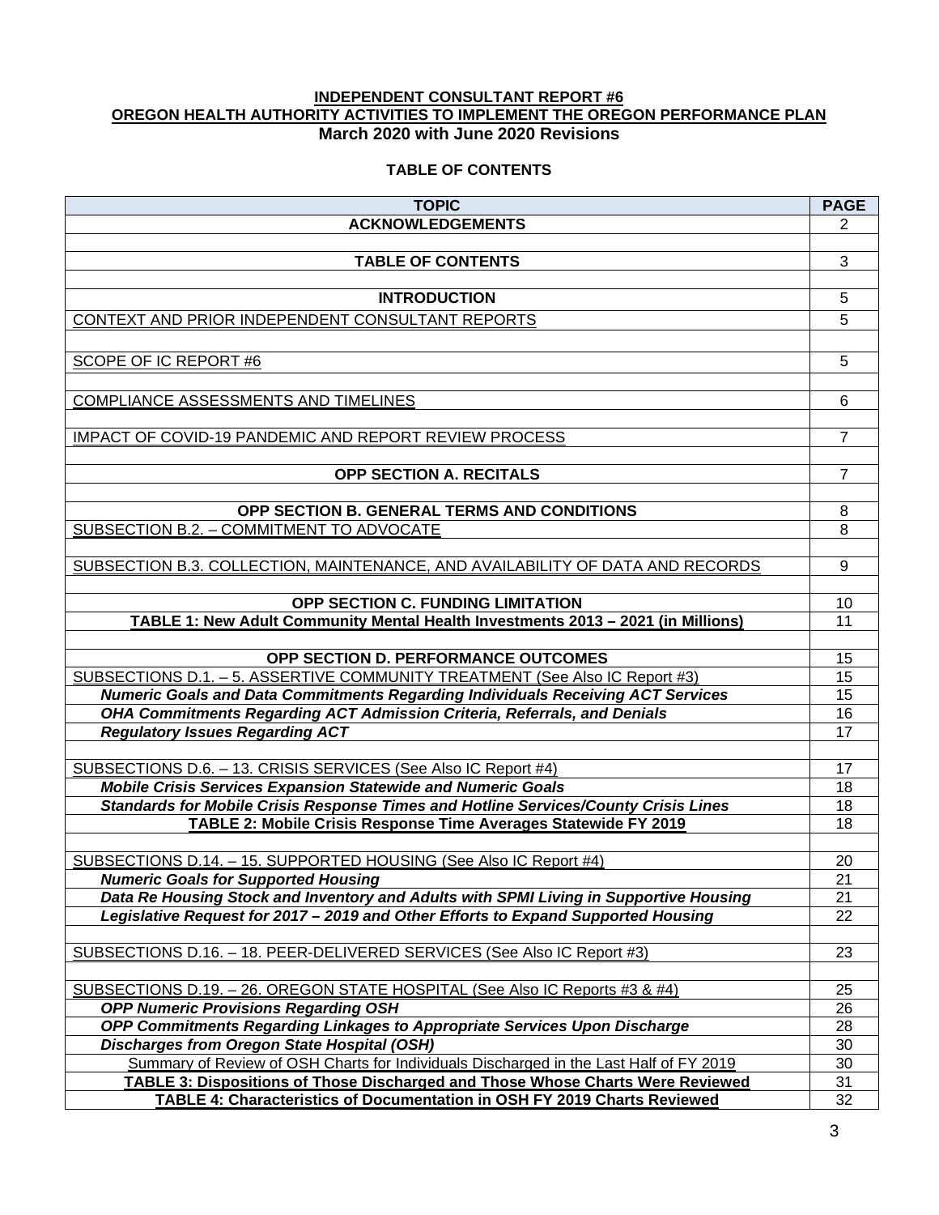**INDEPENDENT CONSULTANT REPORT #6**
**OREGON HEALTH AUTHORITY ACTIVITIES TO IMPLEMENT THE OREGON PERFORMANCE PLAN**
**March 2020 with June 2020 Revisions**

**TABLE OF CONTENTS**

| TOPIC | PAGE |
|---|---|
| **ACKNOWLEDGEMENTS** | 2 |
| | |
| **TABLE OF CONTENTS** | 3 |
| | |
| **INTRODUCTION** | 5 |
| CONTEXT AND PRIOR INDEPENDENT CONSULTANT REPORTS | 5 |
| | |
| SCOPE OF IC REPORT #6 | 5 |
| | |
| COMPLIANCE ASSESSMENTS AND TIMELINES | 6 |
| | |
| IMPACT OF COVID-19 PANDEMIC AND REPORT REVIEW PROCESS | 7 |
| | |
| **OPP SECTION A. RECITALS** | 7 |
| | |
| **OPP SECTION B. GENERAL TERMS AND CONDITIONS** | 8 |
| SUBSECTION B.2. – COMMITMENT TO ADVOCATE | 8 |
| | |
| SUBSECTION B.3. COLLECTION, MAINTENANCE, AND AVAILABILITY OF DATA AND RECORDS | 9 |
| | |
| **OPP SECTION C. FUNDING LIMITATION** | 10 |
| **TABLE 1: New Adult Community Mental Health Investments 2013 – 2021 (in Millions)** | 11 |
| | |
| **OPP SECTION D. PERFORMANCE OUTCOMES** | 15 |
| SUBSECTIONS D.1. – 5. ASSERTIVE COMMUNITY TREATMENT (See Also IC Report #3) | 15 |
| ***Numeric Goals and Data Commitments Regarding Individuals Receiving ACT Services*** | 15 |
| ***OHA Commitments Regarding ACT Admission Criteria, Referrals, and Denials*** | 16 |
| ***Regulatory Issues Regarding ACT*** | 17 |
| | |
| SUBSECTIONS D.6. – 13. CRISIS SERVICES (See Also IC Report #4) | 17 |
| ***Mobile Crisis Services Expansion Statewide and Numeric Goals*** | 18 |
| ***Standards for Mobile Crisis Response Times and Hotline Services/County Crisis Lines*** | 18 |
| **TABLE 2: Mobile Crisis Response Time Averages Statewide FY 2019** | 18 |
| | |
| SUBSECTIONS D.14. – 15. SUPPORTED HOUSING (See Also IC Report #4) | 20 |
| ***Numeric Goals for Supported Housing*** | 21 |
| ***Data Re Housing Stock and Inventory and Adults with SPMI Living in Supportive Housing*** | 21 |
| ***Legislative Request for 2017 – 2019 and Other Efforts to Expand Supported Housing*** | 22 |
| | |
| SUBSECTIONS D.16. – 18. PEER-DELIVERED SERVICES (See Also IC Report #3) | 23 |
| | |
| SUBSECTIONS D.19. – 26. OREGON STATE HOSPITAL (See Also IC Reports #3 & #4) | 25 |
| ***OPP Numeric Provisions Regarding OSH*** | 26 |
| ***OPP Commitments Regarding Linkages to Appropriate Services Upon Discharge*** | 28 |
| ***Discharges from Oregon State Hospital (OSH)*** | 30 |
| Summary of Review of OSH Charts for Individuals Discharged in the Last Half of FY 2019 | 30 |
| **TABLE 3: Dispositions of Those Discharged and Those Whose Charts Were Reviewed** | 31 |
| **TABLE 4: Characteristics of Documentation in OSH FY 2019 Charts Reviewed** | 32 |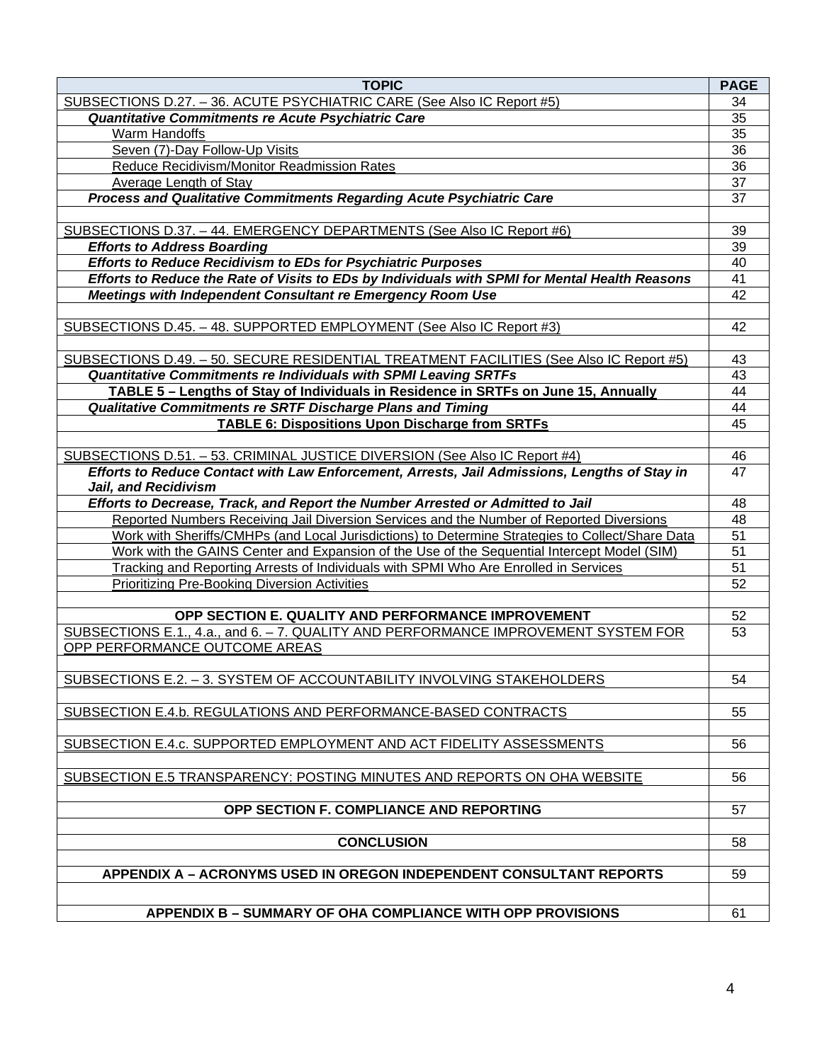| TOPIC | PAGE |
|---|---|
| SUBSECTIONS D.27. – 36. ACUTE PSYCHIATRIC CARE (See Also IC Report #5) | 34 |
| ***Quantitative Commitments re Acute Psychiatric Care*** | 35 |
| Warm Handoffs | 35 |
| Seven (7)-Day Follow-Up Visits | 36 |
| Reduce Recidivism/Monitor Readmission Rates | 36 |
| Average Length of Stay | 37 |
| ***Process and Qualitative Commitments Regarding Acute Psychiatric Care*** | 37 |
| | |
| SUBSECTIONS D.37. – 44. EMERGENCY DEPARTMENTS (See Also IC Report #6) | 39 |
| ***Efforts to Address Boarding*** | 39 |
| ***Efforts to Reduce Recidivism to EDs for Psychiatric Purposes*** | 40 |
| ***Efforts to Reduce the Rate of Visits to EDs by Individuals with SPMI for Mental Health Reasons*** | 41 |
| ***Meetings with Independent Consultant re Emergency Room Use*** | 42 |
| | |
| SUBSECTIONS D.45. – 48. SUPPORTED EMPLOYMENT (See Also IC Report #3) | 42 |
| | |
| SUBSECTIONS D.49. – 50. SECURE RESIDENTIAL TREATMENT FACILITIES (See Also IC Report #5) | 43 |
| ***Quantitative Commitments re Individuals with SPMI Leaving SRTFs*** | 43 |
| **TABLE 5 – Lengths of Stay of Individuals in Residence in SRTFs on June 15, Annually** | 44 |
| ***Qualitative Commitments re SRTF Discharge Plans and Timing*** | 44 |
| **TABLE 6: Dispositions Upon Discharge from SRTFs** | 45 |
| | |
| SUBSECTIONS D.51. – 53. CRIMINAL JUSTICE DIVERSION (See Also IC Report #4) | 46 |
| ***Efforts to Reduce Contact with Law Enforcement, Arrests, Jail Admissions, Lengths of Stay in Jail, and Recidivism*** | 47 |
| ***Efforts to Decrease, Track, and Report the Number Arrested or Admitted to Jail*** | 48 |
| Reported Numbers Receiving Jail Diversion Services and the Number of Reported Diversions | 48 |
| Work with Sheriffs/CMHPs (and Local Jurisdictions) to Determine Strategies to Collect/Share Data | 51 |
| Work with the GAINS Center and Expansion of the Use of the Sequential Intercept Model (SIM) | 51 |
| Tracking and Reporting Arrests of Individuals with SPMI Who Are Enrolled in Services | 51 |
| Prioritizing Pre-Booking Diversion Activities | 52 |
| | |
| **OPP SECTION E. QUALITY AND PERFORMANCE IMPROVEMENT** | 52 |
| SUBSECTIONS E.1., 4.a., and 6. – 7. QUALITY AND PERFORMANCE IMPROVEMENT SYSTEM FOR OPP PERFORMANCE OUTCOME AREAS | 53 |
| | |
| SUBSECTIONS E.2. – 3. SYSTEM OF ACCOUNTABILITY INVOLVING STAKEHOLDERS | 54 |
| | |
| SUBSECTION E.4.b. REGULATIONS AND PERFORMANCE-BASED CONTRACTS | 55 |
| | |
| SUBSECTION E.4.c. SUPPORTED EMPLOYMENT AND ACT FIDELITY ASSESSMENTS | 56 |
| | |
| SUBSECTION E.5 TRANSPARENCY: POSTING MINUTES AND REPORTS ON OHA WEBSITE | 56 |
| | |
| **OPP SECTION F. COMPLIANCE AND REPORTING** | 57 |
| | |
| **CONCLUSION** | 58 |
| | |
| **APPENDIX A – ACRONYMS USED IN OREGON INDEPENDENT CONSULTANT REPORTS** | 59 |
| | |
| **APPENDIX B – SUMMARY OF OHA COMPLIANCE WITH OPP PROVISIONS** | 61 |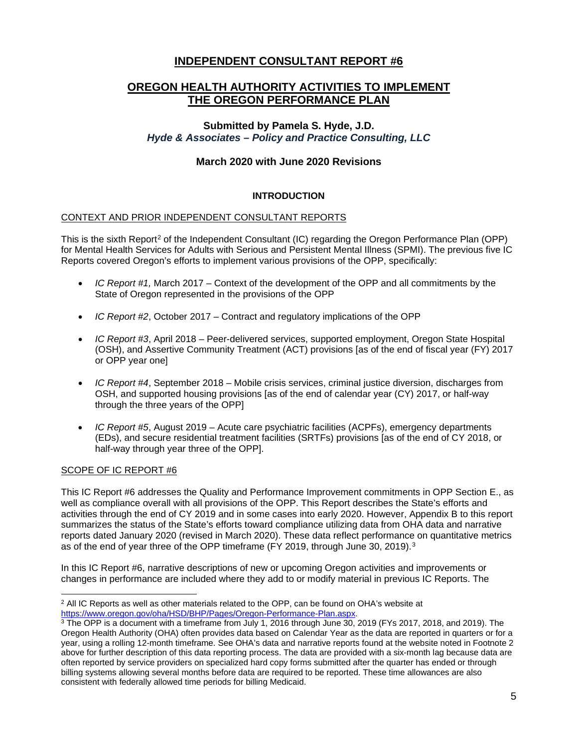# INDEPENDENT CONSULTANT REPORT #6

## OREGON HEALTH AUTHORITY ACTIVITIES TO IMPLEMENT THE OREGON PERFORMANCE PLAN

**Submitted by Pamela S. Hyde, J.D.**
***Hyde & Associates – Policy and Practice Consulting, LLC***

**March 2020 with June 2020 Revisions**

### INTRODUCTION

CONTEXT AND PRIOR INDEPENDENT CONSULTANT REPORTS

This is the sixth Report[2] of the Independent Consultant (IC) regarding the Oregon Performance Plan (OPP) for Mental Health Services for Adults with Serious and Persistent Mental Illness (SPMI). The previous five IC Reports covered Oregon's efforts to implement various provisions of the OPP, specifically:

- *IC Report #1,* March 2017 – Context of the development of the OPP and all commitments by the State of Oregon represented in the provisions of the OPP
- *IC Report #2*, October 2017 – Contract and regulatory implications of the OPP
- *IC Report #3*, April 2018 – Peer-delivered services, supported employment, Oregon State Hospital (OSH), and Assertive Community Treatment (ACT) provisions [as of the end of fiscal year (FY) 2017 or OPP year one]
- *IC Report #4*, September 2018 – Mobile crisis services, criminal justice diversion, discharges from OSH, and supported housing provisions [as of the end of calendar year (CY) 2017, or half-way through the three years of the OPP]
- *IC Report #5*, August 2019 – Acute care psychiatric facilities (ACPFs), emergency departments (EDs), and secure residential treatment facilities (SRTFs) provisions [as of the end of CY 2018, or half-way through year three of the OPP].

SCOPE OF IC REPORT #6

This IC Report #6 addresses the Quality and Performance Improvement commitments in OPP Section E., as well as compliance overall with all provisions of the OPP. This Report describes the State's efforts and activities through the end of CY 2019 and in some cases into early 2020. However, Appendix B to this report summarizes the status of the State's efforts toward compliance utilizing data from OHA data and narrative reports dated January 2020 (revised in March 2020). These data reflect performance on quantitative metrics as of the end of year three of the OPP timeframe (FY 2019, through June 30, 2019).[3]

In this IC Report #6, narrative descriptions of new or upcoming Oregon activities and improvements or changes in performance are included where they add to or modify material in previous IC Reports. The

---

[2] All IC Reports as well as other materials related to the OPP, can be found on OHA's website at https://www.oregon.gov/oha/HSD/BHP/Pages/Oregon-Performance-Plan.aspx.

[3] The OPP is a document with a timeframe from July 1, 2016 through June 30, 2019 (FYs 2017, 2018, and 2019). The Oregon Health Authority (OHA) often provides data based on Calendar Year as the data are reported in quarters or for a year, using a rolling 12-month timeframe. See OHA's data and narrative reports found at the website noted in Footnote 2 above for further description of this data reporting process. The data are provided with a six-month lag because data are often reported by service providers on specialized hard copy forms submitted after the quarter has ended or through billing systems allowing several months before data are required to be reported. These time allowances are also consistent with federally allowed time periods for billing Medicaid.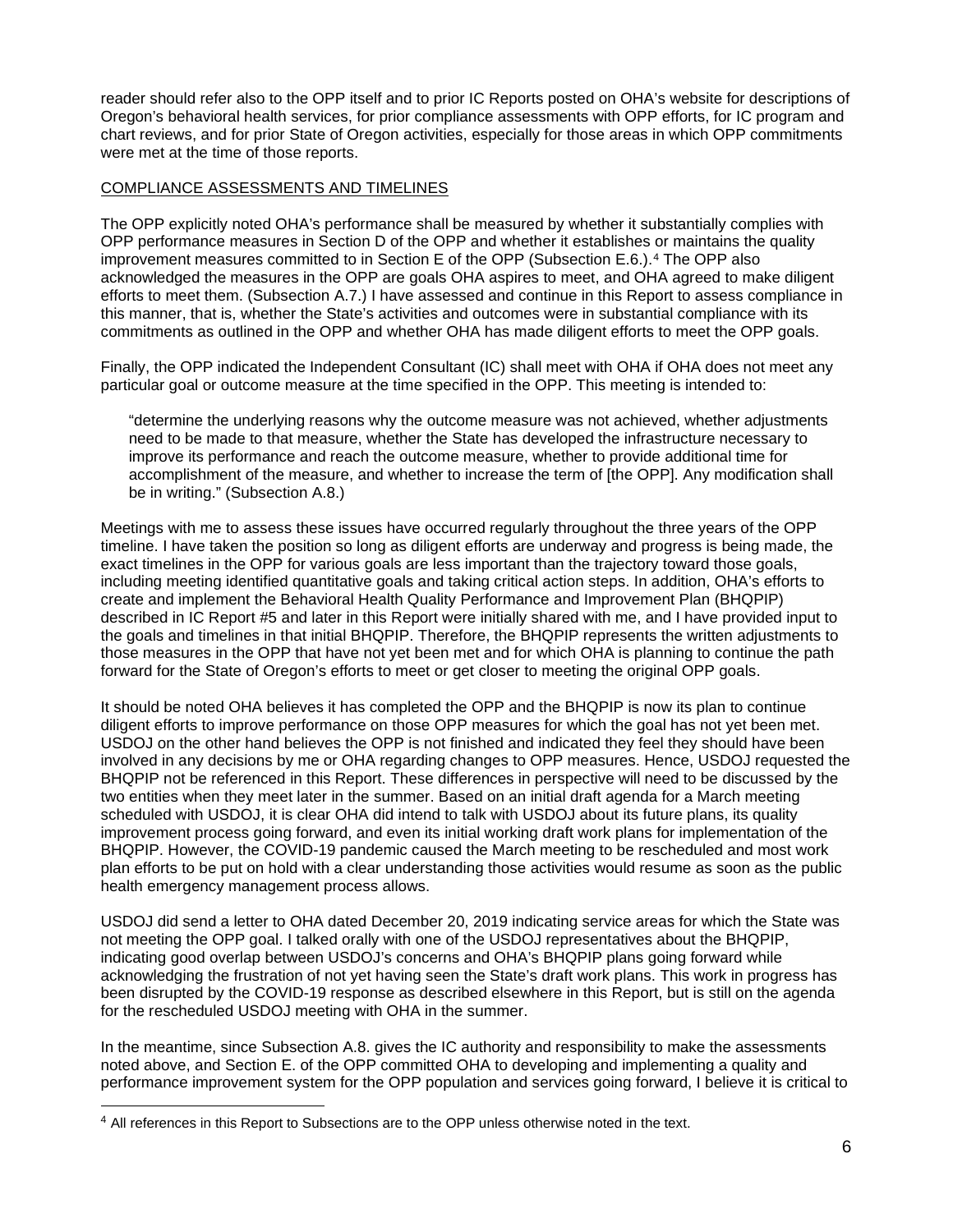reader should refer also to the OPP itself and to prior IC Reports posted on OHA's website for descriptions of Oregon's behavioral health services, for prior compliance assessments with OPP efforts, for IC program and chart reviews, and for prior State of Oregon activities, especially for those areas in which OPP commitments were met at the time of those reports.

COMPLIANCE ASSESSMENTS AND TIMELINES

The OPP explicitly noted OHA's performance shall be measured by whether it substantially complies with OPP performance measures in Section D of the OPP and whether it establishes or maintains the quality improvement measures committed to in Section E of the OPP (Subsection E.6.).[4] The OPP also acknowledged the measures in the OPP are goals OHA aspires to meet, and OHA agreed to make diligent efforts to meet them. (Subsection A.7.) I have assessed and continue in this Report to assess compliance in this manner, that is, whether the State's activities and outcomes were in substantial compliance with its commitments as outlined in the OPP and whether OHA has made diligent efforts to meet the OPP goals.

Finally, the OPP indicated the Independent Consultant (IC) shall meet with OHA if OHA does not meet any particular goal or outcome measure at the time specified in the OPP. This meeting is intended to:

> "determine the underlying reasons why the outcome measure was not achieved, whether adjustments need to be made to that measure, whether the State has developed the infrastructure necessary to improve its performance and reach the outcome measure, whether to provide additional time for accomplishment of the measure, and whether to increase the term of [the OPP]. Any modification shall be in writing." (Subsection A.8.)

Meetings with me to assess these issues have occurred regularly throughout the three years of the OPP timeline. I have taken the position so long as diligent efforts are underway and progress is being made, the exact timelines in the OPP for various goals are less important than the trajectory toward those goals, including meeting identified quantitative goals and taking critical action steps. In addition, OHA's efforts to create and implement the Behavioral Health Quality Performance and Improvement Plan (BHQPIP) described in IC Report #5 and later in this Report were initially shared with me, and I have provided input to the goals and timelines in that initial BHQPIP. Therefore, the BHQPIP represents the written adjustments to those measures in the OPP that have not yet been met and for which OHA is planning to continue the path forward for the State of Oregon's efforts to meet or get closer to meeting the original OPP goals.

It should be noted OHA believes it has completed the OPP and the BHQPIP is now its plan to continue diligent efforts to improve performance on those OPP measures for which the goal has not yet been met. USDOJ on the other hand believes the OPP is not finished and indicated they feel they should have been involved in any decisions by me or OHA regarding changes to OPP measures. Hence, USDOJ requested the BHQPIP not be referenced in this Report. These differences in perspective will need to be discussed by the two entities when they meet later in the summer. Based on an initial draft agenda for a March meeting scheduled with USDOJ, it is clear OHA did intend to talk with USDOJ about its future plans, its quality improvement process going forward, and even its initial working draft work plans for implementation of the BHQPIP. However, the COVID-19 pandemic caused the March meeting to be rescheduled and most work plan efforts to be put on hold with a clear understanding those activities would resume as soon as the public health emergency management process allows.

USDOJ did send a letter to OHA dated December 20, 2019 indicating service areas for which the State was not meeting the OPP goal. I talked orally with one of the USDOJ representatives about the BHQPIP, indicating good overlap between USDOJ's concerns and OHA's BHQPIP plans going forward while acknowledging the frustration of not yet having seen the State's draft work plans. This work in progress has been disrupted by the COVID-19 response as described elsewhere in this Report, but is still on the agenda for the rescheduled USDOJ meeting with OHA in the summer.

In the meantime, since Subsection A.8. gives the IC authority and responsibility to make the assessments noted above, and Section E. of the OPP committed OHA to developing and implementing a quality and performance improvement system for the OPP population and services going forward, I believe it is critical to

[4] All references in this Report to Subsections are to the OPP unless otherwise noted in the text.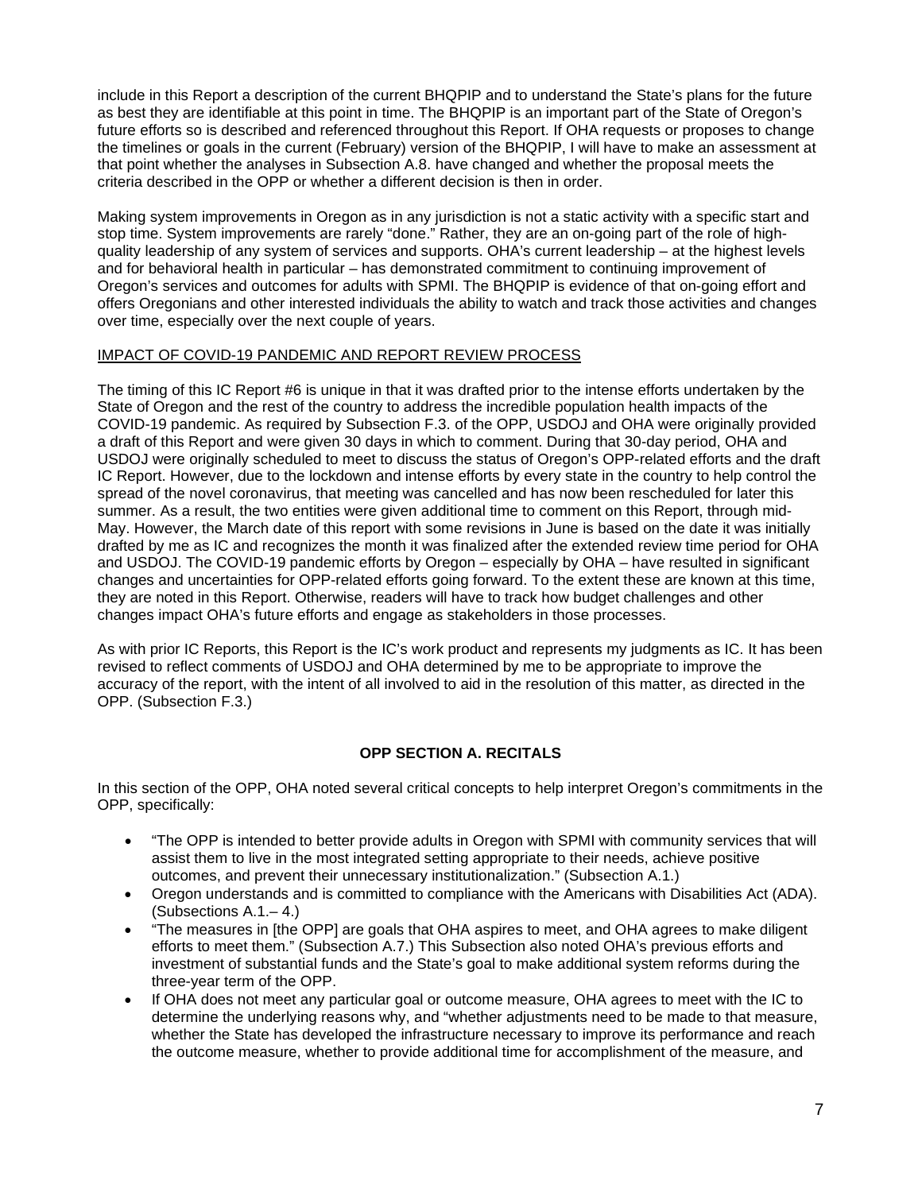include in this Report a description of the current BHQPIP and to understand the State's plans for the future as best they are identifiable at this point in time. The BHQPIP is an important part of the State of Oregon's future efforts so is described and referenced throughout this Report. If OHA requests or proposes to change the timelines or goals in the current (February) version of the BHQPIP, I will have to make an assessment at that point whether the analyses in Subsection A.8. have changed and whether the proposal meets the criteria described in the OPP or whether a different decision is then in order.

Making system improvements in Oregon as in any jurisdiction is not a static activity with a specific start and stop time. System improvements are rarely "done." Rather, they are an on-going part of the role of high-quality leadership of any system of services and supports. OHA's current leadership – at the highest levels and for behavioral health in particular – has demonstrated commitment to continuing improvement of Oregon's services and outcomes for adults with SPMI. The BHQPIP is evidence of that on-going effort and offers Oregonians and other interested individuals the ability to watch and track those activities and changes over time, especially over the next couple of years.

IMPACT OF COVID-19 PANDEMIC AND REPORT REVIEW PROCESS

The timing of this IC Report #6 is unique in that it was drafted prior to the intense efforts undertaken by the State of Oregon and the rest of the country to address the incredible population health impacts of the COVID-19 pandemic. As required by Subsection F.3. of the OPP, USDOJ and OHA were originally provided a draft of this Report and were given 30 days in which to comment. During that 30-day period, OHA and USDOJ were originally scheduled to meet to discuss the status of Oregon's OPP-related efforts and the draft IC Report. However, due to the lockdown and intense efforts by every state in the country to help control the spread of the novel coronavirus, that meeting was cancelled and has now been rescheduled for later this summer. As a result, the two entities were given additional time to comment on this Report, through mid-May. However, the March date of this report with some revisions in June is based on the date it was initially drafted by me as IC and recognizes the month it was finalized after the extended review time period for OHA and USDOJ. The COVID-19 pandemic efforts by Oregon – especially by OHA – have resulted in significant changes and uncertainties for OPP-related efforts going forward. To the extent these are known at this time, they are noted in this Report. Otherwise, readers will have to track how budget challenges and other changes impact OHA's future efforts and engage as stakeholders in those processes.

As with prior IC Reports, this Report is the IC's work product and represents my judgments as IC. It has been revised to reflect comments of USDOJ and OHA determined by me to be appropriate to improve the accuracy of the report, with the intent of all involved to aid in the resolution of this matter, as directed in the OPP. (Subsection F.3.)

## OPP SECTION A. RECITALS

In this section of the OPP, OHA noted several critical concepts to help interpret Oregon's commitments in the OPP, specifically:

- "The OPP is intended to better provide adults in Oregon with SPMI with community services that will assist them to live in the most integrated setting appropriate to their needs, achieve positive outcomes, and prevent their unnecessary institutionalization." (Subsection A.1.)
- Oregon understands and is committed to compliance with the Americans with Disabilities Act (ADA). (Subsections A.1.– 4.)
- "The measures in [the OPP] are goals that OHA aspires to meet, and OHA agrees to make diligent efforts to meet them." (Subsection A.7.) This Subsection also noted OHA's previous efforts and investment of substantial funds and the State's goal to make additional system reforms during the three-year term of the OPP.
- If OHA does not meet any particular goal or outcome measure, OHA agrees to meet with the IC to determine the underlying reasons why, and "whether adjustments need to be made to that measure, whether the State has developed the infrastructure necessary to improve its performance and reach the outcome measure, whether to provide additional time for accomplishment of the measure, and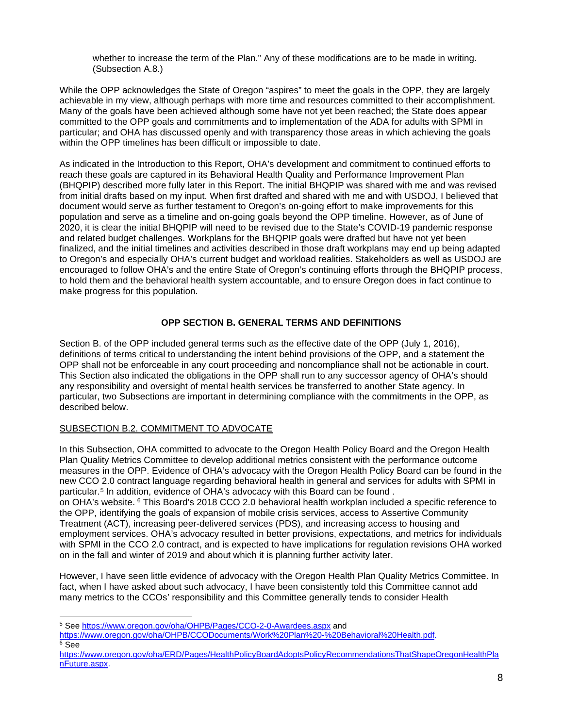whether to increase the term of the Plan." Any of these modifications are to be made in writing. (Subsection A.8.)

While the OPP acknowledges the State of Oregon "aspires" to meet the goals in the OPP, they are largely achievable in my view, although perhaps with more time and resources committed to their accomplishment. Many of the goals have been achieved although some have not yet been reached; the State does appear committed to the OPP goals and commitments and to implementation of the ADA for adults with SPMI in particular; and OHA has discussed openly and with transparency those areas in which achieving the goals within the OPP timelines has been difficult or impossible to date.

As indicated in the Introduction to this Report, OHA's development and commitment to continued efforts to reach these goals are captured in its Behavioral Health Quality and Performance Improvement Plan (BHQPIP) described more fully later in this Report. The initial BHQPIP was shared with me and was revised from initial drafts based on my input. When first drafted and shared with me and with USDOJ, I believed that document would serve as further testament to Oregon's on-going effort to make improvements for this population and serve as a timeline and on-going goals beyond the OPP timeline. However, as of June of 2020, it is clear the initial BHQPIP will need to be revised due to the State's COVID-19 pandemic response and related budget challenges. Workplans for the BHQPIP goals were drafted but have not yet been finalized, and the initial timelines and activities described in those draft workplans may end up being adapted to Oregon's and especially OHA's current budget and workload realities. Stakeholders as well as USDOJ are encouraged to follow OHA's and the entire State of Oregon's continuing efforts through the BHQPIP process, to hold them and the behavioral health system accountable, and to ensure Oregon does in fact continue to make progress for this population.

## OPP SECTION B. GENERAL TERMS AND DEFINITIONS

Section B. of the OPP included general terms such as the effective date of the OPP (July 1, 2016), definitions of terms critical to understanding the intent behind provisions of the OPP, and a statement the OPP shall not be enforceable in any court proceeding and noncompliance shall not be actionable in court. This Section also indicated the obligations in the OPP shall run to any successor agency of OHA's should any responsibility and oversight of mental health services be transferred to another State agency. In particular, two Subsections are important in determining compliance with the commitments in the OPP, as described below.

### SUBSECTION B.2. COMMITMENT TO ADVOCATE

In this Subsection, OHA committed to advocate to the Oregon Health Policy Board and the Oregon Health Plan Quality Metrics Committee to develop additional metrics consistent with the performance outcome measures in the OPP. Evidence of OHA's advocacy with the Oregon Health Policy Board can be found in the new CCO 2.0 contract language regarding behavioral health in general and services for adults with SPMI in particular.[5] In addition, evidence of OHA's advocacy with this Board can be found . on OHA's website.[6] This Board's 2018 CCO 2.0 behavioral health workplan included a specific reference to the OPP, identifying the goals of expansion of mobile crisis services, access to Assertive Community Treatment (ACT), increasing peer-delivered services (PDS), and increasing access to housing and employment services. OHA's advocacy resulted in better provisions, expectations, and metrics for individuals with SPMI in the CCO 2.0 contract, and is expected to have implications for regulation revisions OHA worked on in the fall and winter of 2019 and about which it is planning further activity later.

However, I have seen little evidence of advocacy with the Oregon Health Plan Quality Metrics Committee. In fact, when I have asked about such advocacy, I have been consistently told this Committee cannot add many metrics to the CCOs' responsibility and this Committee generally tends to consider Health

---

[5] See https://www.oregon.gov/oha/OHPB/Pages/CCO-2-0-Awardees.aspx and https://www.oregon.gov/oha/OHPB/CCODocuments/Work%20Plan%20-%20Behavioral%20Health.pdf.

[6] See https://www.oregon.gov/oha/ERD/Pages/HealthPolicyBoardAdoptsPolicyRecommendationsThatShapeOregonHealthPlanFuture.aspx.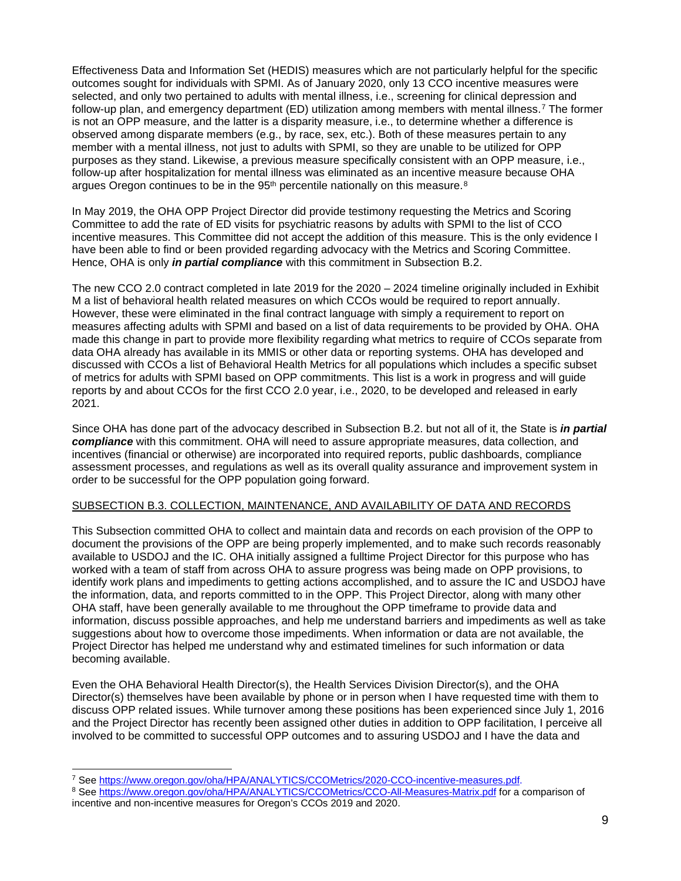Effectiveness Data and Information Set (HEDIS) measures which are not particularly helpful for the specific outcomes sought for individuals with SPMI. As of January 2020, only 13 CCO incentive measures were selected, and only two pertained to adults with mental illness, i.e., screening for clinical depression and follow-up plan, and emergency department (ED) utilization among members with mental illness.[7] The former is not an OPP measure, and the latter is a disparity measure, i.e., to determine whether a difference is observed among disparate members (e.g., by race, sex, etc.). Both of these measures pertain to any member with a mental illness, not just to adults with SPMI, so they are unable to be utilized for OPP purposes as they stand. Likewise, a previous measure specifically consistent with an OPP measure, i.e., follow-up after hospitalization for mental illness was eliminated as an incentive measure because OHA argues Oregon continues to be in the 95th percentile nationally on this measure.[8]

In May 2019, the OHA OPP Project Director did provide testimony requesting the Metrics and Scoring Committee to add the rate of ED visits for psychiatric reasons by adults with SPMI to the list of CCO incentive measures. This Committee did not accept the addition of this measure. This is the only evidence I have been able to find or been provided regarding advocacy with the Metrics and Scoring Committee. Hence, OHA is only ***in partial compliance*** with this commitment in Subsection B.2.

The new CCO 2.0 contract completed in late 2019 for the 2020 – 2024 timeline originally included in Exhibit M a list of behavioral health related measures on which CCOs would be required to report annually. However, these were eliminated in the final contract language with simply a requirement to report on measures affecting adults with SPMI and based on a list of data requirements to be provided by OHA. OHA made this change in part to provide more flexibility regarding what metrics to require of CCOs separate from data OHA already has available in its MMIS or other data or reporting systems. OHA has developed and discussed with CCOs a list of Behavioral Health Metrics for all populations which includes a specific subset of metrics for adults with SPMI based on OPP commitments. This list is a work in progress and will guide reports by and about CCOs for the first CCO 2.0 year, i.e., 2020, to be developed and released in early 2021.

Since OHA has done part of the advocacy described in Subsection B.2. but not all of it, the State is ***in partial compliance*** with this commitment. OHA will need to assure appropriate measures, data collection, and incentives (financial or otherwise) are incorporated into required reports, public dashboards, compliance assessment processes, and regulations as well as its overall quality assurance and improvement system in order to be successful for the OPP population going forward.

<u>SUBSECTION B.3. COLLECTION, MAINTENANCE, AND AVAILABILITY OF DATA AND RECORDS</u>

This Subsection committed OHA to collect and maintain data and records on each provision of the OPP to document the provisions of the OPP are being properly implemented, and to make such records reasonably available to USDOJ and the IC. OHA initially assigned a fulltime Project Director for this purpose who has worked with a team of staff from across OHA to assure progress was being made on OPP provisions, to identify work plans and impediments to getting actions accomplished, and to assure the IC and USDOJ have the information, data, and reports committed to in the OPP. This Project Director, along with many other OHA staff, have been generally available to me throughout the OPP timeframe to provide data and information, discuss possible approaches, and help me understand barriers and impediments as well as take suggestions about how to overcome those impediments. When information or data are not available, the Project Director has helped me understand why and estimated timelines for such information or data becoming available.

Even the OHA Behavioral Health Director(s), the Health Services Division Director(s), and the OHA Director(s) themselves have been available by phone or in person when I have requested time with them to discuss OPP related issues. While turnover among these positions has been experienced since July 1, 2016 and the Project Director has recently been assigned other duties in addition to OPP facilitation, I perceive all involved to be committed to successful OPP outcomes and to assuring USDOJ and I have the data and

[7] See https://www.oregon.gov/oha/HPA/ANALYTICS/CCOMetrics/2020-CCO-incentive-measures.pdf.

[8] See https://www.oregon.gov/oha/HPA/ANALYTICS/CCOMetrics/CCO-All-Measures-Matrix.pdf for a comparison of incentive and non-incentive measures for Oregon's CCOs 2019 and 2020.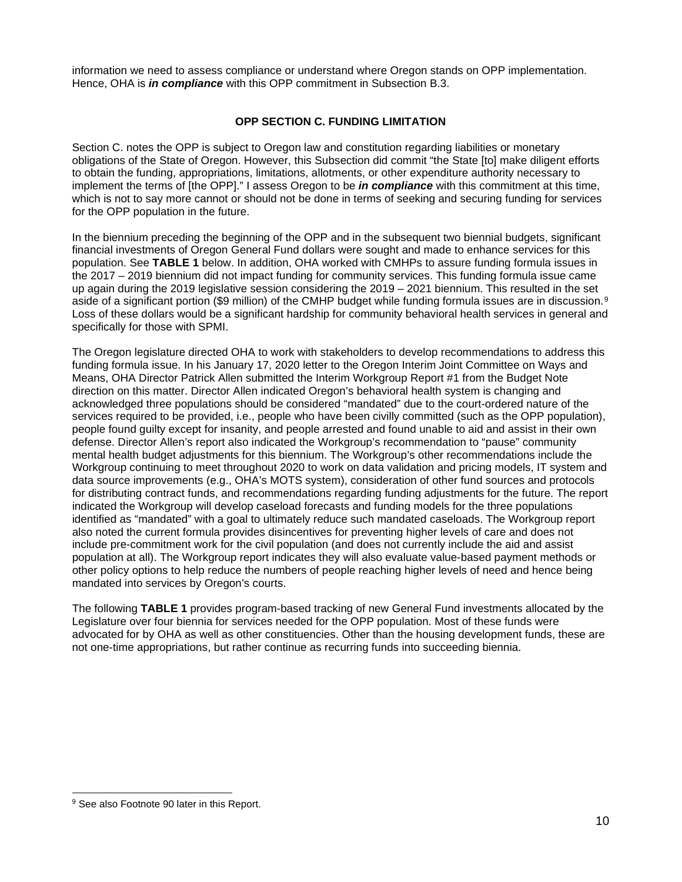information we need to assess compliance or understand where Oregon stands on OPP implementation. Hence, OHA is ***in compliance*** with this OPP commitment in Subsection B.3.

## OPP SECTION C. FUNDING LIMITATION

Section C. notes the OPP is subject to Oregon law and constitution regarding liabilities or monetary obligations of the State of Oregon. However, this Subsection did commit "the State [to] make diligent efforts to obtain the funding, appropriations, limitations, allotments, or other expenditure authority necessary to implement the terms of [the OPP]." I assess Oregon to be ***in compliance*** with this commitment at this time, which is not to say more cannot or should not be done in terms of seeking and securing funding for services for the OPP population in the future.

In the biennium preceding the beginning of the OPP and in the subsequent two biennial budgets, significant financial investments of Oregon General Fund dollars were sought and made to enhance services for this population. See **TABLE 1** below. In addition, OHA worked with CMHPs to assure funding formula issues in the 2017 – 2019 biennium did not impact funding for community services. This funding formula issue came up again during the 2019 legislative session considering the 2019 – 2021 biennium. This resulted in the set aside of a significant portion ($9 million) of the CMHP budget while funding formula issues are in discussion.[9] Loss of these dollars would be a significant hardship for community behavioral health services in general and specifically for those with SPMI.

The Oregon legislature directed OHA to work with stakeholders to develop recommendations to address this funding formula issue. In his January 17, 2020 letter to the Oregon Interim Joint Committee on Ways and Means, OHA Director Patrick Allen submitted the Interim Workgroup Report #1 from the Budget Note direction on this matter. Director Allen indicated Oregon's behavioral health system is changing and acknowledged three populations should be considered "mandated" due to the court-ordered nature of the services required to be provided, i.e., people who have been civilly committed (such as the OPP population), people found guilty except for insanity, and people arrested and found unable to aid and assist in their own defense. Director Allen's report also indicated the Workgroup's recommendation to "pause" community mental health budget adjustments for this biennium. The Workgroup's other recommendations include the Workgroup continuing to meet throughout 2020 to work on data validation and pricing models, IT system and data source improvements (e.g., OHA's MOTS system), consideration of other fund sources and protocols for distributing contract funds, and recommendations regarding funding adjustments for the future. The report indicated the Workgroup will develop caseload forecasts and funding models for the three populations identified as "mandated" with a goal to ultimately reduce such mandated caseloads. The Workgroup report also noted the current formula provides disincentives for preventing higher levels of care and does not include pre-commitment work for the civil population (and does not currently include the aid and assist population at all). The Workgroup report indicates they will also evaluate value-based payment methods or other policy options to help reduce the numbers of people reaching higher levels of need and hence being mandated into services by Oregon's courts.

The following **TABLE 1** provides program-based tracking of new General Fund investments allocated by the Legislature over four biennia for services needed for the OPP population. Most of these funds were advocated for by OHA as well as other constituencies. Other than the housing development funds, these are not one-time appropriations, but rather continue as recurring funds into succeeding biennia.

---

[9] See also Footnote 90 later in this Report.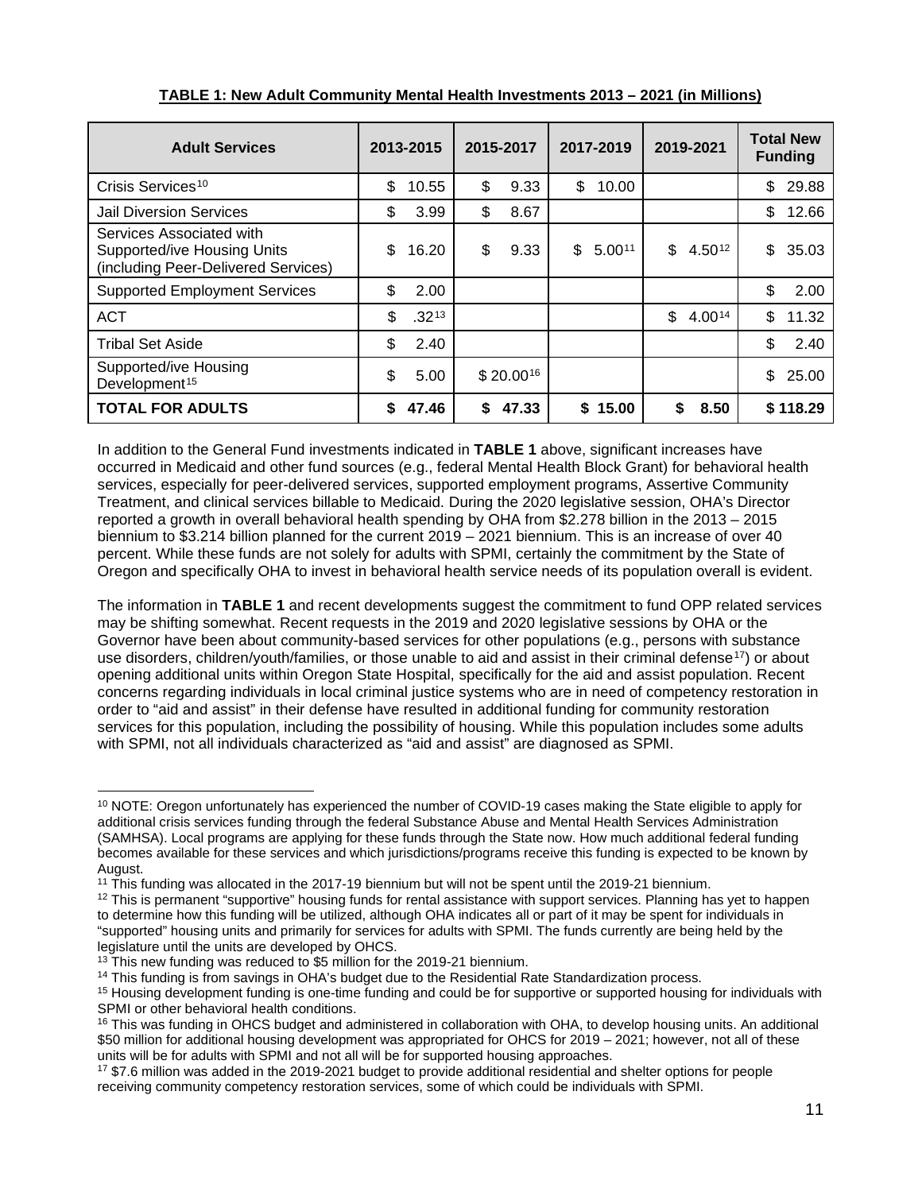**TABLE 1: New Adult Community Mental Health Investments 2013 – 2021 (in Millions)**

| Adult Services | 2013-2015 | 2015-2017 | 2017-2019 | 2019-2021 | Total New Funding |
|---|---|---|---|---|---|
| Crisis Services[10] | $ 10.55 | $ 9.33 | $ 10.00 | | $ 29.88 |
| Jail Diversion Services | $ 3.99 | $ 8.67 | | | $ 12.66 |
| Services Associated with Supported/ive Housing Units (including Peer-Delivered Services) | $ 16.20 | $ 9.33 | $ 5.00[11] | $ 4.50[12] | $ 35.03 |
| Supported Employment Services | $ 2.00 | | | | $ 2.00 |
| ACT | $ .32[13] | | | $ 4.00[14] | $ 11.32 |
| Tribal Set Aside | $ 2.40 | | | | $ 2.40 |
| Supported/ive Housing Development[15] | $ 5.00 | $ 20.00[16] | | | $ 25.00 |
| **TOTAL FOR ADULTS** | **$ 47.46** | **$ 47.33** | **$ 15.00** | **$ 8.50** | **$ 118.29** |

In addition to the General Fund investments indicated in **TABLE 1** above, significant increases have occurred in Medicaid and other fund sources (e.g., federal Mental Health Block Grant) for behavioral health services, especially for peer-delivered services, supported employment programs, Assertive Community Treatment, and clinical services billable to Medicaid. During the 2020 legislative session, OHA's Director reported a growth in overall behavioral health spending by OHA from $2.278 billion in the 2013 – 2015 biennium to $3.214 billion planned for the current 2019 – 2021 biennium. This is an increase of over 40 percent. While these funds are not solely for adults with SPMI, certainly the commitment by the State of Oregon and specifically OHA to invest in behavioral health service needs of its population overall is evident.

The information in **TABLE 1** and recent developments suggest the commitment to fund OPP related services may be shifting somewhat. Recent requests in the 2019 and 2020 legislative sessions by OHA or the Governor have been about community-based services for other populations (e.g., persons with substance use disorders, children/youth/families, or those unable to aid and assist in their criminal defense[17]) or about opening additional units within Oregon State Hospital, specifically for the aid and assist population. Recent concerns regarding individuals in local criminal justice systems who are in need of competency restoration in order to "aid and assist" in their defense have resulted in additional funding for community restoration services for this population, including the possibility of housing. While this population includes some adults with SPMI, not all individuals characterized as "aid and assist" are diagnosed as SPMI.

---

[10] NOTE: Oregon unfortunately has experienced the number of COVID-19 cases making the State eligible to apply for additional crisis services funding through the federal Substance Abuse and Mental Health Services Administration (SAMHSA). Local programs are applying for these funds through the State now. How much additional federal funding becomes available for these services and which jurisdictions/programs receive this funding is expected to be known by August.

[11] This funding was allocated in the 2017-19 biennium but will not be spent until the 2019-21 biennium.

[12] This is permanent "supportive" housing funds for rental assistance with support services. Planning has yet to happen to determine how this funding will be utilized, although OHA indicates all or part of it may be spent for individuals in "supported" housing units and primarily for services for adults with SPMI. The funds currently are being held by the legislature until the units are developed by OHCS.

[13] This new funding was reduced to $5 million for the 2019-21 biennium.

[14] This funding is from savings in OHA's budget due to the Residential Rate Standardization process.

[15] Housing development funding is one-time funding and could be for supportive or supported housing for individuals with SPMI or other behavioral health conditions.

[16] This was funding in OHCS budget and administered in collaboration with OHA, to develop housing units. An additional $50 million for additional housing development was appropriated for OHCS for 2019 – 2021; however, not all of these units will be for adults with SPMI and not all will be for supported housing approaches.

[17] $7.6 million was added in the 2019-2021 budget to provide additional residential and shelter options for people receiving community competency restoration services, some of which could be individuals with SPMI.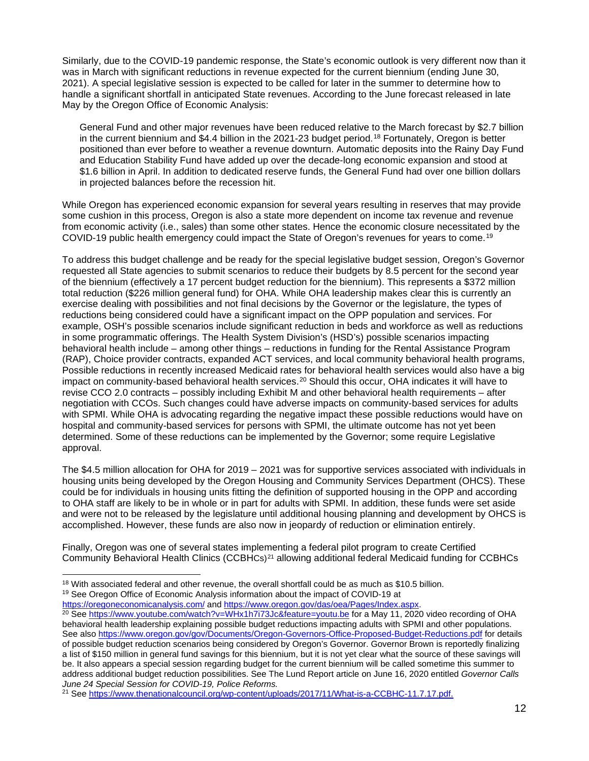Similarly, due to the COVID-19 pandemic response, the State's economic outlook is very different now than it was in March with significant reductions in revenue expected for the current biennium (ending June 30, 2021). A special legislative session is expected to be called for later in the summer to determine how to handle a significant shortfall in anticipated State revenues. According to the June forecast released in late May by the Oregon Office of Economic Analysis:

> General Fund and other major revenues have been reduced relative to the March forecast by $2.7 billion in the current biennium and $4.4 billion in the 2021-23 budget period.[18] Fortunately, Oregon is better positioned than ever before to weather a revenue downturn. Automatic deposits into the Rainy Day Fund and Education Stability Fund have added up over the decade-long economic expansion and stood at $1.6 billion in April. In addition to dedicated reserve funds, the General Fund had over one billion dollars in projected balances before the recession hit.

While Oregon has experienced economic expansion for several years resulting in reserves that may provide some cushion in this process, Oregon is also a state more dependent on income tax revenue and revenue from economic activity (i.e., sales) than some other states. Hence the economic closure necessitated by the COVID-19 public health emergency could impact the State of Oregon's revenues for years to come.[19]

To address this budget challenge and be ready for the special legislative budget session, Oregon's Governor requested all State agencies to submit scenarios to reduce their budgets by 8.5 percent for the second year of the biennium (effectively a 17 percent budget reduction for the biennium). This represents a $372 million total reduction ($226 million general fund) for OHA. While OHA leadership makes clear this is currently an exercise dealing with possibilities and not final decisions by the Governor or the legislature, the types of reductions being considered could have a significant impact on the OPP population and services. For example, OSH's possible scenarios include significant reduction in beds and workforce as well as reductions in some programmatic offerings. The Health System Division's (HSD's) possible scenarios impacting behavioral health include – among other things – reductions in funding for the Rental Assistance Program (RAP), Choice provider contracts, expanded ACT services, and local community behavioral health programs, Possible reductions in recently increased Medicaid rates for behavioral health services would also have a big impact on community-based behavioral health services.[20] Should this occur, OHA indicates it will have to revise CCO 2.0 contracts – possibly including Exhibit M and other behavioral health requirements – after negotiation with CCOs. Such changes could have adverse impacts on community-based services for adults with SPMI. While OHA is advocating regarding the negative impact these possible reductions would have on hospital and community-based services for persons with SPMI, the ultimate outcome has not yet been determined. Some of these reductions can be implemented by the Governor; some require Legislative approval.

The $4.5 million allocation for OHA for 2019 – 2021 was for supportive services associated with individuals in housing units being developed by the Oregon Housing and Community Services Department (OHCS). These could be for individuals in housing units fitting the definition of supported housing in the OPP and according to OHA staff are likely to be in whole or in part for adults with SPMI. In addition, these funds were set aside and were not to be released by the legislature until additional housing planning and development by OHCS is accomplished. However, these funds are also now in jeopardy of reduction or elimination entirely.

Finally, Oregon was one of several states implementing a federal pilot program to create Certified Community Behavioral Health Clinics (CCBHCs)[21] allowing additional federal Medicaid funding for CCBHCs

---

[18] With associated federal and other revenue, the overall shortfall could be as much as $10.5 billion.

[19] See Oregon Office of Economic Analysis information about the impact of COVID-19 at https://oregoneconomicanalysis.com/ and https://www.oregon.gov/das/oea/Pages/Index.aspx.

[20] See https://www.youtube.com/watch?v=WHx1h7i73Jc&feature=youtu.be for a May 11, 2020 video recording of OHA behavioral health leadership explaining possible budget reductions impacting adults with SPMI and other populations. See also https://www.oregon.gov/gov/Documents/Oregon-Governors-Office-Proposed-Budget-Reductions.pdf for details of possible budget reduction scenarios being considered by Oregon's Governor. Governor Brown is reportedly finalizing a list of $150 million in general fund savings for this biennium, but it is not yet clear what the source of these savings will be. It also appears a special session regarding budget for the current biennium will be called sometime this summer to address additional budget reduction possibilities. See The Lund Report article on June 16, 2020 entitled *Governor Calls June 24 Special Session for COVID-19, Police Reforms.*

[21] See https://www.thenationalcouncil.org/wp-content/uploads/2017/11/What-is-a-CCBHC-11.7.17.pdf.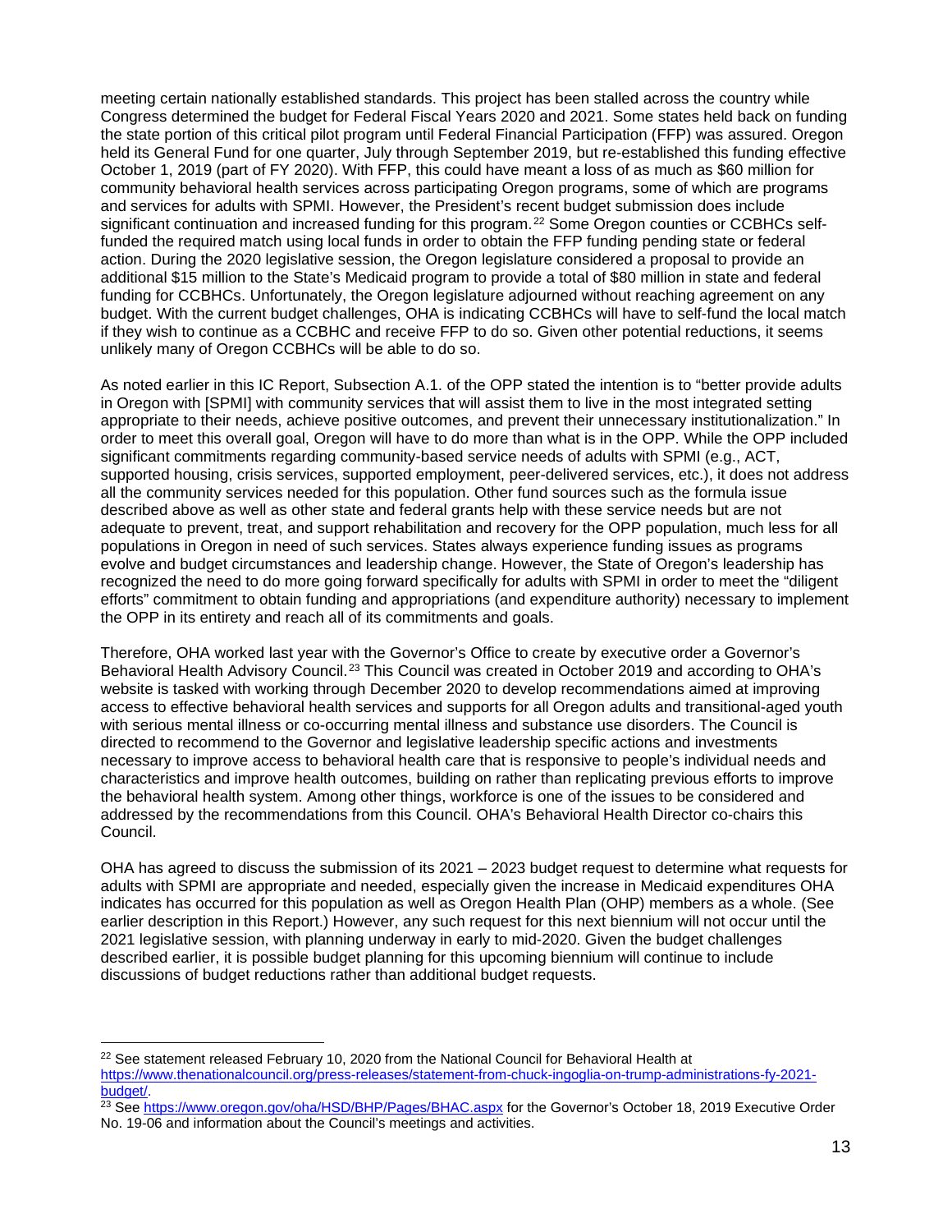meeting certain nationally established standards. This project has been stalled across the country while Congress determined the budget for Federal Fiscal Years 2020 and 2021. Some states held back on funding the state portion of this critical pilot program until Federal Financial Participation (FFP) was assured. Oregon held its General Fund for one quarter, July through September 2019, but re-established this funding effective October 1, 2019 (part of FY 2020). With FFP, this could have meant a loss of as much as $60 million for community behavioral health services across participating Oregon programs, some of which are programs and services for adults with SPMI. However, the President's recent budget submission does include significant continuation and increased funding for this program.[22] Some Oregon counties or CCBHCs self-funded the required match using local funds in order to obtain the FFP funding pending state or federal action. During the 2020 legislative session, the Oregon legislature considered a proposal to provide an additional $15 million to the State's Medicaid program to provide a total of $80 million in state and federal funding for CCBHCs. Unfortunately, the Oregon legislature adjourned without reaching agreement on any budget. With the current budget challenges, OHA is indicating CCBHCs will have to self-fund the local match if they wish to continue as a CCBHC and receive FFP to do so. Given other potential reductions, it seems unlikely many of Oregon CCBHCs will be able to do so.

As noted earlier in this IC Report, Subsection A.1. of the OPP stated the intention is to "better provide adults in Oregon with [SPMI] with community services that will assist them to live in the most integrated setting appropriate to their needs, achieve positive outcomes, and prevent their unnecessary institutionalization." In order to meet this overall goal, Oregon will have to do more than what is in the OPP. While the OPP included significant commitments regarding community-based service needs of adults with SPMI (e.g., ACT, supported housing, crisis services, supported employment, peer-delivered services, etc.), it does not address all the community services needed for this population. Other fund sources such as the formula issue described above as well as other state and federal grants help with these service needs but are not adequate to prevent, treat, and support rehabilitation and recovery for the OPP population, much less for all populations in Oregon in need of such services. States always experience funding issues as programs evolve and budget circumstances and leadership change. However, the State of Oregon's leadership has recognized the need to do more going forward specifically for adults with SPMI in order to meet the "diligent efforts" commitment to obtain funding and appropriations (and expenditure authority) necessary to implement the OPP in its entirety and reach all of its commitments and goals.

Therefore, OHA worked last year with the Governor's Office to create by executive order a Governor's Behavioral Health Advisory Council.[23] This Council was created in October 2019 and according to OHA's website is tasked with working through December 2020 to develop recommendations aimed at improving access to effective behavioral health services and supports for all Oregon adults and transitional-aged youth with serious mental illness or co-occurring mental illness and substance use disorders. The Council is directed to recommend to the Governor and legislative leadership specific actions and investments necessary to improve access to behavioral health care that is responsive to people's individual needs and characteristics and improve health outcomes, building on rather than replicating previous efforts to improve the behavioral health system. Among other things, workforce is one of the issues to be considered and addressed by the recommendations from this Council. OHA's Behavioral Health Director co-chairs this Council.

OHA has agreed to discuss the submission of its 2021 – 2023 budget request to determine what requests for adults with SPMI are appropriate and needed, especially given the increase in Medicaid expenditures OHA indicates has occurred for this population as well as Oregon Health Plan (OHP) members as a whole. (See earlier description in this Report.) However, any such request for this next biennium will not occur until the 2021 legislative session, with planning underway in early to mid-2020. Given the budget challenges described earlier, it is possible budget planning for this upcoming biennium will continue to include discussions of budget reductions rather than additional budget requests.

---

[22] See statement released February 10, 2020 from the National Council for Behavioral Health at https://www.thenationalcouncil.org/press-releases/statement-from-chuck-ingoglia-on-trump-administrations-fy-2021-budget/.

[23] See https://www.oregon.gov/oha/HSD/BHP/Pages/BHAC.aspx for the Governor's October 18, 2019 Executive Order No. 19-06 and information about the Council's meetings and activities.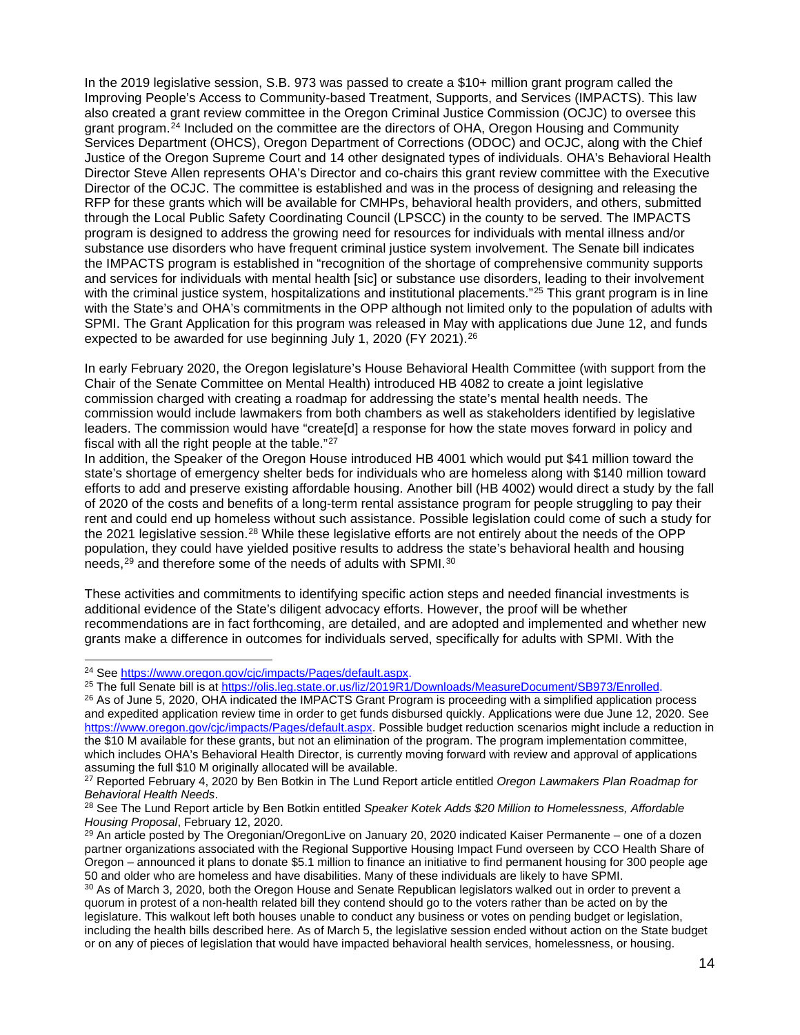In the 2019 legislative session, S.B. 973 was passed to create a $10+ million grant program called the Improving People's Access to Community-based Treatment, Supports, and Services (IMPACTS). This law also created a grant review committee in the Oregon Criminal Justice Commission (OCJC) to oversee this grant program.[24] Included on the committee are the directors of OHA, Oregon Housing and Community Services Department (OHCS), Oregon Department of Corrections (ODOC) and OCJC, along with the Chief Justice of the Oregon Supreme Court and 14 other designated types of individuals. OHA's Behavioral Health Director Steve Allen represents OHA's Director and co-chairs this grant review committee with the Executive Director of the OCJC. The committee is established and was in the process of designing and releasing the RFP for these grants which will be available for CMHPs, behavioral health providers, and others, submitted through the Local Public Safety Coordinating Council (LPSCC) in the county to be served. The IMPACTS program is designed to address the growing need for resources for individuals with mental illness and/or substance use disorders who have frequent criminal justice system involvement. The Senate bill indicates the IMPACTS program is established in "recognition of the shortage of comprehensive community supports and services for individuals with mental health [sic] or substance use disorders, leading to their involvement with the criminal justice system, hospitalizations and institutional placements."[25] This grant program is in line with the State's and OHA's commitments in the OPP although not limited only to the population of adults with SPMI. The Grant Application for this program was released in May with applications due June 12, and funds expected to be awarded for use beginning July 1, 2020 (FY 2021).[26]

In early February 2020, the Oregon legislature's House Behavioral Health Committee (with support from the Chair of the Senate Committee on Mental Health) introduced HB 4082 to create a joint legislative commission charged with creating a roadmap for addressing the state's mental health needs. The commission would include lawmakers from both chambers as well as stakeholders identified by legislative leaders. The commission would have "create[d] a response for how the state moves forward in policy and fiscal with all the right people at the table."[27]
In addition, the Speaker of the Oregon House introduced HB 4001 which would put $41 million toward the state's shortage of emergency shelter beds for individuals who are homeless along with $140 million toward efforts to add and preserve existing affordable housing. Another bill (HB 4002) would direct a study by the fall of 2020 of the costs and benefits of a long-term rental assistance program for people struggling to pay their rent and could end up homeless without such assistance. Possible legislation could come of such a study for the 2021 legislative session.[28] While these legislative efforts are not entirely about the needs of the OPP population, they could have yielded positive results to address the state's behavioral health and housing needs,[29] and therefore some of the needs of adults with SPMI.[30]

These activities and commitments to identifying specific action steps and needed financial investments is additional evidence of the State's diligent advocacy efforts. However, the proof will be whether recommendations are in fact forthcoming, are detailed, and are adopted and implemented and whether new grants make a difference in outcomes for individuals served, specifically for adults with SPMI. With the

---

[24] See https://www.oregon.gov/cjc/impacts/Pages/default.aspx.

[25] The full Senate bill is at https://olis.leg.state.or.us/liz/2019R1/Downloads/MeasureDocument/SB973/Enrolled.

[26] As of June 5, 2020, OHA indicated the IMPACTS Grant Program is proceeding with a simplified application process and expedited application review time in order to get funds disbursed quickly. Applications were due June 12, 2020. See https://www.oregon.gov/cjc/impacts/Pages/default.aspx. Possible budget reduction scenarios might include a reduction in the $10 M available for these grants, but not an elimination of the program. The program implementation committee, which includes OHA's Behavioral Health Director, is currently moving forward with review and approval of applications assuming the full $10 M originally allocated will be available.

[27] Reported February 4, 2020 by Ben Botkin in The Lund Report article entitled *Oregon Lawmakers Plan Roadmap for Behavioral Health Needs*.

[28] See The Lund Report article by Ben Botkin entitled *Speaker Kotek Adds $20 Million to Homelessness, Affordable Housing Proposal*, February 12, 2020.

[29] An article posted by The Oregonian/OregonLive on January 20, 2020 indicated Kaiser Permanente – one of a dozen partner organizations associated with the Regional Supportive Housing Impact Fund overseen by CCO Health Share of Oregon – announced it plans to donate $5.1 million to finance an initiative to find permanent housing for 300 people age 50 and older who are homeless and have disabilities. Many of these individuals are likely to have SPMI.

[30] As of March 3, 2020, both the Oregon House and Senate Republican legislators walked out in order to prevent a quorum in protest of a non-health related bill they contend should go to the voters rather than be acted on by the legislature. This walkout left both houses unable to conduct any business or votes on pending budget or legislation, including the health bills described here. As of March 5, the legislative session ended without action on the State budget or on any of pieces of legislation that would have impacted behavioral health services, homelessness, or housing.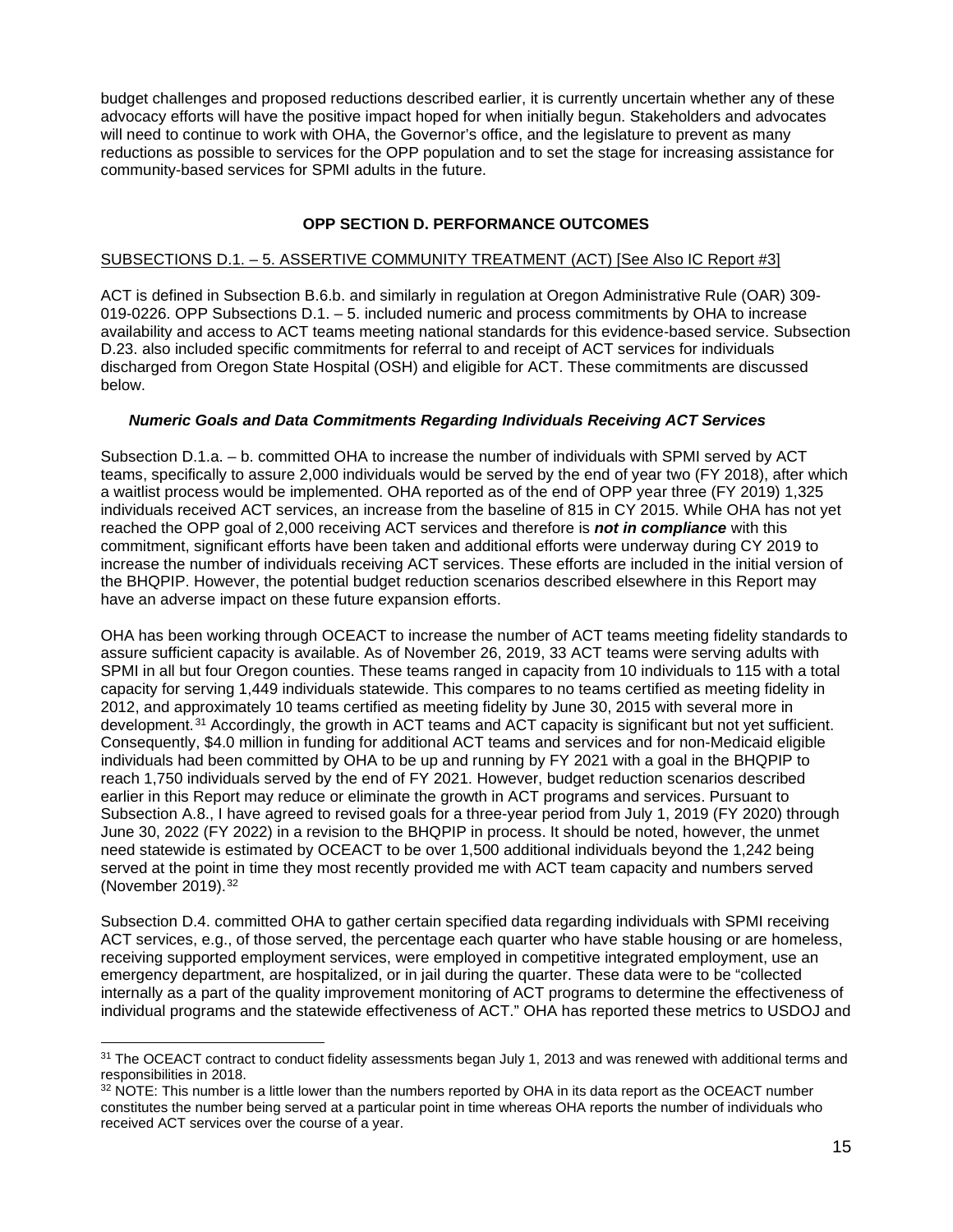budget challenges and proposed reductions described earlier, it is currently uncertain whether any of these advocacy efforts will have the positive impact hoped for when initially begun. Stakeholders and advocates will need to continue to work with OHA, the Governor's office, and the legislature to prevent as many reductions as possible to services for the OPP population and to set the stage for increasing assistance for community-based services for SPMI adults in the future.

## OPP SECTION D. PERFORMANCE OUTCOMES

### SUBSECTIONS D.1. – 5. ASSERTIVE COMMUNITY TREATMENT (ACT) [See Also IC Report #3]

ACT is defined in Subsection B.6.b. and similarly in regulation at Oregon Administrative Rule (OAR) 309-019-0226. OPP Subsections D.1. – 5. included numeric and process commitments by OHA to increase availability and access to ACT teams meeting national standards for this evidence-based service. Subsection D.23. also included specific commitments for referral to and receipt of ACT services for individuals discharged from Oregon State Hospital (OSH) and eligible for ACT. These commitments are discussed below.

#### *Numeric Goals and Data Commitments Regarding Individuals Receiving ACT Services*

Subsection D.1.a. – b. committed OHA to increase the number of individuals with SPMI served by ACT teams, specifically to assure 2,000 individuals would be served by the end of year two (FY 2018), after which a waitlist process would be implemented. OHA reported as of the end of OPP year three (FY 2019) 1,325 individuals received ACT services, an increase from the baseline of 815 in CY 2015. While OHA has not yet reached the OPP goal of 2,000 receiving ACT services and therefore is ***not in compliance*** with this commitment, significant efforts have been taken and additional efforts were underway during CY 2019 to increase the number of individuals receiving ACT services. These efforts are included in the initial version of the BHQPIP. However, the potential budget reduction scenarios described elsewhere in this Report may have an adverse impact on these future expansion efforts.

OHA has been working through OCEACT to increase the number of ACT teams meeting fidelity standards to assure sufficient capacity is available. As of November 26, 2019, 33 ACT teams were serving adults with SPMI in all but four Oregon counties. These teams ranged in capacity from 10 individuals to 115 with a total capacity for serving 1,449 individuals statewide. This compares to no teams certified as meeting fidelity in 2012, and approximately 10 teams certified as meeting fidelity by June 30, 2015 with several more in development.[31] Accordingly, the growth in ACT teams and ACT capacity is significant but not yet sufficient. Consequently, \$4.0 million in funding for additional ACT teams and services and for non-Medicaid eligible individuals had been committed by OHA to be up and running by FY 2021 with a goal in the BHQPIP to reach 1,750 individuals served by the end of FY 2021. However, budget reduction scenarios described earlier in this Report may reduce or eliminate the growth in ACT programs and services. Pursuant to Subsection A.8., I have agreed to revised goals for a three-year period from July 1, 2019 (FY 2020) through June 30, 2022 (FY 2022) in a revision to the BHQPIP in process. It should be noted, however, the unmet need statewide is estimated by OCEACT to be over 1,500 additional individuals beyond the 1,242 being served at the point in time they most recently provided me with ACT team capacity and numbers served (November 2019).[32]

Subsection D.4. committed OHA to gather certain specified data regarding individuals with SPMI receiving ACT services, e.g., of those served, the percentage each quarter who have stable housing or are homeless, receiving supported employment services, were employed in competitive integrated employment, use an emergency department, are hospitalized, or in jail during the quarter. These data were to be "collected internally as a part of the quality improvement monitoring of ACT programs to determine the effectiveness of individual programs and the statewide effectiveness of ACT." OHA has reported these metrics to USDOJ and

---

[31] The OCEACT contract to conduct fidelity assessments began July 1, 2013 and was renewed with additional terms and responsibilities in 2018.

[32] NOTE: This number is a little lower than the numbers reported by OHA in its data report as the OCEACT number constitutes the number being served at a particular point in time whereas OHA reports the number of individuals who received ACT services over the course of a year.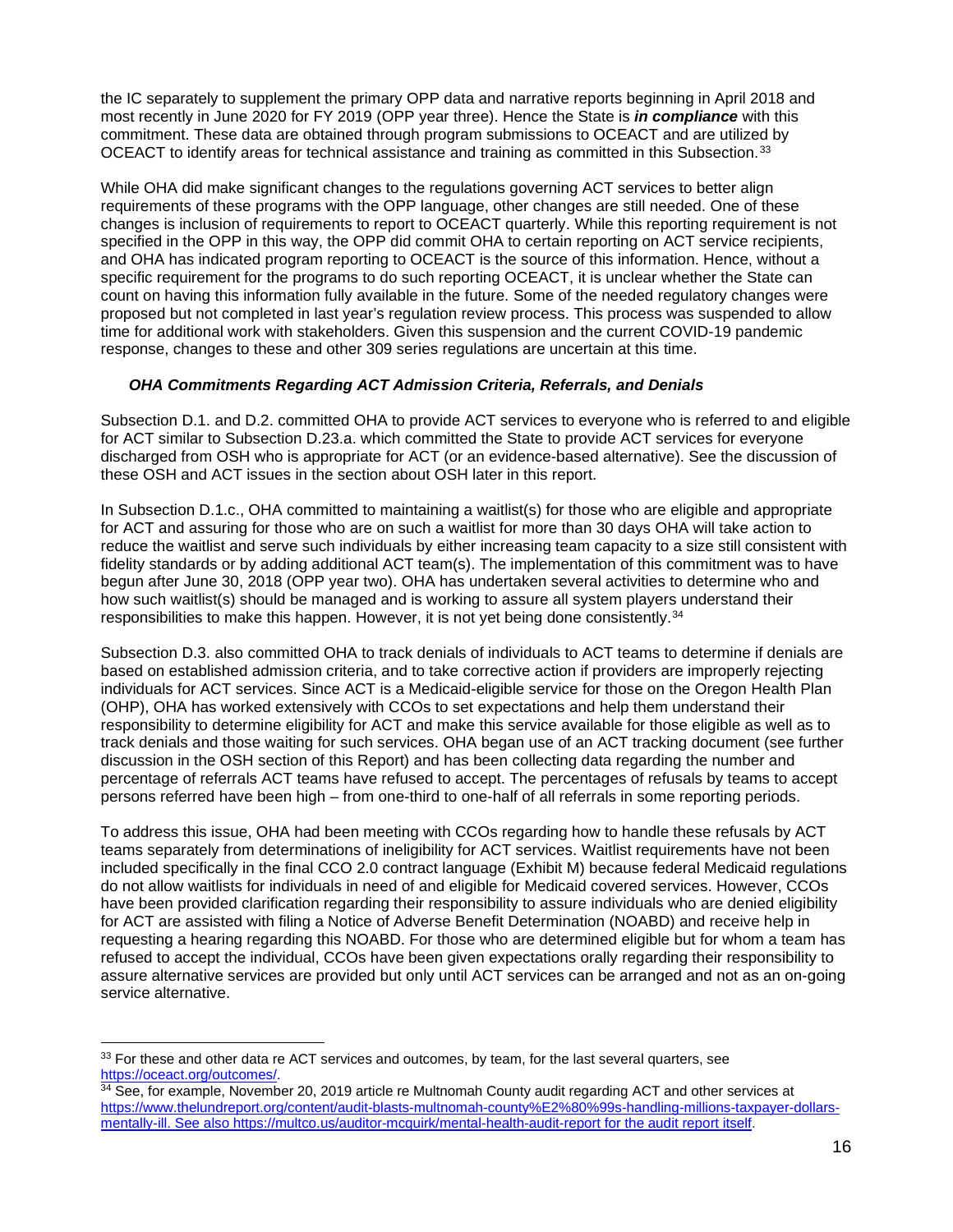the IC separately to supplement the primary OPP data and narrative reports beginning in April 2018 and most recently in June 2020 for FY 2019 (OPP year three). Hence the State is ***in compliance*** with this commitment. These data are obtained through program submissions to OCEACT and are utilized by OCEACT to identify areas for technical assistance and training as committed in this Subsection.[33]

While OHA did make significant changes to the regulations governing ACT services to better align requirements of these programs with the OPP language, other changes are still needed. One of these changes is inclusion of requirements to report to OCEACT quarterly. While this reporting requirement is not specified in the OPP in this way, the OPP did commit OHA to certain reporting on ACT service recipients, and OHA has indicated program reporting to OCEACT is the source of this information. Hence, without a specific requirement for the programs to do such reporting OCEACT, it is unclear whether the State can count on having this information fully available in the future. Some of the needed regulatory changes were proposed but not completed in last year's regulation review process. This process was suspended to allow time for additional work with stakeholders. Given this suspension and the current COVID-19 pandemic response, changes to these and other 309 series regulations are uncertain at this time.

### *OHA Commitments Regarding ACT Admission Criteria, Referrals, and Denials*

Subsection D.1. and D.2. committed OHA to provide ACT services to everyone who is referred to and eligible for ACT similar to Subsection D.23.a. which committed the State to provide ACT services for everyone discharged from OSH who is appropriate for ACT (or an evidence-based alternative). See the discussion of these OSH and ACT issues in the section about OSH later in this report.

In Subsection D.1.c., OHA committed to maintaining a waitlist(s) for those who are eligible and appropriate for ACT and assuring for those who are on such a waitlist for more than 30 days OHA will take action to reduce the waitlist and serve such individuals by either increasing team capacity to a size still consistent with fidelity standards or by adding additional ACT team(s). The implementation of this commitment was to have begun after June 30, 2018 (OPP year two). OHA has undertaken several activities to determine who and how such waitlist(s) should be managed and is working to assure all system players understand their responsibilities to make this happen. However, it is not yet being done consistently.[34]

Subsection D.3. also committed OHA to track denials of individuals to ACT teams to determine if denials are based on established admission criteria, and to take corrective action if providers are improperly rejecting individuals for ACT services. Since ACT is a Medicaid-eligible service for those on the Oregon Health Plan (OHP), OHA has worked extensively with CCOs to set expectations and help them understand their responsibility to determine eligibility for ACT and make this service available for those eligible as well as to track denials and those waiting for such services. OHA began use of an ACT tracking document (see further discussion in the OSH section of this Report) and has been collecting data regarding the number and percentage of referrals ACT teams have refused to accept. The percentages of refusals by teams to accept persons referred have been high – from one-third to one-half of all referrals in some reporting periods.

To address this issue, OHA had been meeting with CCOs regarding how to handle these refusals by ACT teams separately from determinations of ineligibility for ACT services. Waitlist requirements have not been included specifically in the final CCO 2.0 contract language (Exhibit M) because federal Medicaid regulations do not allow waitlists for individuals in need of and eligible for Medicaid covered services. However, CCOs have been provided clarification regarding their responsibility to assure individuals who are denied eligibility for ACT are assisted with filing a Notice of Adverse Benefit Determination (NOABD) and receive help in requesting a hearing regarding this NOABD. For those who are determined eligible but for whom a team has refused to accept the individual, CCOs have been given expectations orally regarding their responsibility to assure alternative services are provided but only until ACT services can be arranged and not as an on-going service alternative.

---

[33] For these and other data re ACT services and outcomes, by team, for the last several quarters, see https://oceact.org/outcomes/.

[34] See, for example, November 20, 2019 article re Multnomah County audit regarding ACT and other services at https://www.thelundreport.org/content/audit-blasts-multnomah-county%E2%80%99s-handling-millions-taxpayer-dollars-mentally-ill. See also https://multco.us/auditor-mcguirk/mental-health-audit-report for the audit report itself.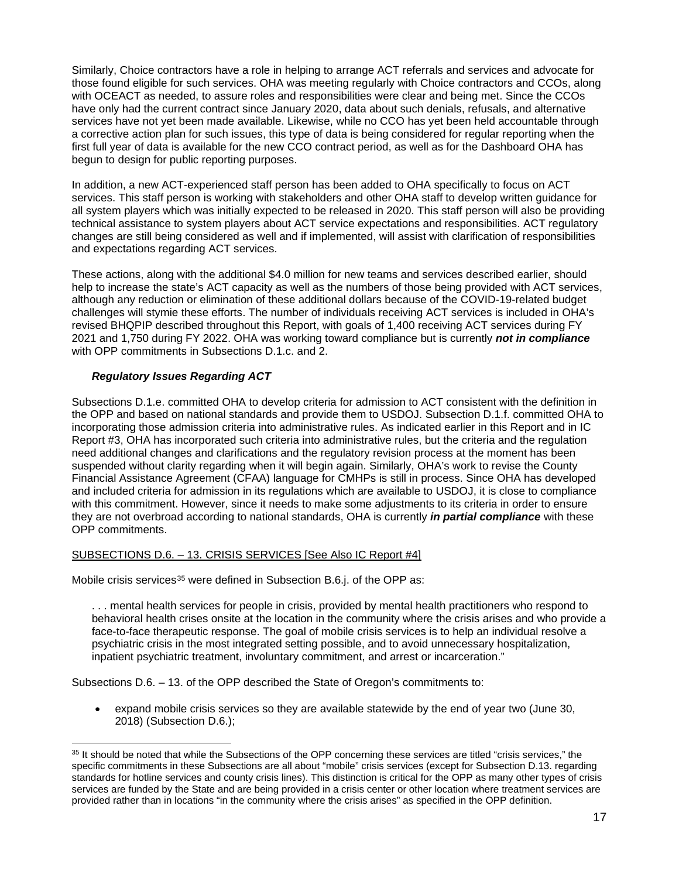Similarly, Choice contractors have a role in helping to arrange ACT referrals and services and advocate for those found eligible for such services. OHA was meeting regularly with Choice contractors and CCOs, along with OCEACT as needed, to assure roles and responsibilities were clear and being met. Since the CCOs have only had the current contract since January 2020, data about such denials, refusals, and alternative services have not yet been made available. Likewise, while no CCO has yet been held accountable through a corrective action plan for such issues, this type of data is being considered for regular reporting when the first full year of data is available for the new CCO contract period, as well as for the Dashboard OHA has begun to design for public reporting purposes.

In addition, a new ACT-experienced staff person has been added to OHA specifically to focus on ACT services. This staff person is working with stakeholders and other OHA staff to develop written guidance for all system players which was initially expected to be released in 2020. This staff person will also be providing technical assistance to system players about ACT service expectations and responsibilities. ACT regulatory changes are still being considered as well and if implemented, will assist with clarification of responsibilities and expectations regarding ACT services.

These actions, along with the additional $4.0 million for new teams and services described earlier, should help to increase the state's ACT capacity as well as the numbers of those being provided with ACT services, although any reduction or elimination of these additional dollars because of the COVID-19-related budget challenges will stymie these efforts. The number of individuals receiving ACT services is included in OHA's revised BHQPIP described throughout this Report, with goals of 1,400 receiving ACT services during FY 2021 and 1,750 during FY 2022. OHA was working toward compliance but is currently ***not in compliance*** with OPP commitments in Subsections D.1.c. and 2.

***Regulatory Issues Regarding ACT***

Subsections D.1.e. committed OHA to develop criteria for admission to ACT consistent with the definition in the OPP and based on national standards and provide them to USDOJ. Subsection D.1.f. committed OHA to incorporating those admission criteria into administrative rules. As indicated earlier in this Report and in IC Report #3, OHA has incorporated such criteria into administrative rules, but the criteria and the regulation need additional changes and clarifications and the regulatory revision process at the moment has been suspended without clarity regarding when it will begin again. Similarly, OHA's work to revise the County Financial Assistance Agreement (CFAA) language for CMHPs is still in process. Since OHA has developed and included criteria for admission in its regulations which are available to USDOJ, it is close to compliance with this commitment. However, since it needs to make some adjustments to its criteria in order to ensure they are not overbroad according to national standards, OHA is currently ***in partial compliance*** with these OPP commitments.

SUBSECTIONS D.6. – 13. CRISIS SERVICES [See Also IC Report #4]

Mobile crisis services[35] were defined in Subsection B.6.j. of the OPP as:

> . . . mental health services for people in crisis, provided by mental health practitioners who respond to behavioral health crises onsite at the location in the community where the crisis arises and who provide a face-to-face therapeutic response. The goal of mobile crisis services is to help an individual resolve a psychiatric crisis in the most integrated setting possible, and to avoid unnecessary hospitalization, inpatient psychiatric treatment, involuntary commitment, and arrest or incarceration."

Subsections D.6. – 13. of the OPP described the State of Oregon's commitments to:

- expand mobile crisis services so they are available statewide by the end of year two (June 30, 2018) (Subsection D.6.);

[35] It should be noted that while the Subsections of the OPP concerning these services are titled "crisis services," the specific commitments in these Subsections are all about "mobile" crisis services (except for Subsection D.13. regarding standards for hotline services and county crisis lines). This distinction is critical for the OPP as many other types of crisis services are funded by the State and are being provided in a crisis center or other location where treatment services are provided rather than in locations "in the community where the crisis arises" as specified in the OPP definition.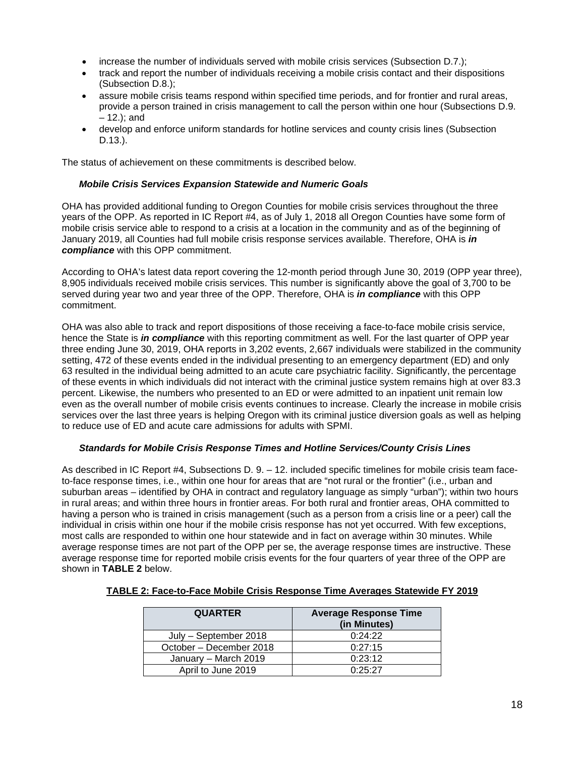- increase the number of individuals served with mobile crisis services (Subsection D.7.);
- track and report the number of individuals receiving a mobile crisis contact and their dispositions (Subsection D.8.);
- assure mobile crisis teams respond within specified time periods, and for frontier and rural areas, provide a person trained in crisis management to call the person within one hour (Subsections D.9. – 12.); and
- develop and enforce uniform standards for hotline services and county crisis lines (Subsection D.13.).

The status of achievement on these commitments is described below.

### *Mobile Crisis Services Expansion Statewide and Numeric Goals*

OHA has provided additional funding to Oregon Counties for mobile crisis services throughout the three years of the OPP. As reported in IC Report #4, as of July 1, 2018 all Oregon Counties have some form of mobile crisis service able to respond to a crisis at a location in the community and as of the beginning of January 2019, all Counties had full mobile crisis response services available. Therefore, OHA is ***in compliance*** with this OPP commitment.

According to OHA's latest data report covering the 12-month period through June 30, 2019 (OPP year three), 8,905 individuals received mobile crisis services. This number is significantly above the goal of 3,700 to be served during year two and year three of the OPP. Therefore, OHA is ***in compliance*** with this OPP commitment.

OHA was also able to track and report dispositions of those receiving a face-to-face mobile crisis service, hence the State is ***in compliance*** with this reporting commitment as well. For the last quarter of OPP year three ending June 30, 2019, OHA reports in 3,202 events, 2,667 individuals were stabilized in the community setting, 472 of these events ended in the individual presenting to an emergency department (ED) and only 63 resulted in the individual being admitted to an acute care psychiatric facility. Significantly, the percentage of these events in which individuals did not interact with the criminal justice system remains high at over 83.3 percent. Likewise, the numbers who presented to an ED or were admitted to an inpatient unit remain low even as the overall number of mobile crisis events continues to increase. Clearly the increase in mobile crisis services over the last three years is helping Oregon with its criminal justice diversion goals as well as helping to reduce use of ED and acute care admissions for adults with SPMI.

### *Standards for Mobile Crisis Response Times and Hotline Services/County Crisis Lines*

As described in IC Report #4, Subsections D. 9. – 12. included specific timelines for mobile crisis team face-to-face response times, i.e., within one hour for areas that are "not rural or the frontier" (i.e., urban and suburban areas – identified by OHA in contract and regulatory language as simply "urban"); within two hours in rural areas; and within three hours in frontier areas. For both rural and frontier areas, OHA committed to having a person who is trained in crisis management (such as a person from a crisis line or a peer) call the individual in crisis within one hour if the mobile crisis response has not yet occurred. With few exceptions, most calls are responded to within one hour statewide and in fact on average within 30 minutes. While average response times are not part of the OPP per se, the average response times are instructive. These average response time for reported mobile crisis events for the four quarters of year three of the OPP are shown in **TABLE 2** below.

**TABLE 2: Face-to-Face Mobile Crisis Response Time Averages Statewide FY 2019**

| QUARTER | Average Response Time (in Minutes) |
|---|---|
| July – September 2018 | 0:24:22 |
| October – December 2018 | 0:27:15 |
| January – March 2019 | 0:23:12 |
| April to June 2019 | 0:25:27 |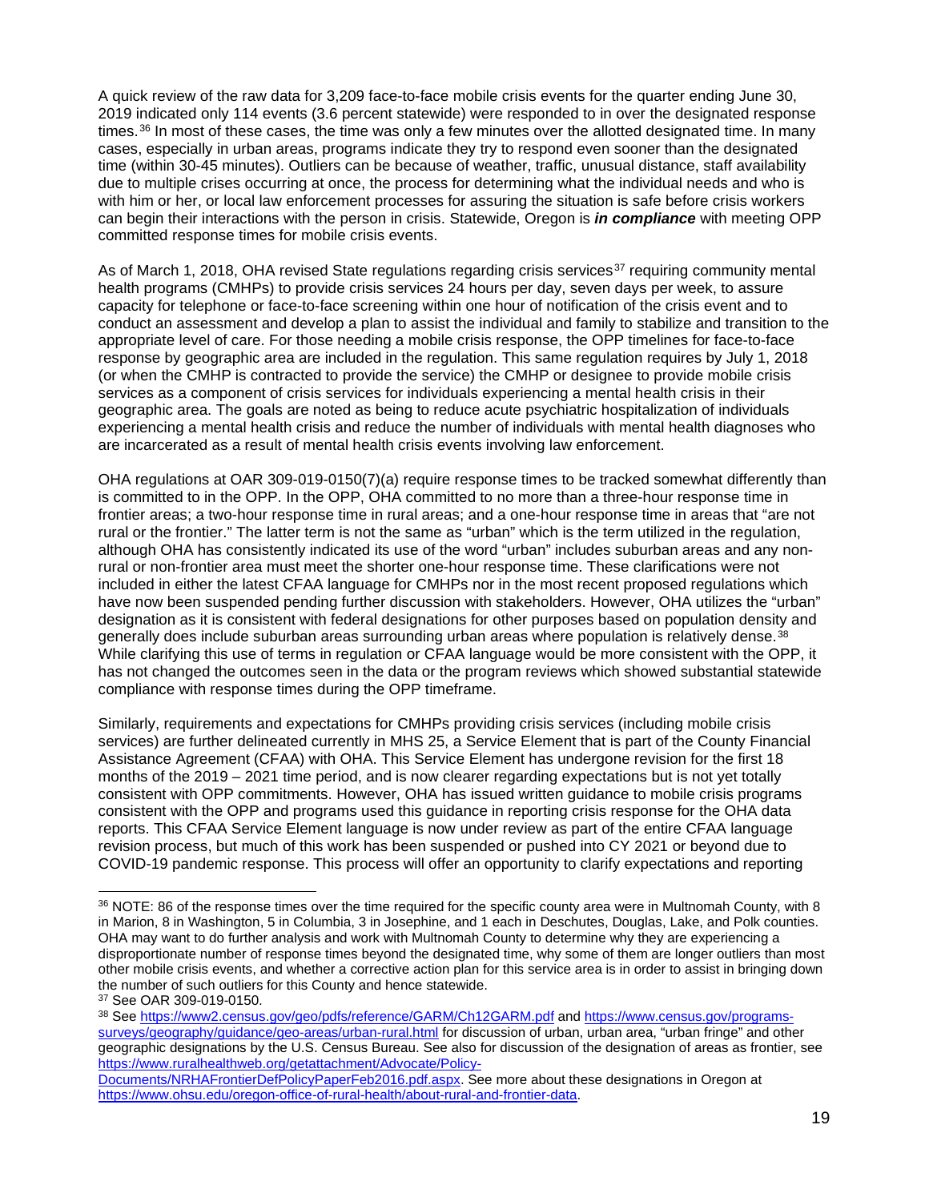A quick review of the raw data for 3,209 face-to-face mobile crisis events for the quarter ending June 30, 2019 indicated only 114 events (3.6 percent statewide) were responded to in over the designated response times.[36] In most of these cases, the time was only a few minutes over the allotted designated time. In many cases, especially in urban areas, programs indicate they try to respond even sooner than the designated time (within 30-45 minutes). Outliers can be because of weather, traffic, unusual distance, staff availability due to multiple crises occurring at once, the process for determining what the individual needs and who is with him or her, or local law enforcement processes for assuring the situation is safe before crisis workers can begin their interactions with the person in crisis. Statewide, Oregon is ***in compliance*** with meeting OPP committed response times for mobile crisis events.

As of March 1, 2018, OHA revised State regulations regarding crisis services[37] requiring community mental health programs (CMHPs) to provide crisis services 24 hours per day, seven days per week, to assure capacity for telephone or face-to-face screening within one hour of notification of the crisis event and to conduct an assessment and develop a plan to assist the individual and family to stabilize and transition to the appropriate level of care. For those needing a mobile crisis response, the OPP timelines for face-to-face response by geographic area are included in the regulation. This same regulation requires by July 1, 2018 (or when the CMHP is contracted to provide the service) the CMHP or designee to provide mobile crisis services as a component of crisis services for individuals experiencing a mental health crisis in their geographic area. The goals are noted as being to reduce acute psychiatric hospitalization of individuals experiencing a mental health crisis and reduce the number of individuals with mental health diagnoses who are incarcerated as a result of mental health crisis events involving law enforcement.

OHA regulations at OAR 309-019-0150(7)(a) require response times to be tracked somewhat differently than is committed to in the OPP. In the OPP, OHA committed to no more than a three-hour response time in frontier areas; a two-hour response time in rural areas; and a one-hour response time in areas that "are not rural or the frontier." The latter term is not the same as "urban" which is the term utilized in the regulation, although OHA has consistently indicated its use of the word "urban" includes suburban areas and any non-rural or non-frontier area must meet the shorter one-hour response time. These clarifications were not included in either the latest CFAA language for CMHPs nor in the most recent proposed regulations which have now been suspended pending further discussion with stakeholders. However, OHA utilizes the "urban" designation as it is consistent with federal designations for other purposes based on population density and generally does include suburban areas surrounding urban areas where population is relatively dense.[38] While clarifying this use of terms in regulation or CFAA language would be more consistent with the OPP, it has not changed the outcomes seen in the data or the program reviews which showed substantial statewide compliance with response times during the OPP timeframe.

Similarly, requirements and expectations for CMHPs providing crisis services (including mobile crisis services) are further delineated currently in MHS 25, a Service Element that is part of the County Financial Assistance Agreement (CFAA) with OHA. This Service Element has undergone revision for the first 18 months of the 2019 – 2021 time period, and is now clearer regarding expectations but is not yet totally consistent with OPP commitments. However, OHA has issued written guidance to mobile crisis programs consistent with the OPP and programs used this guidance in reporting crisis response for the OHA data reports. This CFAA Service Element language is now under review as part of the entire CFAA language revision process, but much of this work has been suspended or pushed into CY 2021 or beyond due to COVID-19 pandemic response. This process will offer an opportunity to clarify expectations and reporting

---

[36] NOTE: 86 of the response times over the time required for the specific county area were in Multnomah County, with 8 in Marion, 8 in Washington, 5 in Columbia, 3 in Josephine, and 1 each in Deschutes, Douglas, Lake, and Polk counties. OHA may want to do further analysis and work with Multnomah County to determine why they are experiencing a disproportionate number of response times beyond the designated time, why some of them are longer outliers than most other mobile crisis events, and whether a corrective action plan for this service area is in order to assist in bringing down the number of such outliers for this County and hence statewide.

[37] See OAR 309-019-0150.

[38] See https://www2.census.gov/geo/pdfs/reference/GARM/Ch12GARM.pdf and https://www.census.gov/programs-surveys/geography/guidance/geo-areas/urban-rural.html for discussion of urban, urban area, "urban fringe" and other geographic designations by the U.S. Census Bureau. See also for discussion of the designation of areas as frontier, see https://www.ruralhealthweb.org/getattachment/Advocate/Policy-Documents/NRHAFrontierDefPolicyPaperFeb2016.pdf.aspx. See more about these designations in Oregon at https://www.ohsu.edu/oregon-office-of-rural-health/about-rural-and-frontier-data.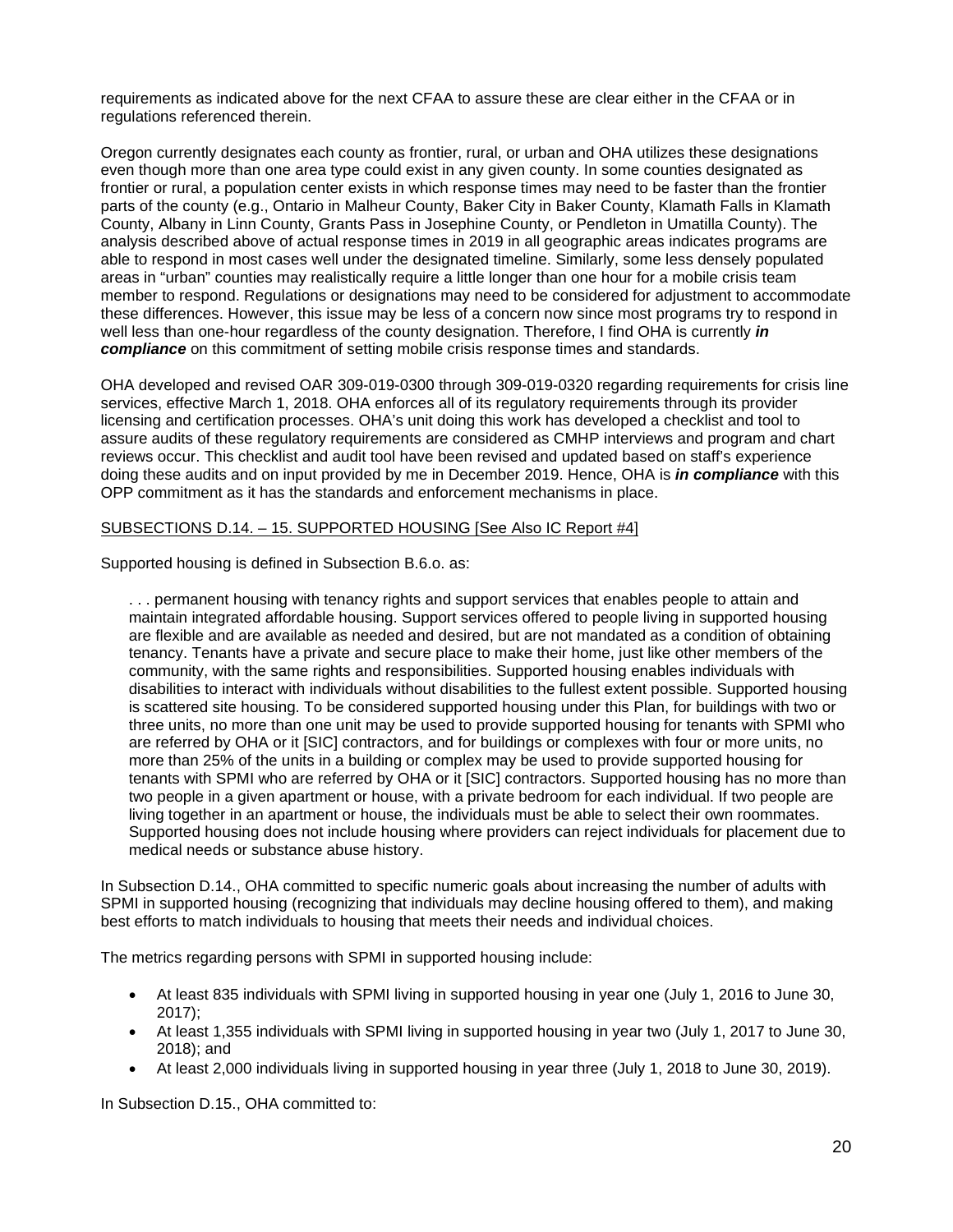requirements as indicated above for the next CFAA to assure these are clear either in the CFAA or in regulations referenced therein.

Oregon currently designates each county as frontier, rural, or urban and OHA utilizes these designations even though more than one area type could exist in any given county. In some counties designated as frontier or rural, a population center exists in which response times may need to be faster than the frontier parts of the county (e.g., Ontario in Malheur County, Baker City in Baker County, Klamath Falls in Klamath County, Albany in Linn County, Grants Pass in Josephine County, or Pendleton in Umatilla County). The analysis described above of actual response times in 2019 in all geographic areas indicates programs are able to respond in most cases well under the designated timeline. Similarly, some less densely populated areas in "urban" counties may realistically require a little longer than one hour for a mobile crisis team member to respond. Regulations or designations may need to be considered for adjustment to accommodate these differences. However, this issue may be less of a concern now since most programs try to respond in well less than one-hour regardless of the county designation. Therefore, I find OHA is currently ***in compliance*** on this commitment of setting mobile crisis response times and standards.

OHA developed and revised OAR 309-019-0300 through 309-019-0320 regarding requirements for crisis line services, effective March 1, 2018. OHA enforces all of its regulatory requirements through its provider licensing and certification processes. OHA's unit doing this work has developed a checklist and tool to assure audits of these regulatory requirements are considered as CMHP interviews and program and chart reviews occur. This checklist and audit tool have been revised and updated based on staff's experience doing these audits and on input provided by me in December 2019. Hence, OHA is ***in compliance*** with this OPP commitment as it has the standards and enforcement mechanisms in place.

SUBSECTIONS D.14. – 15. SUPPORTED HOUSING [See Also IC Report #4]

Supported housing is defined in Subsection B.6.o. as:

> . . . permanent housing with tenancy rights and support services that enables people to attain and maintain integrated affordable housing. Support services offered to people living in supported housing are flexible and are available as needed and desired, but are not mandated as a condition of obtaining tenancy. Tenants have a private and secure place to make their home, just like other members of the community, with the same rights and responsibilities. Supported housing enables individuals with disabilities to interact with individuals without disabilities to the fullest extent possible. Supported housing is scattered site housing. To be considered supported housing under this Plan, for buildings with two or three units, no more than one unit may be used to provide supported housing for tenants with SPMI who are referred by OHA or it [SIC] contractors, and for buildings or complexes with four or more units, no more than 25% of the units in a building or complex may be used to provide supported housing for tenants with SPMI who are referred by OHA or it [SIC] contractors. Supported housing has no more than two people in a given apartment or house, with a private bedroom for each individual. If two people are living together in an apartment or house, the individuals must be able to select their own roommates. Supported housing does not include housing where providers can reject individuals for placement due to medical needs or substance abuse history.

In Subsection D.14., OHA committed to specific numeric goals about increasing the number of adults with SPMI in supported housing (recognizing that individuals may decline housing offered to them), and making best efforts to match individuals to housing that meets their needs and individual choices.

The metrics regarding persons with SPMI in supported housing include:

- At least 835 individuals with SPMI living in supported housing in year one (July 1, 2016 to June 30, 2017);
- At least 1,355 individuals with SPMI living in supported housing in year two (July 1, 2017 to June 30, 2018); and
- At least 2,000 individuals living in supported housing in year three (July 1, 2018 to June 30, 2019).

In Subsection D.15., OHA committed to: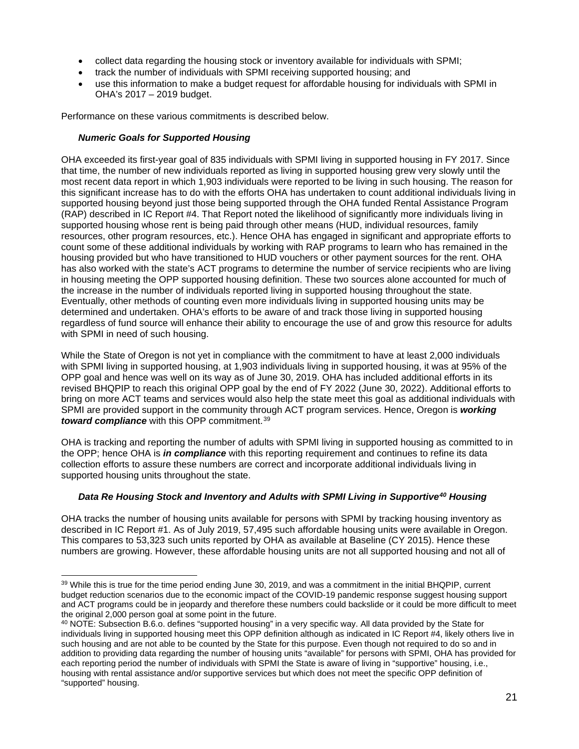- collect data regarding the housing stock or inventory available for individuals with SPMI;
- track the number of individuals with SPMI receiving supported housing; and
- use this information to make a budget request for affordable housing for individuals with SPMI in OHA's 2017 – 2019 budget.

Performance on these various commitments is described below.

#### *Numeric Goals for Supported Housing*

OHA exceeded its first-year goal of 835 individuals with SPMI living in supported housing in FY 2017. Since that time, the number of new individuals reported as living in supported housing grew very slowly until the most recent data report in which 1,903 individuals were reported to be living in such housing. The reason for this significant increase has to do with the efforts OHA has undertaken to count additional individuals living in supported housing beyond just those being supported through the OHA funded Rental Assistance Program (RAP) described in IC Report #4. That Report noted the likelihood of significantly more individuals living in supported housing whose rent is being paid through other means (HUD, individual resources, family resources, other program resources, etc.). Hence OHA has engaged in significant and appropriate efforts to count some of these additional individuals by working with RAP programs to learn who has remained in the housing provided but who have transitioned to HUD vouchers or other payment sources for the rent. OHA has also worked with the state's ACT programs to determine the number of service recipients who are living in housing meeting the OPP supported housing definition. These two sources alone accounted for much of the increase in the number of individuals reported living in supported housing throughout the state. Eventually, other methods of counting even more individuals living in supported housing units may be determined and undertaken. OHA's efforts to be aware of and track those living in supported housing regardless of fund source will enhance their ability to encourage the use of and grow this resource for adults with SPMI in need of such housing.

While the State of Oregon is not yet in compliance with the commitment to have at least 2,000 individuals with SPMI living in supported housing, at 1,903 individuals living in supported housing, it was at 95% of the OPP goal and hence was well on its way as of June 30, 2019. OHA has included additional efforts in its revised BHQPIP to reach this original OPP goal by the end of FY 2022 (June 30, 2022). Additional efforts to bring on more ACT teams and services would also help the state meet this goal as additional individuals with SPMI are provided support in the community through ACT program services. Hence, Oregon is ***working toward compliance*** with this OPP commitment.[39]

OHA is tracking and reporting the number of adults with SPMI living in supported housing as committed to in the OPP; hence OHA is ***in compliance*** with this reporting requirement and continues to refine its data collection efforts to assure these numbers are correct and incorporate additional individuals living in supported housing units throughout the state.

#### *Data Re Housing Stock and Inventory and Adults with SPMI Living in Supportive[40] Housing*

OHA tracks the number of housing units available for persons with SPMI by tracking housing inventory as described in IC Report #1. As of July 2019, 57,495 such affordable housing units were available in Oregon. This compares to 53,323 such units reported by OHA as available at Baseline (CY 2015). Hence these numbers are growing. However, these affordable housing units are not all supported housing and not all of

---

[39] While this is true for the time period ending June 30, 2019, and was a commitment in the initial BHQPIP, current budget reduction scenarios due to the economic impact of the COVID-19 pandemic response suggest housing support and ACT programs could be in jeopardy and therefore these numbers could backslide or it could be more difficult to meet the original 2,000 person goal at some point in the future.

[40] NOTE: Subsection B.6.o. defines "supported housing" in a very specific way. All data provided by the State for individuals living in supported housing meet this OPP definition although as indicated in IC Report #4, likely others live in such housing and are not able to be counted by the State for this purpose. Even though not required to do so and in addition to providing data regarding the number of housing units "available" for persons with SPMI, OHA has provided for each reporting period the number of individuals with SPMI the State is aware of living in "supportive" housing, i.e., housing with rental assistance and/or supportive services but which does not meet the specific OPP definition of "supported" housing.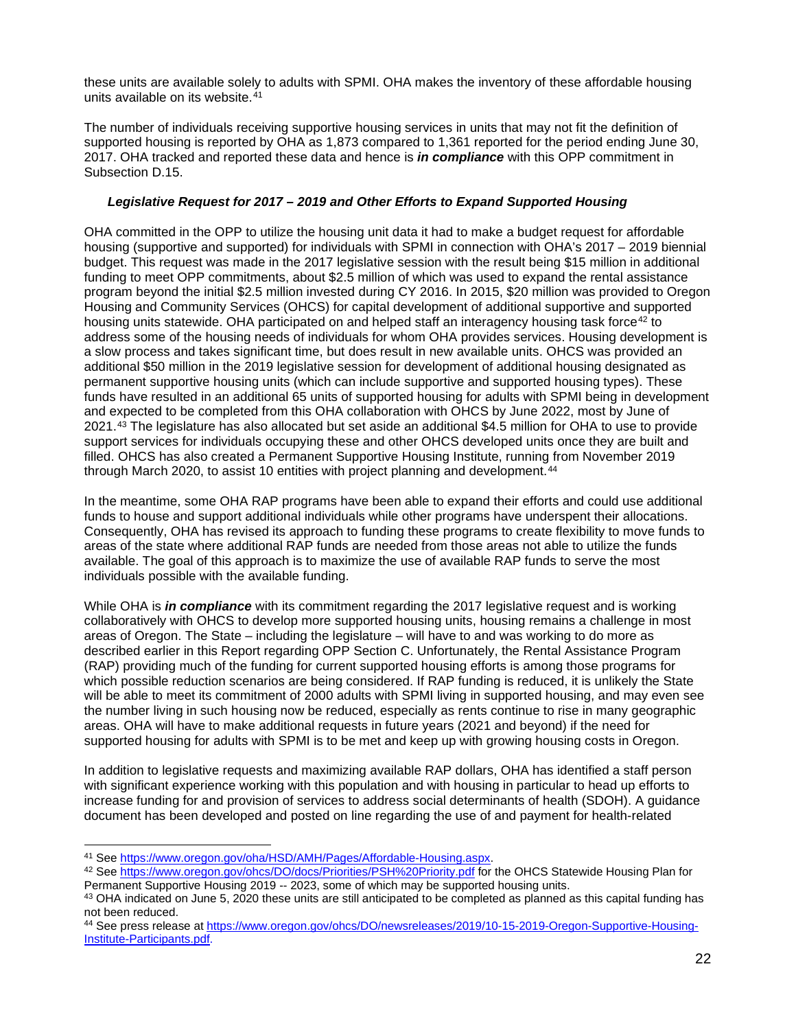these units are available solely to adults with SPMI. OHA makes the inventory of these affordable housing units available on its website.[41]

The number of individuals receiving supportive housing services in units that may not fit the definition of supported housing is reported by OHA as 1,873 compared to 1,361 reported for the period ending June 30, 2017. OHA tracked and reported these data and hence is ***in compliance*** with this OPP commitment in Subsection D.15.

### *Legislative Request for 2017 – 2019 and Other Efforts to Expand Supported Housing*

OHA committed in the OPP to utilize the housing unit data it had to make a budget request for affordable housing (supportive and supported) for individuals with SPMI in connection with OHA's 2017 – 2019 biennial budget. This request was made in the 2017 legislative session with the result being $15 million in additional funding to meet OPP commitments, about $2.5 million of which was used to expand the rental assistance program beyond the initial $2.5 million invested during CY 2016. In 2015, $20 million was provided to Oregon Housing and Community Services (OHCS) for capital development of additional supportive and supported housing units statewide. OHA participated on and helped staff an interagency housing task force[42] to address some of the housing needs of individuals for whom OHA provides services. Housing development is a slow process and takes significant time, but does result in new available units. OHCS was provided an additional $50 million in the 2019 legislative session for development of additional housing designated as permanent supportive housing units (which can include supportive and supported housing types). These funds have resulted in an additional 65 units of supported housing for adults with SPMI being in development and expected to be completed from this OHA collaboration with OHCS by June 2022, most by June of 2021.[43] The legislature has also allocated but set aside an additional $4.5 million for OHA to use to provide support services for individuals occupying these and other OHCS developed units once they are built and filled. OHCS has also created a Permanent Supportive Housing Institute, running from November 2019 through March 2020, to assist 10 entities with project planning and development.[44]

In the meantime, some OHA RAP programs have been able to expand their efforts and could use additional funds to house and support additional individuals while other programs have underspent their allocations. Consequently, OHA has revised its approach to funding these programs to create flexibility to move funds to areas of the state where additional RAP funds are needed from those areas not able to utilize the funds available. The goal of this approach is to maximize the use of available RAP funds to serve the most individuals possible with the available funding.

While OHA is ***in compliance*** with its commitment regarding the 2017 legislative request and is working collaboratively with OHCS to develop more supported housing units, housing remains a challenge in most areas of Oregon. The State – including the legislature – will have to and was working to do more as described earlier in this Report regarding OPP Section C. Unfortunately, the Rental Assistance Program (RAP) providing much of the funding for current supported housing efforts is among those programs for which possible reduction scenarios are being considered. If RAP funding is reduced, it is unlikely the State will be able to meet its commitment of 2000 adults with SPMI living in supported housing, and may even see the number living in such housing now be reduced, especially as rents continue to rise in many geographic areas. OHA will have to make additional requests in future years (2021 and beyond) if the need for supported housing for adults with SPMI is to be met and keep up with growing housing costs in Oregon.

In addition to legislative requests and maximizing available RAP dollars, OHA has identified a staff person with significant experience working with this population and with housing in particular to head up efforts to increase funding for and provision of services to address social determinants of health (SDOH). A guidance document has been developed and posted on line regarding the use of and payment for health-related

---

[41] See https://www.oregon.gov/oha/HSD/AMH/Pages/Affordable-Housing.aspx.

[42] See https://www.oregon.gov/ohcs/DO/docs/Priorities/PSH%20Priority.pdf for the OHCS Statewide Housing Plan for Permanent Supportive Housing 2019 -- 2023, some of which may be supported housing units.

[43] OHA indicated on June 5, 2020 these units are still anticipated to be completed as planned as this capital funding has not been reduced.

[44] See press release at https://www.oregon.gov/ohcs/DO/newsreleases/2019/10-15-2019-Oregon-Supportive-Housing-Institute-Participants.pdf.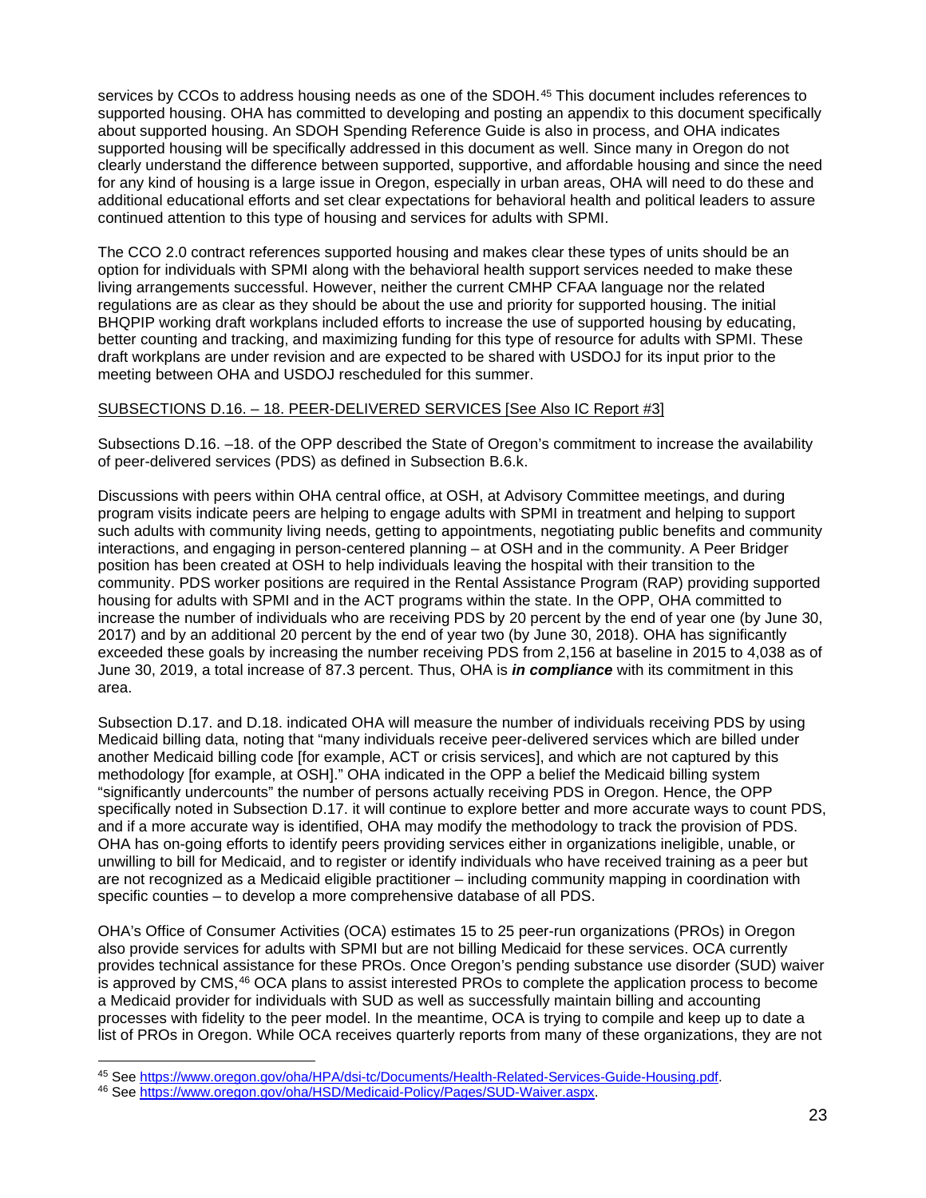services by CCOs to address housing needs as one of the SDOH.[45] This document includes references to supported housing. OHA has committed to developing and posting an appendix to this document specifically about supported housing. An SDOH Spending Reference Guide is also in process, and OHA indicates supported housing will be specifically addressed in this document as well. Since many in Oregon do not clearly understand the difference between supported, supportive, and affordable housing and since the need for any kind of housing is a large issue in Oregon, especially in urban areas, OHA will need to do these and additional educational efforts and set clear expectations for behavioral health and political leaders to assure continued attention to this type of housing and services for adults with SPMI.

The CCO 2.0 contract references supported housing and makes clear these types of units should be an option for individuals with SPMI along with the behavioral health support services needed to make these living arrangements successful. However, neither the current CMHP CFAA language nor the related regulations are as clear as they should be about the use and priority for supported housing. The initial BHQPIP working draft workplans included efforts to increase the use of supported housing by educating, better counting and tracking, and maximizing funding for this type of resource for adults with SPMI. These draft workplans are under revision and are expected to be shared with USDOJ for its input prior to the meeting between OHA and USDOJ rescheduled for this summer.

<u>SUBSECTIONS D.16. – 18. PEER-DELIVERED SERVICES [See Also IC Report #3]</u>

Subsections D.16. –18. of the OPP described the State of Oregon's commitment to increase the availability of peer-delivered services (PDS) as defined in Subsection B.6.k.

Discussions with peers within OHA central office, at OSH, at Advisory Committee meetings, and during program visits indicate peers are helping to engage adults with SPMI in treatment and helping to support such adults with community living needs, getting to appointments, negotiating public benefits and community interactions, and engaging in person-centered planning – at OSH and in the community. A Peer Bridger position has been created at OSH to help individuals leaving the hospital with their transition to the community. PDS worker positions are required in the Rental Assistance Program (RAP) providing supported housing for adults with SPMI and in the ACT programs within the state. In the OPP, OHA committed to increase the number of individuals who are receiving PDS by 20 percent by the end of year one (by June 30, 2017) and by an additional 20 percent by the end of year two (by June 30, 2018). OHA has significantly exceeded these goals by increasing the number receiving PDS from 2,156 at baseline in 2015 to 4,038 as of June 30, 2019, a total increase of 87.3 percent. Thus, OHA is ***in compliance*** with its commitment in this area.

Subsection D.17. and D.18. indicated OHA will measure the number of individuals receiving PDS by using Medicaid billing data, noting that "many individuals receive peer-delivered services which are billed under another Medicaid billing code [for example, ACT or crisis services], and which are not captured by this methodology [for example, at OSH]." OHA indicated in the OPP a belief the Medicaid billing system "significantly undercounts" the number of persons actually receiving PDS in Oregon. Hence, the OPP specifically noted in Subsection D.17. it will continue to explore better and more accurate ways to count PDS, and if a more accurate way is identified, OHA may modify the methodology to track the provision of PDS. OHA has on-going efforts to identify peers providing services either in organizations ineligible, unable, or unwilling to bill for Medicaid, and to register or identify individuals who have received training as a peer but are not recognized as a Medicaid eligible practitioner – including community mapping in coordination with specific counties – to develop a more comprehensive database of all PDS.

OHA's Office of Consumer Activities (OCA) estimates 15 to 25 peer-run organizations (PROs) in Oregon also provide services for adults with SPMI but are not billing Medicaid for these services. OCA currently provides technical assistance for these PROs. Once Oregon's pending substance use disorder (SUD) waiver is approved by CMS,[46] OCA plans to assist interested PROs to complete the application process to become a Medicaid provider for individuals with SUD as well as successfully maintain billing and accounting processes with fidelity to the peer model. In the meantime, OCA is trying to compile and keep up to date a list of PROs in Oregon. While OCA receives quarterly reports from many of these organizations, they are not

---

[45] See https://www.oregon.gov/oha/HPA/dsi-tc/Documents/Health-Related-Services-Guide-Housing.pdf.

[46] See https://www.oregon.gov/oha/HSD/Medicaid-Policy/Pages/SUD-Waiver.aspx.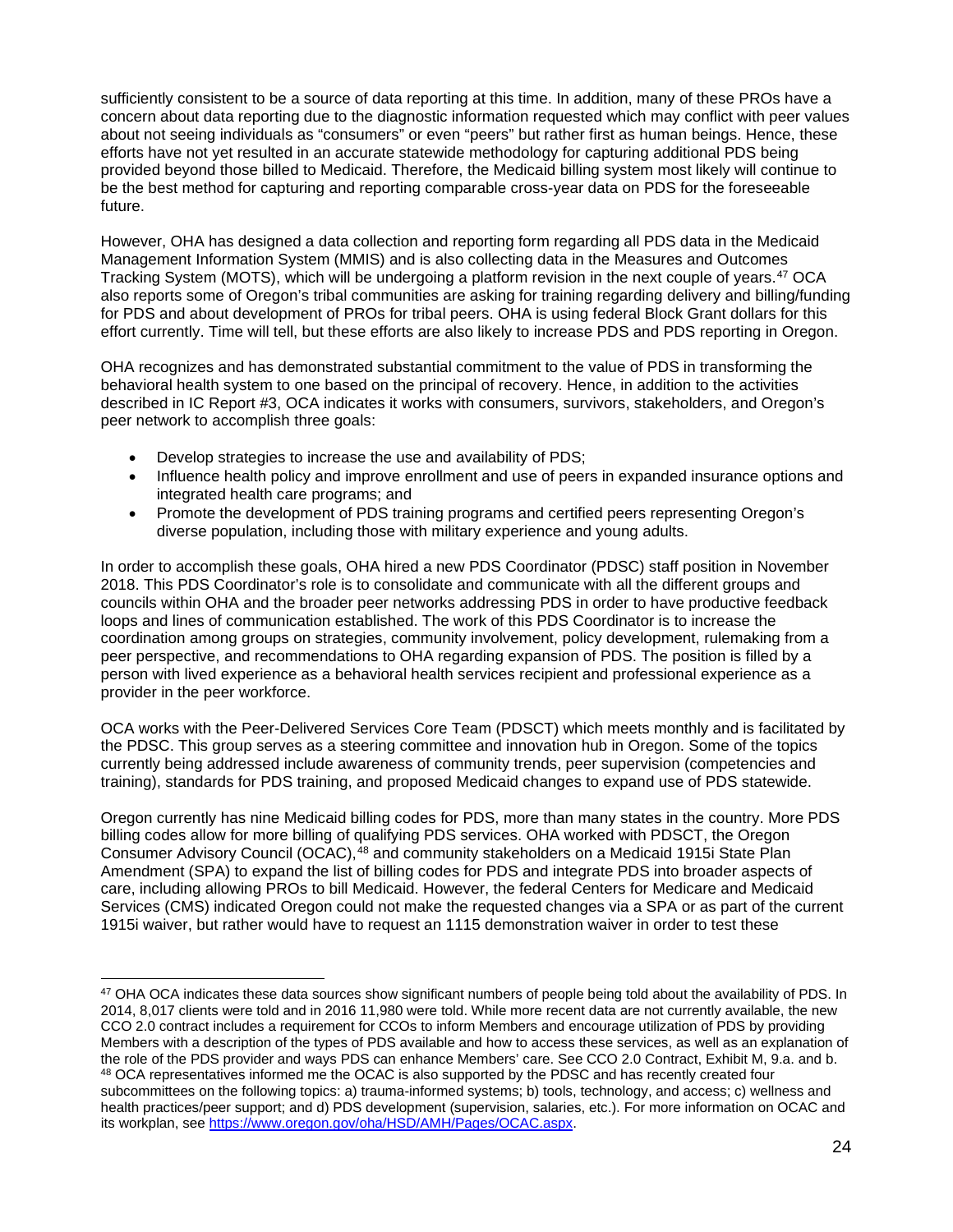sufficiently consistent to be a source of data reporting at this time. In addition, many of these PROs have a concern about data reporting due to the diagnostic information requested which may conflict with peer values about not seeing individuals as "consumers" or even "peers" but rather first as human beings. Hence, these efforts have not yet resulted in an accurate statewide methodology for capturing additional PDS being provided beyond those billed to Medicaid. Therefore, the Medicaid billing system most likely will continue to be the best method for capturing and reporting comparable cross-year data on PDS for the foreseeable future.

However, OHA has designed a data collection and reporting form regarding all PDS data in the Medicaid Management Information System (MMIS) and is also collecting data in the Measures and Outcomes Tracking System (MOTS), which will be undergoing a platform revision in the next couple of years.[47] OCA also reports some of Oregon's tribal communities are asking for training regarding delivery and billing/funding for PDS and about development of PROs for tribal peers. OHA is using federal Block Grant dollars for this effort currently. Time will tell, but these efforts are also likely to increase PDS and PDS reporting in Oregon.

OHA recognizes and has demonstrated substantial commitment to the value of PDS in transforming the behavioral health system to one based on the principal of recovery. Hence, in addition to the activities described in IC Report #3, OCA indicates it works with consumers, survivors, stakeholders, and Oregon's peer network to accomplish three goals:

- Develop strategies to increase the use and availability of PDS;
- Influence health policy and improve enrollment and use of peers in expanded insurance options and integrated health care programs; and
- Promote the development of PDS training programs and certified peers representing Oregon's diverse population, including those with military experience and young adults.

In order to accomplish these goals, OHA hired a new PDS Coordinator (PDSC) staff position in November 2018. This PDS Coordinator's role is to consolidate and communicate with all the different groups and councils within OHA and the broader peer networks addressing PDS in order to have productive feedback loops and lines of communication established. The work of this PDS Coordinator is to increase the coordination among groups on strategies, community involvement, policy development, rulemaking from a peer perspective, and recommendations to OHA regarding expansion of PDS. The position is filled by a person with lived experience as a behavioral health services recipient and professional experience as a provider in the peer workforce.

OCA works with the Peer-Delivered Services Core Team (PDSCT) which meets monthly and is facilitated by the PDSC. This group serves as a steering committee and innovation hub in Oregon. Some of the topics currently being addressed include awareness of community trends, peer supervision (competencies and training), standards for PDS training, and proposed Medicaid changes to expand use of PDS statewide.

Oregon currently has nine Medicaid billing codes for PDS, more than many states in the country. More PDS billing codes allow for more billing of qualifying PDS services. OHA worked with PDSCT, the Oregon Consumer Advisory Council (OCAC),[48] and community stakeholders on a Medicaid 1915i State Plan Amendment (SPA) to expand the list of billing codes for PDS and integrate PDS into broader aspects of care, including allowing PROs to bill Medicaid. However, the federal Centers for Medicare and Medicaid Services (CMS) indicated Oregon could not make the requested changes via a SPA or as part of the current 1915i waiver, but rather would have to request an 1115 demonstration waiver in order to test these

---

[47] OHA OCA indicates these data sources show significant numbers of people being told about the availability of PDS. In 2014, 8,017 clients were told and in 2016 11,980 were told. While more recent data are not currently available, the new CCO 2.0 contract includes a requirement for CCOs to inform Members and encourage utilization of PDS by providing Members with a description of the types of PDS available and how to access these services, as well as an explanation of the role of the PDS provider and ways PDS can enhance Members' care. See CCO 2.0 Contract, Exhibit M, 9.a. and b.

[48] OCA representatives informed me the OCAC is also supported by the PDSC and has recently created four subcommittees on the following topics: a) trauma-informed systems; b) tools, technology, and access; c) wellness and health practices/peer support; and d) PDS development (supervision, salaries, etc.). For more information on OCAC and its workplan, see https://www.oregon.gov/oha/HSD/AMH/Pages/OCAC.aspx.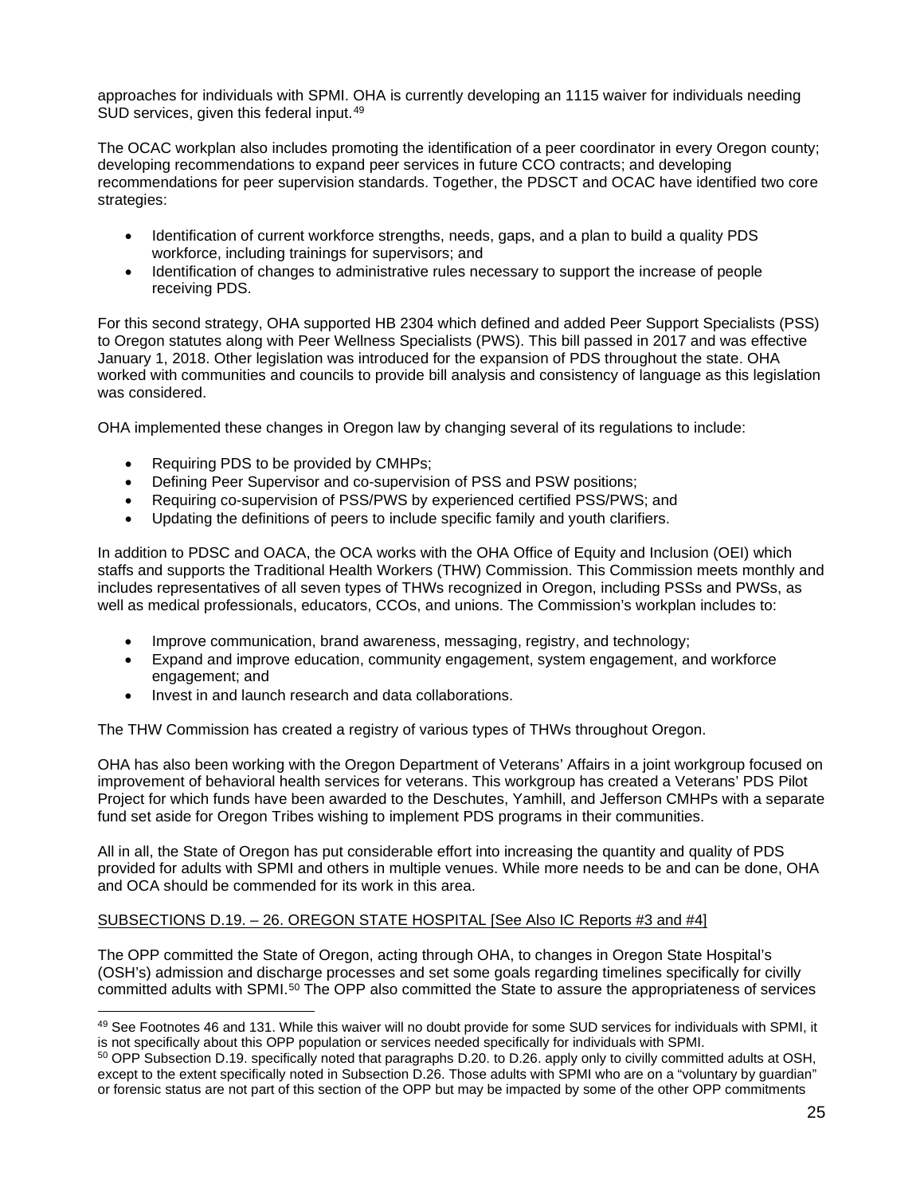approaches for individuals with SPMI. OHA is currently developing an 1115 waiver for individuals needing SUD services, given this federal input.[49]

The OCAC workplan also includes promoting the identification of a peer coordinator in every Oregon county; developing recommendations to expand peer services in future CCO contracts; and developing recommendations for peer supervision standards. Together, the PDSCT and OCAC have identified two core strategies:

- Identification of current workforce strengths, needs, gaps, and a plan to build a quality PDS workforce, including trainings for supervisors; and
- Identification of changes to administrative rules necessary to support the increase of people receiving PDS.

For this second strategy, OHA supported HB 2304 which defined and added Peer Support Specialists (PSS) to Oregon statutes along with Peer Wellness Specialists (PWS). This bill passed in 2017 and was effective January 1, 2018. Other legislation was introduced for the expansion of PDS throughout the state. OHA worked with communities and councils to provide bill analysis and consistency of language as this legislation was considered.

OHA implemented these changes in Oregon law by changing several of its regulations to include:

- Requiring PDS to be provided by CMHPs;
- Defining Peer Supervisor and co-supervision of PSS and PSW positions;
- Requiring co-supervision of PSS/PWS by experienced certified PSS/PWS; and
- Updating the definitions of peers to include specific family and youth clarifiers.

In addition to PDSC and OACA, the OCA works with the OHA Office of Equity and Inclusion (OEI) which staffs and supports the Traditional Health Workers (THW) Commission. This Commission meets monthly and includes representatives of all seven types of THWs recognized in Oregon, including PSSs and PWSs, as well as medical professionals, educators, CCOs, and unions. The Commission's workplan includes to:

- Improve communication, brand awareness, messaging, registry, and technology;
- Expand and improve education, community engagement, system engagement, and workforce engagement; and
- Invest in and launch research and data collaborations.

The THW Commission has created a registry of various types of THWs throughout Oregon.

OHA has also been working with the Oregon Department of Veterans' Affairs in a joint workgroup focused on improvement of behavioral health services for veterans. This workgroup has created a Veterans' PDS Pilot Project for which funds have been awarded to the Deschutes, Yamhill, and Jefferson CMHPs with a separate fund set aside for Oregon Tribes wishing to implement PDS programs in their communities.

All in all, the State of Oregon has put considerable effort into increasing the quantity and quality of PDS provided for adults with SPMI and others in multiple venues. While more needs to be and can be done, OHA and OCA should be commended for its work in this area.

<u>SUBSECTIONS D.19. – 26. OREGON STATE HOSPITAL [See Also IC Reports #3 and #4]</u>

The OPP committed the State of Oregon, acting through OHA, to changes in Oregon State Hospital's (OSH's) admission and discharge processes and set some goals regarding timelines specifically for civilly committed adults with SPMI.[50] The OPP also committed the State to assure the appropriateness of services

---

[49] See Footnotes 46 and 131. While this waiver will no doubt provide for some SUD services for individuals with SPMI, it is not specifically about this OPP population or services needed specifically for individuals with SPMI.

[50] OPP Subsection D.19. specifically noted that paragraphs D.20. to D.26. apply only to civilly committed adults at OSH, except to the extent specifically noted in Subsection D.26. Those adults with SPMI who are on a "voluntary by guardian" or forensic status are not part of this section of the OPP but may be impacted by some of the other OPP commitments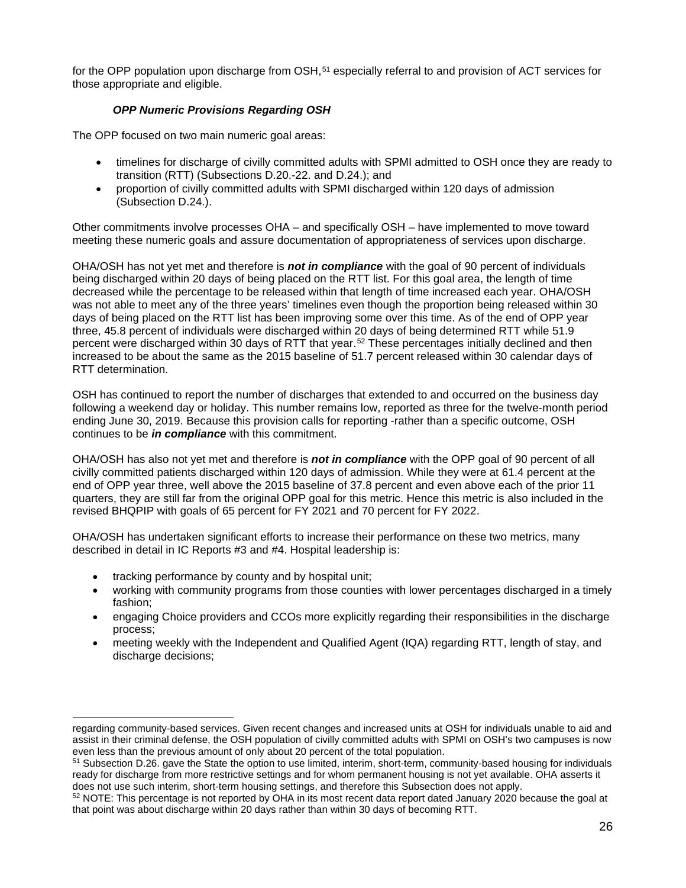for the OPP population upon discharge from OSH,[51] especially referral to and provision of ACT services for those appropriate and eligible.

### *OPP Numeric Provisions Regarding OSH*

The OPP focused on two main numeric goal areas:

- timelines for discharge of civilly committed adults with SPMI admitted to OSH once they are ready to transition (RTT) (Subsections D.20.-22. and D.24.); and
- proportion of civilly committed adults with SPMI discharged within 120 days of admission (Subsection D.24.).

Other commitments involve processes OHA – and specifically OSH – have implemented to move toward meeting these numeric goals and assure documentation of appropriateness of services upon discharge.

OHA/OSH has not yet met and therefore is ***not in compliance*** with the goal of 90 percent of individuals being discharged within 20 days of being placed on the RTT list. For this goal area, the length of time decreased while the percentage to be released within that length of time increased each year. OHA/OSH was not able to meet any of the three years' timelines even though the proportion being released within 30 days of being placed on the RTT list has been improving some over this time. As of the end of OPP year three, 45.8 percent of individuals were discharged within 20 days of being determined RTT while 51.9 percent were discharged within 30 days of RTT that year.[52] These percentages initially declined and then increased to be about the same as the 2015 baseline of 51.7 percent released within 30 calendar days of RTT determination.

OSH has continued to report the number of discharges that extended to and occurred on the business day following a weekend day or holiday. This number remains low, reported as three for the twelve-month period ending June 30, 2019. Because this provision calls for reporting -rather than a specific outcome, OSH continues to be ***in compliance*** with this commitment.

OHA/OSH has also not yet met and therefore is ***not in compliance*** with the OPP goal of 90 percent of all civilly committed patients discharged within 120 days of admission. While they were at 61.4 percent at the end of OPP year three, well above the 2015 baseline of 37.8 percent and even above each of the prior 11 quarters, they are still far from the original OPP goal for this metric. Hence this metric is also included in the revised BHQPIP with goals of 65 percent for FY 2021 and 70 percent for FY 2022.

OHA/OSH has undertaken significant efforts to increase their performance on these two metrics, many described in detail in IC Reports #3 and #4. Hospital leadership is:

- tracking performance by county and by hospital unit;
- working with community programs from those counties with lower percentages discharged in a timely fashion;
- engaging Choice providers and CCOs more explicitly regarding their responsibilities in the discharge process;
- meeting weekly with the Independent and Qualified Agent (IQA) regarding RTT, length of stay, and discharge decisions;

---

regarding community-based services. Given recent changes and increased units at OSH for individuals unable to aid and assist in their criminal defense, the OSH population of civilly committed adults with SPMI on OSH's two campuses is now even less than the previous amount of only about 20 percent of the total population.

[51] Subsection D.26. gave the State the option to use limited, interim, short-term, community-based housing for individuals ready for discharge from more restrictive settings and for whom permanent housing is not yet available. OHA asserts it does not use such interim, short-term housing settings, and therefore this Subsection does not apply.

[52] NOTE: This percentage is not reported by OHA in its most recent data report dated January 2020 because the goal at that point was about discharge within 20 days rather than within 30 days of becoming RTT.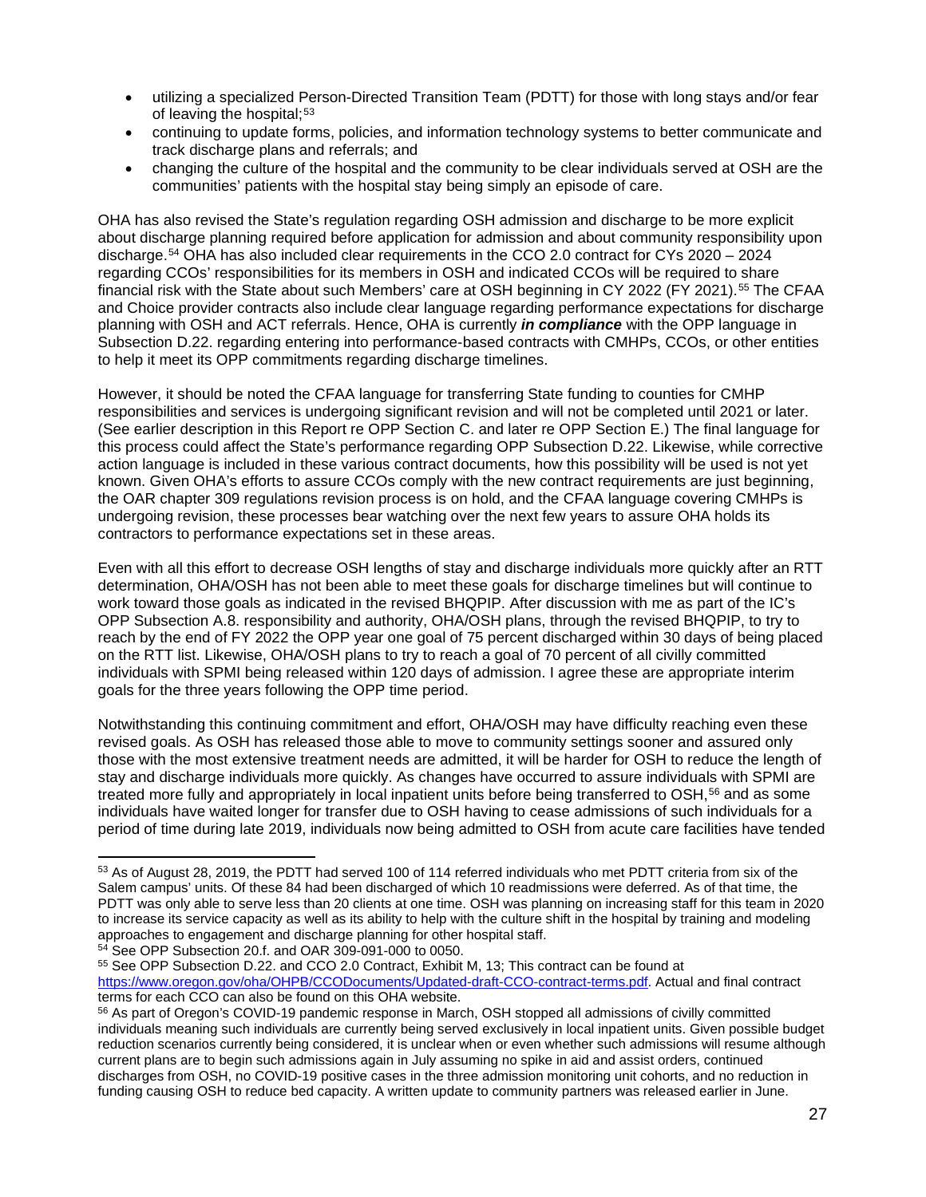- utilizing a specialized Person-Directed Transition Team (PDTT) for those with long stays and/or fear of leaving the hospital;[53]
- continuing to update forms, policies, and information technology systems to better communicate and track discharge plans and referrals; and
- changing the culture of the hospital and the community to be clear individuals served at OSH are the communities' patients with the hospital stay being simply an episode of care.

OHA has also revised the State's regulation regarding OSH admission and discharge to be more explicit about discharge planning required before application for admission and about community responsibility upon discharge.[54] OHA has also included clear requirements in the CCO 2.0 contract for CYs 2020 – 2024 regarding CCOs' responsibilities for its members in OSH and indicated CCOs will be required to share financial risk with the State about such Members' care at OSH beginning in CY 2022 (FY 2021).[55] The CFAA and Choice provider contracts also include clear language regarding performance expectations for discharge planning with OSH and ACT referrals. Hence, OHA is currently ***in compliance*** with the OPP language in Subsection D.22. regarding entering into performance-based contracts with CMHPs, CCOs, or other entities to help it meet its OPP commitments regarding discharge timelines.

However, it should be noted the CFAA language for transferring State funding to counties for CMHP responsibilities and services is undergoing significant revision and will not be completed until 2021 or later. (See earlier description in this Report re OPP Section C. and later re OPP Section E.) The final language for this process could affect the State's performance regarding OPP Subsection D.22. Likewise, while corrective action language is included in these various contract documents, how this possibility will be used is not yet known. Given OHA's efforts to assure CCOs comply with the new contract requirements are just beginning, the OAR chapter 309 regulations revision process is on hold, and the CFAA language covering CMHPs is undergoing revision, these processes bear watching over the next few years to assure OHA holds its contractors to performance expectations set in these areas.

Even with all this effort to decrease OSH lengths of stay and discharge individuals more quickly after an RTT determination, OHA/OSH has not been able to meet these goals for discharge timelines but will continue to work toward those goals as indicated in the revised BHQPIP. After discussion with me as part of the IC's OPP Subsection A.8. responsibility and authority, OHA/OSH plans, through the revised BHQPIP, to try to reach by the end of FY 2022 the OPP year one goal of 75 percent discharged within 30 days of being placed on the RTT list. Likewise, OHA/OSH plans to try to reach a goal of 70 percent of all civilly committed individuals with SPMI being released within 120 days of admission. I agree these are appropriate interim goals for the three years following the OPP time period.

Notwithstanding this continuing commitment and effort, OHA/OSH may have difficulty reaching even these revised goals. As OSH has released those able to move to community settings sooner and assured only those with the most extensive treatment needs are admitted, it will be harder for OSH to reduce the length of stay and discharge individuals more quickly. As changes have occurred to assure individuals with SPMI are treated more fully and appropriately in local inpatient units before being transferred to OSH,[56] and as some individuals have waited longer for transfer due to OSH having to cease admissions of such individuals for a period of time during late 2019, individuals now being admitted to OSH from acute care facilities have tended

---

[53] As of August 28, 2019, the PDTT had served 100 of 114 referred individuals who met PDTT criteria from six of the Salem campus' units. Of these 84 had been discharged of which 10 readmissions were deferred. As of that time, the PDTT was only able to serve less than 20 clients at one time. OSH was planning on increasing staff for this team in 2020 to increase its service capacity as well as its ability to help with the culture shift in the hospital by training and modeling approaches to engagement and discharge planning for other hospital staff.

[54] See OPP Subsection 20.f. and OAR 309-091-000 to 0050.

[55] See OPP Subsection D.22. and CCO 2.0 Contract, Exhibit M, 13; This contract can be found at https://www.oregon.gov/oha/OHPB/CCODocuments/Updated-draft-CCO-contract-terms.pdf. Actual and final contract terms for each CCO can also be found on this OHA website.

[56] As part of Oregon's COVID-19 pandemic response in March, OSH stopped all admissions of civilly committed individuals meaning such individuals are currently being served exclusively in local inpatient units. Given possible budget reduction scenarios currently being considered, it is unclear when or even whether such admissions will resume although current plans are to begin such admissions again in July assuming no spike in aid and assist orders, continued discharges from OSH, no COVID-19 positive cases in the three admission monitoring unit cohorts, and no reduction in funding causing OSH to reduce bed capacity. A written update to community partners was released earlier in June.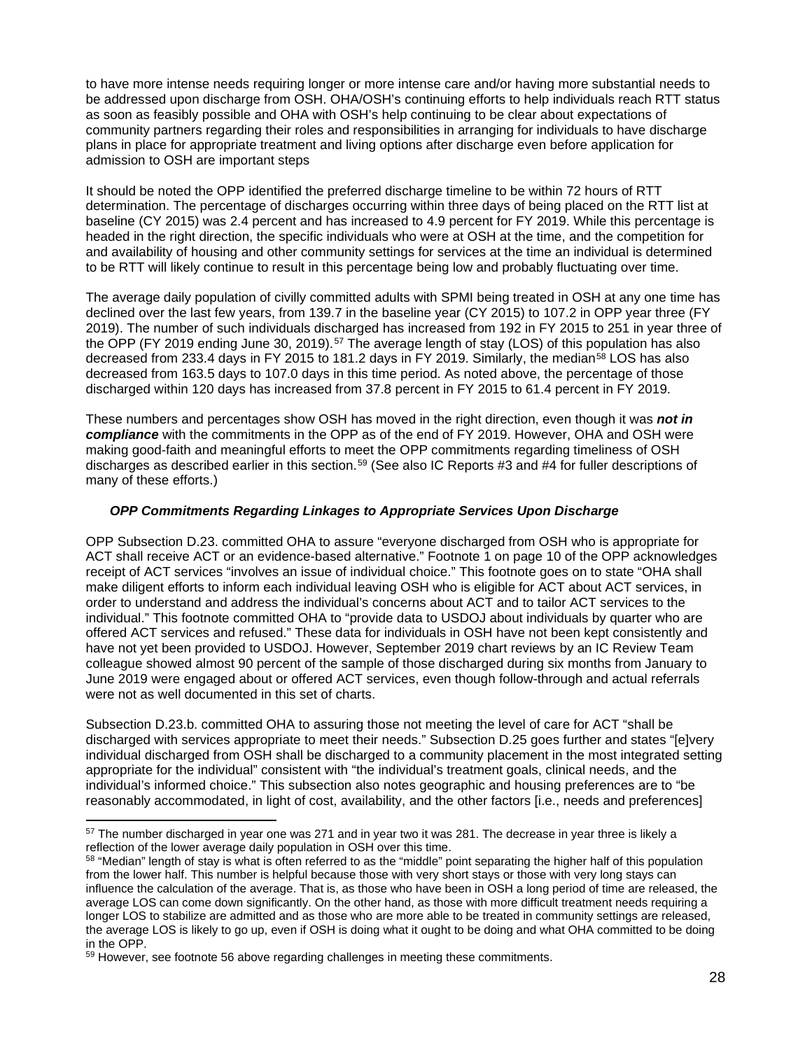to have more intense needs requiring longer or more intense care and/or having more substantial needs to be addressed upon discharge from OSH. OHA/OSH's continuing efforts to help individuals reach RTT status as soon as feasibly possible and OHA with OSH's help continuing to be clear about expectations of community partners regarding their roles and responsibilities in arranging for individuals to have discharge plans in place for appropriate treatment and living options after discharge even before application for admission to OSH are important steps

It should be noted the OPP identified the preferred discharge timeline to be within 72 hours of RTT determination. The percentage of discharges occurring within three days of being placed on the RTT list at baseline (CY 2015) was 2.4 percent and has increased to 4.9 percent for FY 2019. While this percentage is headed in the right direction, the specific individuals who were at OSH at the time, and the competition for and availability of housing and other community settings for services at the time an individual is determined to be RTT will likely continue to result in this percentage being low and probably fluctuating over time.

The average daily population of civilly committed adults with SPMI being treated in OSH at any one time has declined over the last few years, from 139.7 in the baseline year (CY 2015) to 107.2 in OPP year three (FY 2019). The number of such individuals discharged has increased from 192 in FY 2015 to 251 in year three of the OPP (FY 2019 ending June 30, 2019).[57] The average length of stay (LOS) of this population has also decreased from 233.4 days in FY 2015 to 181.2 days in FY 2019. Similarly, the median[58] LOS has also decreased from 163.5 days to 107.0 days in this time period. As noted above, the percentage of those discharged within 120 days has increased from 37.8 percent in FY 2015 to 61.4 percent in FY 2019.

These numbers and percentages show OSH has moved in the right direction, even though it was ***not in compliance*** with the commitments in the OPP as of the end of FY 2019. However, OHA and OSH were making good-faith and meaningful efforts to meet the OPP commitments regarding timeliness of OSH discharges as described earlier in this section.[59] (See also IC Reports #3 and #4 for fuller descriptions of many of these efforts.)

### *OPP Commitments Regarding Linkages to Appropriate Services Upon Discharge*

OPP Subsection D.23. committed OHA to assure "everyone discharged from OSH who is appropriate for ACT shall receive ACT or an evidence-based alternative." Footnote 1 on page 10 of the OPP acknowledges receipt of ACT services "involves an issue of individual choice." This footnote goes on to state "OHA shall make diligent efforts to inform each individual leaving OSH who is eligible for ACT about ACT services, in order to understand and address the individual's concerns about ACT and to tailor ACT services to the individual." This footnote committed OHA to "provide data to USDOJ about individuals by quarter who are offered ACT services and refused." These data for individuals in OSH have not been kept consistently and have not yet been provided to USDOJ. However, September 2019 chart reviews by an IC Review Team colleague showed almost 90 percent of the sample of those discharged during six months from January to June 2019 were engaged about or offered ACT services, even though follow-through and actual referrals were not as well documented in this set of charts.

Subsection D.23.b. committed OHA to assuring those not meeting the level of care for ACT "shall be discharged with services appropriate to meet their needs." Subsection D.25 goes further and states "[e]very individual discharged from OSH shall be discharged to a community placement in the most integrated setting appropriate for the individual" consistent with "the individual's treatment goals, clinical needs, and the individual's informed choice." This subsection also notes geographic and housing preferences are to "be reasonably accommodated, in light of cost, availability, and the other factors [i.e., needs and preferences]

---

[57] The number discharged in year one was 271 and in year two it was 281. The decrease in year three is likely a reflection of the lower average daily population in OSH over this time.

[58] "Median" length of stay is what is often referred to as the "middle" point separating the higher half of this population from the lower half. This number is helpful because those with very short stays or those with very long stays can influence the calculation of the average. That is, as those who have been in OSH a long period of time are released, the average LOS can come down significantly. On the other hand, as those with more difficult treatment needs requiring a longer LOS to stabilize are admitted and as those who are more able to be treated in community settings are released, the average LOS is likely to go up, even if OSH is doing what it ought to be doing and what OHA committed to be doing in the OPP.

[59] However, see footnote 56 above regarding challenges in meeting these commitments.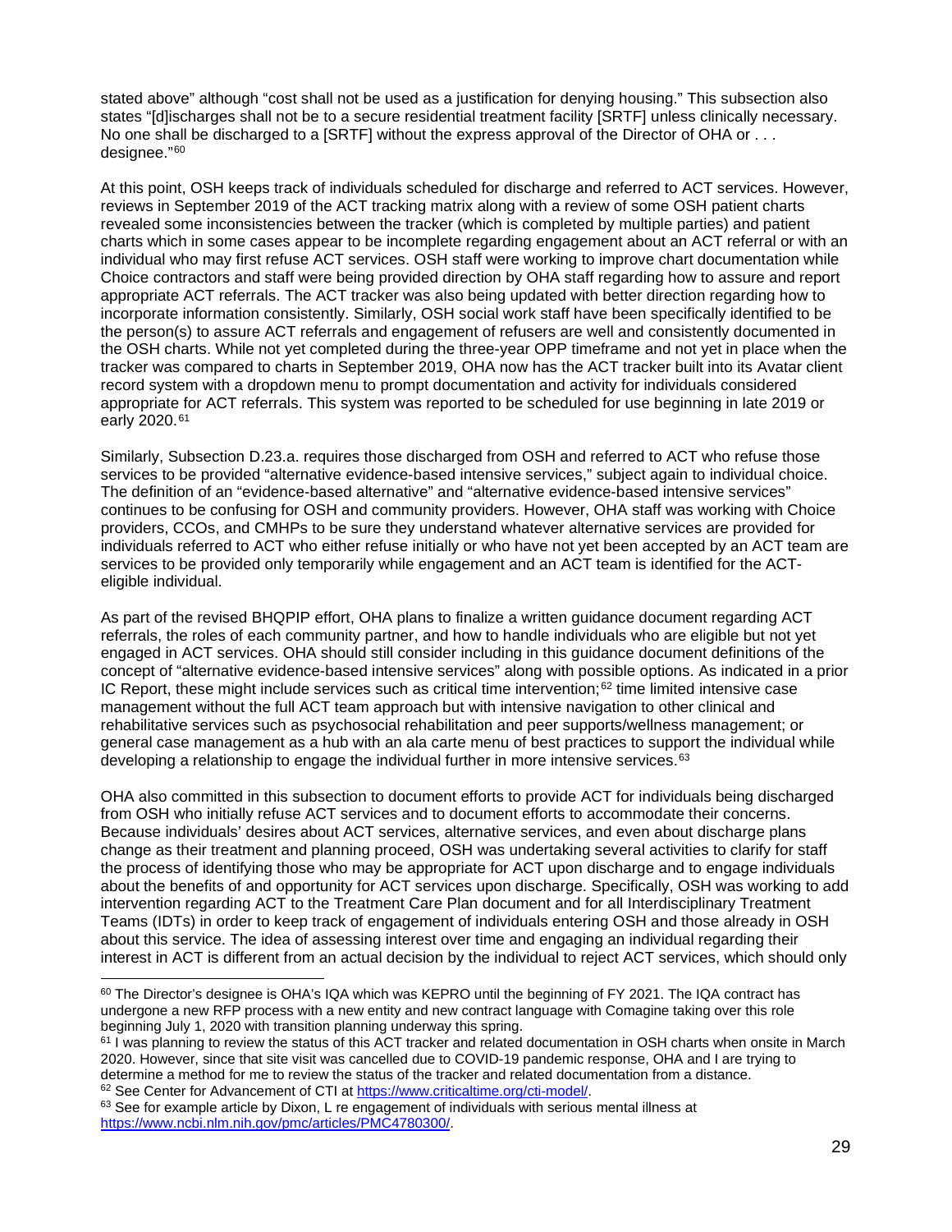stated above" although "cost shall not be used as a justification for denying housing." This subsection also states "[d]ischarges shall not be to a secure residential treatment facility [SRTF] unless clinically necessary. No one shall be discharged to a [SRTF] without the express approval of the Director of OHA or . . . designee."[60]

At this point, OSH keeps track of individuals scheduled for discharge and referred to ACT services. However, reviews in September 2019 of the ACT tracking matrix along with a review of some OSH patient charts revealed some inconsistencies between the tracker (which is completed by multiple parties) and patient charts which in some cases appear to be incomplete regarding engagement about an ACT referral or with an individual who may first refuse ACT services. OSH staff were working to improve chart documentation while Choice contractors and staff were being provided direction by OHA staff regarding how to assure and report appropriate ACT referrals. The ACT tracker was also being updated with better direction regarding how to incorporate information consistently. Similarly, OSH social work staff have been specifically identified to be the person(s) to assure ACT referrals and engagement of refusers are well and consistently documented in the OSH charts. While not yet completed during the three-year OPP timeframe and not yet in place when the tracker was compared to charts in September 2019, OHA now has the ACT tracker built into its Avatar client record system with a dropdown menu to prompt documentation and activity for individuals considered appropriate for ACT referrals. This system was reported to be scheduled for use beginning in late 2019 or early 2020.[61]

Similarly, Subsection D.23.a. requires those discharged from OSH and referred to ACT who refuse those services to be provided "alternative evidence-based intensive services," subject again to individual choice. The definition of an "evidence-based alternative" and "alternative evidence-based intensive services" continues to be confusing for OSH and community providers. However, OHA staff was working with Choice providers, CCOs, and CMHPs to be sure they understand whatever alternative services are provided for individuals referred to ACT who either refuse initially or who have not yet been accepted by an ACT team are services to be provided only temporarily while engagement and an ACT team is identified for the ACT-eligible individual.

As part of the revised BHQPIP effort, OHA plans to finalize a written guidance document regarding ACT referrals, the roles of each community partner, and how to handle individuals who are eligible but not yet engaged in ACT services. OHA should still consider including in this guidance document definitions of the concept of "alternative evidence-based intensive services" along with possible options. As indicated in a prior IC Report, these might include services such as critical time intervention;[62] time limited intensive case management without the full ACT team approach but with intensive navigation to other clinical and rehabilitative services such as psychosocial rehabilitation and peer supports/wellness management; or general case management as a hub with an ala carte menu of best practices to support the individual while developing a relationship to engage the individual further in more intensive services.[63]

OHA also committed in this subsection to document efforts to provide ACT for individuals being discharged from OSH who initially refuse ACT services and to document efforts to accommodate their concerns. Because individuals' desires about ACT services, alternative services, and even about discharge plans change as their treatment and planning proceed, OSH was undertaking several activities to clarify for staff the process of identifying those who may be appropriate for ACT upon discharge and to engage individuals about the benefits of and opportunity for ACT services upon discharge. Specifically, OSH was working to add intervention regarding ACT to the Treatment Care Plan document and for all Interdisciplinary Treatment Teams (IDTs) in order to keep track of engagement of individuals entering OSH and those already in OSH about this service. The idea of assessing interest over time and engaging an individual regarding their interest in ACT is different from an actual decision by the individual to reject ACT services, which should only

---

[60] The Director's designee is OHA's IQA which was KEPRO until the beginning of FY 2021. The IQA contract has undergone a new RFP process with a new entity and new contract language with Comagine taking over this role beginning July 1, 2020 with transition planning underway this spring.

[61] I was planning to review the status of this ACT tracker and related documentation in OSH charts when onsite in March 2020. However, since that site visit was cancelled due to COVID-19 pandemic response, OHA and I are trying to determine a method for me to review the status of the tracker and related documentation from a distance.

[62] See Center for Advancement of CTI at https://www.criticaltime.org/cti-model/.

[63] See for example article by Dixon, L re engagement of individuals with serious mental illness at https://www.ncbi.nlm.nih.gov/pmc/articles/PMC4780300/.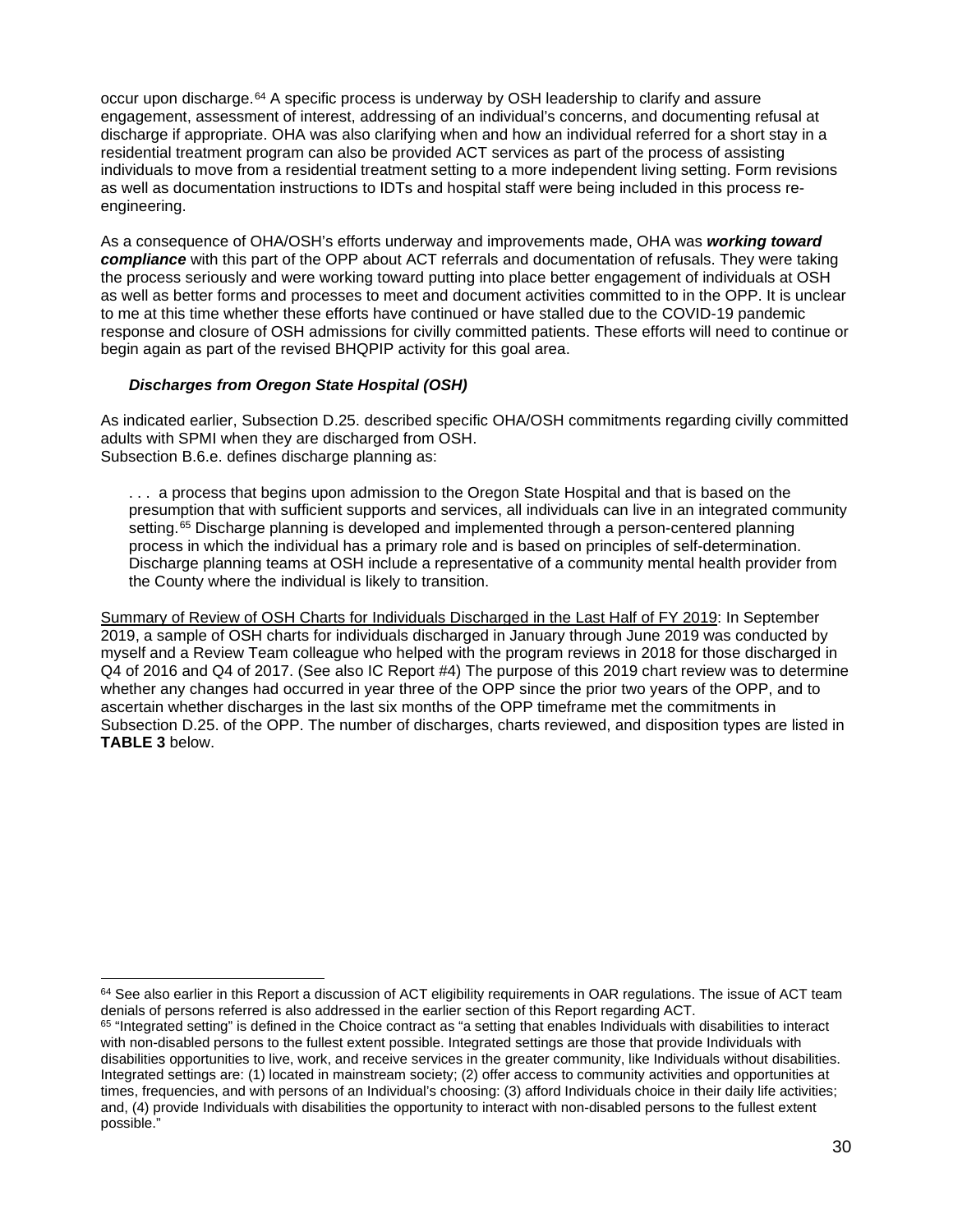occur upon discharge.[64] A specific process is underway by OSH leadership to clarify and assure engagement, assessment of interest, addressing of an individual's concerns, and documenting refusal at discharge if appropriate. OHA was also clarifying when and how an individual referred for a short stay in a residential treatment program can also be provided ACT services as part of the process of assisting individuals to move from a residential treatment setting to a more independent living setting. Form revisions as well as documentation instructions to IDTs and hospital staff were being included in this process re-engineering.

As a consequence of OHA/OSH's efforts underway and improvements made, OHA was ***working toward compliance*** with this part of the OPP about ACT referrals and documentation of refusals. They were taking the process seriously and were working toward putting into place better engagement of individuals at OSH as well as better forms and processes to meet and document activities committed to in the OPP. It is unclear to me at this time whether these efforts have continued or have stalled due to the COVID-19 pandemic response and closure of OSH admissions for civilly committed patients. These efforts will need to continue or begin again as part of the revised BHQPIP activity for this goal area.

### *Discharges from Oregon State Hospital (OSH)*

As indicated earlier, Subsection D.25. described specific OHA/OSH commitments regarding civilly committed adults with SPMI when they are discharged from OSH.
Subsection B.6.e. defines discharge planning as:

> . . . a process that begins upon admission to the Oregon State Hospital and that is based on the presumption that with sufficient supports and services, all individuals can live in an integrated community setting.[65] Discharge planning is developed and implemented through a person-centered planning process in which the individual has a primary role and is based on principles of self-determination. Discharge planning teams at OSH include a representative of a community mental health provider from the County where the individual is likely to transition.

<u>Summary of Review of OSH Charts for Individuals Discharged in the Last Half of FY 2019</u>: In September 2019, a sample of OSH charts for individuals discharged in January through June 2019 was conducted by myself and a Review Team colleague who helped with the program reviews in 2018 for those discharged in Q4 of 2016 and Q4 of 2017. (See also IC Report #4) The purpose of this 2019 chart review was to determine whether any changes had occurred in year three of the OPP since the prior two years of the OPP, and to ascertain whether discharges in the last six months of the OPP timeframe met the commitments in Subsection D.25. of the OPP. The number of discharges, charts reviewed, and disposition types are listed in **TABLE 3** below.

---

[64] See also earlier in this Report a discussion of ACT eligibility requirements in OAR regulations. The issue of ACT team denials of persons referred is also addressed in the earlier section of this Report regarding ACT.

[65] "Integrated setting" is defined in the Choice contract as "a setting that enables Individuals with disabilities to interact with non-disabled persons to the fullest extent possible. Integrated settings are those that provide Individuals with disabilities opportunities to live, work, and receive services in the greater community, like Individuals without disabilities. Integrated settings are: (1) located in mainstream society; (2) offer access to community activities and opportunities at times, frequencies, and with persons of an Individual's choosing: (3) afford Individuals choice in their daily life activities; and, (4) provide Individuals with disabilities the opportunity to interact with non-disabled persons to the fullest extent possible."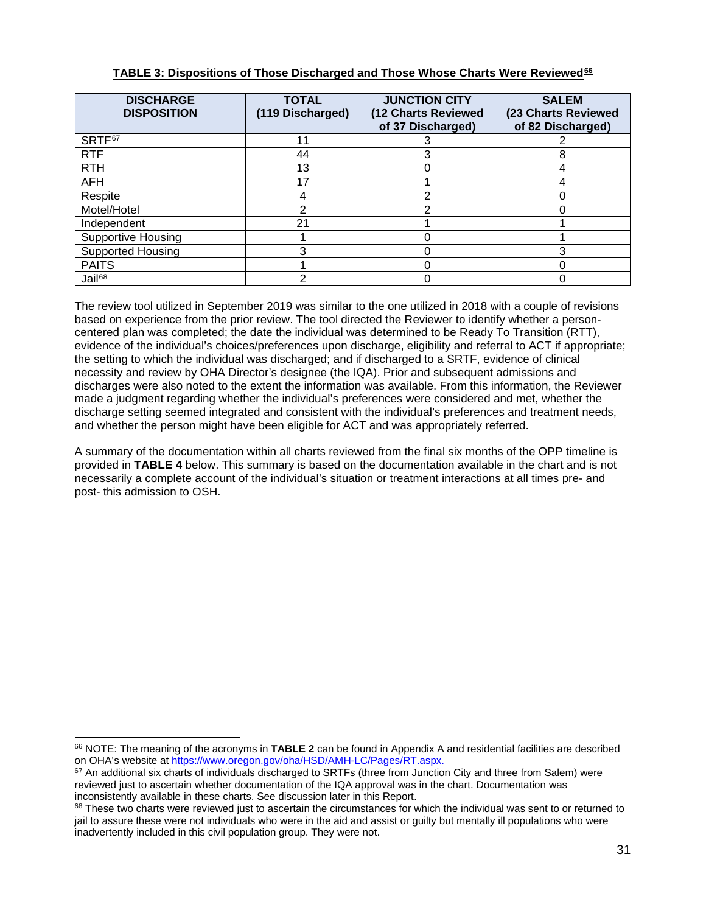**TABLE 3: Dispositions of Those Discharged and Those Whose Charts Were Reviewed**[66]

| DISCHARGE DISPOSITION | TOTAL (119 Discharged) | JUNCTION CITY (12 Charts Reviewed of 37 Discharged) | SALEM (23 Charts Reviewed of 82 Discharged) |
|---|---|---|---|
| SRTF[67] | 11 | 3 | 2 |
| RTF | 44 | 3 | 8 |
| RTH | 13 | 0 | 4 |
| AFH | 17 | 1 | 4 |
| Respite | 4 | 2 | 0 |
| Motel/Hotel | 2 | 2 | 0 |
| Independent | 21 | 1 | 1 |
| Supportive Housing | 1 | 0 | 1 |
| Supported Housing | 3 | 0 | 3 |
| PAITS | 1 | 0 | 0 |
| Jail[68] | 2 | 0 | 0 |

The review tool utilized in September 2019 was similar to the one utilized in 2018 with a couple of revisions based on experience from the prior review. The tool directed the Reviewer to identify whether a person-centered plan was completed; the date the individual was determined to be Ready To Transition (RTT), evidence of the individual's choices/preferences upon discharge, eligibility and referral to ACT if appropriate; the setting to which the individual was discharged; and if discharged to a SRTF, evidence of clinical necessity and review by OHA Director's designee (the IQA). Prior and subsequent admissions and discharges were also noted to the extent the information was available. From this information, the Reviewer made a judgment regarding whether the individual's preferences were considered and met, whether the discharge setting seemed integrated and consistent with the individual's preferences and treatment needs, and whether the person might have been eligible for ACT and was appropriately referred.

A summary of the documentation within all charts reviewed from the final six months of the OPP timeline is provided in **TABLE 4** below. This summary is based on the documentation available in the chart and is not necessarily a complete account of the individual's situation or treatment interactions at all times pre- and post- this admission to OSH.

---

[66] NOTE: The meaning of the acronyms in **TABLE 2** can be found in Appendix A and residential facilities are described on OHA's website at https://www.oregon.gov/oha/HSD/AMH-LC/Pages/RT.aspx.

[67] An additional six charts of individuals discharged to SRTFs (three from Junction City and three from Salem) were reviewed just to ascertain whether documentation of the IQA approval was in the chart. Documentation was inconsistently available in these charts. See discussion later in this Report.

[68] These two charts were reviewed just to ascertain the circumstances for which the individual was sent to or returned to jail to assure these were not individuals who were in the aid and assist or guilty but mentally ill populations who were inadvertently included in this civil population group. They were not.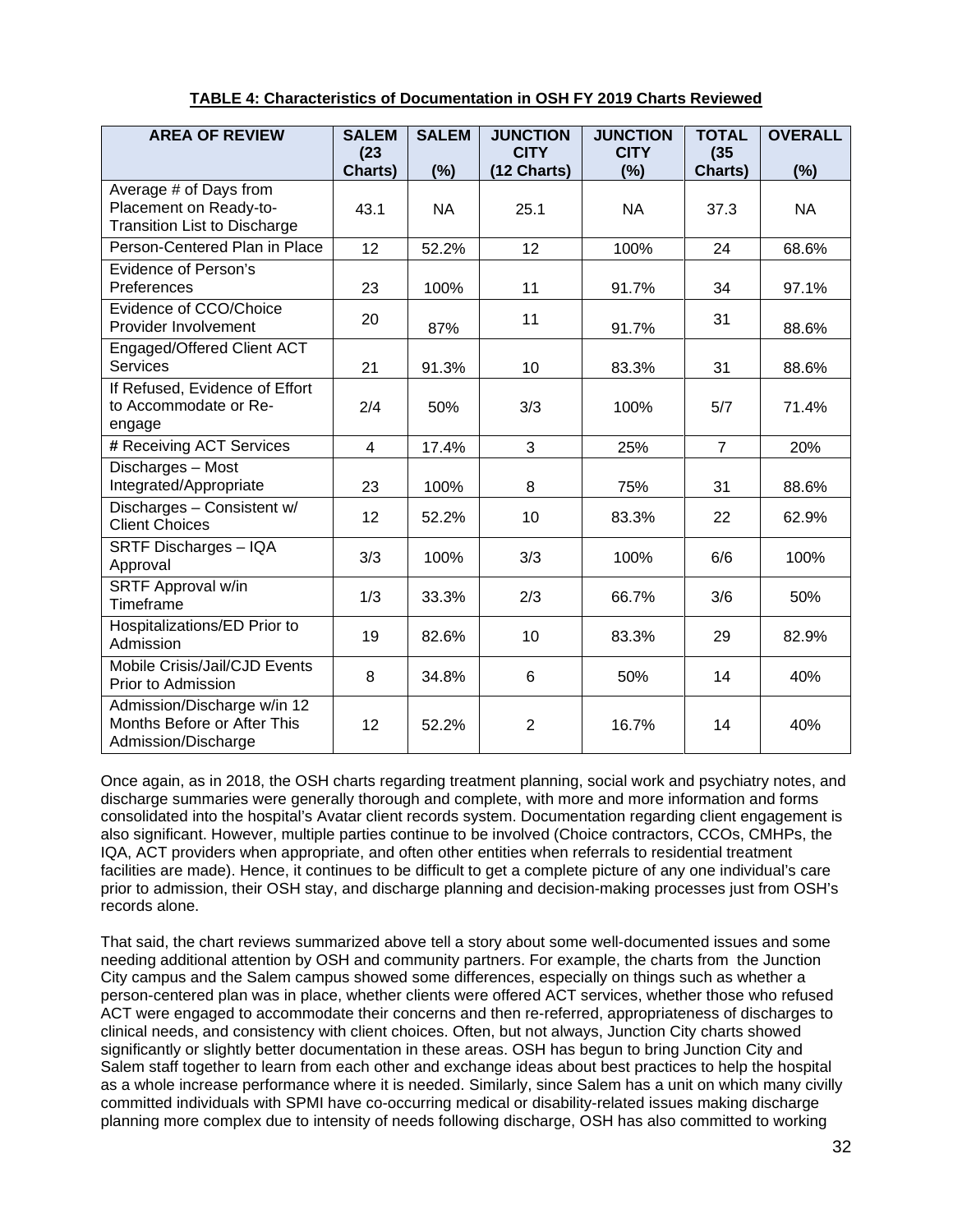**TABLE 4: Characteristics of Documentation in OSH FY 2019 Charts Reviewed**

| AREA OF REVIEW | SALEM (23 Charts) | SALEM (%) | JUNCTION CITY (12 Charts) | JUNCTION CITY (%) | TOTAL (35 Charts) | OVERALL (%) |
|---|---|---|---|---|---|---|
| Average # of Days from Placement on Ready-to-Transition List to Discharge | 43.1 | NA | 25.1 | NA | 37.3 | NA |
| Person-Centered Plan in Place | 12 | 52.2% | 12 | 100% | 24 | 68.6% |
| Evidence of Person's Preferences | 23 | 100% | 11 | 91.7% | 34 | 97.1% |
| Evidence of CCO/Choice Provider Involvement | 20 | 87% | 11 | 91.7% | 31 | 88.6% |
| Engaged/Offered Client ACT Services | 21 | 91.3% | 10 | 83.3% | 31 | 88.6% |
| If Refused, Evidence of Effort to Accommodate or Re-engage | 2/4 | 50% | 3/3 | 100% | 5/7 | 71.4% |
| # Receiving ACT Services | 4 | 17.4% | 3 | 25% | 7 | 20% |
| Discharges – Most Integrated/Appropriate | 23 | 100% | 8 | 75% | 31 | 88.6% |
| Discharges – Consistent w/ Client Choices | 12 | 52.2% | 10 | 83.3% | 22 | 62.9% |
| SRTF Discharges – IQA Approval | 3/3 | 100% | 3/3 | 100% | 6/6 | 100% |
| SRTF Approval w/in Timeframe | 1/3 | 33.3% | 2/3 | 66.7% | 3/6 | 50% |
| Hospitalizations/ED Prior to Admission | 19 | 82.6% | 10 | 83.3% | 29 | 82.9% |
| Mobile Crisis/Jail/CJD Events Prior to Admission | 8 | 34.8% | 6 | 50% | 14 | 40% |
| Admission/Discharge w/in 12 Months Before or After This Admission/Discharge | 12 | 52.2% | 2 | 16.7% | 14 | 40% |

Once again, as in 2018, the OSH charts regarding treatment planning, social work and psychiatry notes, and discharge summaries were generally thorough and complete, with more and more information and forms consolidated into the hospital's Avatar client records system. Documentation regarding client engagement is also significant. However, multiple parties continue to be involved (Choice contractors, CCOs, CMHPs, the IQA, ACT providers when appropriate, and often other entities when referrals to residential treatment facilities are made). Hence, it continues to be difficult to get a complete picture of any one individual's care prior to admission, their OSH stay, and discharge planning and decision-making processes just from OSH's records alone.

That said, the chart reviews summarized above tell a story about some well-documented issues and some needing additional attention by OSH and community partners. For example, the charts from the Junction City campus and the Salem campus showed some differences, especially on things such as whether a person-centered plan was in place, whether clients were offered ACT services, whether those who refused ACT were engaged to accommodate their concerns and then re-referred, appropriateness of discharges to clinical needs, and consistency with client choices. Often, but not always, Junction City charts showed significantly or slightly better documentation in these areas. OSH has begun to bring Junction City and Salem staff together to learn from each other and exchange ideas about best practices to help the hospital as a whole increase performance where it is needed. Similarly, since Salem has a unit on which many civilly committed individuals with SPMI have co-occurring medical or disability-related issues making discharge planning more complex due to intensity of needs following discharge, OSH has also committed to working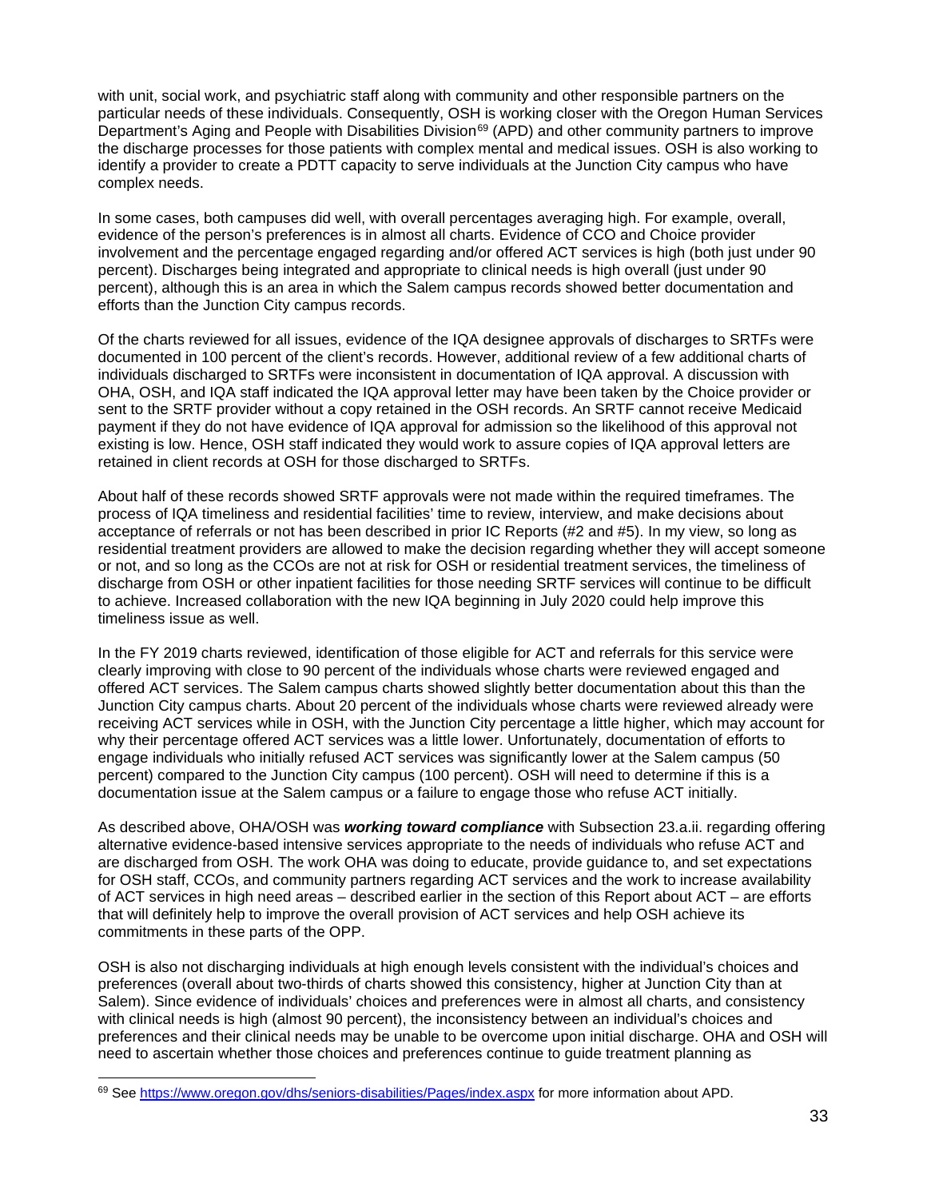with unit, social work, and psychiatric staff along with community and other responsible partners on the particular needs of these individuals. Consequently, OSH is working closer with the Oregon Human Services Department's Aging and People with Disabilities Division[69] (APD) and other community partners to improve the discharge processes for those patients with complex mental and medical issues. OSH is also working to identify a provider to create a PDTT capacity to serve individuals at the Junction City campus who have complex needs.

In some cases, both campuses did well, with overall percentages averaging high. For example, overall, evidence of the person's preferences is in almost all charts. Evidence of CCO and Choice provider involvement and the percentage engaged regarding and/or offered ACT services is high (both just under 90 percent). Discharges being integrated and appropriate to clinical needs is high overall (just under 90 percent), although this is an area in which the Salem campus records showed better documentation and efforts than the Junction City campus records.

Of the charts reviewed for all issues, evidence of the IQA designee approvals of discharges to SRTFs were documented in 100 percent of the client's records. However, additional review of a few additional charts of individuals discharged to SRTFs were inconsistent in documentation of IQA approval. A discussion with OHA, OSH, and IQA staff indicated the IQA approval letter may have been taken by the Choice provider or sent to the SRTF provider without a copy retained in the OSH records. An SRTF cannot receive Medicaid payment if they do not have evidence of IQA approval for admission so the likelihood of this approval not existing is low. Hence, OSH staff indicated they would work to assure copies of IQA approval letters are retained in client records at OSH for those discharged to SRTFs.

About half of these records showed SRTF approvals were not made within the required timeframes. The process of IQA timeliness and residential facilities' time to review, interview, and make decisions about acceptance of referrals or not has been described in prior IC Reports (#2 and #5). In my view, so long as residential treatment providers are allowed to make the decision regarding whether they will accept someone or not, and so long as the CCOs are not at risk for OSH or residential treatment services, the timeliness of discharge from OSH or other inpatient facilities for those needing SRTF services will continue to be difficult to achieve. Increased collaboration with the new IQA beginning in July 2020 could help improve this timeliness issue as well.

In the FY 2019 charts reviewed, identification of those eligible for ACT and referrals for this service were clearly improving with close to 90 percent of the individuals whose charts were reviewed engaged and offered ACT services. The Salem campus charts showed slightly better documentation about this than the Junction City campus charts. About 20 percent of the individuals whose charts were reviewed already were receiving ACT services while in OSH, with the Junction City percentage a little higher, which may account for why their percentage offered ACT services was a little lower. Unfortunately, documentation of efforts to engage individuals who initially refused ACT services was significantly lower at the Salem campus (50 percent) compared to the Junction City campus (100 percent). OSH will need to determine if this is a documentation issue at the Salem campus or a failure to engage those who refuse ACT initially.

As described above, OHA/OSH was ***working toward compliance*** with Subsection 23.a.ii. regarding offering alternative evidence-based intensive services appropriate to the needs of individuals who refuse ACT and are discharged from OSH. The work OHA was doing to educate, provide guidance to, and set expectations for OSH staff, CCOs, and community partners regarding ACT services and the work to increase availability of ACT services in high need areas – described earlier in the section of this Report about ACT – are efforts that will definitely help to improve the overall provision of ACT services and help OSH achieve its commitments in these parts of the OPP.

OSH is also not discharging individuals at high enough levels consistent with the individual's choices and preferences (overall about two-thirds of charts showed this consistency, higher at Junction City than at Salem). Since evidence of individuals' choices and preferences were in almost all charts, and consistency with clinical needs is high (almost 90 percent), the inconsistency between an individual's choices and preferences and their clinical needs may be unable to be overcome upon initial discharge. OHA and OSH will need to ascertain whether those choices and preferences continue to guide treatment planning as

[69] See https://www.oregon.gov/dhs/seniors-disabilities/Pages/index.aspx for more information about APD.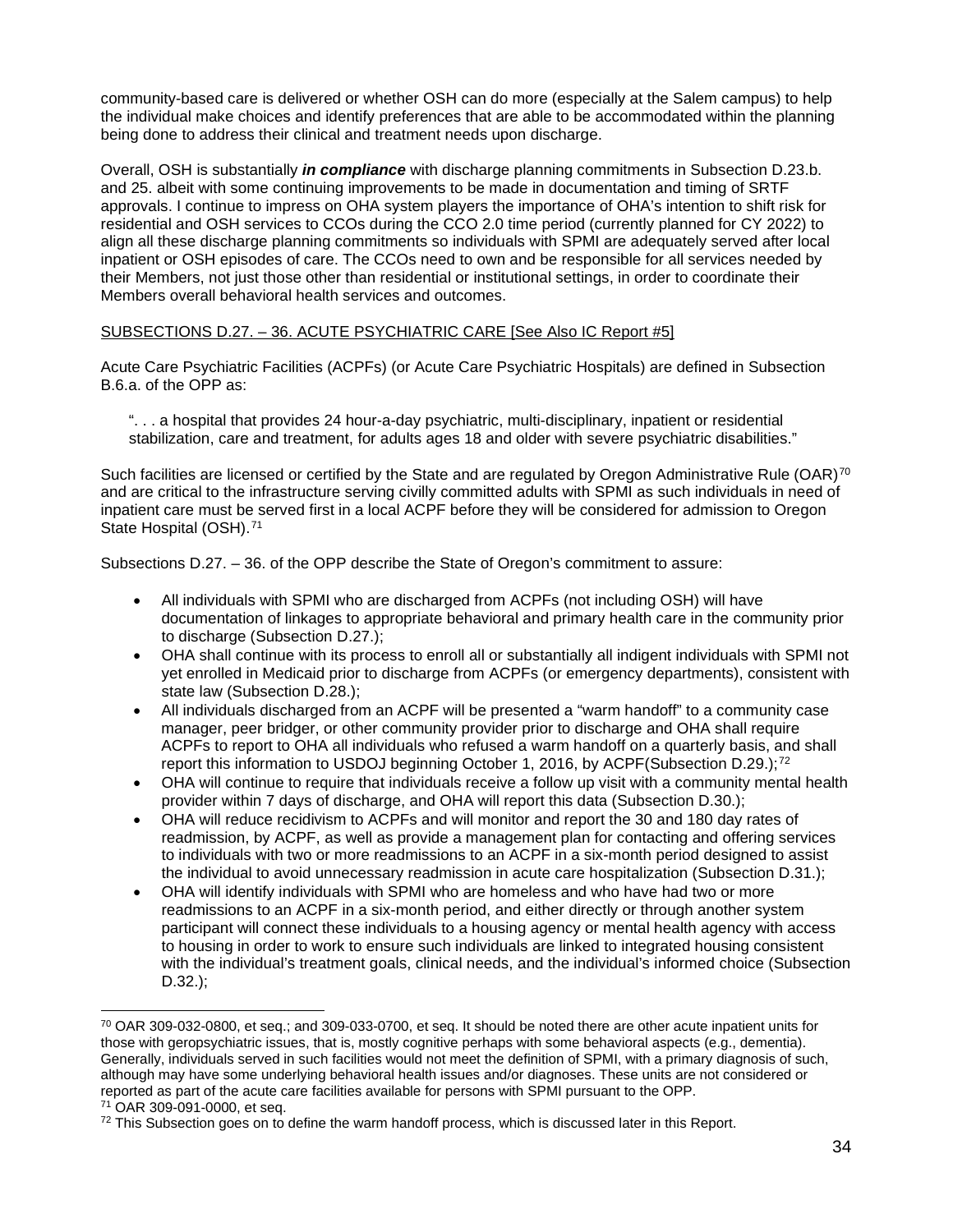community-based care is delivered or whether OSH can do more (especially at the Salem campus) to help the individual make choices and identify preferences that are able to be accommodated within the planning being done to address their clinical and treatment needs upon discharge.

Overall, OSH is substantially ***in compliance*** with discharge planning commitments in Subsection D.23.b. and 25. albeit with some continuing improvements to be made in documentation and timing of SRTF approvals. I continue to impress on OHA system players the importance of OHA's intention to shift risk for residential and OSH services to CCOs during the CCO 2.0 time period (currently planned for CY 2022) to align all these discharge planning commitments so individuals with SPMI are adequately served after local inpatient or OSH episodes of care. The CCOs need to own and be responsible for all services needed by their Members, not just those other than residential or institutional settings, in order to coordinate their Members overall behavioral health services and outcomes.

SUBSECTIONS D.27. – 36. ACUTE PSYCHIATRIC CARE [See Also IC Report #5]

Acute Care Psychiatric Facilities (ACPFs) (or Acute Care Psychiatric Hospitals) are defined in Subsection B.6.a. of the OPP as:

> ". . . a hospital that provides 24 hour-a-day psychiatric, multi-disciplinary, inpatient or residential stabilization, care and treatment, for adults ages 18 and older with severe psychiatric disabilities."

Such facilities are licensed or certified by the State and are regulated by Oregon Administrative Rule (OAR)[70] and are critical to the infrastructure serving civilly committed adults with SPMI as such individuals in need of inpatient care must be served first in a local ACPF before they will be considered for admission to Oregon State Hospital (OSH).[71]

Subsections D.27. – 36. of the OPP describe the State of Oregon's commitment to assure:

- All individuals with SPMI who are discharged from ACPFs (not including OSH) will have documentation of linkages to appropriate behavioral and primary health care in the community prior to discharge (Subsection D.27.);
- OHA shall continue with its process to enroll all or substantially all indigent individuals with SPMI not yet enrolled in Medicaid prior to discharge from ACPFs (or emergency departments), consistent with state law (Subsection D.28.);
- All individuals discharged from an ACPF will be presented a "warm handoff" to a community case manager, peer bridger, or other community provider prior to discharge and OHA shall require ACPFs to report to OHA all individuals who refused a warm handoff on a quarterly basis, and shall report this information to USDOJ beginning October 1, 2016, by ACPF(Subsection D.29.);[72]
- OHA will continue to require that individuals receive a follow up visit with a community mental health provider within 7 days of discharge, and OHA will report this data (Subsection D.30.);
- OHA will reduce recidivism to ACPFs and will monitor and report the 30 and 180 day rates of readmission, by ACPF, as well as provide a management plan for contacting and offering services to individuals with two or more readmissions to an ACPF in a six-month period designed to assist the individual to avoid unnecessary readmission in acute care hospitalization (Subsection D.31.);
- OHA will identify individuals with SPMI who are homeless and who have had two or more readmissions to an ACPF in a six-month period, and either directly or through another system participant will connect these individuals to a housing agency or mental health agency with access to housing in order to work to ensure such individuals are linked to integrated housing consistent with the individual's treatment goals, clinical needs, and the individual's informed choice (Subsection D.32.);

---

[70] OAR 309-032-0800, et seq.; and 309-033-0700, et seq. It should be noted there are other acute inpatient units for those with geropsychiatric issues, that is, mostly cognitive perhaps with some behavioral aspects (e.g., dementia). Generally, individuals served in such facilities would not meet the definition of SPMI, with a primary diagnosis of such, although may have some underlying behavioral health issues and/or diagnoses. These units are not considered or reported as part of the acute care facilities available for persons with SPMI pursuant to the OPP.

[71] OAR 309-091-0000, et seq.

[72] This Subsection goes on to define the warm handoff process, which is discussed later in this Report.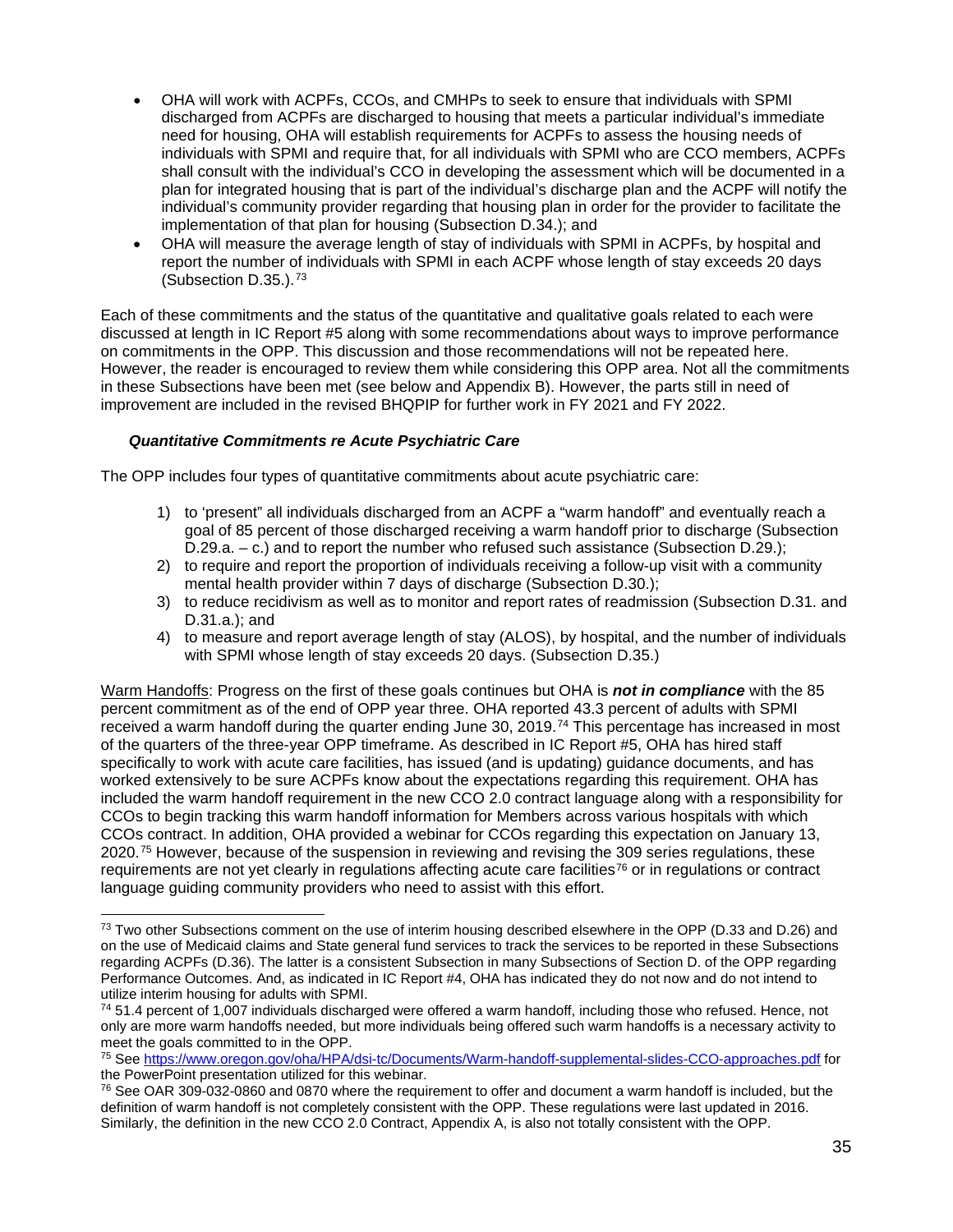- OHA will work with ACPFs, CCOs, and CMHPs to seek to ensure that individuals with SPMI discharged from ACPFs are discharged to housing that meets a particular individual's immediate need for housing, OHA will establish requirements for ACPFs to assess the housing needs of individuals with SPMI and require that, for all individuals with SPMI who are CCO members, ACPFs shall consult with the individual's CCO in developing the assessment which will be documented in a plan for integrated housing that is part of the individual's discharge plan and the ACPF will notify the individual's community provider regarding that housing plan in order for the provider to facilitate the implementation of that plan for housing (Subsection D.34.); and
- OHA will measure the average length of stay of individuals with SPMI in ACPFs, by hospital and report the number of individuals with SPMI in each ACPF whose length of stay exceeds 20 days (Subsection D.35.).[73]

Each of these commitments and the status of the quantitative and qualitative goals related to each were discussed at length in IC Report #5 along with some recommendations about ways to improve performance on commitments in the OPP. This discussion and those recommendations will not be repeated here. However, the reader is encouraged to review them while considering this OPP area. Not all the commitments in these Subsections have been met (see below and Appendix B). However, the parts still in need of improvement are included in the revised BHQPIP for further work in FY 2021 and FY 2022.

### *Quantitative Commitments re Acute Psychiatric Care*

The OPP includes four types of quantitative commitments about acute psychiatric care:

1) to 'present" all individuals discharged from an ACPF a "warm handoff" and eventually reach a goal of 85 percent of those discharged receiving a warm handoff prior to discharge (Subsection D.29.a. – c.) and to report the number who refused such assistance (Subsection D.29.);
2) to require and report the proportion of individuals receiving a follow-up visit with a community mental health provider within 7 days of discharge (Subsection D.30.);
3) to reduce recidivism as well as to monitor and report rates of readmission (Subsection D.31. and D.31.a.); and
4) to measure and report average length of stay (ALOS), by hospital, and the number of individuals with SPMI whose length of stay exceeds 20 days. (Subsection D.35.)

<u>Warm Handoffs</u>: Progress on the first of these goals continues but OHA is ***not in compliance*** with the 85 percent commitment as of the end of OPP year three. OHA reported 43.3 percent of adults with SPMI received a warm handoff during the quarter ending June 30, 2019.[74] This percentage has increased in most of the quarters of the three-year OPP timeframe. As described in IC Report #5, OHA has hired staff specifically to work with acute care facilities, has issued (and is updating) guidance documents, and has worked extensively to be sure ACPFs know about the expectations regarding this requirement. OHA has included the warm handoff requirement in the new CCO 2.0 contract language along with a responsibility for CCOs to begin tracking this warm handoff information for Members across various hospitals with which CCOs contract. In addition, OHA provided a webinar for CCOs regarding this expectation on January 13, 2020.[75] However, because of the suspension in reviewing and revising the 309 series regulations, these requirements are not yet clearly in regulations affecting acute care facilities[76] or in regulations or contract language guiding community providers who need to assist with this effort.

---

[73] Two other Subsections comment on the use of interim housing described elsewhere in the OPP (D.33 and D.26) and on the use of Medicaid claims and State general fund services to track the services to be reported in these Subsections regarding ACPFs (D.36). The latter is a consistent Subsection in many Subsections of Section D. of the OPP regarding Performance Outcomes. And, as indicated in IC Report #4, OHA has indicated they do not now and do not intend to utilize interim housing for adults with SPMI.

[74] 51.4 percent of 1,007 individuals discharged were offered a warm handoff, including those who refused. Hence, not only are more warm handoffs needed, but more individuals being offered such warm handoffs is a necessary activity to meet the goals committed to in the OPP.

[75] See https://www.oregon.gov/oha/HPA/dsi-tc/Documents/Warm-handoff-supplemental-slides-CCO-approaches.pdf for the PowerPoint presentation utilized for this webinar.

[76] See OAR 309-032-0860 and 0870 where the requirement to offer and document a warm handoff is included, but the definition of warm handoff is not completely consistent with the OPP. These regulations were last updated in 2016. Similarly, the definition in the new CCO 2.0 Contract, Appendix A, is also not totally consistent with the OPP.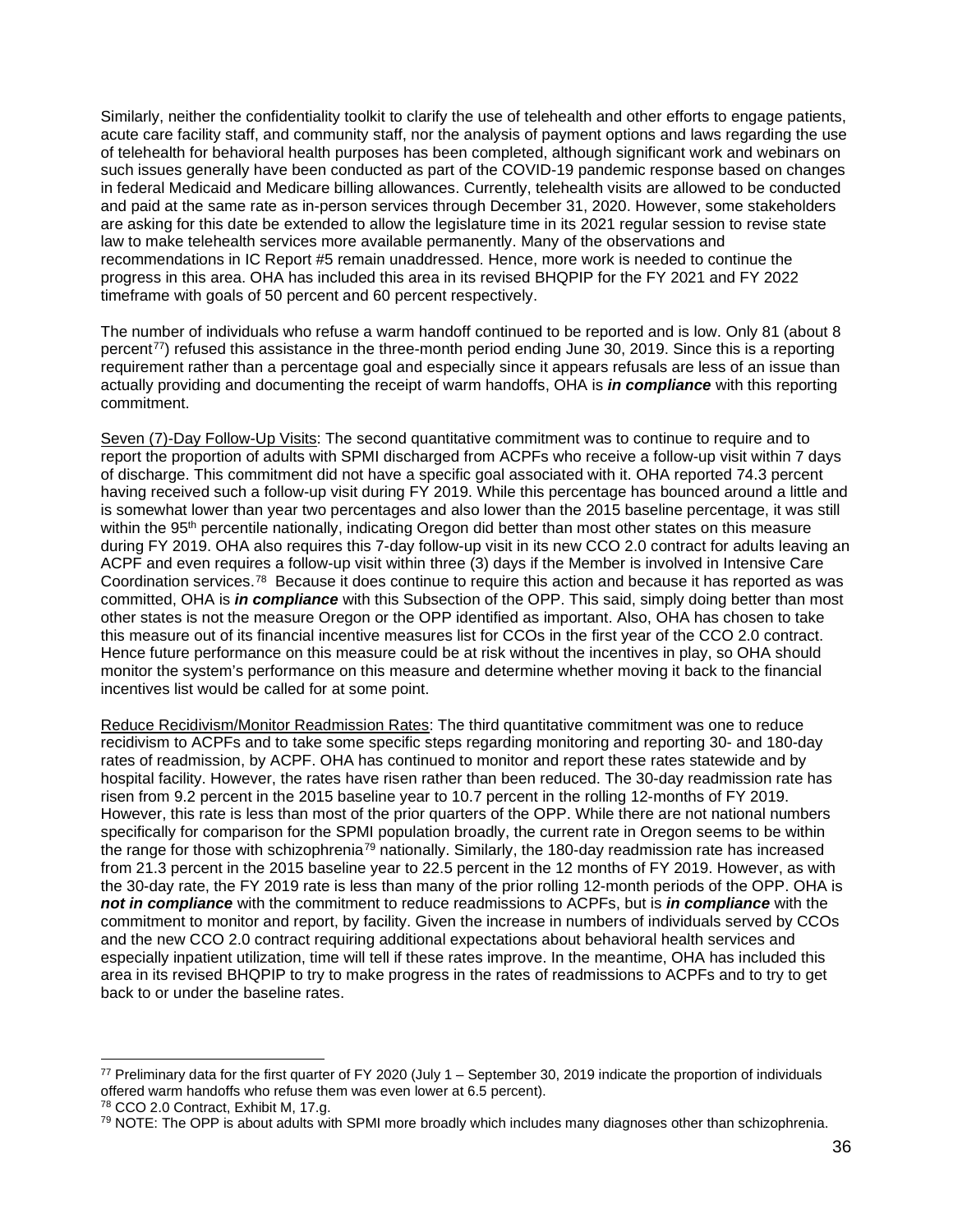Similarly, neither the confidentiality toolkit to clarify the use of telehealth and other efforts to engage patients, acute care facility staff, and community staff, nor the analysis of payment options and laws regarding the use of telehealth for behavioral health purposes has been completed, although significant work and webinars on such issues generally have been conducted as part of the COVID-19 pandemic response based on changes in federal Medicaid and Medicare billing allowances. Currently, telehealth visits are allowed to be conducted and paid at the same rate as in-person services through December 31, 2020. However, some stakeholders are asking for this date be extended to allow the legislature time in its 2021 regular session to revise state law to make telehealth services more available permanently. Many of the observations and recommendations in IC Report #5 remain unaddressed. Hence, more work is needed to continue the progress in this area. OHA has included this area in its revised BHQPIP for the FY 2021 and FY 2022 timeframe with goals of 50 percent and 60 percent respectively.

The number of individuals who refuse a warm handoff continued to be reported and is low. Only 81 (about 8 percent[77]) refused this assistance in the three-month period ending June 30, 2019. Since this is a reporting requirement rather than a percentage goal and especially since it appears refusals are less of an issue than actually providing and documenting the receipt of warm handoffs, OHA is ***in compliance*** with this reporting commitment.

<u>Seven (7)-Day Follow-Up Visits</u>: The second quantitative commitment was to continue to require and to report the proportion of adults with SPMI discharged from ACPFs who receive a follow-up visit within 7 days of discharge. This commitment did not have a specific goal associated with it. OHA reported 74.3 percent having received such a follow-up visit during FY 2019. While this percentage has bounced around a little and is somewhat lower than year two percentages and also lower than the 2015 baseline percentage, it was still within the 95th percentile nationally, indicating Oregon did better than most other states on this measure during FY 2019. OHA also requires this 7-day follow-up visit in its new CCO 2.0 contract for adults leaving an ACPF and even requires a follow-up visit within three (3) days if the Member is involved in Intensive Care Coordination services.[78] Because it does continue to require this action and because it has reported as was committed, OHA is ***in compliance*** with this Subsection of the OPP. This said, simply doing better than most other states is not the measure Oregon or the OPP identified as important. Also, OHA has chosen to take this measure out of its financial incentive measures list for CCOs in the first year of the CCO 2.0 contract. Hence future performance on this measure could be at risk without the incentives in play, so OHA should monitor the system's performance on this measure and determine whether moving it back to the financial incentives list would be called for at some point.

<u>Reduce Recidivism/Monitor Readmission Rates</u>: The third quantitative commitment was one to reduce recidivism to ACPFs and to take some specific steps regarding monitoring and reporting 30- and 180-day rates of readmission, by ACPF. OHA has continued to monitor and report these rates statewide and by hospital facility. However, the rates have risen rather than been reduced. The 30-day readmission rate has risen from 9.2 percent in the 2015 baseline year to 10.7 percent in the rolling 12-months of FY 2019. However, this rate is less than most of the prior quarters of the OPP. While there are not national numbers specifically for comparison for the SPMI population broadly, the current rate in Oregon seems to be within the range for those with schizophrenia[79] nationally. Similarly, the 180-day readmission rate has increased from 21.3 percent in the 2015 baseline year to 22.5 percent in the 12 months of FY 2019. However, as with the 30-day rate, the FY 2019 rate is less than many of the prior rolling 12-month periods of the OPP. OHA is ***not in compliance*** with the commitment to reduce readmissions to ACPFs, but is ***in compliance*** with the commitment to monitor and report, by facility. Given the increase in numbers of individuals served by CCOs and the new CCO 2.0 contract requiring additional expectations about behavioral health services and especially inpatient utilization, time will tell if these rates improve. In the meantime, OHA has included this area in its revised BHQPIP to try to make progress in the rates of readmissions to ACPFs and to try to get back to or under the baseline rates.

---

[77] Preliminary data for the first quarter of FY 2020 (July 1 – September 30, 2019 indicate the proportion of individuals offered warm handoffs who refuse them was even lower at 6.5 percent).

[78] CCO 2.0 Contract, Exhibit M, 17.g.

[79] NOTE: The OPP is about adults with SPMI more broadly which includes many diagnoses other than schizophrenia.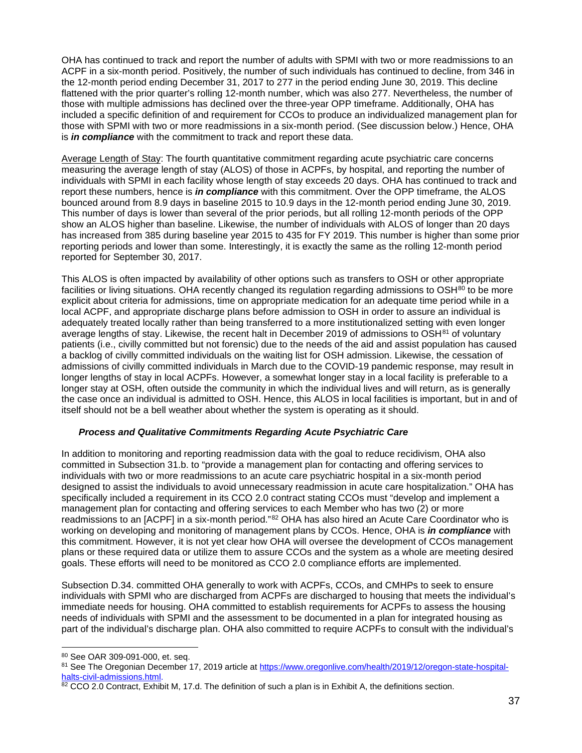OHA has continued to track and report the number of adults with SPMI with two or more readmissions to an ACPF in a six-month period. Positively, the number of such individuals has continued to decline, from 346 in the 12-month period ending December 31, 2017 to 277 in the period ending June 30, 2019. This decline flattened with the prior quarter's rolling 12-month number, which was also 277. Nevertheless, the number of those with multiple admissions has declined over the three-year OPP timeframe. Additionally, OHA has included a specific definition of and requirement for CCOs to produce an individualized management plan for those with SPMI with two or more readmissions in a six-month period. (See discussion below.) Hence, OHA is ***in compliance*** with the commitment to track and report these data.

Average Length of Stay: The fourth quantitative commitment regarding acute psychiatric care concerns measuring the average length of stay (ALOS) of those in ACPFs, by hospital, and reporting the number of individuals with SPMI in each facility whose length of stay exceeds 20 days. OHA has continued to track and report these numbers, hence is ***in compliance*** with this commitment. Over the OPP timeframe, the ALOS bounced around from 8.9 days in baseline 2015 to 10.9 days in the 12-month period ending June 30, 2019. This number of days is lower than several of the prior periods, but all rolling 12-month periods of the OPP show an ALOS higher than baseline. Likewise, the number of individuals with ALOS of longer than 20 days has increased from 385 during baseline year 2015 to 435 for FY 2019. This number is higher than some prior reporting periods and lower than some. Interestingly, it is exactly the same as the rolling 12-month period reported for September 30, 2017.

This ALOS is often impacted by availability of other options such as transfers to OSH or other appropriate facilities or living situations. OHA recently changed its regulation regarding admissions to OSH[80] to be more explicit about criteria for admissions, time on appropriate medication for an adequate time period while in a local ACPF, and appropriate discharge plans before admission to OSH in order to assure an individual is adequately treated locally rather than being transferred to a more institutionalized setting with even longer average lengths of stay. Likewise, the recent halt in December 2019 of admissions to OSH[81] of voluntary patients (i.e., civilly committed but not forensic) due to the needs of the aid and assist population has caused a backlog of civilly committed individuals on the waiting list for OSH admission. Likewise, the cessation of admissions of civilly committed individuals in March due to the COVID-19 pandemic response, may result in longer lengths of stay in local ACPFs. However, a somewhat longer stay in a local facility is preferable to a longer stay at OSH, often outside the community in which the individual lives and will return, as is generally the case once an individual is admitted to OSH. Hence, this ALOS in local facilities is important, but in and of itself should not be a bell weather about whether the system is operating as it should.

#### *Process and Qualitative Commitments Regarding Acute Psychiatric Care*

In addition to monitoring and reporting readmission data with the goal to reduce recidivism, OHA also committed in Subsection 31.b. to "provide a management plan for contacting and offering services to individuals with two or more readmissions to an acute care psychiatric hospital in a six-month period designed to assist the individuals to avoid unnecessary readmission in acute care hospitalization." OHA has specifically included a requirement in its CCO 2.0 contract stating CCOs must "develop and implement a management plan for contacting and offering services to each Member who has two (2) or more readmissions to an [ACPF] in a six-month period."[82] OHA has also hired an Acute Care Coordinator who is working on developing and monitoring of management plans by CCOs. Hence, OHA is ***in compliance*** with this commitment. However, it is not yet clear how OHA will oversee the development of CCOs management plans or these required data or utilize them to assure CCOs and the system as a whole are meeting desired goals. These efforts will need to be monitored as CCO 2.0 compliance efforts are implemented.

Subsection D.34. committed OHA generally to work with ACPFs, CCOs, and CMHPs to seek to ensure individuals with SPMI who are discharged from ACPFs are discharged to housing that meets the individual's immediate needs for housing. OHA committed to establish requirements for ACPFs to assess the housing needs of individuals with SPMI and the assessment to be documented in a plan for integrated housing as part of the individual's discharge plan. OHA also committed to require ACPFs to consult with the individual's

---

[80] See OAR 309-091-000, et. seq.

[81] See The Oregonian December 17, 2019 article at https://www.oregonlive.com/health/2019/12/oregon-state-hospital-halts-civil-admissions.html.

[82] CCO 2.0 Contract, Exhibit M, 17.d. The definition of such a plan is in Exhibit A, the definitions section.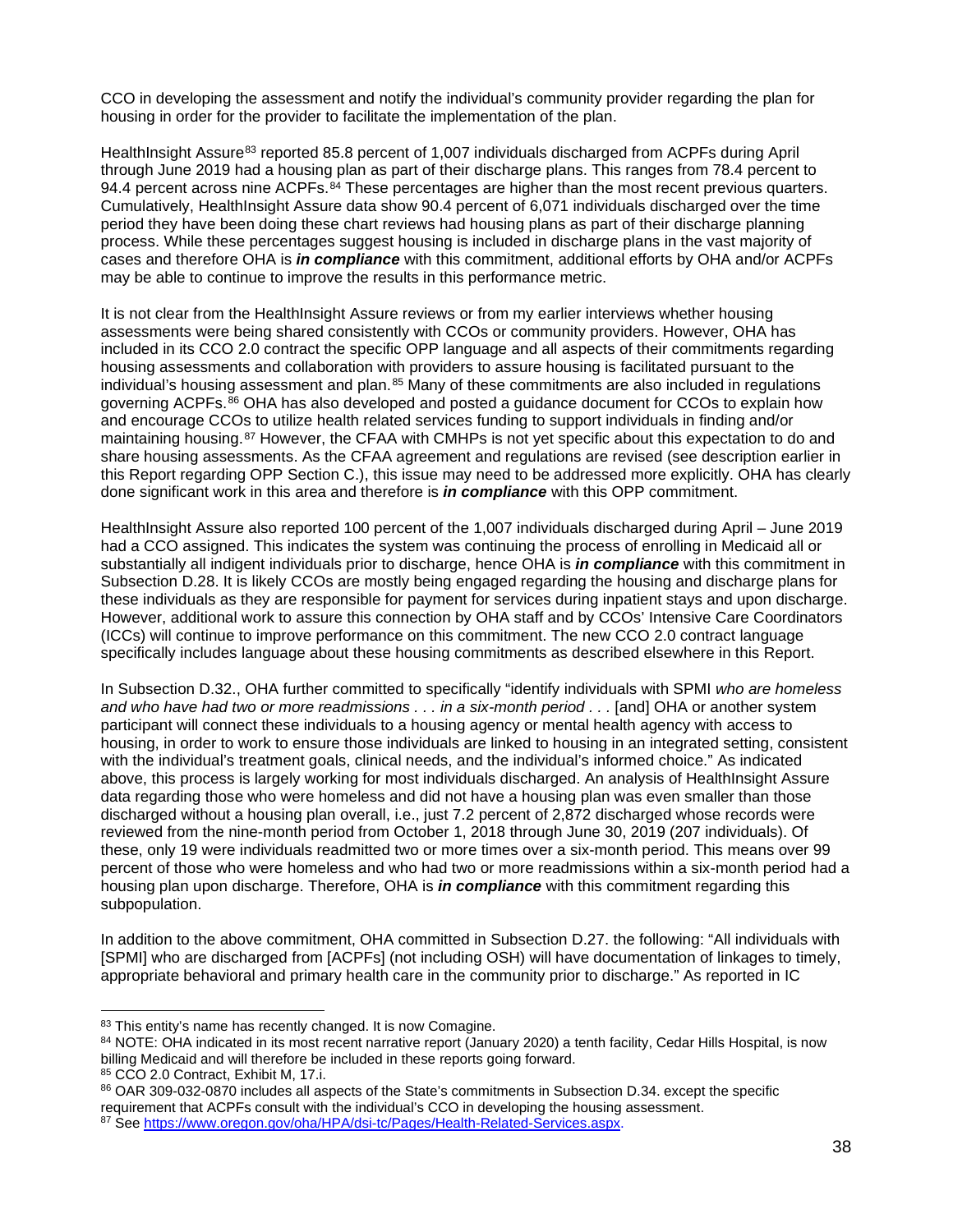CCO in developing the assessment and notify the individual's community provider regarding the plan for housing in order for the provider to facilitate the implementation of the plan.

HealthInsight Assure[83] reported 85.8 percent of 1,007 individuals discharged from ACPFs during April through June 2019 had a housing plan as part of their discharge plans. This ranges from 78.4 percent to 94.4 percent across nine ACPFs.[84] These percentages are higher than the most recent previous quarters. Cumulatively, HealthInsight Assure data show 90.4 percent of 6,071 individuals discharged over the time period they have been doing these chart reviews had housing plans as part of their discharge planning process. While these percentages suggest housing is included in discharge plans in the vast majority of cases and therefore OHA is ***in compliance*** with this commitment, additional efforts by OHA and/or ACPFs may be able to continue to improve the results in this performance metric.

It is not clear from the HealthInsight Assure reviews or from my earlier interviews whether housing assessments were being shared consistently with CCOs or community providers. However, OHA has included in its CCO 2.0 contract the specific OPP language and all aspects of their commitments regarding housing assessments and collaboration with providers to assure housing is facilitated pursuant to the individual's housing assessment and plan.[85] Many of these commitments are also included in regulations governing ACPFs.[86] OHA has also developed and posted a guidance document for CCOs to explain how and encourage CCOs to utilize health related services funding to support individuals in finding and/or maintaining housing.[87] However, the CFAA with CMHPs is not yet specific about this expectation to do and share housing assessments. As the CFAA agreement and regulations are revised (see description earlier in this Report regarding OPP Section C.), this issue may need to be addressed more explicitly. OHA has clearly done significant work in this area and therefore is ***in compliance*** with this OPP commitment.

HealthInsight Assure also reported 100 percent of the 1,007 individuals discharged during April – June 2019 had a CCO assigned. This indicates the system was continuing the process of enrolling in Medicaid all or substantially all indigent individuals prior to discharge, hence OHA is ***in compliance*** with this commitment in Subsection D.28. It is likely CCOs are mostly being engaged regarding the housing and discharge plans for these individuals as they are responsible for payment for services during inpatient stays and upon discharge. However, additional work to assure this connection by OHA staff and by CCOs' Intensive Care Coordinators (ICCs) will continue to improve performance on this commitment. The new CCO 2.0 contract language specifically includes language about these housing commitments as described elsewhere in this Report.

In Subsection D.32., OHA further committed to specifically "identify individuals with SPMI *who are homeless and who have had two or more readmissions . . . in a six-month period . . .* [and] OHA or another system participant will connect these individuals to a housing agency or mental health agency with access to housing, in order to work to ensure those individuals are linked to housing in an integrated setting, consistent with the individual's treatment goals, clinical needs, and the individual's informed choice." As indicated above, this process is largely working for most individuals discharged. An analysis of HealthInsight Assure data regarding those who were homeless and did not have a housing plan was even smaller than those discharged without a housing plan overall, i.e., just 7.2 percent of 2,872 discharged whose records were reviewed from the nine-month period from October 1, 2018 through June 30, 2019 (207 individuals). Of these, only 19 were individuals readmitted two or more times over a six-month period. This means over 99 percent of those who were homeless and who had two or more readmissions within a six-month period had a housing plan upon discharge. Therefore, OHA is ***in compliance*** with this commitment regarding this subpopulation.

In addition to the above commitment, OHA committed in Subsection D.27. the following: "All individuals with [SPMI] who are discharged from [ACPFs] (not including OSH) will have documentation of linkages to timely, appropriate behavioral and primary health care in the community prior to discharge." As reported in IC

---

[83] This entity's name has recently changed. It is now Comagine.

[84] NOTE: OHA indicated in its most recent narrative report (January 2020) a tenth facility, Cedar Hills Hospital, is now billing Medicaid and will therefore be included in these reports going forward.

[85] CCO 2.0 Contract, Exhibit M, 17.i.

[86] OAR 309-032-0870 includes all aspects of the State's commitments in Subsection D.34. except the specific requirement that ACPFs consult with the individual's CCO in developing the housing assessment.

[87] See https://www.oregon.gov/oha/HPA/dsi-tc/Pages/Health-Related-Services.aspx.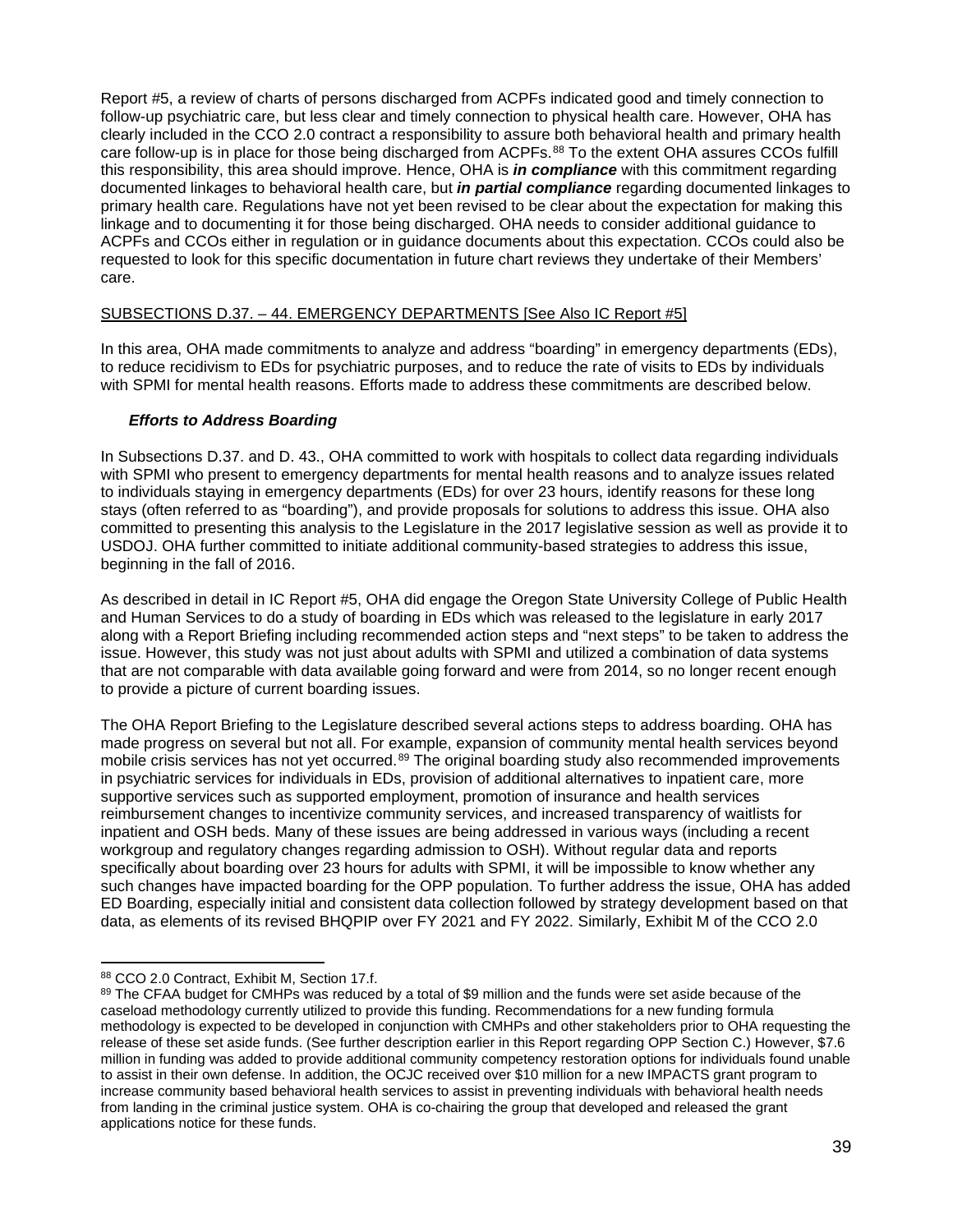Report #5, a review of charts of persons discharged from ACPFs indicated good and timely connection to follow-up psychiatric care, but less clear and timely connection to physical health care. However, OHA has clearly included in the CCO 2.0 contract a responsibility to assure both behavioral health and primary health care follow-up is in place for those being discharged from ACPFs.[88] To the extent OHA assures CCOs fulfill this responsibility, this area should improve. Hence, OHA is ***in compliance*** with this commitment regarding documented linkages to behavioral health care, but ***in partial compliance*** regarding documented linkages to primary health care. Regulations have not yet been revised to be clear about the expectation for making this linkage and to documenting it for those being discharged. OHA needs to consider additional guidance to ACPFs and CCOs either in regulation or in guidance documents about this expectation. CCOs could also be requested to look for this specific documentation in future chart reviews they undertake of their Members' care.

<u>SUBSECTIONS D.37. – 44. EMERGENCY DEPARTMENTS [See Also IC Report #5]</u>

In this area, OHA made commitments to analyze and address "boarding" in emergency departments (EDs), to reduce recidivism to EDs for psychiatric purposes, and to reduce the rate of visits to EDs by individuals with SPMI for mental health reasons. Efforts made to address these commitments are described below.

***Efforts to Address Boarding***

In Subsections D.37. and D. 43., OHA committed to work with hospitals to collect data regarding individuals with SPMI who present to emergency departments for mental health reasons and to analyze issues related to individuals staying in emergency departments (EDs) for over 23 hours, identify reasons for these long stays (often referred to as "boarding"), and provide proposals for solutions to address this issue. OHA also committed to presenting this analysis to the Legislature in the 2017 legislative session as well as provide it to USDOJ. OHA further committed to initiate additional community-based strategies to address this issue, beginning in the fall of 2016.

As described in detail in IC Report #5, OHA did engage the Oregon State University College of Public Health and Human Services to do a study of boarding in EDs which was released to the legislature in early 2017 along with a Report Briefing including recommended action steps and "next steps" to be taken to address the issue. However, this study was not just about adults with SPMI and utilized a combination of data systems that are not comparable with data available going forward and were from 2014, so no longer recent enough to provide a picture of current boarding issues.

The OHA Report Briefing to the Legislature described several actions steps to address boarding. OHA has made progress on several but not all. For example, expansion of community mental health services beyond mobile crisis services has not yet occurred.[89] The original boarding study also recommended improvements in psychiatric services for individuals in EDs, provision of additional alternatives to inpatient care, more supportive services such as supported employment, promotion of insurance and health services reimbursement changes to incentivize community services, and increased transparency of waitlists for inpatient and OSH beds. Many of these issues are being addressed in various ways (including a recent workgroup and regulatory changes regarding admission to OSH). Without regular data and reports specifically about boarding over 23 hours for adults with SPMI, it will be impossible to know whether any such changes have impacted boarding for the OPP population. To further address the issue, OHA has added ED Boarding, especially initial and consistent data collection followed by strategy development based on that data, as elements of its revised BHQPIP over FY 2021 and FY 2022. Similarly, Exhibit M of the CCO 2.0

---

[88] CCO 2.0 Contract, Exhibit M, Section 17.f.

[89] The CFAA budget for CMHPs was reduced by a total of $9 million and the funds were set aside because of the caseload methodology currently utilized to provide this funding. Recommendations for a new funding formula methodology is expected to be developed in conjunction with CMHPs and other stakeholders prior to OHA requesting the release of these set aside funds. (See further description earlier in this Report regarding OPP Section C.) However, $7.6 million in funding was added to provide additional community competency restoration options for individuals found unable to assist in their own defense. In addition, the OCJC received over $10 million for a new IMPACTS grant program to increase community based behavioral health services to assist in preventing individuals with behavioral health needs from landing in the criminal justice system. OHA is co-chairing the group that developed and released the grant applications notice for these funds.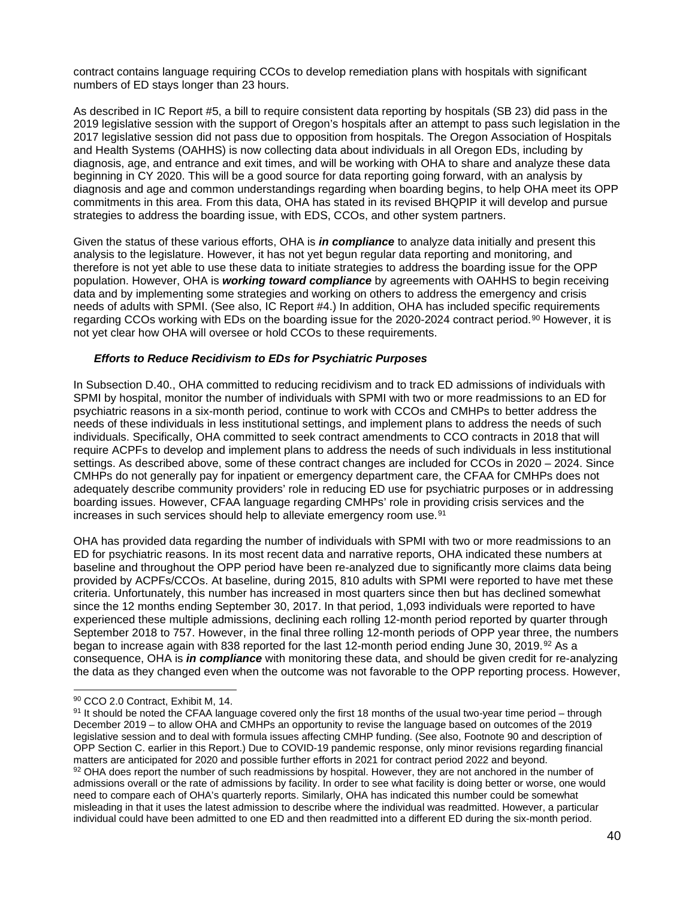contract contains language requiring CCOs to develop remediation plans with hospitals with significant numbers of ED stays longer than 23 hours.

As described in IC Report #5, a bill to require consistent data reporting by hospitals (SB 23) did pass in the 2019 legislative session with the support of Oregon's hospitals after an attempt to pass such legislation in the 2017 legislative session did not pass due to opposition from hospitals. The Oregon Association of Hospitals and Health Systems (OAHHS) is now collecting data about individuals in all Oregon EDs, including by diagnosis, age, and entrance and exit times, and will be working with OHA to share and analyze these data beginning in CY 2020. This will be a good source for data reporting going forward, with an analysis by diagnosis and age and common understandings regarding when boarding begins, to help OHA meet its OPP commitments in this area. From this data, OHA has stated in its revised BHQPIP it will develop and pursue strategies to address the boarding issue, with EDS, CCOs, and other system partners.

Given the status of these various efforts, OHA is ***in compliance*** to analyze data initially and present this analysis to the legislature. However, it has not yet begun regular data reporting and monitoring, and therefore is not yet able to use these data to initiate strategies to address the boarding issue for the OPP population. However, OHA is ***working toward compliance*** by agreements with OAHHS to begin receiving data and by implementing some strategies and working on others to address the emergency and crisis needs of adults with SPMI. (See also, IC Report #4.) In addition, OHA has included specific requirements regarding CCOs working with EDs on the boarding issue for the 2020-2024 contract period.[90] However, it is not yet clear how OHA will oversee or hold CCOs to these requirements.

***Efforts to Reduce Recidivism to EDs for Psychiatric Purposes***

In Subsection D.40., OHA committed to reducing recidivism and to track ED admissions of individuals with SPMI by hospital, monitor the number of individuals with SPMI with two or more readmissions to an ED for psychiatric reasons in a six-month period, continue to work with CCOs and CMHPs to better address the needs of these individuals in less institutional settings, and implement plans to address the needs of such individuals. Specifically, OHA committed to seek contract amendments to CCO contracts in 2018 that will require ACPFs to develop and implement plans to address the needs of such individuals in less institutional settings. As described above, some of these contract changes are included for CCOs in 2020 – 2024. Since CMHPs do not generally pay for inpatient or emergency department care, the CFAA for CMHPs does not adequately describe community providers' role in reducing ED use for psychiatric purposes or in addressing boarding issues. However, CFAA language regarding CMHPs' role in providing crisis services and the increases in such services should help to alleviate emergency room use.[91]

OHA has provided data regarding the number of individuals with SPMI with two or more readmissions to an ED for psychiatric reasons. In its most recent data and narrative reports, OHA indicated these numbers at baseline and throughout the OPP period have been re-analyzed due to significantly more claims data being provided by ACPFs/CCOs. At baseline, during 2015, 810 adults with SPMI were reported to have met these criteria. Unfortunately, this number has increased in most quarters since then but has declined somewhat since the 12 months ending September 30, 2017. In that period, 1,093 individuals were reported to have experienced these multiple admissions, declining each rolling 12-month period reported by quarter through September 2018 to 757. However, in the final three rolling 12-month periods of OPP year three, the numbers began to increase again with 838 reported for the last 12-month period ending June 30, 2019.[92] As a consequence, OHA is ***in compliance*** with monitoring these data, and should be given credit for re-analyzing the data as they changed even when the outcome was not favorable to the OPP reporting process. However,

---

[90] CCO 2.0 Contract, Exhibit M, 14.

[91] It should be noted the CFAA language covered only the first 18 months of the usual two-year time period – through December 2019 – to allow OHA and CMHPs an opportunity to revise the language based on outcomes of the 2019 legislative session and to deal with formula issues affecting CMHP funding. (See also, Footnote 90 and description of OPP Section C. earlier in this Report.) Due to COVID-19 pandemic response, only minor revisions regarding financial matters are anticipated for 2020 and possible further efforts in 2021 for contract period 2022 and beyond.

[92] OHA does report the number of such readmissions by hospital. However, they are not anchored in the number of admissions overall or the rate of admissions by facility. In order to see what facility is doing better or worse, one would need to compare each of OHA's quarterly reports. Similarly, OHA has indicated this number could be somewhat misleading in that it uses the latest admission to describe where the individual was readmitted. However, a particular individual could have been admitted to one ED and then readmitted into a different ED during the six-month period.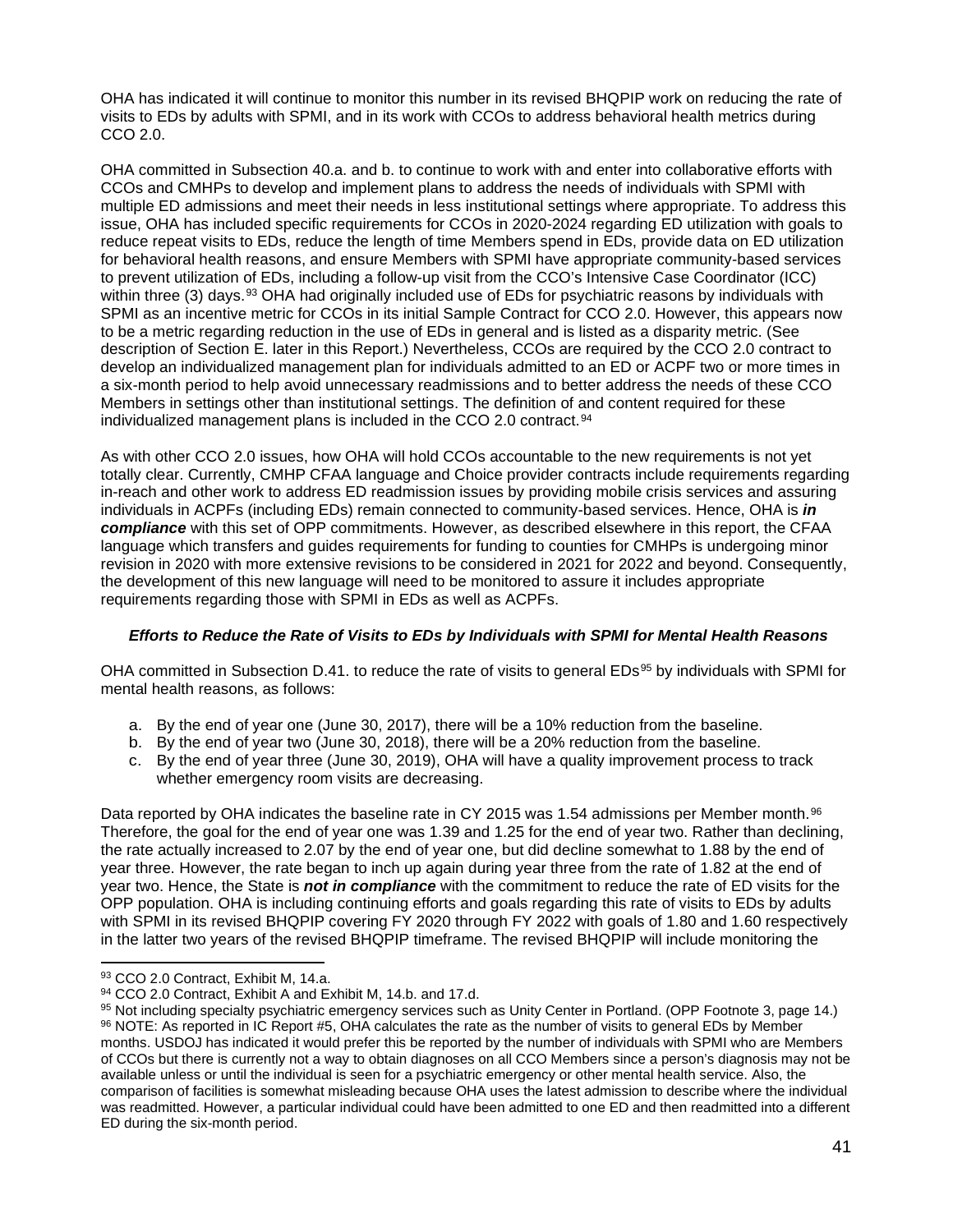OHA has indicated it will continue to monitor this number in its revised BHQPIP work on reducing the rate of visits to EDs by adults with SPMI, and in its work with CCOs to address behavioral health metrics during CCO 2.0.

OHA committed in Subsection 40.a. and b. to continue to work with and enter into collaborative efforts with CCOs and CMHPs to develop and implement plans to address the needs of individuals with SPMI with multiple ED admissions and meet their needs in less institutional settings where appropriate. To address this issue, OHA has included specific requirements for CCOs in 2020-2024 regarding ED utilization with goals to reduce repeat visits to EDs, reduce the length of time Members spend in EDs, provide data on ED utilization for behavioral health reasons, and ensure Members with SPMI have appropriate community-based services to prevent utilization of EDs, including a follow-up visit from the CCO's Intensive Case Coordinator (ICC) within three (3) days.[93] OHA had originally included use of EDs for psychiatric reasons by individuals with SPMI as an incentive metric for CCOs in its initial Sample Contract for CCO 2.0. However, this appears now to be a metric regarding reduction in the use of EDs in general and is listed as a disparity metric. (See description of Section E. later in this Report.) Nevertheless, CCOs are required by the CCO 2.0 contract to develop an individualized management plan for individuals admitted to an ED or ACPF two or more times in a six-month period to help avoid unnecessary readmissions and to better address the needs of these CCO Members in settings other than institutional settings. The definition of and content required for these individualized management plans is included in the CCO 2.0 contract.[94]

As with other CCO 2.0 issues, how OHA will hold CCOs accountable to the new requirements is not yet totally clear. Currently, CMHP CFAA language and Choice provider contracts include requirements regarding in-reach and other work to address ED readmission issues by providing mobile crisis services and assuring individuals in ACPFs (including EDs) remain connected to community-based services. Hence, OHA is ***in compliance*** with this set of OPP commitments. However, as described elsewhere in this report, the CFAA language which transfers and guides requirements for funding to counties for CMHPs is undergoing minor revision in 2020 with more extensive revisions to be considered in 2021 for 2022 and beyond. Consequently, the development of this new language will need to be monitored to assure it includes appropriate requirements regarding those with SPMI in EDs as well as ACPFs.

#### *Efforts to Reduce the Rate of Visits to EDs by Individuals with SPMI for Mental Health Reasons*

OHA committed in Subsection D.41. to reduce the rate of visits to general EDs[95] by individuals with SPMI for mental health reasons, as follows:

a. By the end of year one (June 30, 2017), there will be a 10% reduction from the baseline.
b. By the end of year two (June 30, 2018), there will be a 20% reduction from the baseline.
c. By the end of year three (June 30, 2019), OHA will have a quality improvement process to track whether emergency room visits are decreasing.

Data reported by OHA indicates the baseline rate in CY 2015 was 1.54 admissions per Member month.[96] Therefore, the goal for the end of year one was 1.39 and 1.25 for the end of year two. Rather than declining, the rate actually increased to 2.07 by the end of year one, but did decline somewhat to 1.88 by the end of year three. However, the rate began to inch up again during year three from the rate of 1.82 at the end of year two. Hence, the State is ***not in compliance*** with the commitment to reduce the rate of ED visits for the OPP population. OHA is including continuing efforts and goals regarding this rate of visits to EDs by adults with SPMI in its revised BHQPIP covering FY 2020 through FY 2022 with goals of 1.80 and 1.60 respectively in the latter two years of the revised BHQPIP timeframe. The revised BHQPIP will include monitoring the

---

[93] CCO 2.0 Contract, Exhibit M, 14.a.

[94] CCO 2.0 Contract, Exhibit A and Exhibit M, 14.b. and 17.d.

[95] Not including specialty psychiatric emergency services such as Unity Center in Portland. (OPP Footnote 3, page 14.)

[96] NOTE: As reported in IC Report #5, OHA calculates the rate as the number of visits to general EDs by Member months. USDOJ has indicated it would prefer this be reported by the number of individuals with SPMI who are Members of CCOs but there is currently not a way to obtain diagnoses on all CCO Members since a person's diagnosis may not be available unless or until the individual is seen for a psychiatric emergency or other mental health service. Also, the comparison of facilities is somewhat misleading because OHA uses the latest admission to describe where the individual was readmitted. However, a particular individual could have been admitted to one ED and then readmitted into a different ED during the six-month period.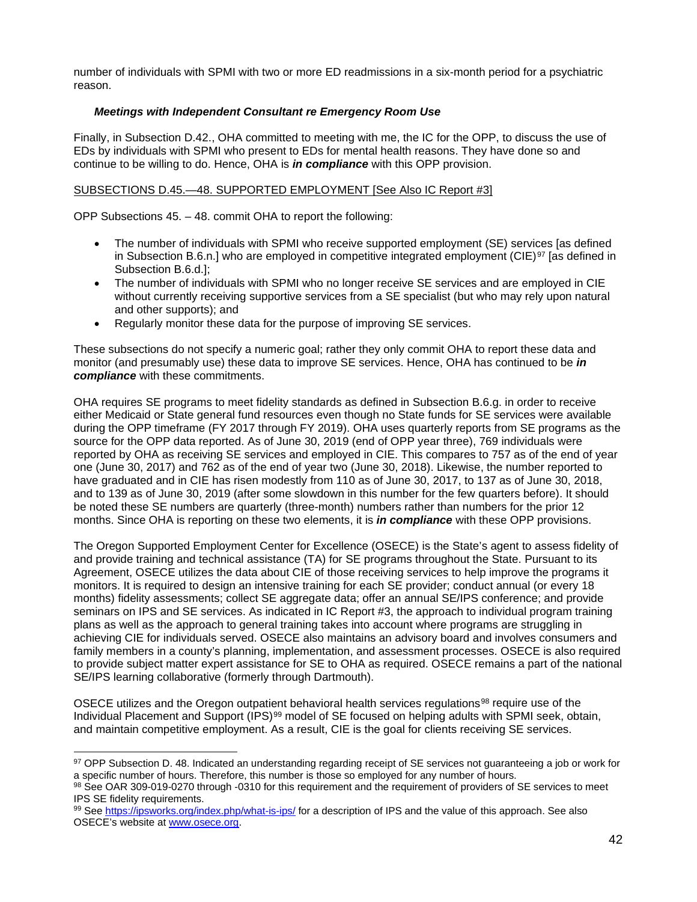number of individuals with SPMI with two or more ED readmissions in a six-month period for a psychiatric reason.

***Meetings with Independent Consultant re Emergency Room Use***

Finally, in Subsection D.42., OHA committed to meeting with me, the IC for the OPP, to discuss the use of EDs by individuals with SPMI who present to EDs for mental health reasons. They have done so and continue to be willing to do. Hence, OHA is ***in compliance*** with this OPP provision.

SUBSECTIONS D.45.—48. SUPPORTED EMPLOYMENT [See Also IC Report #3]

OPP Subsections 45. – 48. commit OHA to report the following:

- The number of individuals with SPMI who receive supported employment (SE) services [as defined in Subsection B.6.n.] who are employed in competitive integrated employment (CIE)[97] [as defined in Subsection B.6.d.];
- The number of individuals with SPMI who no longer receive SE services and are employed in CIE without currently receiving supportive services from a SE specialist (but who may rely upon natural and other supports); and
- Regularly monitor these data for the purpose of improving SE services.

These subsections do not specify a numeric goal; rather they only commit OHA to report these data and monitor (and presumably use) these data to improve SE services. Hence, OHA has continued to be ***in compliance*** with these commitments.

OHA requires SE programs to meet fidelity standards as defined in Subsection B.6.g. in order to receive either Medicaid or State general fund resources even though no State funds for SE services were available during the OPP timeframe (FY 2017 through FY 2019). OHA uses quarterly reports from SE programs as the source for the OPP data reported. As of June 30, 2019 (end of OPP year three), 769 individuals were reported by OHA as receiving SE services and employed in CIE. This compares to 757 as of the end of year one (June 30, 2017) and 762 as of the end of year two (June 30, 2018). Likewise, the number reported to have graduated and in CIE has risen modestly from 110 as of June 30, 2017, to 137 as of June 30, 2018, and to 139 as of June 30, 2019 (after some slowdown in this number for the few quarters before). It should be noted these SE numbers are quarterly (three-month) numbers rather than numbers for the prior 12 months. Since OHA is reporting on these two elements, it is ***in compliance*** with these OPP provisions.

The Oregon Supported Employment Center for Excellence (OSECE) is the State's agent to assess fidelity of and provide training and technical assistance (TA) for SE programs throughout the State. Pursuant to its Agreement, OSECE utilizes the data about CIE of those receiving services to help improve the programs it monitors. It is required to design an intensive training for each SE provider; conduct annual (or every 18 months) fidelity assessments; collect SE aggregate data; offer an annual SE/IPS conference; and provide seminars on IPS and SE services. As indicated in IC Report #3, the approach to individual program training plans as well as the approach to general training takes into account where programs are struggling in achieving CIE for individuals served. OSECE also maintains an advisory board and involves consumers and family members in a county's planning, implementation, and assessment processes. OSECE is also required to provide subject matter expert assistance for SE to OHA as required. OSECE remains a part of the national SE/IPS learning collaborative (formerly through Dartmouth).

OSECE utilizes and the Oregon outpatient behavioral health services regulations[98] require use of the Individual Placement and Support (IPS)[99] model of SE focused on helping adults with SPMI seek, obtain, and maintain competitive employment. As a result, CIE is the goal for clients receiving SE services.

---

[97] OPP Subsection D. 48. Indicated an understanding regarding receipt of SE services not guaranteeing a job or work for a specific number of hours. Therefore, this number is those so employed for any number of hours.

[98] See OAR 309-019-0270 through -0310 for this requirement and the requirement of providers of SE services to meet IPS SE fidelity requirements.

[99] See https://ipsworks.org/index.php/what-is-ips/ for a description of IPS and the value of this approach. See also OSECE's website at www.osece.org.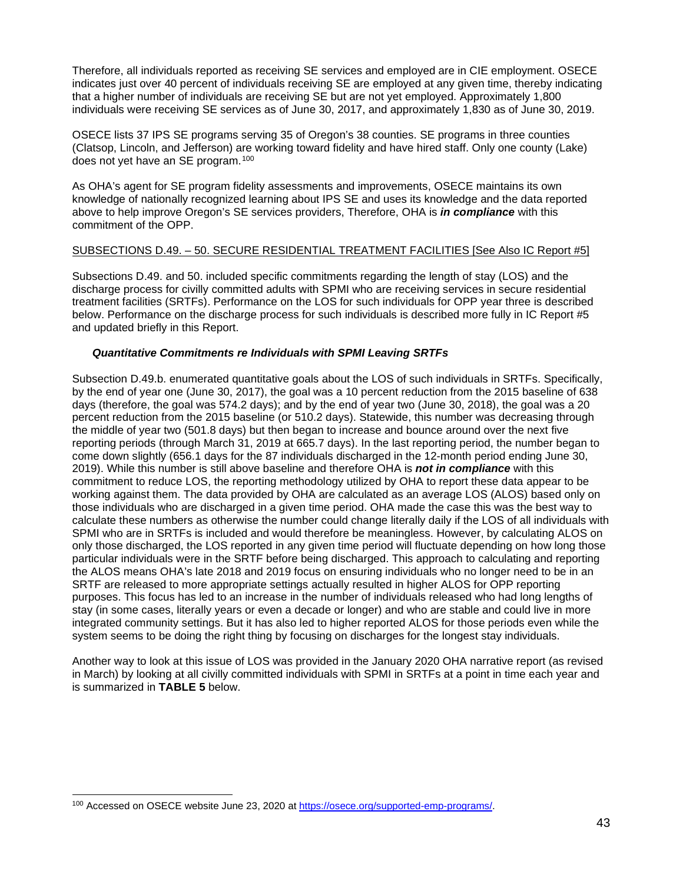Therefore, all individuals reported as receiving SE services and employed are in CIE employment. OSECE indicates just over 40 percent of individuals receiving SE are employed at any given time, thereby indicating that a higher number of individuals are receiving SE but are not yet employed. Approximately 1,800 individuals were receiving SE services as of June 30, 2017, and approximately 1,830 as of June 30, 2019.

OSECE lists 37 IPS SE programs serving 35 of Oregon's 38 counties. SE programs in three counties (Clatsop, Lincoln, and Jefferson) are working toward fidelity and have hired staff. Only one county (Lake) does not yet have an SE program.[100]

As OHA's agent for SE program fidelity assessments and improvements, OSECE maintains its own knowledge of nationally recognized learning about IPS SE and uses its knowledge and the data reported above to help improve Oregon's SE services providers, Therefore, OHA is ***in compliance*** with this commitment of the OPP.

SUBSECTIONS D.49. – 50. SECURE RESIDENTIAL TREATMENT FACILITIES [See Also IC Report #5]

Subsections D.49. and 50. included specific commitments regarding the length of stay (LOS) and the discharge process for civilly committed adults with SPMI who are receiving services in secure residential treatment facilities (SRTFs). Performance on the LOS for such individuals for OPP year three is described below. Performance on the discharge process for such individuals is described more fully in IC Report #5 and updated briefly in this Report.

### *Quantitative Commitments re Individuals with SPMI Leaving SRTFs*

Subsection D.49.b. enumerated quantitative goals about the LOS of such individuals in SRTFs. Specifically, by the end of year one (June 30, 2017), the goal was a 10 percent reduction from the 2015 baseline of 638 days (therefore, the goal was 574.2 days); and by the end of year two (June 30, 2018), the goal was a 20 percent reduction from the 2015 baseline (or 510.2 days). Statewide, this number was decreasing through the middle of year two (501.8 days) but then began to increase and bounce around over the next five reporting periods (through March 31, 2019 at 665.7 days). In the last reporting period, the number began to come down slightly (656.1 days for the 87 individuals discharged in the 12-month period ending June 30, 2019). While this number is still above baseline and therefore OHA is ***not in compliance*** with this commitment to reduce LOS, the reporting methodology utilized by OHA to report these data appear to be working against them. The data provided by OHA are calculated as an average LOS (ALOS) based only on those individuals who are discharged in a given time period. OHA made the case this was the best way to calculate these numbers as otherwise the number could change literally daily if the LOS of all individuals with SPMI who are in SRTFs is included and would therefore be meaningless. However, by calculating ALOS on only those discharged, the LOS reported in any given time period will fluctuate depending on how long those particular individuals were in the SRTF before being discharged. This approach to calculating and reporting the ALOS means OHA's late 2018 and 2019 focus on ensuring individuals who no longer need to be in an SRTF are released to more appropriate settings actually resulted in higher ALOS for OPP reporting purposes. This focus has led to an increase in the number of individuals released who had long lengths of stay (in some cases, literally years or even a decade or longer) and who are stable and could live in more integrated community settings. But it has also led to higher reported ALOS for those periods even while the system seems to be doing the right thing by focusing on discharges for the longest stay individuals.

Another way to look at this issue of LOS was provided in the January 2020 OHA narrative report (as revised in March) by looking at all civilly committed individuals with SPMI in SRTFs at a point in time each year and is summarized in **TABLE 5** below.

[100] Accessed on OSECE website June 23, 2020 at https://osece.org/supported-emp-programs/.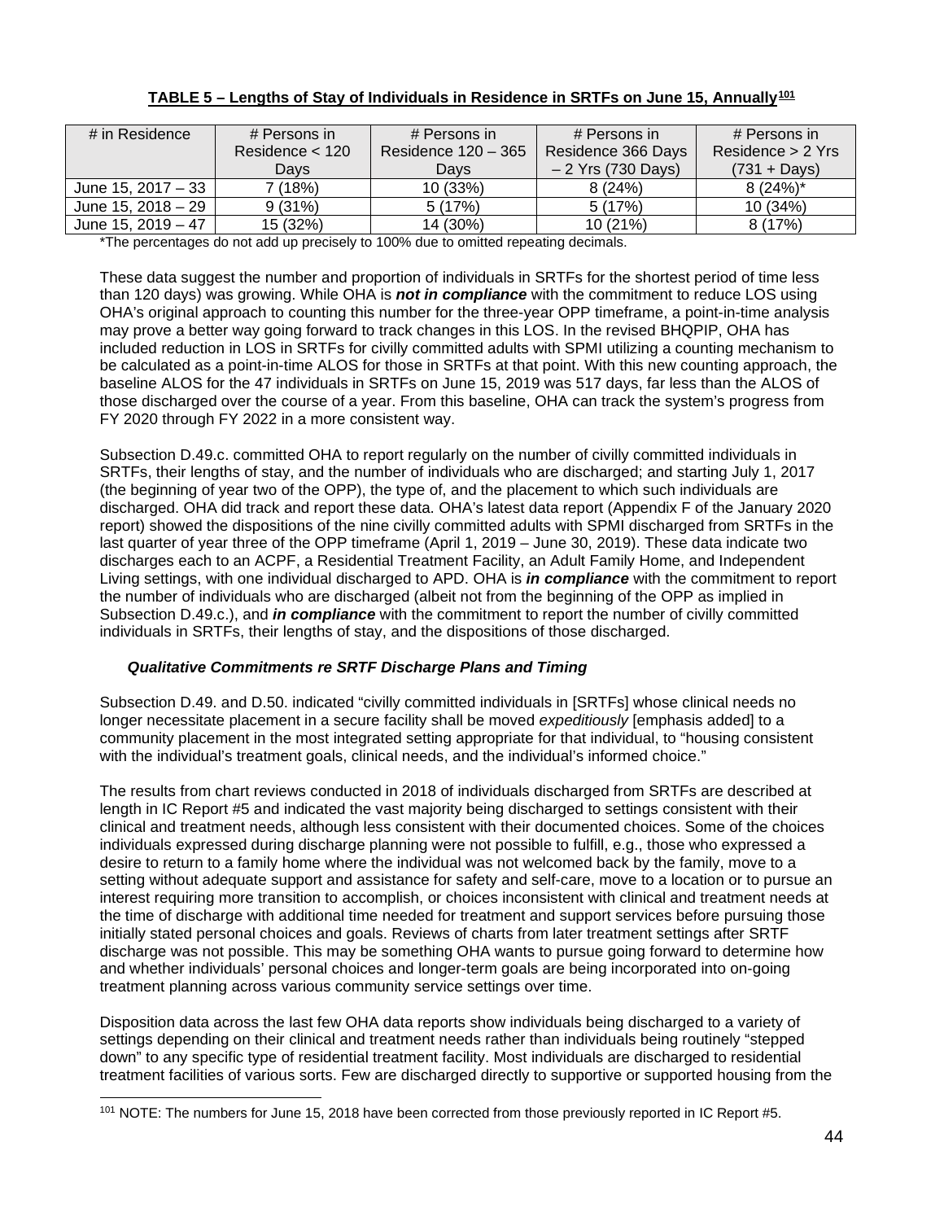**TABLE 5 – Lengths of Stay of Individuals in Residence in SRTFs on June 15, Annually[101]**

| # in Residence | # Persons in Residence < 120 Days | # Persons in Residence 120 – 365 Days | # Persons in Residence 366 Days – 2 Yrs (730 Days) | # Persons in Residence > 2 Yrs (731 + Days) |
|---|---|---|---|---|
| June 15, 2017 – 33 | 7 (18%) | 10 (33%) | 8 (24%) | 8 (24%)* |
| June 15, 2018 – 29 | 9 (31%) | 5 (17%) | 5 (17%) | 10 (34%) |
| June 15, 2019 – 47 | 15 (32%) | 14 (30%) | 10 (21%) | 8 (17%) |

*The percentages do not add up precisely to 100% due to omitted repeating decimals.

These data suggest the number and proportion of individuals in SRTFs for the shortest period of time less than 120 days) was growing. While OHA is ***not in compliance*** with the commitment to reduce LOS using OHA's original approach to counting this number for the three-year OPP timeframe, a point-in-time analysis may prove a better way going forward to track changes in this LOS. In the revised BHQPIP, OHA has included reduction in LOS in SRTFs for civilly committed adults with SPMI utilizing a counting mechanism to be calculated as a point-in-time ALOS for those in SRTFs at that point. With this new counting approach, the baseline ALOS for the 47 individuals in SRTFs on June 15, 2019 was 517 days, far less than the ALOS of those discharged over the course of a year. From this baseline, OHA can track the system's progress from FY 2020 through FY 2022 in a more consistent way.

Subsection D.49.c. committed OHA to report regularly on the number of civilly committed individuals in SRTFs, their lengths of stay, and the number of individuals who are discharged; and starting July 1, 2017 (the beginning of year two of the OPP), the type of, and the placement to which such individuals are discharged. OHA did track and report these data. OHA's latest data report (Appendix F of the January 2020 report) showed the dispositions of the nine civilly committed adults with SPMI discharged from SRTFs in the last quarter of year three of the OPP timeframe (April 1, 2019 – June 30, 2019). These data indicate two discharges each to an ACPF, a Residential Treatment Facility, an Adult Family Home, and Independent Living settings, with one individual discharged to APD. OHA is ***in compliance*** with the commitment to report the number of individuals who are discharged (albeit not from the beginning of the OPP as implied in Subsection D.49.c.), and ***in compliance*** with the commitment to report the number of civilly committed individuals in SRTFs, their lengths of stay, and the dispositions of those discharged.

***Qualitative Commitments re SRTF Discharge Plans and Timing***

Subsection D.49. and D.50. indicated "civilly committed individuals in [SRTFs] whose clinical needs no longer necessitate placement in a secure facility shall be moved *expeditiously* [emphasis added] to a community placement in the most integrated setting appropriate for that individual, to "housing consistent with the individual's treatment goals, clinical needs, and the individual's informed choice."

The results from chart reviews conducted in 2018 of individuals discharged from SRTFs are described at length in IC Report #5 and indicated the vast majority being discharged to settings consistent with their clinical and treatment needs, although less consistent with their documented choices. Some of the choices individuals expressed during discharge planning were not possible to fulfill, e.g., those who expressed a desire to return to a family home where the individual was not welcomed back by the family, move to a setting without adequate support and assistance for safety and self-care, move to a location or to pursue an interest requiring more transition to accomplish, or choices inconsistent with clinical and treatment needs at the time of discharge with additional time needed for treatment and support services before pursuing those initially stated personal choices and goals. Reviews of charts from later treatment settings after SRTF discharge was not possible. This may be something OHA wants to pursue going forward to determine how and whether individuals' personal choices and longer-term goals are being incorporated into on-going treatment planning across various community service settings over time.

Disposition data across the last few OHA data reports show individuals being discharged to a variety of settings depending on their clinical and treatment needs rather than individuals being routinely "stepped down" to any specific type of residential treatment facility. Most individuals are discharged to residential treatment facilities of various sorts. Few are discharged directly to supportive or supported housing from the

[101] NOTE: The numbers for June 15, 2018 have been corrected from those previously reported in IC Report #5.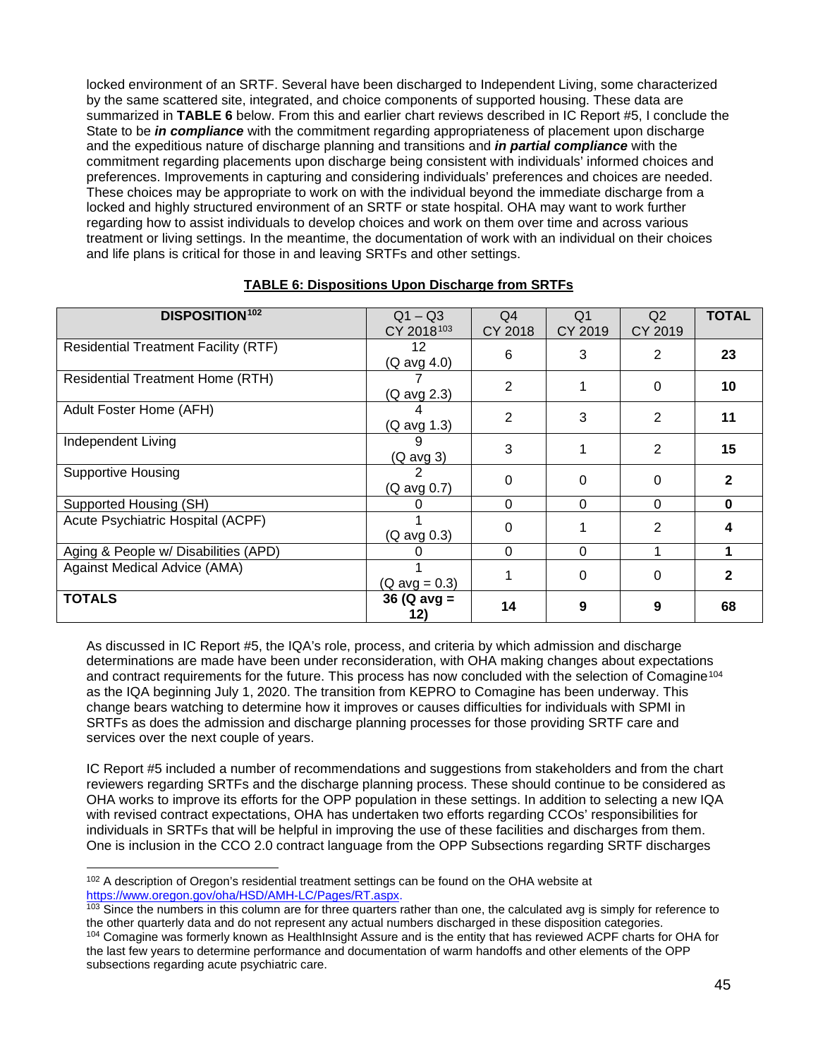locked environment of an SRTF. Several have been discharged to Independent Living, some characterized by the same scattered site, integrated, and choice components of supported housing. These data are summarized in **TABLE 6** below. From this and earlier chart reviews described in IC Report #5, I conclude the State to be ***in compliance*** with the commitment regarding appropriateness of placement upon discharge and the expeditious nature of discharge planning and transitions and ***in partial compliance*** with the commitment regarding placements upon discharge being consistent with individuals' informed choices and preferences. Improvements in capturing and considering individuals' preferences and choices are needed. These choices may be appropriate to work on with the individual beyond the immediate discharge from a locked and highly structured environment of an SRTF or state hospital. OHA may want to work further regarding how to assist individuals to develop choices and work on them over time and across various treatment or living settings. In the meantime, the documentation of work with an individual on their choices and life plans is critical for those in and leaving SRTFs and other settings.

**TABLE 6: Dispositions Upon Discharge from SRTFs**

| DISPOSITION[102] | Q1 – Q3 CY 2018[103] | Q4 CY 2018 | Q1 CY 2019 | Q2 CY 2019 | TOTAL |
|---|---|---|---|---|---|
| Residential Treatment Facility (RTF) | 12 (Q avg 4.0) | 6 | 3 | 2 | **23** |
| Residential Treatment Home (RTH) | 7 (Q avg 2.3) | 2 | 1 | 0 | **10** |
| Adult Foster Home (AFH) | 4 (Q avg 1.3) | 2 | 3 | 2 | **11** |
| Independent Living | 9 (Q avg 3) | 3 | 1 | 2 | **15** |
| Supportive Housing | 2 (Q avg 0.7) | 0 | 0 | 0 | **2** |
| Supported Housing (SH) | 0 | 0 | 0 | 0 | **0** |
| Acute Psychiatric Hospital (ACPF) | 1 (Q avg 0.3) | 0 | 1 | 2 | **4** |
| Aging & People w/ Disabilities (APD) | 0 | 0 | 0 | 1 | **1** |
| Against Medical Advice (AMA) | 1 (Q avg = 0.3) | 1 | 0 | 0 | **2** |
| **TOTALS** | **36 (Q avg = 12)** | **14** | **9** | **9** | **68** |

As discussed in IC Report #5, the IQA's role, process, and criteria by which admission and discharge determinations are made have been under reconsideration, with OHA making changes about expectations and contract requirements for the future. This process has now concluded with the selection of Comagine[104] as the IQA beginning July 1, 2020. The transition from KEPRO to Comagine has been underway. This change bears watching to determine how it improves or causes difficulties for individuals with SPMI in SRTFs as does the admission and discharge planning processes for those providing SRTF care and services over the next couple of years.

IC Report #5 included a number of recommendations and suggestions from stakeholders and from the chart reviewers regarding SRTFs and the discharge planning process. These should continue to be considered as OHA works to improve its efforts for the OPP population in these settings. In addition to selecting a new IQA with revised contract expectations, OHA has undertaken two efforts regarding CCOs' responsibilities for individuals in SRTFs that will be helpful in improving the use of these facilities and discharges from them. One is inclusion in the CCO 2.0 contract language from the OPP Subsections regarding SRTF discharges

---

[102] A description of Oregon's residential treatment settings can be found on the OHA website at https://www.oregon.gov/oha/HSD/AMH-LC/Pages/RT.aspx.

[103] Since the numbers in this column are for three quarters rather than one, the calculated avg is simply for reference to the other quarterly data and do not represent any actual numbers discharged in these disposition categories.

[104] Comagine was formerly known as HealthInsight Assure and is the entity that has reviewed ACPF charts for OHA for the last few years to determine performance and documentation of warm handoffs and other elements of the OPP subsections regarding acute psychiatric care.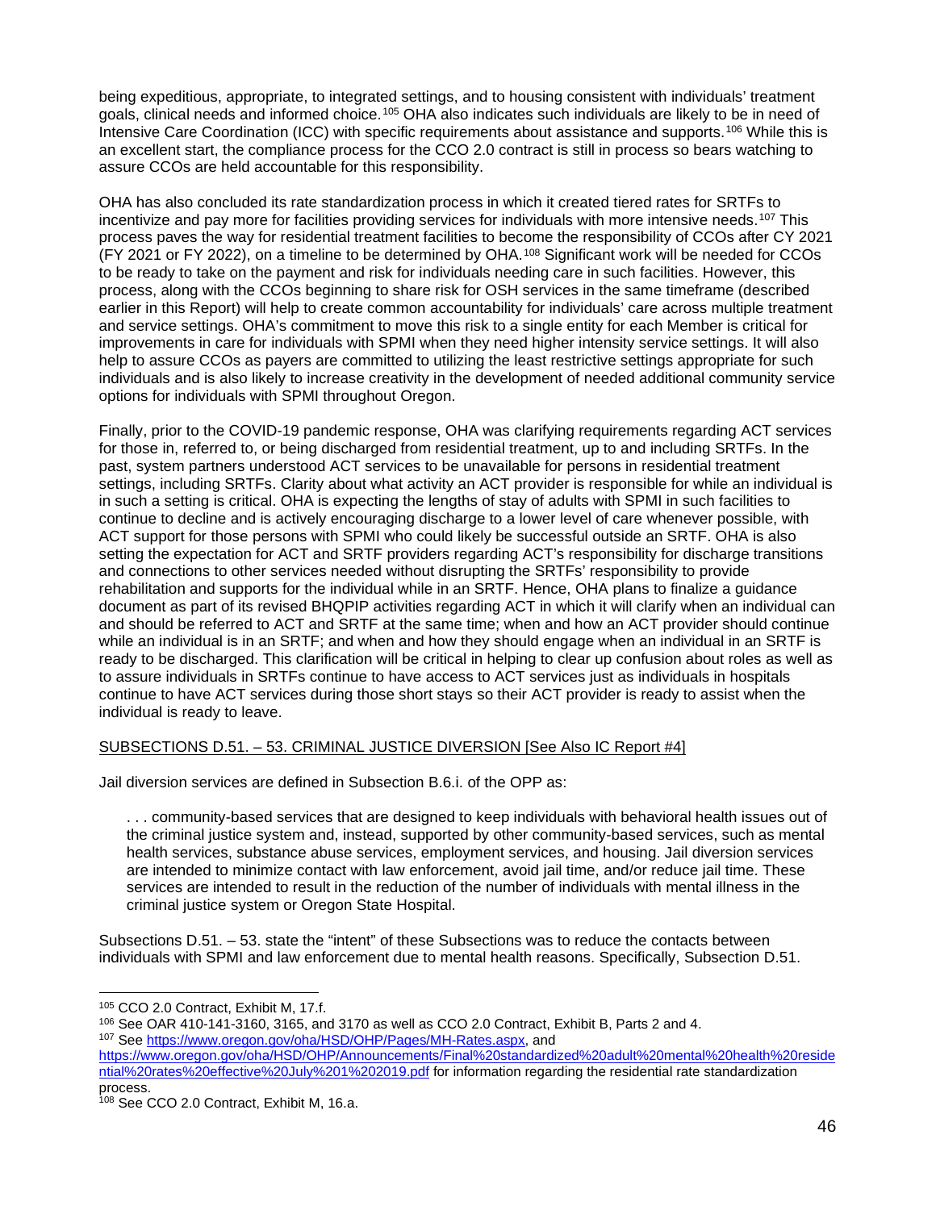being expeditious, appropriate, to integrated settings, and to housing consistent with individuals' treatment goals, clinical needs and informed choice.[105] OHA also indicates such individuals are likely to be in need of Intensive Care Coordination (ICC) with specific requirements about assistance and supports.[106] While this is an excellent start, the compliance process for the CCO 2.0 contract is still in process so bears watching to assure CCOs are held accountable for this responsibility.

OHA has also concluded its rate standardization process in which it created tiered rates for SRTFs to incentivize and pay more for facilities providing services for individuals with more intensive needs.[107] This process paves the way for residential treatment facilities to become the responsibility of CCOs after CY 2021 (FY 2021 or FY 2022), on a timeline to be determined by OHA.[108] Significant work will be needed for CCOs to be ready to take on the payment and risk for individuals needing care in such facilities. However, this process, along with the CCOs beginning to share risk for OSH services in the same timeframe (described earlier in this Report) will help to create common accountability for individuals' care across multiple treatment and service settings. OHA's commitment to move this risk to a single entity for each Member is critical for improvements in care for individuals with SPMI when they need higher intensity service settings. It will also help to assure CCOs as payers are committed to utilizing the least restrictive settings appropriate for such individuals and is also likely to increase creativity in the development of needed additional community service options for individuals with SPMI throughout Oregon.

Finally, prior to the COVID-19 pandemic response, OHA was clarifying requirements regarding ACT services for those in, referred to, or being discharged from residential treatment, up to and including SRTFs. In the past, system partners understood ACT services to be unavailable for persons in residential treatment settings, including SRTFs. Clarity about what activity an ACT provider is responsible for while an individual is in such a setting is critical. OHA is expecting the lengths of stay of adults with SPMI in such facilities to continue to decline and is actively encouraging discharge to a lower level of care whenever possible, with ACT support for those persons with SPMI who could likely be successful outside an SRTF. OHA is also setting the expectation for ACT and SRTF providers regarding ACT's responsibility for discharge transitions and connections to other services needed without disrupting the SRTFs' responsibility to provide rehabilitation and supports for the individual while in an SRTF. Hence, OHA plans to finalize a guidance document as part of its revised BHQPIP activities regarding ACT in which it will clarify when an individual can and should be referred to ACT and SRTF at the same time; when and how an ACT provider should continue while an individual is in an SRTF; and when and how they should engage when an individual in an SRTF is ready to be discharged. This clarification will be critical in helping to clear up confusion about roles as well as to assure individuals in SRTFs continue to have access to ACT services just as individuals in hospitals continue to have ACT services during those short stays so their ACT provider is ready to assist when the individual is ready to leave.

<u>SUBSECTIONS D.51. – 53. CRIMINAL JUSTICE DIVERSION [See Also IC Report #4]</u>

Jail diversion services are defined in Subsection B.6.i. of the OPP as:

> . . . community-based services that are designed to keep individuals with behavioral health issues out of the criminal justice system and, instead, supported by other community-based services, such as mental health services, substance abuse services, employment services, and housing. Jail diversion services are intended to minimize contact with law enforcement, avoid jail time, and/or reduce jail time. These services are intended to result in the reduction of the number of individuals with mental illness in the criminal justice system or Oregon State Hospital.

Subsections D.51. – 53. state the "intent" of these Subsections was to reduce the contacts between individuals with SPMI and law enforcement due to mental health reasons. Specifically, Subsection D.51.

---

[105] CCO 2.0 Contract, Exhibit M, 17.f.

[106] See OAR 410-141-3160, 3165, and 3170 as well as CCO 2.0 Contract, Exhibit B, Parts 2 and 4.

[107] See https://www.oregon.gov/oha/HSD/OHP/Pages/MH-Rates.aspx, and https://www.oregon.gov/oha/HSD/OHP/Announcements/Final%20standardized%20adult%20mental%20health%20residential%20rates%20effective%20July%201%202019.pdf for information regarding the residential rate standardization process.

[108] See CCO 2.0 Contract, Exhibit M, 16.a.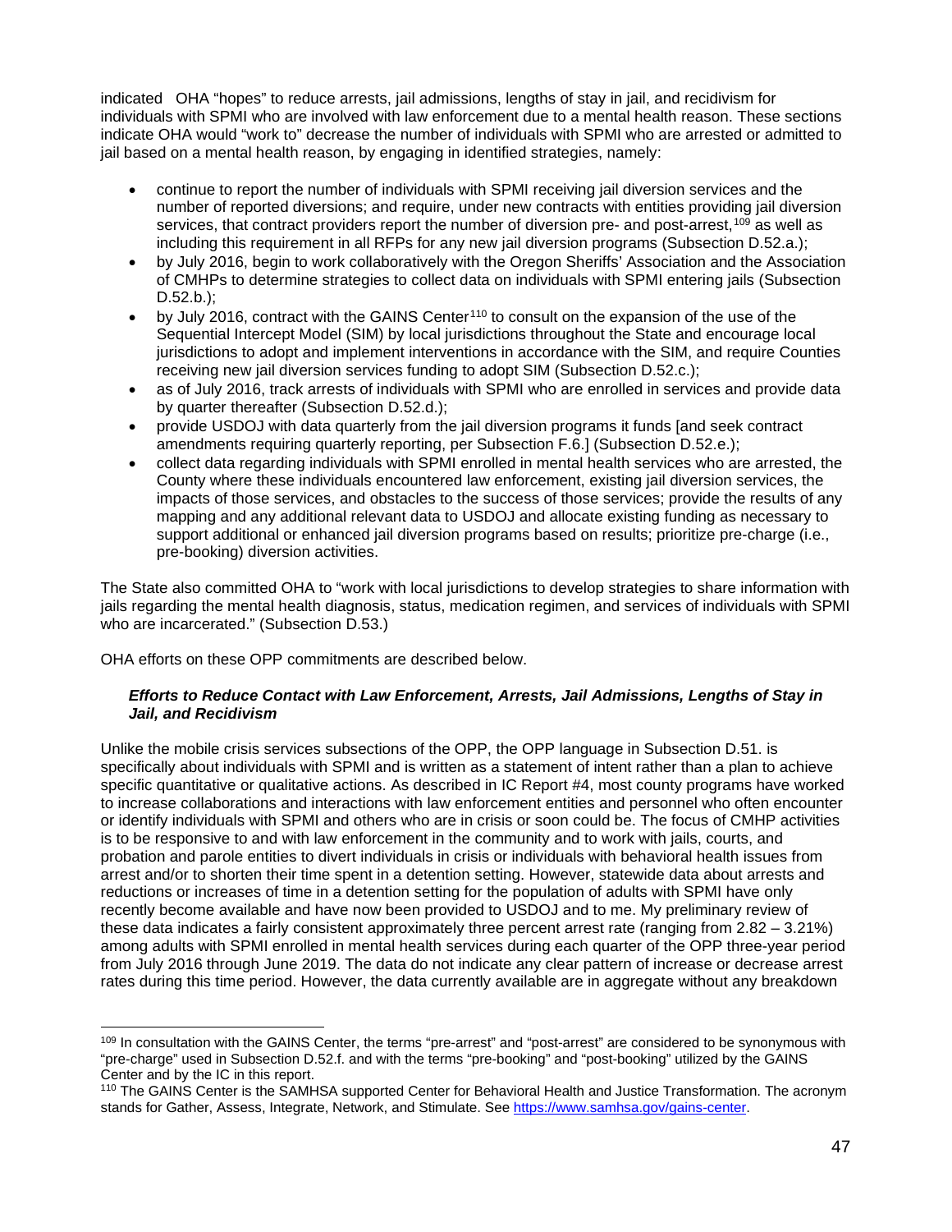indicated OHA "hopes" to reduce arrests, jail admissions, lengths of stay in jail, and recidivism for individuals with SPMI who are involved with law enforcement due to a mental health reason. These sections indicate OHA would "work to" decrease the number of individuals with SPMI who are arrested or admitted to jail based on a mental health reason, by engaging in identified strategies, namely:

- continue to report the number of individuals with SPMI receiving jail diversion services and the number of reported diversions; and require, under new contracts with entities providing jail diversion services, that contract providers report the number of diversion pre- and post-arrest,[109] as well as including this requirement in all RFPs for any new jail diversion programs (Subsection D.52.a.);
- by July 2016, begin to work collaboratively with the Oregon Sheriffs' Association and the Association of CMHPs to determine strategies to collect data on individuals with SPMI entering jails (Subsection D.52.b.);
- by July 2016, contract with the GAINS Center[110] to consult on the expansion of the use of the Sequential Intercept Model (SIM) by local jurisdictions throughout the State and encourage local jurisdictions to adopt and implement interventions in accordance with the SIM, and require Counties receiving new jail diversion services funding to adopt SIM (Subsection D.52.c.);
- as of July 2016, track arrests of individuals with SPMI who are enrolled in services and provide data by quarter thereafter (Subsection D.52.d.);
- provide USDOJ with data quarterly from the jail diversion programs it funds [and seek contract amendments requiring quarterly reporting, per Subsection F.6.] (Subsection D.52.e.);
- collect data regarding individuals with SPMI enrolled in mental health services who are arrested, the County where these individuals encountered law enforcement, existing jail diversion services, the impacts of those services, and obstacles to the success of those services; provide the results of any mapping and any additional relevant data to USDOJ and allocate existing funding as necessary to support additional or enhanced jail diversion programs based on results; prioritize pre-charge (i.e., pre-booking) diversion activities.

The State also committed OHA to "work with local jurisdictions to develop strategies to share information with jails regarding the mental health diagnosis, status, medication regimen, and services of individuals with SPMI who are incarcerated." (Subsection D.53.)

OHA efforts on these OPP commitments are described below.

***Efforts to Reduce Contact with Law Enforcement, Arrests, Jail Admissions, Lengths of Stay in Jail, and Recidivism***

Unlike the mobile crisis services subsections of the OPP, the OPP language in Subsection D.51. is specifically about individuals with SPMI and is written as a statement of intent rather than a plan to achieve specific quantitative or qualitative actions. As described in IC Report #4, most county programs have worked to increase collaborations and interactions with law enforcement entities and personnel who often encounter or identify individuals with SPMI and others who are in crisis or soon could be. The focus of CMHP activities is to be responsive to and with law enforcement in the community and to work with jails, courts, and probation and parole entities to divert individuals in crisis or individuals with behavioral health issues from arrest and/or to shorten their time spent in a detention setting. However, statewide data about arrests and reductions or increases of time in a detention setting for the population of adults with SPMI have only recently become available and have now been provided to USDOJ and to me. My preliminary review of these data indicates a fairly consistent approximately three percent arrest rate (ranging from 2.82 – 3.21%) among adults with SPMI enrolled in mental health services during each quarter of the OPP three-year period from July 2016 through June 2019. The data do not indicate any clear pattern of increase or decrease arrest rates during this time period. However, the data currently available are in aggregate without any breakdown

[109] In consultation with the GAINS Center, the terms "pre-arrest" and "post-arrest" are considered to be synonymous with "pre-charge" used in Subsection D.52.f. and with the terms "pre-booking" and "post-booking" utilized by the GAINS Center and by the IC in this report.

[110] The GAINS Center is the SAMHSA supported Center for Behavioral Health and Justice Transformation. The acronym stands for Gather, Assess, Integrate, Network, and Stimulate. See https://www.samhsa.gov/gains-center.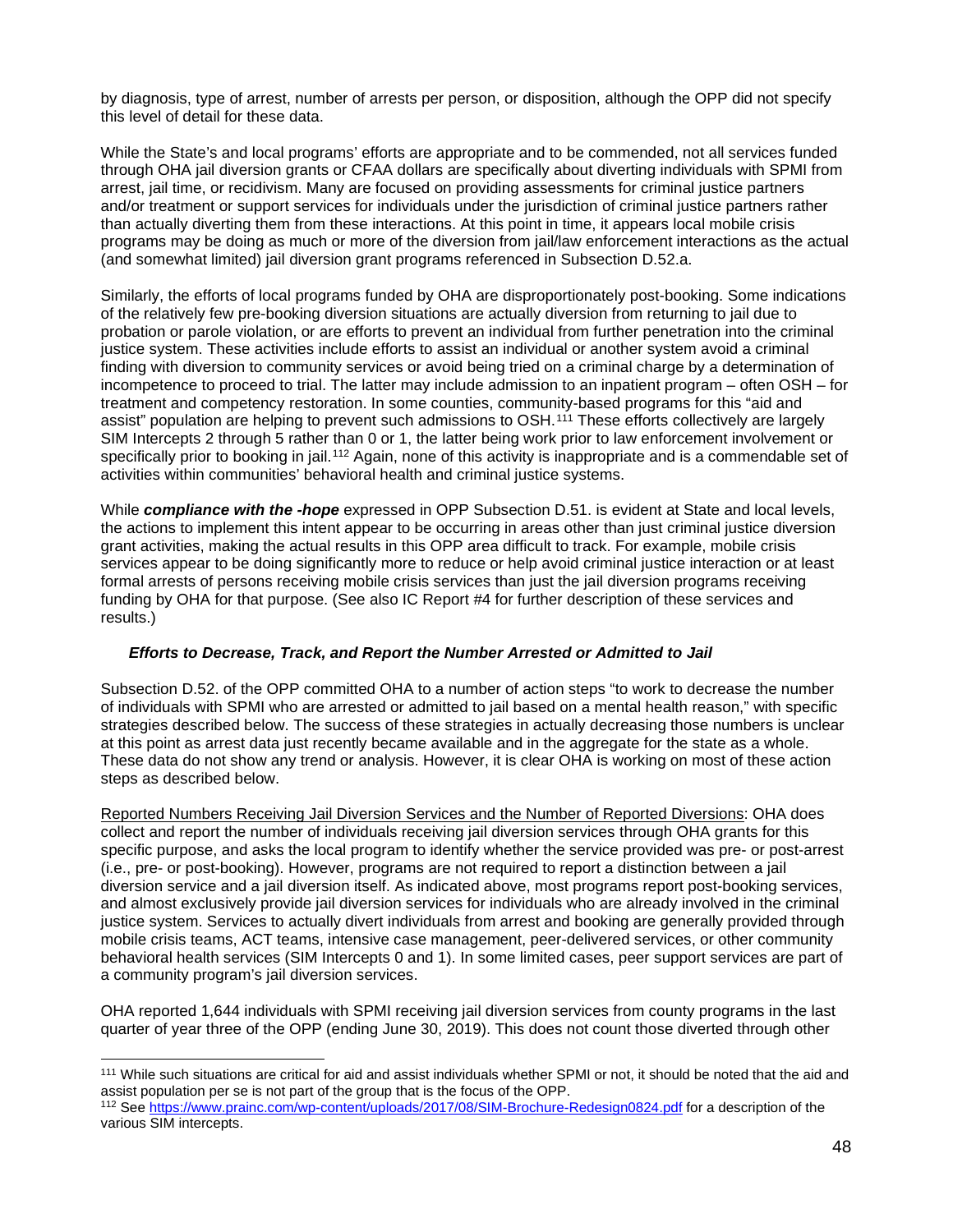by diagnosis, type of arrest, number of arrests per person, or disposition, although the OPP did not specify this level of detail for these data.

While the State's and local programs' efforts are appropriate and to be commended, not all services funded through OHA jail diversion grants or CFAA dollars are specifically about diverting individuals with SPMI from arrest, jail time, or recidivism. Many are focused on providing assessments for criminal justice partners and/or treatment or support services for individuals under the jurisdiction of criminal justice partners rather than actually diverting them from these interactions. At this point in time, it appears local mobile crisis programs may be doing as much or more of the diversion from jail/law enforcement interactions as the actual (and somewhat limited) jail diversion grant programs referenced in Subsection D.52.a.

Similarly, the efforts of local programs funded by OHA are disproportionately post-booking. Some indications of the relatively few pre-booking diversion situations are actually diversion from returning to jail due to probation or parole violation, or are efforts to prevent an individual from further penetration into the criminal justice system. These activities include efforts to assist an individual or another system avoid a criminal finding with diversion to community services or avoid being tried on a criminal charge by a determination of incompetence to proceed to trial. The latter may include admission to an inpatient program – often OSH – for treatment and competency restoration. In some counties, community-based programs for this "aid and assist" population are helping to prevent such admissions to OSH.[111] These efforts collectively are largely SIM Intercepts 2 through 5 rather than 0 or 1, the latter being work prior to law enforcement involvement or specifically prior to booking in jail.[112] Again, none of this activity is inappropriate and is a commendable set of activities within communities' behavioral health and criminal justice systems.

While ***compliance with the -hope*** expressed in OPP Subsection D.51. is evident at State and local levels, the actions to implement this intent appear to be occurring in areas other than just criminal justice diversion grant activities, making the actual results in this OPP area difficult to track. For example, mobile crisis services appear to be doing significantly more to reduce or help avoid criminal justice interaction or at least formal arrests of persons receiving mobile crisis services than just the jail diversion programs receiving funding by OHA for that purpose. (See also IC Report #4 for further description of these services and results.)

***Efforts to Decrease, Track, and Report the Number Arrested or Admitted to Jail***

Subsection D.52. of the OPP committed OHA to a number of action steps "to work to decrease the number of individuals with SPMI who are arrested or admitted to jail based on a mental health reason," with specific strategies described below. The success of these strategies in actually decreasing those numbers is unclear at this point as arrest data just recently became available and in the aggregate for the state as a whole. These data do not show any trend or analysis. However, it is clear OHA is working on most of these action steps as described below.

Reported Numbers Receiving Jail Diversion Services and the Number of Reported Diversions: OHA does collect and report the number of individuals receiving jail diversion services through OHA grants for this specific purpose, and asks the local program to identify whether the service provided was pre- or post-arrest (i.e., pre- or post-booking). However, programs are not required to report a distinction between a jail diversion service and a jail diversion itself. As indicated above, most programs report post-booking services, and almost exclusively provide jail diversion services for individuals who are already involved in the criminal justice system. Services to actually divert individuals from arrest and booking are generally provided through mobile crisis teams, ACT teams, intensive case management, peer-delivered services, or other community behavioral health services (SIM Intercepts 0 and 1). In some limited cases, peer support services are part of a community program's jail diversion services.

OHA reported 1,644 individuals with SPMI receiving jail diversion services from county programs in the last quarter of year three of the OPP (ending June 30, 2019). This does not count those diverted through other

[111] While such situations are critical for aid and assist individuals whether SPMI or not, it should be noted that the aid and assist population per se is not part of the group that is the focus of the OPP.

[112] See https://www.prainc.com/wp-content/uploads/2017/08/SIM-Brochure-Redesign0824.pdf for a description of the various SIM intercepts.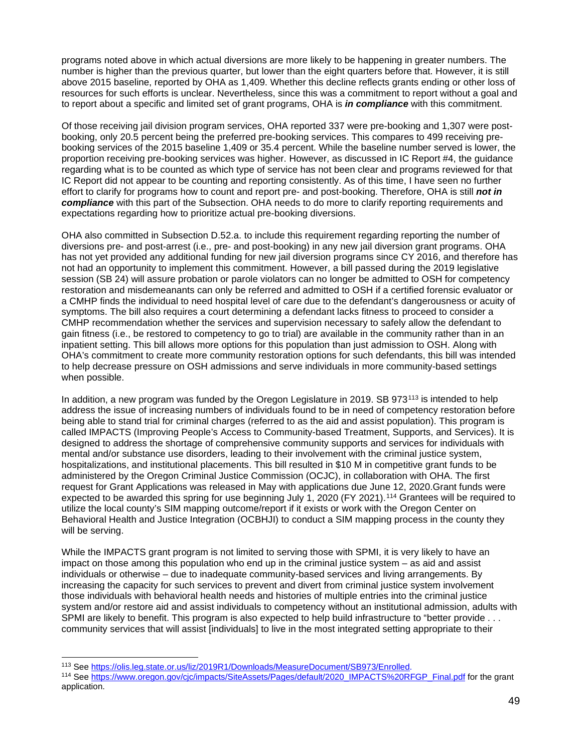programs noted above in which actual diversions are more likely to be happening in greater numbers. The number is higher than the previous quarter, but lower than the eight quarters before that. However, it is still above 2015 baseline, reported by OHA as 1,409. Whether this decline reflects grants ending or other loss of resources for such efforts is unclear. Nevertheless, since this was a commitment to report without a goal and to report about a specific and limited set of grant programs, OHA is ***in compliance*** with this commitment.

Of those receiving jail division program services, OHA reported 337 were pre-booking and 1,307 were post-booking, only 20.5 percent being the preferred pre-booking services. This compares to 499 receiving pre-booking services of the 2015 baseline 1,409 or 35.4 percent. While the baseline number served is lower, the proportion receiving pre-booking services was higher. However, as discussed in IC Report #4, the guidance regarding what is to be counted as which type of service has not been clear and programs reviewed for that IC Report did not appear to be counting and reporting consistently. As of this time, I have seen no further effort to clarify for programs how to count and report pre- and post-booking. Therefore, OHA is still ***not in compliance*** with this part of the Subsection. OHA needs to do more to clarify reporting requirements and expectations regarding how to prioritize actual pre-booking diversions.

OHA also committed in Subsection D.52.a. to include this requirement regarding reporting the number of diversions pre- and post-arrest (i.e., pre- and post-booking) in any new jail diversion grant programs. OHA has not yet provided any additional funding for new jail diversion programs since CY 2016, and therefore has not had an opportunity to implement this commitment. However, a bill passed during the 2019 legislative session (SB 24) will assure probation or parole violators can no longer be admitted to OSH for competency restoration and misdemeanants can only be referred and admitted to OSH if a certified forensic evaluator or a CMHP finds the individual to need hospital level of care due to the defendant's dangerousness or acuity of symptoms. The bill also requires a court determining a defendant lacks fitness to proceed to consider a CMHP recommendation whether the services and supervision necessary to safely allow the defendant to gain fitness (i.e., be restored to competency to go to trial) are available in the community rather than in an inpatient setting. This bill allows more options for this population than just admission to OSH. Along with OHA's commitment to create more community restoration options for such defendants, this bill was intended to help decrease pressure on OSH admissions and serve individuals in more community-based settings when possible.

In addition, a new program was funded by the Oregon Legislature in 2019. SB 973[113] is intended to help address the issue of increasing numbers of individuals found to be in need of competency restoration before being able to stand trial for criminal charges (referred to as the aid and assist population). This program is called IMPACTS (Improving People's Access to Community-based Treatment, Supports, and Services). It is designed to address the shortage of comprehensive community supports and services for individuals with mental and/or substance use disorders, leading to their involvement with the criminal justice system, hospitalizations, and institutional placements. This bill resulted in $10 M in competitive grant funds to be administered by the Oregon Criminal Justice Commission (OCJC), in collaboration with OHA. The first request for Grant Applications was released in May with applications due June 12, 2020.Grant funds were expected to be awarded this spring for use beginning July 1, 2020 (FY 2021).[114] Grantees will be required to utilize the local county's SIM mapping outcome/report if it exists or work with the Oregon Center on Behavioral Health and Justice Integration (OCBHJI) to conduct a SIM mapping process in the county they will be serving.

While the IMPACTS grant program is not limited to serving those with SPMI, it is very likely to have an impact on those among this population who end up in the criminal justice system – as aid and assist individuals or otherwise – due to inadequate community-based services and living arrangements. By increasing the capacity for such services to prevent and divert from criminal justice system involvement those individuals with behavioral health needs and histories of multiple entries into the criminal justice system and/or restore aid and assist individuals to competency without an institutional admission, adults with SPMI are likely to benefit. This program is also expected to help build infrastructure to "better provide . . . community services that will assist [individuals] to live in the most integrated setting appropriate to their

---

[113] See https://olis.leg.state.or.us/liz/2019R1/Downloads/MeasureDocument/SB973/Enrolled.

[114] See https://www.oregon.gov/cjc/impacts/SiteAssets/Pages/default/2020_IMPACTS%20RFGP_Final.pdf for the grant application.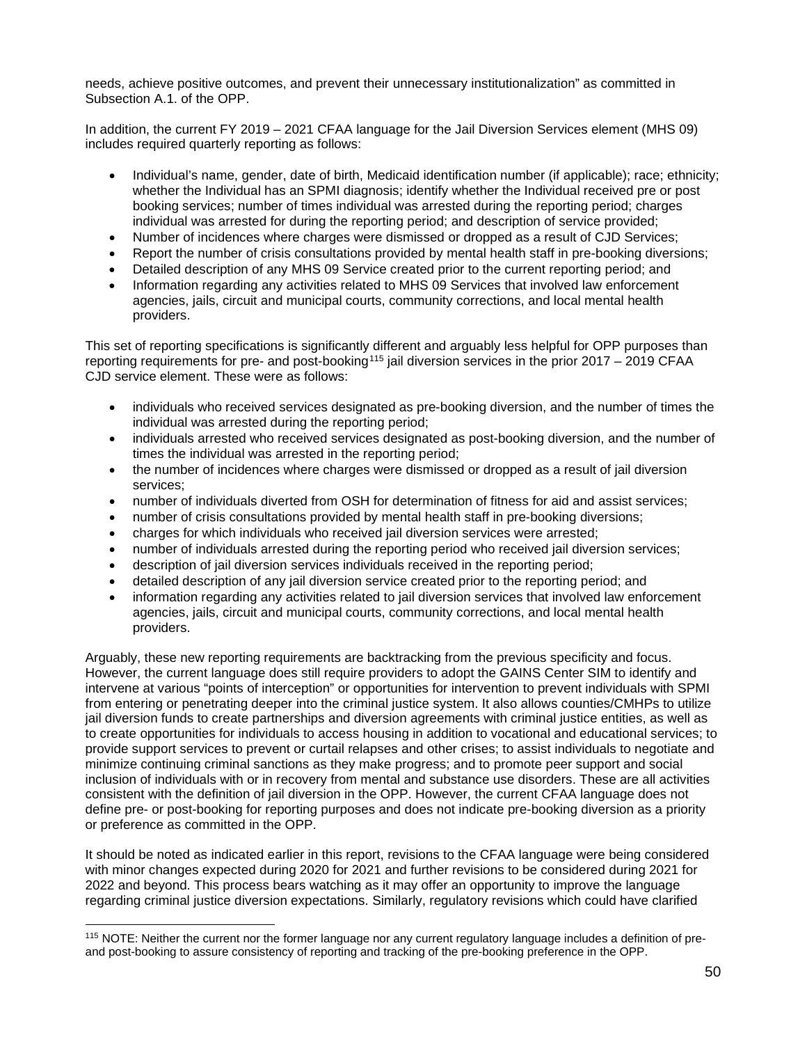needs, achieve positive outcomes, and prevent their unnecessary institutionalization" as committed in Subsection A.1. of the OPP.

In addition, the current FY 2019 – 2021 CFAA language for the Jail Diversion Services element (MHS 09) includes required quarterly reporting as follows:

- Individual's name, gender, date of birth, Medicaid identification number (if applicable); race; ethnicity; whether the Individual has an SPMI diagnosis; identify whether the Individual received pre or post booking services; number of times individual was arrested during the reporting period; charges individual was arrested for during the reporting period; and description of service provided;
- Number of incidences where charges were dismissed or dropped as a result of CJD Services;
- Report the number of crisis consultations provided by mental health staff in pre-booking diversions;
- Detailed description of any MHS 09 Service created prior to the current reporting period; and
- Information regarding any activities related to MHS 09 Services that involved law enforcement agencies, jails, circuit and municipal courts, community corrections, and local mental health providers.

This set of reporting specifications is significantly different and arguably less helpful for OPP purposes than reporting requirements for pre- and post-booking[115] jail diversion services in the prior 2017 – 2019 CFAA CJD service element. These were as follows:

- individuals who received services designated as pre-booking diversion, and the number of times the individual was arrested during the reporting period;
- individuals arrested who received services designated as post-booking diversion, and the number of times the individual was arrested in the reporting period;
- the number of incidences where charges were dismissed or dropped as a result of jail diversion services;
- number of individuals diverted from OSH for determination of fitness for aid and assist services;
- number of crisis consultations provided by mental health staff in pre-booking diversions;
- charges for which individuals who received jail diversion services were arrested;
- number of individuals arrested during the reporting period who received jail diversion services;
- description of jail diversion services individuals received in the reporting period;
- detailed description of any jail diversion service created prior to the reporting period; and
- information regarding any activities related to jail diversion services that involved law enforcement agencies, jails, circuit and municipal courts, community corrections, and local mental health providers.

Arguably, these new reporting requirements are backtracking from the previous specificity and focus. However, the current language does still require providers to adopt the GAINS Center SIM to identify and intervene at various "points of interception" or opportunities for intervention to prevent individuals with SPMI from entering or penetrating deeper into the criminal justice system. It also allows counties/CMHPs to utilize jail diversion funds to create partnerships and diversion agreements with criminal justice entities, as well as to create opportunities for individuals to access housing in addition to vocational and educational services; to provide support services to prevent or curtail relapses and other crises; to assist individuals to negotiate and minimize continuing criminal sanctions as they make progress; and to promote peer support and social inclusion of individuals with or in recovery from mental and substance use disorders. These are all activities consistent with the definition of jail diversion in the OPP. However, the current CFAA language does not define pre- or post-booking for reporting purposes and does not indicate pre-booking diversion as a priority or preference as committed in the OPP.

It should be noted as indicated earlier in this report, revisions to the CFAA language were being considered with minor changes expected during 2020 for 2021 and further revisions to be considered during 2021 for 2022 and beyond. This process bears watching as it may offer an opportunity to improve the language regarding criminal justice diversion expectations. Similarly, regulatory revisions which could have clarified

[115] NOTE: Neither the current nor the former language nor any current regulatory language includes a definition of pre- and post-booking to assure consistency of reporting and tracking of the pre-booking preference in the OPP.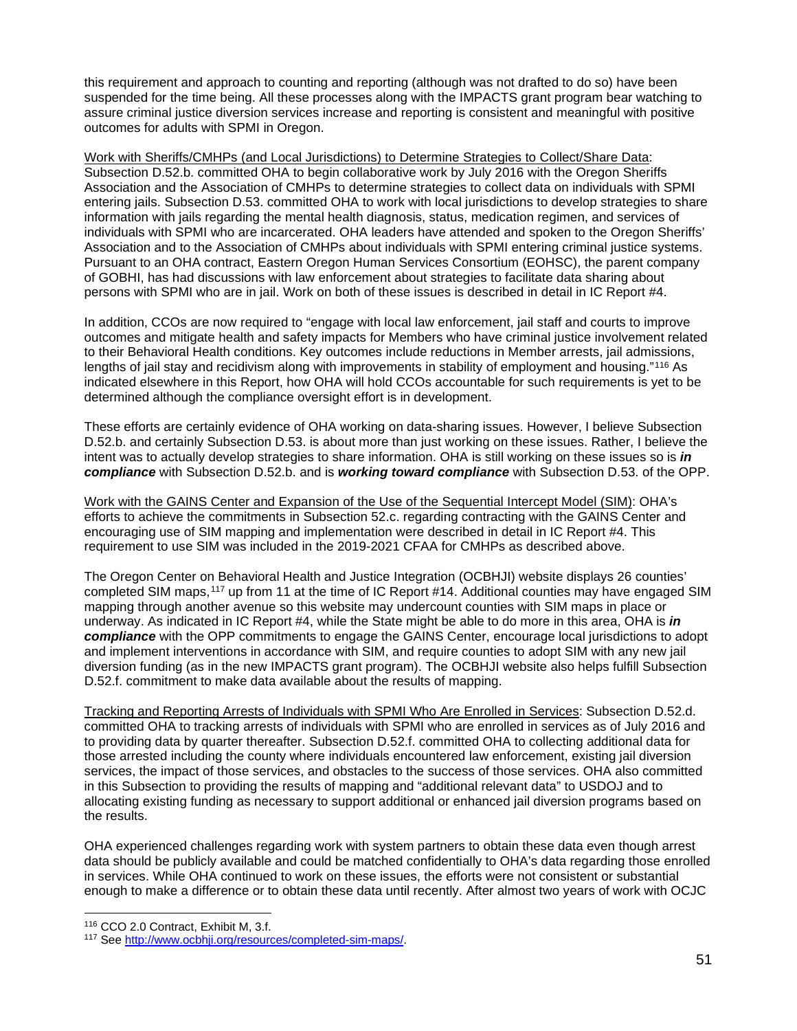this requirement and approach to counting and reporting (although was not drafted to do so) have been suspended for the time being. All these processes along with the IMPACTS grant program bear watching to assure criminal justice diversion services increase and reporting is consistent and meaningful with positive outcomes for adults with SPMI in Oregon.

Work with Sheriffs/CMHPs (and Local Jurisdictions) to Determine Strategies to Collect/Share Data: Subsection D.52.b. committed OHA to begin collaborative work by July 2016 with the Oregon Sheriffs Association and the Association of CMHPs to determine strategies to collect data on individuals with SPMI entering jails. Subsection D.53. committed OHA to work with local jurisdictions to develop strategies to share information with jails regarding the mental health diagnosis, status, medication regimen, and services of individuals with SPMI who are incarcerated. OHA leaders have attended and spoken to the Oregon Sheriffs' Association and to the Association of CMHPs about individuals with SPMI entering criminal justice systems. Pursuant to an OHA contract, Eastern Oregon Human Services Consortium (EOHSC), the parent company of GOBHI, has had discussions with law enforcement about strategies to facilitate data sharing about persons with SPMI who are in jail. Work on both of these issues is described in detail in IC Report #4.

In addition, CCOs are now required to "engage with local law enforcement, jail staff and courts to improve outcomes and mitigate health and safety impacts for Members who have criminal justice involvement related to their Behavioral Health conditions. Key outcomes include reductions in Member arrests, jail admissions, lengths of jail stay and recidivism along with improvements in stability of employment and housing."[116] As indicated elsewhere in this Report, how OHA will hold CCOs accountable for such requirements is yet to be determined although the compliance oversight effort is in development.

These efforts are certainly evidence of OHA working on data-sharing issues. However, I believe Subsection D.52.b. and certainly Subsection D.53. is about more than just working on these issues. Rather, I believe the intent was to actually develop strategies to share information. OHA is still working on these issues so is ***in compliance*** with Subsection D.52.b. and is ***working toward compliance*** with Subsection D.53. of the OPP.

Work with the GAINS Center and Expansion of the Use of the Sequential Intercept Model (SIM): OHA's efforts to achieve the commitments in Subsection 52.c. regarding contracting with the GAINS Center and encouraging use of SIM mapping and implementation were described in detail in IC Report #4. This requirement to use SIM was included in the 2019-2021 CFAA for CMHPs as described above.

The Oregon Center on Behavioral Health and Justice Integration (OCBHJI) website displays 26 counties' completed SIM maps,[117] up from 11 at the time of IC Report #14. Additional counties may have engaged SIM mapping through another avenue so this website may undercount counties with SIM maps in place or underway. As indicated in IC Report #4, while the State might be able to do more in this area, OHA is ***in compliance*** with the OPP commitments to engage the GAINS Center, encourage local jurisdictions to adopt and implement interventions in accordance with SIM, and require counties to adopt SIM with any new jail diversion funding (as in the new IMPACTS grant program). The OCBHJI website also helps fulfill Subsection D.52.f. commitment to make data available about the results of mapping.

Tracking and Reporting Arrests of Individuals with SPMI Who Are Enrolled in Services: Subsection D.52.d. committed OHA to tracking arrests of individuals with SPMI who are enrolled in services as of July 2016 and to providing data by quarter thereafter. Subsection D.52.f. committed OHA to collecting additional data for those arrested including the county where individuals encountered law enforcement, existing jail diversion services, the impact of those services, and obstacles to the success of those services. OHA also committed in this Subsection to providing the results of mapping and "additional relevant data" to USDOJ and to allocating existing funding as necessary to support additional or enhanced jail diversion programs based on the results.

OHA experienced challenges regarding work with system partners to obtain these data even though arrest data should be publicly available and could be matched confidentially to OHA's data regarding those enrolled in services. While OHA continued to work on these issues, the efforts were not consistent or substantial enough to make a difference or to obtain these data until recently. After almost two years of work with OCJC

[116] CCO 2.0 Contract, Exhibit M, 3.f.

[117] See http://www.ocbhji.org/resources/completed-sim-maps/.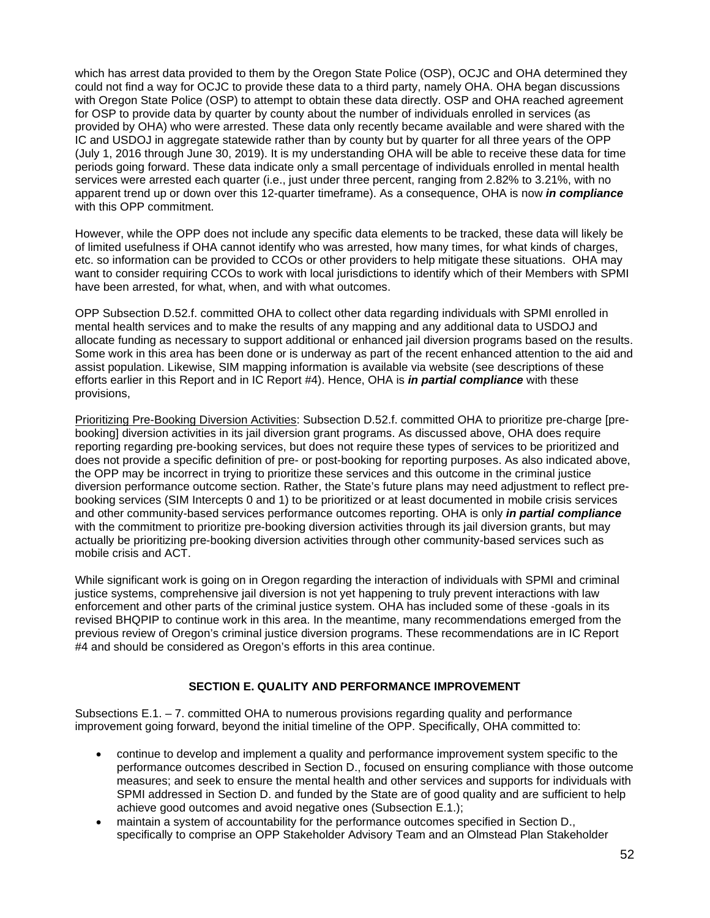which has arrest data provided to them by the Oregon State Police (OSP), OCJC and OHA determined they could not find a way for OCJC to provide these data to a third party, namely OHA. OHA began discussions with Oregon State Police (OSP) to attempt to obtain these data directly. OSP and OHA reached agreement for OSP to provide data by quarter by county about the number of individuals enrolled in services (as provided by OHA) who were arrested. These data only recently became available and were shared with the IC and USDOJ in aggregate statewide rather than by county but by quarter for all three years of the OPP (July 1, 2016 through June 30, 2019). It is my understanding OHA will be able to receive these data for time periods going forward. These data indicate only a small percentage of individuals enrolled in mental health services were arrested each quarter (i.e., just under three percent, ranging from 2.82% to 3.21%, with no apparent trend up or down over this 12-quarter timeframe). As a consequence, OHA is now ***in compliance*** with this OPP commitment.

However, while the OPP does not include any specific data elements to be tracked, these data will likely be of limited usefulness if OHA cannot identify who was arrested, how many times, for what kinds of charges, etc. so information can be provided to CCOs or other providers to help mitigate these situations.  OHA may want to consider requiring CCOs to work with local jurisdictions to identify which of their Members with SPMI have been arrested, for what, when, and with what outcomes.

OPP Subsection D.52.f. committed OHA to collect other data regarding individuals with SPMI enrolled in mental health services and to make the results of any mapping and any additional data to USDOJ and allocate funding as necessary to support additional or enhanced jail diversion programs based on the results. Some work in this area has been done or is underway as part of the recent enhanced attention to the aid and assist population. Likewise, SIM mapping information is available via website (see descriptions of these efforts earlier in this Report and in IC Report #4). Hence, OHA is ***in partial compliance*** with these provisions,

<u>Prioritizing Pre-Booking Diversion Activities</u>: Subsection D.52.f. committed OHA to prioritize pre-charge [pre-booking] diversion activities in its jail diversion grant programs. As discussed above, OHA does require reporting regarding pre-booking services, but does not require these types of services to be prioritized and does not provide a specific definition of pre- or post-booking for reporting purposes. As also indicated above, the OPP may be incorrect in trying to prioritize these services and this outcome in the criminal justice diversion performance outcome section. Rather, the State's future plans may need adjustment to reflect pre-booking services (SIM Intercepts 0 and 1) to be prioritized or at least documented in mobile crisis services and other community-based services performance outcomes reporting. OHA is only ***in partial compliance*** with the commitment to prioritize pre-booking diversion activities through its jail diversion grants, but may actually be prioritizing pre-booking diversion activities through other community-based services such as mobile crisis and ACT.

While significant work is going on in Oregon regarding the interaction of individuals with SPMI and criminal justice systems, comprehensive jail diversion is not yet happening to truly prevent interactions with law enforcement and other parts of the criminal justice system. OHA has included some of these -goals in its revised BHQPIP to continue work in this area. In the meantime, many recommendations emerged from the previous review of Oregon's criminal justice diversion programs. These recommendations are in IC Report #4 and should be considered as Oregon's efforts in this area continue.

## SECTION E. QUALITY AND PERFORMANCE IMPROVEMENT

Subsections E.1. – 7. committed OHA to numerous provisions regarding quality and performance improvement going forward, beyond the initial timeline of the OPP. Specifically, OHA committed to:

- continue to develop and implement a quality and performance improvement system specific to the performance outcomes described in Section D., focused on ensuring compliance with those outcome measures; and seek to ensure the mental health and other services and supports for individuals with SPMI addressed in Section D. and funded by the State are of good quality and are sufficient to help achieve good outcomes and avoid negative ones (Subsection E.1.);
- maintain a system of accountability for the performance outcomes specified in Section D., specifically to comprise an OPP Stakeholder Advisory Team and an Olmstead Plan Stakeholder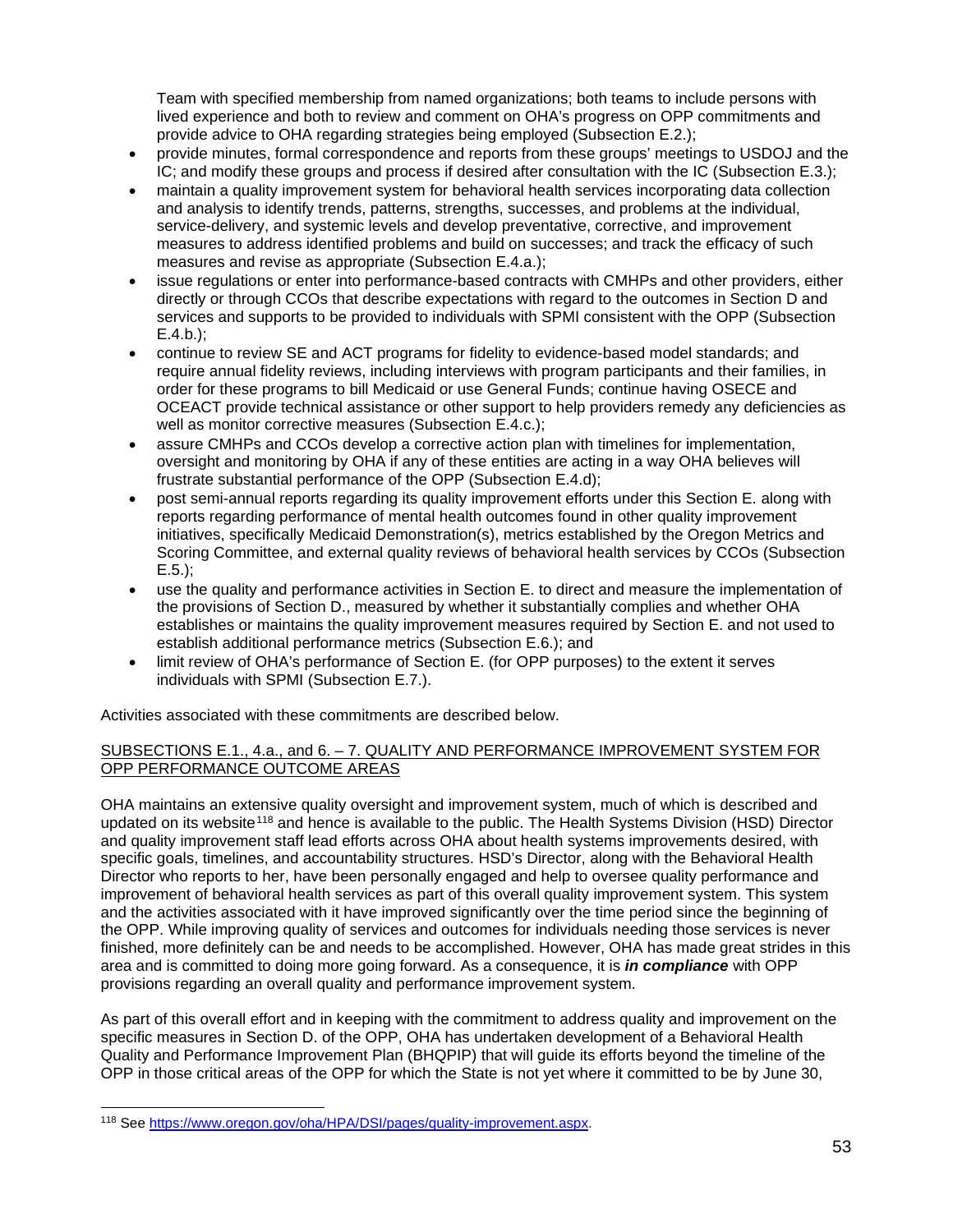Team with specified membership from named organizations; both teams to include persons with lived experience and both to review and comment on OHA's progress on OPP commitments and provide advice to OHA regarding strategies being employed (Subsection E.2.);

- provide minutes, formal correspondence and reports from these groups' meetings to USDOJ and the IC; and modify these groups and process if desired after consultation with the IC (Subsection E.3.);
- maintain a quality improvement system for behavioral health services incorporating data collection and analysis to identify trends, patterns, strengths, successes, and problems at the individual, service-delivery, and systemic levels and develop preventative, corrective, and improvement measures to address identified problems and build on successes; and track the efficacy of such measures and revise as appropriate (Subsection E.4.a.);
- issue regulations or enter into performance-based contracts with CMHPs and other providers, either directly or through CCOs that describe expectations with regard to the outcomes in Section D and services and supports to be provided to individuals with SPMI consistent with the OPP (Subsection E.4.b.);
- continue to review SE and ACT programs for fidelity to evidence-based model standards; and require annual fidelity reviews, including interviews with program participants and their families, in order for these programs to bill Medicaid or use General Funds; continue having OSECE and OCEACT provide technical assistance or other support to help providers remedy any deficiencies as well as monitor corrective measures (Subsection E.4.c.);
- assure CMHPs and CCOs develop a corrective action plan with timelines for implementation, oversight and monitoring by OHA if any of these entities are acting in a way OHA believes will frustrate substantial performance of the OPP (Subsection E.4.d);
- post semi-annual reports regarding its quality improvement efforts under this Section E. along with reports regarding performance of mental health outcomes found in other quality improvement initiatives, specifically Medicaid Demonstration(s), metrics established by the Oregon Metrics and Scoring Committee, and external quality reviews of behavioral health services by CCOs (Subsection E.5.);
- use the quality and performance activities in Section E. to direct and measure the implementation of the provisions of Section D., measured by whether it substantially complies and whether OHA establishes or maintains the quality improvement measures required by Section E. and not used to establish additional performance metrics (Subsection E.6.); and
- limit review of OHA's performance of Section E. (for OPP purposes) to the extent it serves individuals with SPMI (Subsection E.7.).

Activities associated with these commitments are described below.

<u>SUBSECTIONS E.1., 4.a., and 6. – 7. QUALITY AND PERFORMANCE IMPROVEMENT SYSTEM FOR OPP PERFORMANCE OUTCOME AREAS</u>

OHA maintains an extensive quality oversight and improvement system, much of which is described and updated on its website[118] and hence is available to the public. The Health Systems Division (HSD) Director and quality improvement staff lead efforts across OHA about health systems improvements desired, with specific goals, timelines, and accountability structures. HSD's Director, along with the Behavioral Health Director who reports to her, have been personally engaged and help to oversee quality performance and improvement of behavioral health services as part of this overall quality improvement system. This system and the activities associated with it have improved significantly over the time period since the beginning of the OPP. While improving quality of services and outcomes for individuals needing those services is never finished, more definitely can be and needs to be accomplished. However, OHA has made great strides in this area and is committed to doing more going forward. As a consequence, it is ***in compliance*** with OPP provisions regarding an overall quality and performance improvement system.

As part of this overall effort and in keeping with the commitment to address quality and improvement on the specific measures in Section D. of the OPP, OHA has undertaken development of a Behavioral Health Quality and Performance Improvement Plan (BHQPIP) that will guide its efforts beyond the timeline of the OPP in those critical areas of the OPP for which the State is not yet where it committed to be by June 30,

---

[118] See https://www.oregon.gov/oha/HPA/DSI/pages/quality-improvement.aspx.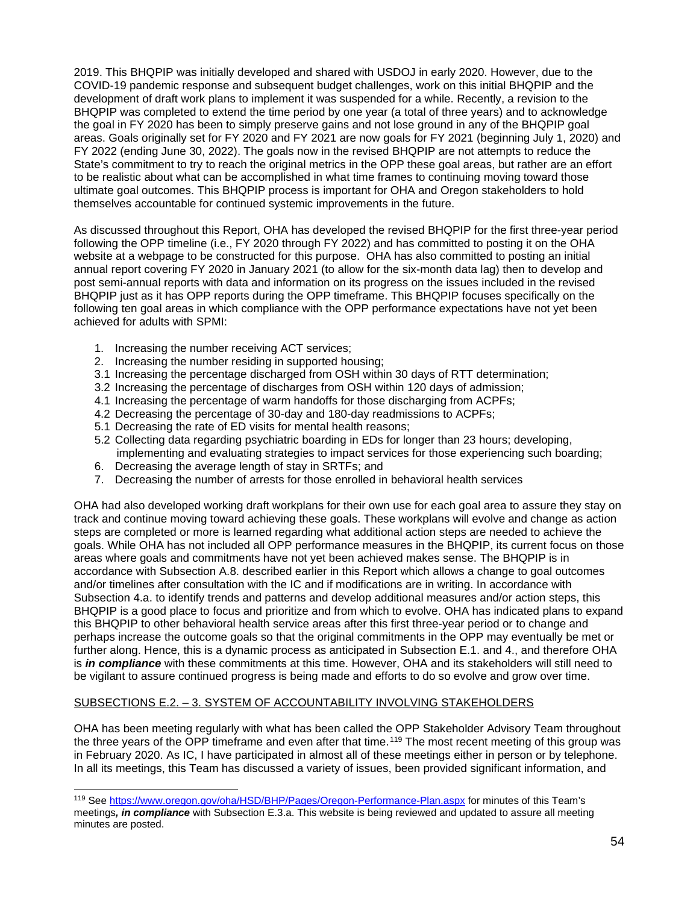2019. This BHQPIP was initially developed and shared with USDOJ in early 2020. However, due to the COVID-19 pandemic response and subsequent budget challenges, work on this initial BHQPIP and the development of draft work plans to implement it was suspended for a while. Recently, a revision to the BHQPIP was completed to extend the time period by one year (a total of three years) and to acknowledge the goal in FY 2020 has been to simply preserve gains and not lose ground in any of the BHQPIP goal areas. Goals originally set for FY 2020 and FY 2021 are now goals for FY 2021 (beginning July 1, 2020) and FY 2022 (ending June 30, 2022). The goals now in the revised BHQPIP are not attempts to reduce the State's commitment to try to reach the original metrics in the OPP these goal areas, but rather are an effort to be realistic about what can be accomplished in what time frames to continuing moving toward those ultimate goal outcomes. This BHQPIP process is important for OHA and Oregon stakeholders to hold themselves accountable for continued systemic improvements in the future.

As discussed throughout this Report, OHA has developed the revised BHQPIP for the first three-year period following the OPP timeline (i.e., FY 2020 through FY 2022) and has committed to posting it on the OHA website at a webpage to be constructed for this purpose. OHA has also committed to posting an initial annual report covering FY 2020 in January 2021 (to allow for the six-month data lag) then to develop and post semi-annual reports with data and information on its progress on the issues included in the revised BHQPIP just as it has OPP reports during the OPP timeframe. This BHQPIP focuses specifically on the following ten goal areas in which compliance with the OPP performance expectations have not yet been achieved for adults with SPMI:

1. Increasing the number receiving ACT services;
2. Increasing the number residing in supported housing;

3.1 Increasing the percentage discharged from OSH within 30 days of RTT determination;
3.2 Increasing the percentage of discharges from OSH within 120 days of admission;
4.1 Increasing the percentage of warm handoffs for those discharging from ACPFs;
4.2 Decreasing the percentage of 30-day and 180-day readmissions to ACPFs;
5.1 Decreasing the rate of ED visits for mental health reasons;
5.2 Collecting data regarding psychiatric boarding in EDs for longer than 23 hours; developing, implementing and evaluating strategies to impact services for those experiencing such boarding;

6. Decreasing the average length of stay in SRTFs; and
7. Decreasing the number of arrests for those enrolled in behavioral health services

OHA had also developed working draft workplans for their own use for each goal area to assure they stay on track and continue moving toward achieving these goals. These workplans will evolve and change as action steps are completed or more is learned regarding what additional action steps are needed to achieve the goals. While OHA has not included all OPP performance measures in the BHQPIP, its current focus on those areas where goals and commitments have not yet been achieved makes sense. The BHQPIP is in accordance with Subsection A.8. described earlier in this Report which allows a change to goal outcomes and/or timelines after consultation with the IC and if modifications are in writing. In accordance with Subsection 4.a. to identify trends and patterns and develop additional measures and/or action steps, this BHQPIP is a good place to focus and prioritize and from which to evolve. OHA has indicated plans to expand this BHQPIP to other behavioral health service areas after this first three-year period or to change and perhaps increase the outcome goals so that the original commitments in the OPP may eventually be met or further along. Hence, this is a dynamic process as anticipated in Subsection E.1. and 4., and therefore OHA is ***in compliance*** with these commitments at this time. However, OHA and its stakeholders will still need to be vigilant to assure continued progress is being made and efforts to do so evolve and grow over time.

SUBSECTIONS E.2. – 3. SYSTEM OF ACCOUNTABILITY INVOLVING STAKEHOLDERS

OHA has been meeting regularly with what has been called the OPP Stakeholder Advisory Team throughout the three years of the OPP timeframe and even after that time.[119] The most recent meeting of this group was in February 2020. As IC, I have participated in almost all of these meetings either in person or by telephone. In all its meetings, this Team has discussed a variety of issues, been provided significant information, and

[119] See https://www.oregon.gov/oha/HSD/BHP/Pages/Oregon-Performance-Plan.aspx for minutes of this Team's meetings***, in compliance*** with Subsection E.3.a. This website is being reviewed and updated to assure all meeting minutes are posted.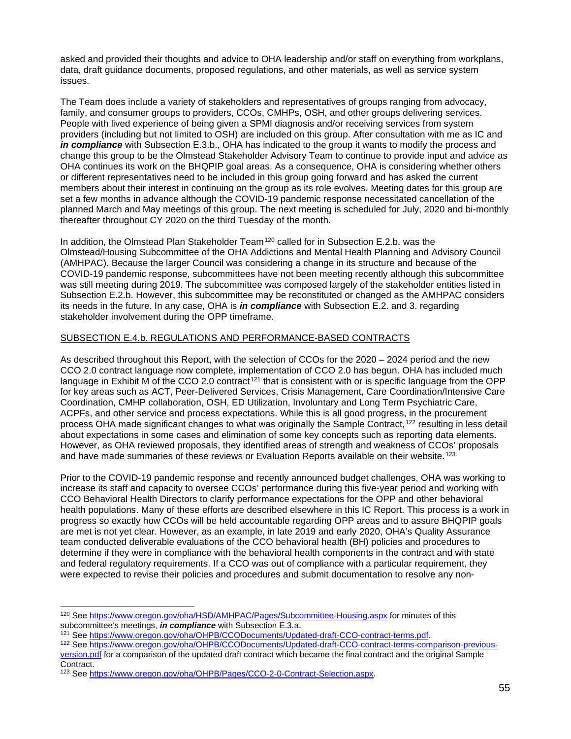asked and provided their thoughts and advice to OHA leadership and/or staff on everything from workplans, data, draft guidance documents, proposed regulations, and other materials, as well as service system issues.

The Team does include a variety of stakeholders and representatives of groups ranging from advocacy, family, and consumer groups to providers, CCOs, CMHPs, OSH, and other groups delivering services. People with lived experience of being given a SPMI diagnosis and/or receiving services from system providers (including but not limited to OSH) are included on this group. After consultation with me as IC and ***in compliance*** with Subsection E.3.b., OHA has indicated to the group it wants to modify the process and change this group to be the Olmstead Stakeholder Advisory Team to continue to provide input and advice as OHA continues its work on the BHQPIP goal areas. As a consequence, OHA is considering whether others or different representatives need to be included in this group going forward and has asked the current members about their interest in continuing on the group as its role evolves. Meeting dates for this group are set a few months in advance although the COVID-19 pandemic response necessitated cancellation of the planned March and May meetings of this group. The next meeting is scheduled for July, 2020 and bi-monthly thereafter throughout CY 2020 on the third Tuesday of the month.

In addition, the Olmstead Plan Stakeholder Team[120] called for in Subsection E.2.b. was the Olmstead/Housing Subcommittee of the OHA Addictions and Mental Health Planning and Advisory Council (AMHPAC). Because the larger Council was considering a change in its structure and because of the COVID-19 pandemic response, subcommittees have not been meeting recently although this subcommittee was still meeting during 2019. The subcommittee was composed largely of the stakeholder entities listed in Subsection E.2.b. However, this subcommittee may be reconstituted or changed as the AMHPAC considers its needs in the future. In any case, OHA is ***in compliance*** with Subsection E.2. and 3. regarding stakeholder involvement during the OPP timeframe.

SUBSECTION E.4.b. REGULATIONS AND PERFORMANCE-BASED CONTRACTS

As described throughout this Report, with the selection of CCOs for the 2020 – 2024 period and the new CCO 2.0 contract language now complete, implementation of CCO 2.0 has begun. OHA has included much language in Exhibit M of the CCO 2.0 contract[121] that is consistent with or is specific language from the OPP for key areas such as ACT, Peer-Delivered Services, Crisis Management, Care Coordination/Intensive Care Coordination, CMHP collaboration, OSH, ED Utilization, Involuntary and Long Term Psychiatric Care, ACPFs, and other service and process expectations. While this is all good progress, in the procurement process OHA made significant changes to what was originally the Sample Contract,[122] resulting in less detail about expectations in some cases and elimination of some key concepts such as reporting data elements. However, as OHA reviewed proposals, they identified areas of strength and weakness of CCOs' proposals and have made summaries of these reviews or Evaluation Reports available on their website.[123]

Prior to the COVID-19 pandemic response and recently announced budget challenges, OHA was working to increase its staff and capacity to oversee CCOs' performance during this five-year period and working with CCO Behavioral Health Directors to clarify performance expectations for the OPP and other behavioral health populations. Many of these efforts are described elsewhere in this IC Report. This process is a work in progress so exactly how CCOs will be held accountable regarding OPP areas and to assure BHQPIP goals are met is not yet clear. However, as an example, in late 2019 and early 2020, OHA's Quality Assurance team conducted deliverable evaluations of the CCO behavioral health (BH) policies and procedures to determine if they were in compliance with the behavioral health components in the contract and with state and federal regulatory requirements. If a CCO was out of compliance with a particular requirement, they were expected to revise their policies and procedures and submit documentation to resolve any non-

---

[120] See https://www.oregon.gov/oha/HSD/AMHPAC/Pages/Subcommittee-Housing.aspx for minutes of this subcommittee's meetings, ***in compliance*** with Subsection E.3.a.

[121] See https://www.oregon.gov/oha/OHPB/CCODocuments/Updated-draft-CCO-contract-terms.pdf.

[122] See https://www.oregon.gov/oha/OHPB/CCODocuments/Updated-draft-CCO-contract-terms-comparison-previous-version.pdf for a comparison of the updated draft contract which became the final contract and the original Sample Contract.

[123] See https://www.oregon.gov/oha/OHPB/Pages/CCO-2-0-Contract-Selection.aspx.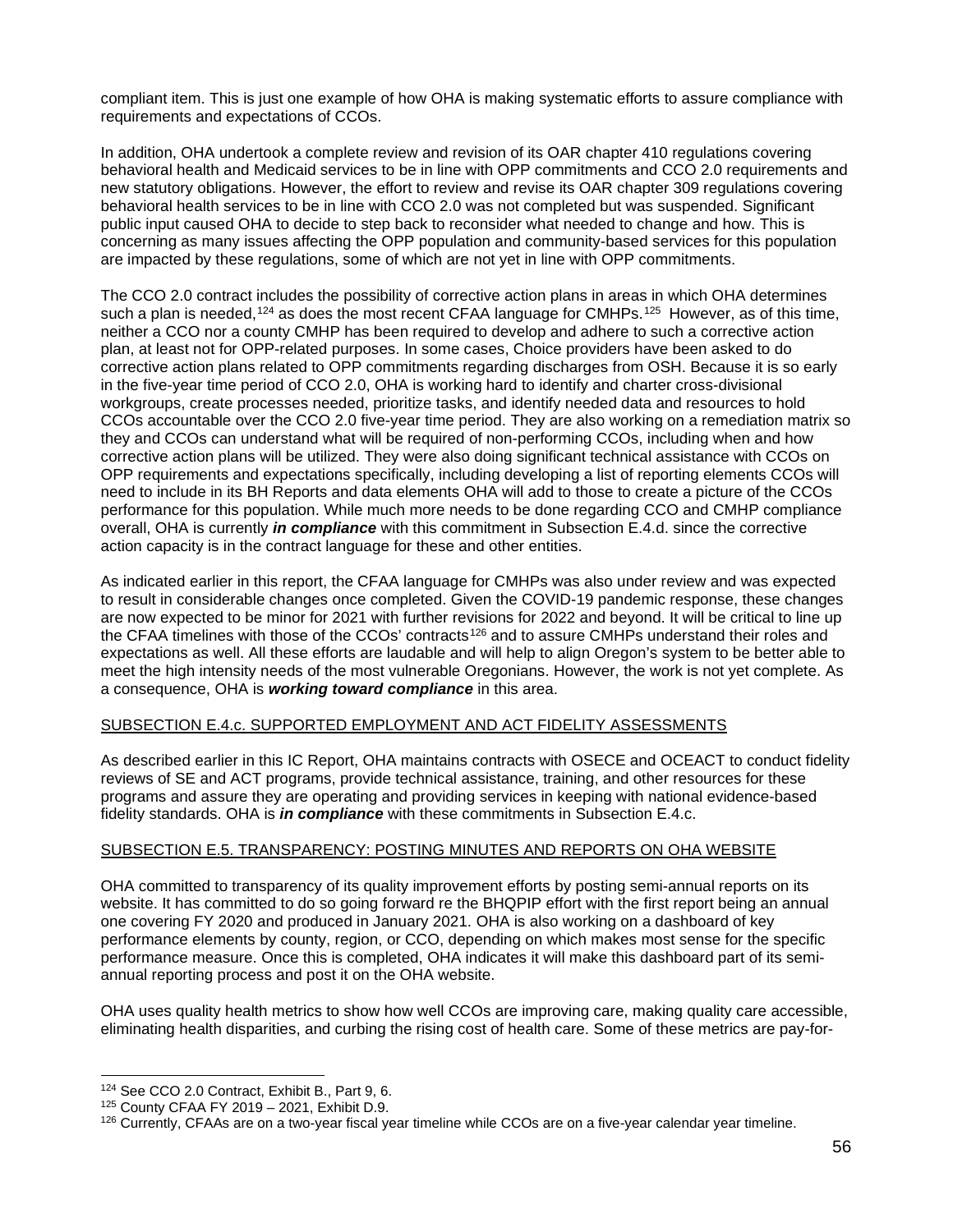compliant item. This is just one example of how OHA is making systematic efforts to assure compliance with requirements and expectations of CCOs.

In addition, OHA undertook a complete review and revision of its OAR chapter 410 regulations covering behavioral health and Medicaid services to be in line with OPP commitments and CCO 2.0 requirements and new statutory obligations. However, the effort to review and revise its OAR chapter 309 regulations covering behavioral health services to be in line with CCO 2.0 was not completed but was suspended. Significant public input caused OHA to decide to step back to reconsider what needed to change and how. This is concerning as many issues affecting the OPP population and community-based services for this population are impacted by these regulations, some of which are not yet in line with OPP commitments.

The CCO 2.0 contract includes the possibility of corrective action plans in areas in which OHA determines such a plan is needed,[124] as does the most recent CFAA language for CMHPs.[125] However, as of this time, neither a CCO nor a county CMHP has been required to develop and adhere to such a corrective action plan, at least not for OPP-related purposes. In some cases, Choice providers have been asked to do corrective action plans related to OPP commitments regarding discharges from OSH. Because it is so early in the five-year time period of CCO 2.0, OHA is working hard to identify and charter cross-divisional workgroups, create processes needed, prioritize tasks, and identify needed data and resources to hold CCOs accountable over the CCO 2.0 five-year time period. They are also working on a remediation matrix so they and CCOs can understand what will be required of non-performing CCOs, including when and how corrective action plans will be utilized. They were also doing significant technical assistance with CCOs on OPP requirements and expectations specifically, including developing a list of reporting elements CCOs will need to include in its BH Reports and data elements OHA will add to those to create a picture of the CCOs performance for this population. While much more needs to be done regarding CCO and CMHP compliance overall, OHA is currently ***in compliance*** with this commitment in Subsection E.4.d. since the corrective action capacity is in the contract language for these and other entities.

As indicated earlier in this report, the CFAA language for CMHPs was also under review and was expected to result in considerable changes once completed. Given the COVID-19 pandemic response, these changes are now expected to be minor for 2021 with further revisions for 2022 and beyond. It will be critical to line up the CFAA timelines with those of the CCOs' contracts[126] and to assure CMHPs understand their roles and expectations as well. All these efforts are laudable and will help to align Oregon's system to be better able to meet the high intensity needs of the most vulnerable Oregonians. However, the work is not yet complete. As a consequence, OHA is ***working toward compliance*** in this area.

SUBSECTION E.4.c. SUPPORTED EMPLOYMENT AND ACT FIDELITY ASSESSMENTS

As described earlier in this IC Report, OHA maintains contracts with OSECE and OCEACT to conduct fidelity reviews of SE and ACT programs, provide technical assistance, training, and other resources for these programs and assure they are operating and providing services in keeping with national evidence-based fidelity standards. OHA is ***in compliance*** with these commitments in Subsection E.4.c.

SUBSECTION E.5. TRANSPARENCY: POSTING MINUTES AND REPORTS ON OHA WEBSITE

OHA committed to transparency of its quality improvement efforts by posting semi-annual reports on its website. It has committed to do so going forward re the BHQPIP effort with the first report being an annual one covering FY 2020 and produced in January 2021. OHA is also working on a dashboard of key performance elements by county, region, or CCO, depending on which makes most sense for the specific performance measure. Once this is completed, OHA indicates it will make this dashboard part of its semi-annual reporting process and post it on the OHA website.

OHA uses quality health metrics to show how well CCOs are improving care, making quality care accessible, eliminating health disparities, and curbing the rising cost of health care. Some of these metrics are pay-for-

[124] See CCO 2.0 Contract, Exhibit B., Part 9, 6.

[125] County CFAA FY 2019 – 2021, Exhibit D.9.

[126] Currently, CFAAs are on a two-year fiscal year timeline while CCOs are on a five-year calendar year timeline.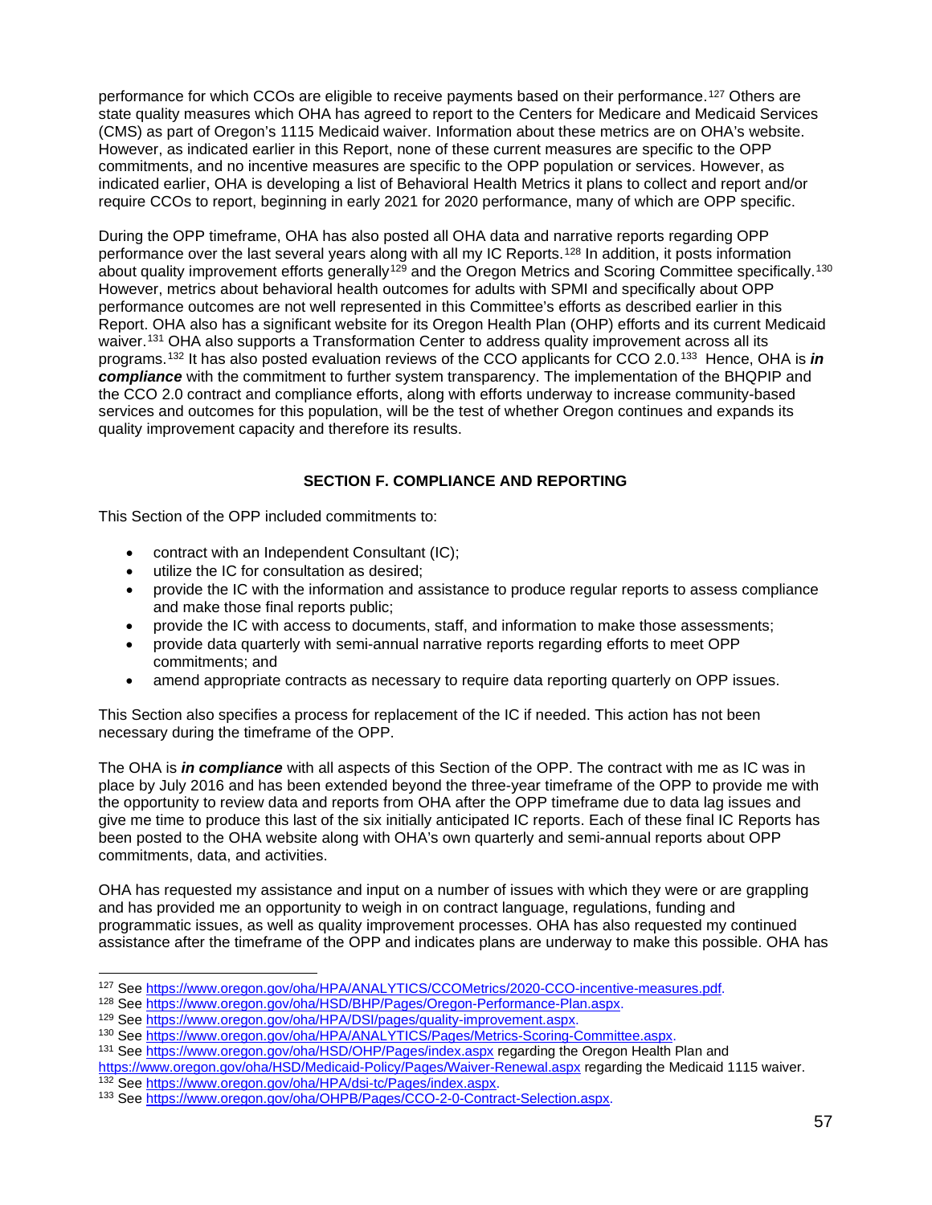performance for which CCOs are eligible to receive payments based on their performance.[127] Others are state quality measures which OHA has agreed to report to the Centers for Medicare and Medicaid Services (CMS) as part of Oregon's 1115 Medicaid waiver. Information about these metrics are on OHA's website. However, as indicated earlier in this Report, none of these current measures are specific to the OPP commitments, and no incentive measures are specific to the OPP population or services. However, as indicated earlier, OHA is developing a list of Behavioral Health Metrics it plans to collect and report and/or require CCOs to report, beginning in early 2021 for 2020 performance, many of which are OPP specific.

During the OPP timeframe, OHA has also posted all OHA data and narrative reports regarding OPP performance over the last several years along with all my IC Reports.[128] In addition, it posts information about quality improvement efforts generally[129] and the Oregon Metrics and Scoring Committee specifically.[130] However, metrics about behavioral health outcomes for adults with SPMI and specifically about OPP performance outcomes are not well represented in this Committee's efforts as described earlier in this Report. OHA also has a significant website for its Oregon Health Plan (OHP) efforts and its current Medicaid waiver.[131] OHA also supports a Transformation Center to address quality improvement across all its programs.[132] It has also posted evaluation reviews of the CCO applicants for CCO 2.0.[133] Hence, OHA is ***in compliance*** with the commitment to further system transparency. The implementation of the BHQPIP and the CCO 2.0 contract and compliance efforts, along with efforts underway to increase community-based services and outcomes for this population, will be the test of whether Oregon continues and expands its quality improvement capacity and therefore its results.

## SECTION F. COMPLIANCE AND REPORTING

This Section of the OPP included commitments to:

- contract with an Independent Consultant (IC);
- utilize the IC for consultation as desired;
- provide the IC with the information and assistance to produce regular reports to assess compliance and make those final reports public;
- provide the IC with access to documents, staff, and information to make those assessments;
- provide data quarterly with semi-annual narrative reports regarding efforts to meet OPP commitments; and
- amend appropriate contracts as necessary to require data reporting quarterly on OPP issues.

This Section also specifies a process for replacement of the IC if needed. This action has not been necessary during the timeframe of the OPP.

The OHA is ***in compliance*** with all aspects of this Section of the OPP. The contract with me as IC was in place by July 2016 and has been extended beyond the three-year timeframe of the OPP to provide me with the opportunity to review data and reports from OHA after the OPP timeframe due to data lag issues and give me time to produce this last of the six initially anticipated IC reports. Each of these final IC Reports has been posted to the OHA website along with OHA's own quarterly and semi-annual reports about OPP commitments, data, and activities.

OHA has requested my assistance and input on a number of issues with which they were or are grappling and has provided me an opportunity to weigh in on contract language, regulations, funding and programmatic issues, as well as quality improvement processes. OHA has also requested my continued assistance after the timeframe of the OPP and indicates plans are underway to make this possible. OHA has

---

[127] See https://www.oregon.gov/oha/HPA/ANALYTICS/CCOMetrics/2020-CCO-incentive-measures.pdf.

[128] See https://www.oregon.gov/oha/HSD/BHP/Pages/Oregon-Performance-Plan.aspx.

[129] See https://www.oregon.gov/oha/HPA/DSI/pages/quality-improvement.aspx.

[130] See https://www.oregon.gov/oha/HPA/ANALYTICS/Pages/Metrics-Scoring-Committee.aspx.

[131] See https://www.oregon.gov/oha/HSD/OHP/Pages/index.aspx regarding the Oregon Health Plan and https://www.oregon.gov/oha/HSD/Medicaid-Policy/Pages/Waiver-Renewal.aspx regarding the Medicaid 1115 waiver.

[132] See https://www.oregon.gov/oha/HPA/dsi-tc/Pages/index.aspx.

[133] See https://www.oregon.gov/oha/OHPB/Pages/CCO-2-0-Contract-Selection.aspx.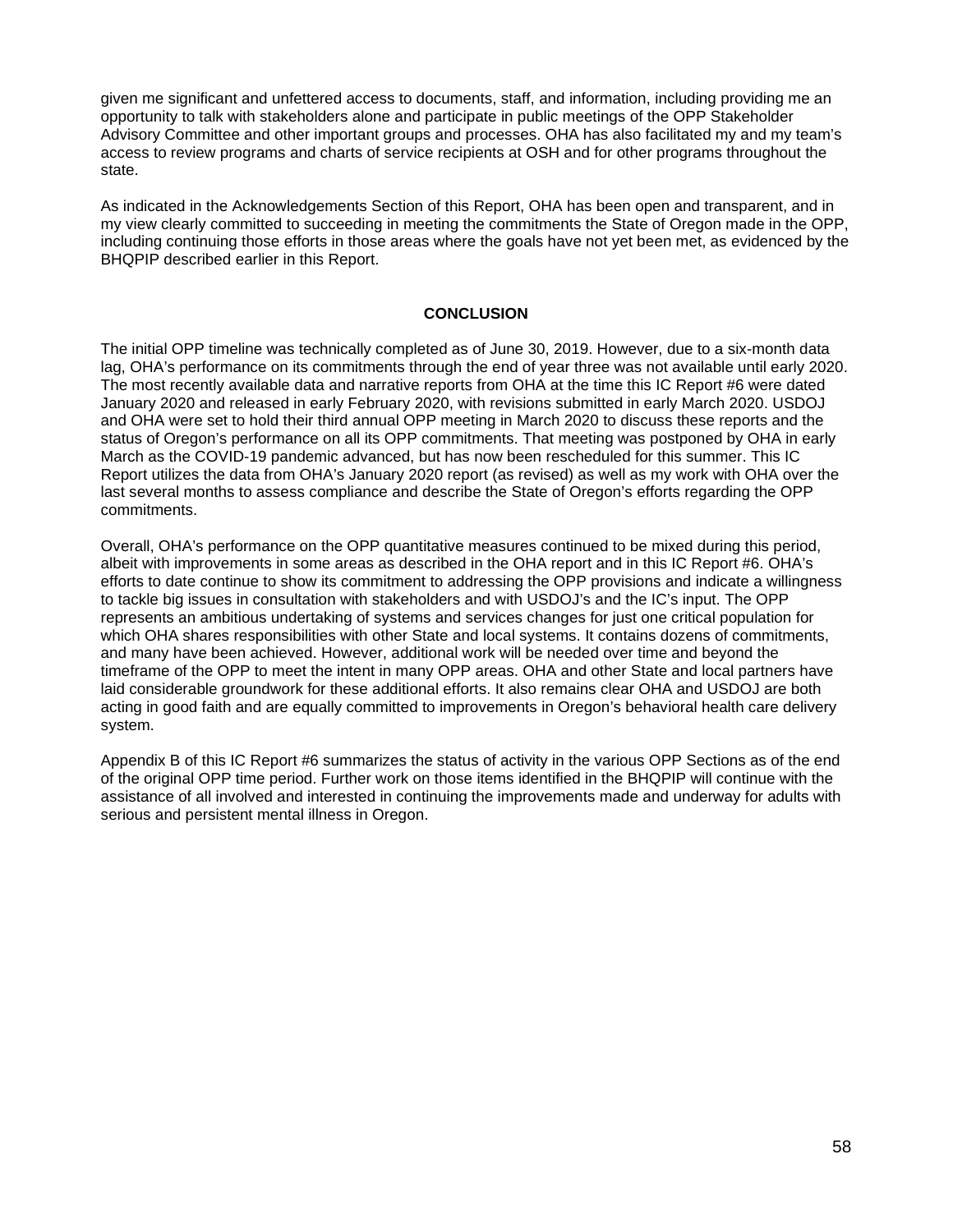given me significant and unfettered access to documents, staff, and information, including providing me an opportunity to talk with stakeholders alone and participate in public meetings of the OPP Stakeholder Advisory Committee and other important groups and processes. OHA has also facilitated my and my team's access to review programs and charts of service recipients at OSH and for other programs throughout the state.

As indicated in the Acknowledgements Section of this Report, OHA has been open and transparent, and in my view clearly committed to succeeding in meeting the commitments the State of Oregon made in the OPP, including continuing those efforts in those areas where the goals have not yet been met, as evidenced by the BHQPIP described earlier in this Report.

## CONCLUSION

The initial OPP timeline was technically completed as of June 30, 2019. However, due to a six-month data lag, OHA's performance on its commitments through the end of year three was not available until early 2020. The most recently available data and narrative reports from OHA at the time this IC Report #6 were dated January 2020 and released in early February 2020, with revisions submitted in early March 2020. USDOJ and OHA were set to hold their third annual OPP meeting in March 2020 to discuss these reports and the status of Oregon's performance on all its OPP commitments. That meeting was postponed by OHA in early March as the COVID-19 pandemic advanced, but has now been rescheduled for this summer. This IC Report utilizes the data from OHA's January 2020 report (as revised) as well as my work with OHA over the last several months to assess compliance and describe the State of Oregon's efforts regarding the OPP commitments.

Overall, OHA's performance on the OPP quantitative measures continued to be mixed during this period, albeit with improvements in some areas as described in the OHA report and in this IC Report #6. OHA's efforts to date continue to show its commitment to addressing the OPP provisions and indicate a willingness to tackle big issues in consultation with stakeholders and with USDOJ's and the IC's input. The OPP represents an ambitious undertaking of systems and services changes for just one critical population for which OHA shares responsibilities with other State and local systems. It contains dozens of commitments, and many have been achieved. However, additional work will be needed over time and beyond the timeframe of the OPP to meet the intent in many OPP areas. OHA and other State and local partners have laid considerable groundwork for these additional efforts. It also remains clear OHA and USDOJ are both acting in good faith and are equally committed to improvements in Oregon's behavioral health care delivery system.

Appendix B of this IC Report #6 summarizes the status of activity in the various OPP Sections as of the end of the original OPP time period. Further work on those items identified in the BHQPIP will continue with the assistance of all involved and interested in continuing the improvements made and underway for adults with serious and persistent mental illness in Oregon.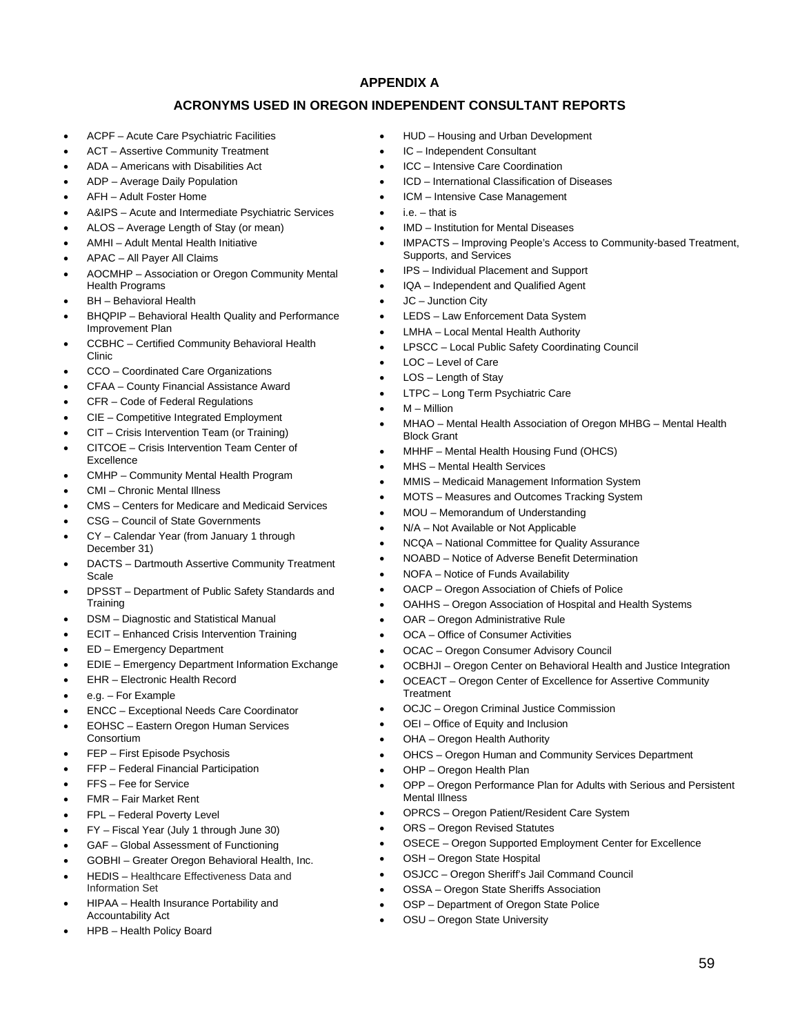## APPENDIX A

## ACRONYMS USED IN OREGON INDEPENDENT CONSULTANT REPORTS

- ACPF – Acute Care Psychiatric Facilities
- ACT – Assertive Community Treatment
- ADA – Americans with Disabilities Act
- ADP – Average Daily Population
- AFH – Adult Foster Home
- A&IPS – Acute and Intermediate Psychiatric Services
- ALOS – Average Length of Stay (or mean)
- AMHI – Adult Mental Health Initiative
- APAC – All Payer All Claims
- AOCMHP – Association or Oregon Community Mental Health Programs
- BH – Behavioral Health
- BHQPIP – Behavioral Health Quality and Performance Improvement Plan
- CCBHC – Certified Community Behavioral Health Clinic
- CCO – Coordinated Care Organizations
- CFAA – County Financial Assistance Award
- CFR – Code of Federal Regulations
- CIE – Competitive Integrated Employment
- CIT – Crisis Intervention Team (or Training)
- CITCOE – Crisis Intervention Team Center of Excellence
- CMHP – Community Mental Health Program
- CMI – Chronic Mental Illness
- CMS – Centers for Medicare and Medicaid Services
- CSG – Council of State Governments
- CY – Calendar Year (from January 1 through December 31)
- DACTS – Dartmouth Assertive Community Treatment Scale
- DPSST – Department of Public Safety Standards and Training
- DSM – Diagnostic and Statistical Manual
- ECIT – Enhanced Crisis Intervention Training
- ED – Emergency Department
- EDIE – Emergency Department Information Exchange
- EHR – Electronic Health Record
- e.g. – For Example
- ENCC – Exceptional Needs Care Coordinator
- EOHSC – Eastern Oregon Human Services Consortium
- FEP – First Episode Psychosis
- FFP – Federal Financial Participation
- FFS – Fee for Service
- FMR – Fair Market Rent
- FPL – Federal Poverty Level
- FY – Fiscal Year (July 1 through June 30)
- GAF – Global Assessment of Functioning
- GOBHI – Greater Oregon Behavioral Health, Inc.
- HEDIS – Healthcare Effectiveness Data and Information Set
- HIPAA – Health Insurance Portability and Accountability Act
- HPB – Health Policy Board
- HUD – Housing and Urban Development
- IC – Independent Consultant
- ICC – Intensive Care Coordination
- ICD – International Classification of Diseases
- ICM – Intensive Case Management
- i.e. – that is
- IMD – Institution for Mental Diseases
- IMPACTS – Improving People's Access to Community-based Treatment, Supports, and Services
- IPS – Individual Placement and Support
- IQA – Independent and Qualified Agent
- JC – Junction City
- LEDS – Law Enforcement Data System
- LMHA – Local Mental Health Authority
- LPSCC – Local Public Safety Coordinating Council
- LOC – Level of Care
- LOS – Length of Stay
- LTPC – Long Term Psychiatric Care
- M – Million
- MHAO – Mental Health Association of Oregon MHBG – Mental Health Block Grant
- MHHF – Mental Health Housing Fund (OHCS)
- MHS – Mental Health Services
- MMIS – Medicaid Management Information System
- MOTS – Measures and Outcomes Tracking System
- MOU – Memorandum of Understanding
- N/A – Not Available or Not Applicable
- NCQA – National Committee for Quality Assurance
- NOABD – Notice of Adverse Benefit Determination
- NOFA – Notice of Funds Availability
- OACP – Oregon Association of Chiefs of Police
- OAHHS – Oregon Association of Hospital and Health Systems
- OAR – Oregon Administrative Rule
- OCA – Office of Consumer Activities
- OCAC – Oregon Consumer Advisory Council
- OCBHJI – Oregon Center on Behavioral Health and Justice Integration
- OCEACT – Oregon Center of Excellence for Assertive Community Treatment
- OCJC – Oregon Criminal Justice Commission
- OEI – Office of Equity and Inclusion
- OHA – Oregon Health Authority
- OHCS – Oregon Human and Community Services Department
- OHP – Oregon Health Plan
- OPP – Oregon Performance Plan for Adults with Serious and Persistent Mental Illness
- OPRCS – Oregon Patient/Resident Care System
- ORS – Oregon Revised Statutes
- OSECE – Oregon Supported Employment Center for Excellence
- OSH – Oregon State Hospital
- OSJCC – Oregon Sheriff's Jail Command Council
- OSSA – Oregon State Sheriffs Association
- OSP – Department of Oregon State Police
- OSU – Oregon State University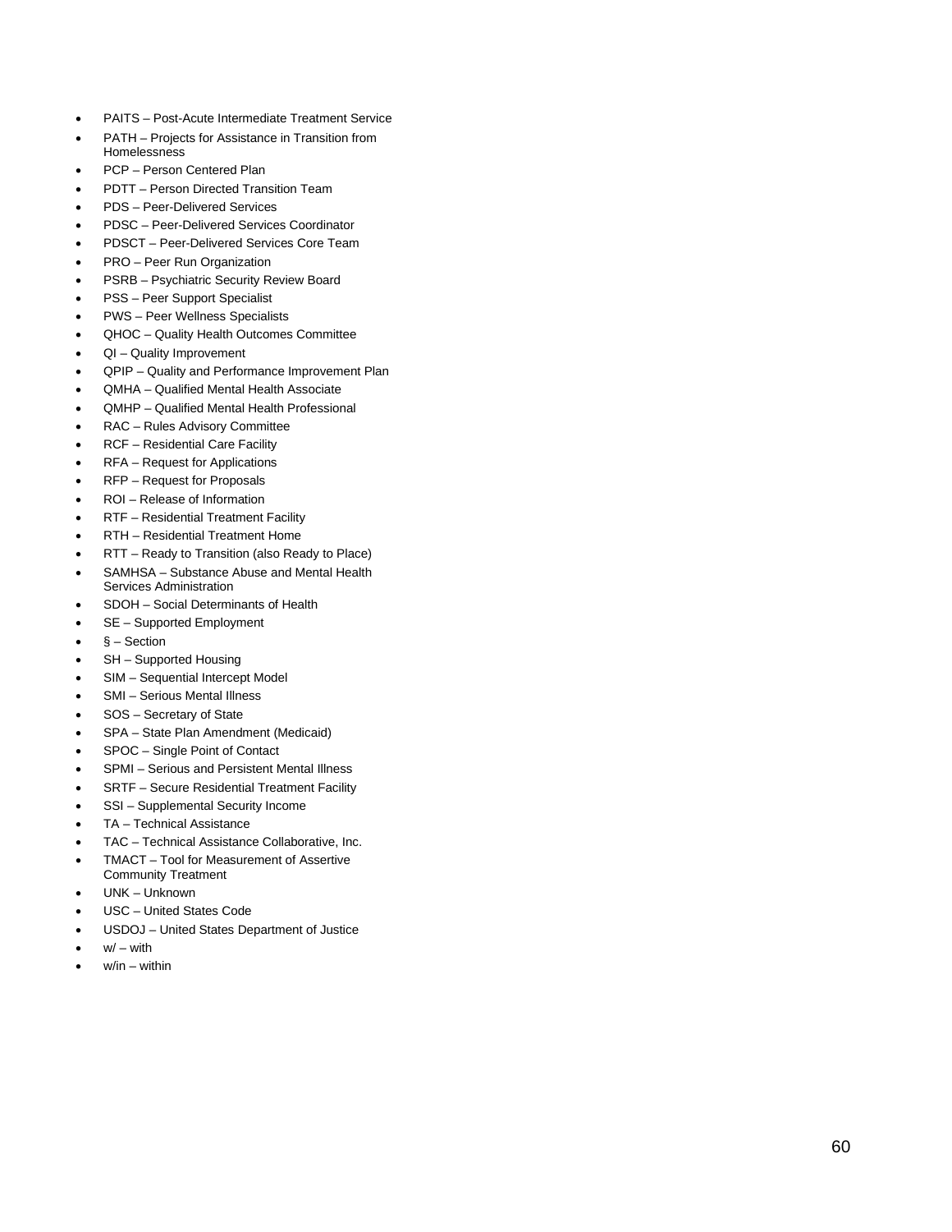- PAITS – Post-Acute Intermediate Treatment Service
- PATH – Projects for Assistance in Transition from Homelessness
- PCP – Person Centered Plan
- PDTT – Person Directed Transition Team
- PDS – Peer-Delivered Services
- PDSC – Peer-Delivered Services Coordinator
- PDSCT – Peer-Delivered Services Core Team
- PRO – Peer Run Organization
- PSRB – Psychiatric Security Review Board
- PSS – Peer Support Specialist
- PWS – Peer Wellness Specialists
- QHOC – Quality Health Outcomes Committee
- QI – Quality Improvement
- QPIP – Quality and Performance Improvement Plan
- QMHA – Qualified Mental Health Associate
- QMHP – Qualified Mental Health Professional
- RAC – Rules Advisory Committee
- RCF – Residential Care Facility
- RFA – Request for Applications
- RFP – Request for Proposals
- ROI – Release of Information
- RTF – Residential Treatment Facility
- RTH – Residential Treatment Home
- RTT – Ready to Transition (also Ready to Place)
- SAMHSA – Substance Abuse and Mental Health Services Administration
- SDOH – Social Determinants of Health
- SE – Supported Employment
- § – Section
- SH – Supported Housing
- SIM – Sequential Intercept Model
- SMI – Serious Mental Illness
- SOS – Secretary of State
- SPA – State Plan Amendment (Medicaid)
- SPOC – Single Point of Contact
- SPMI – Serious and Persistent Mental Illness
- SRTF – Secure Residential Treatment Facility
- SSI – Supplemental Security Income
- TA – Technical Assistance
- TAC – Technical Assistance Collaborative, Inc.
- TMACT – Tool for Measurement of Assertive Community Treatment
- UNK – Unknown
- USC – United States Code
- USDOJ – United States Department of Justice
- w/ – with
- w/in – within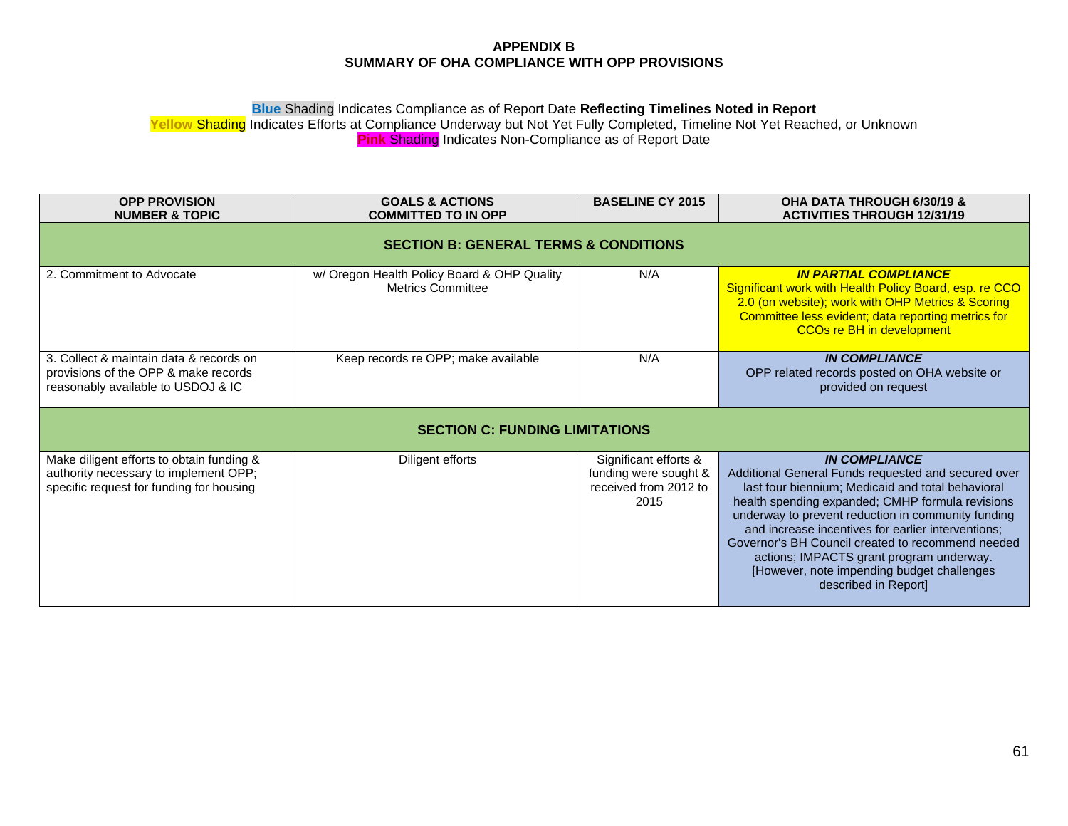# APPENDIX B
# SUMMARY OF OHA COMPLIANCE WITH OPP PROVISIONS

**Blue** Shading Indicates Compliance as of Report Date **Reflecting Timelines Noted in Report**
**Yellow** Shading Indicates Efforts at Compliance Underway but Not Yet Fully Completed, Timeline Not Yet Reached, or Unknown
**Pink** Shading Indicates Non-Compliance as of Report Date

| OPP PROVISION NUMBER & TOPIC | GOALS & ACTIONS COMMITTED TO IN OPP | BASELINE CY 2015 | OHA DATA THROUGH 6/30/19 & ACTIVITIES THROUGH 12/31/19 |
|---|---|---|---|
| **SECTION B: GENERAL TERMS & CONDITIONS** | | | |
| 2. Commitment to Advocate | w/ Oregon Health Policy Board & OHP Quality Metrics Committee | N/A | ***IN PARTIAL COMPLIANCE*** Significant work with Health Policy Board, esp. re CCO 2.0 (on website); work with OHP Metrics & Scoring Committee less evident; data reporting metrics for CCOs re BH in development |
| 3. Collect & maintain data & records on provisions of the OPP & make records reasonably available to USDOJ & IC | Keep records re OPP; make available | N/A | ***IN COMPLIANCE*** OPP related records posted on OHA website or provided on request |
| **SECTION C: FUNDING LIMITATIONS** | | | |
| Make diligent efforts to obtain funding & authority necessary to implement OPP; specific request for funding for housing | Diligent efforts | Significant efforts & funding were sought & received from 2012 to 2015 | ***IN COMPLIANCE*** Additional General Funds requested and secured over last four biennium; Medicaid and total behavioral health spending expanded; CMHP formula revisions underway to prevent reduction in community funding and increase incentives for earlier interventions; Governor's BH Council created to recommend needed actions; IMPACTS grant program underway. [However, note impending budget challenges described in Report] |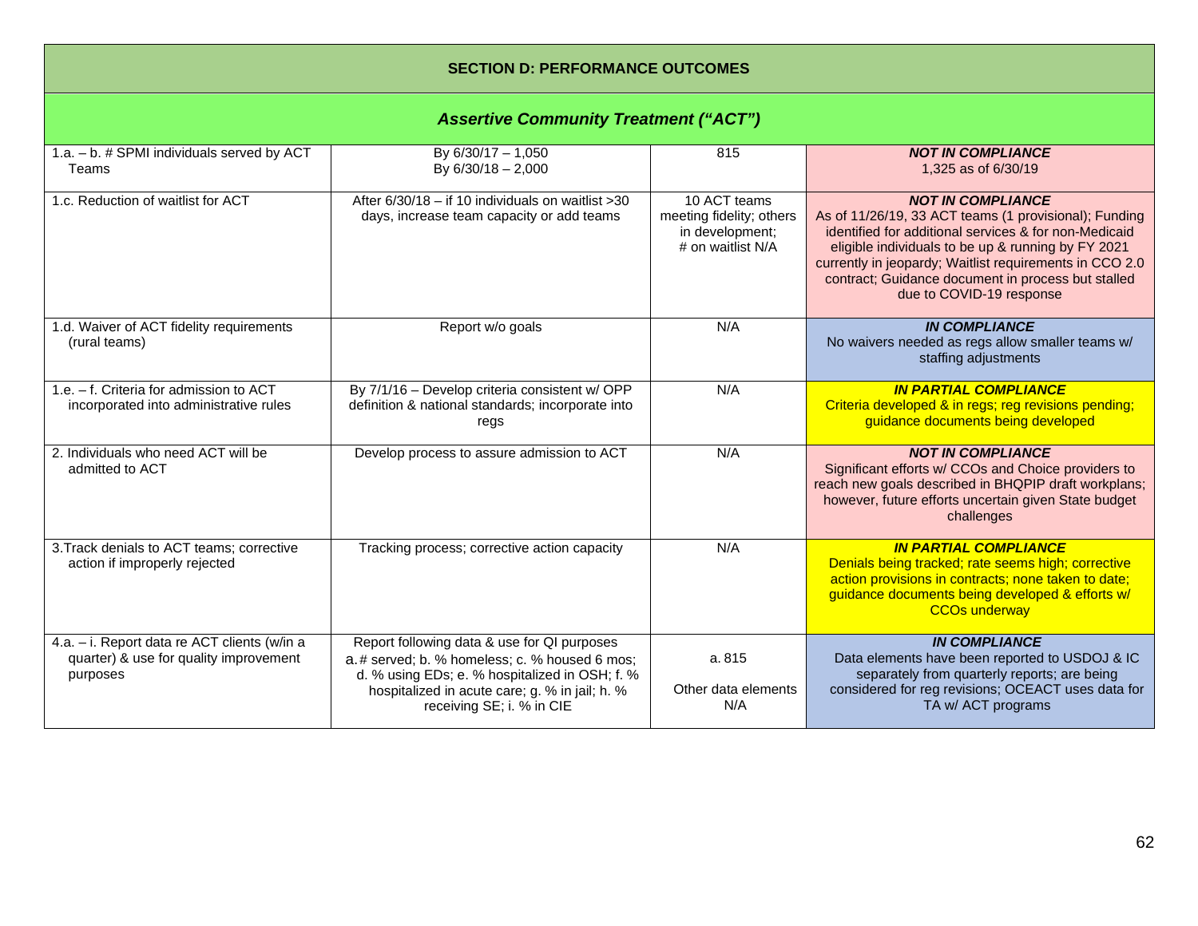## SECTION D: PERFORMANCE OUTCOMES

### *Assertive Community Treatment ("ACT")*

| | | | |
|---|---|---|---|
| 1.a. – b. # SPMI individuals served by ACT Teams | By 6/30/17 – 1,050<br>By 6/30/18 – 2,000 | 815 | ***NOT IN COMPLIANCE***<br>1,325 as of 6/30/19 |
| 1.c. Reduction of waitlist for ACT | After 6/30/18 – if 10 individuals on waitlist >30 days, increase team capacity or add teams | 10 ACT teams meeting fidelity; others in development; # on waitlist N/A | ***NOT IN COMPLIANCE***<br>As of 11/26/19, 33 ACT teams (1 provisional); Funding identified for additional services & for non-Medicaid eligible individuals to be up & running by FY 2021 currently in jeopardy; Waitlist requirements in CCO 2.0 contract; Guidance document in process but stalled due to COVID-19 response |
| 1.d. Waiver of ACT fidelity requirements (rural teams) | Report w/o goals | N/A | ***IN COMPLIANCE***<br>No waivers needed as regs allow smaller teams w/ staffing adjustments |
| 1.e. – f. Criteria for admission to ACT incorporated into administrative rules | By 7/1/16 – Develop criteria consistent w/ OPP definition & national standards; incorporate into regs | N/A | ***IN PARTIAL COMPLIANCE***<br>Criteria developed & in regs; reg revisions pending; guidance documents being developed |
| 2. Individuals who need ACT will be admitted to ACT | Develop process to assure admission to ACT | N/A | ***NOT IN COMPLIANCE***<br>Significant efforts w/ CCOs and Choice providers to reach new goals described in BHQPIP draft workplans; however, future efforts uncertain given State budget challenges |
| 3. Track denials to ACT teams; corrective action if improperly rejected | Tracking process; corrective action capacity | N/A | ***IN PARTIAL COMPLIANCE***<br>Denials being tracked; rate seems high; corrective action provisions in contracts; none taken to date; guidance documents being developed & efforts w/ CCOs underway |
| 4.a. – i. Report data re ACT clients (w/in a quarter) & use for quality improvement purposes | Report following data & use for QI purposes<br>a. # served; b. % homeless; c. % housed 6 mos; d. % using EDs; e. % hospitalized in OSH; f. % hospitalized in acute care; g. % in jail; h. % receiving SE; i. % in CIE | a. 815<br><br>Other data elements N/A | ***IN COMPLIANCE***<br>Data elements have been reported to USDOJ & IC separately from quarterly reports; are being considered for reg revisions; OCEACT uses data for TA w/ ACT programs |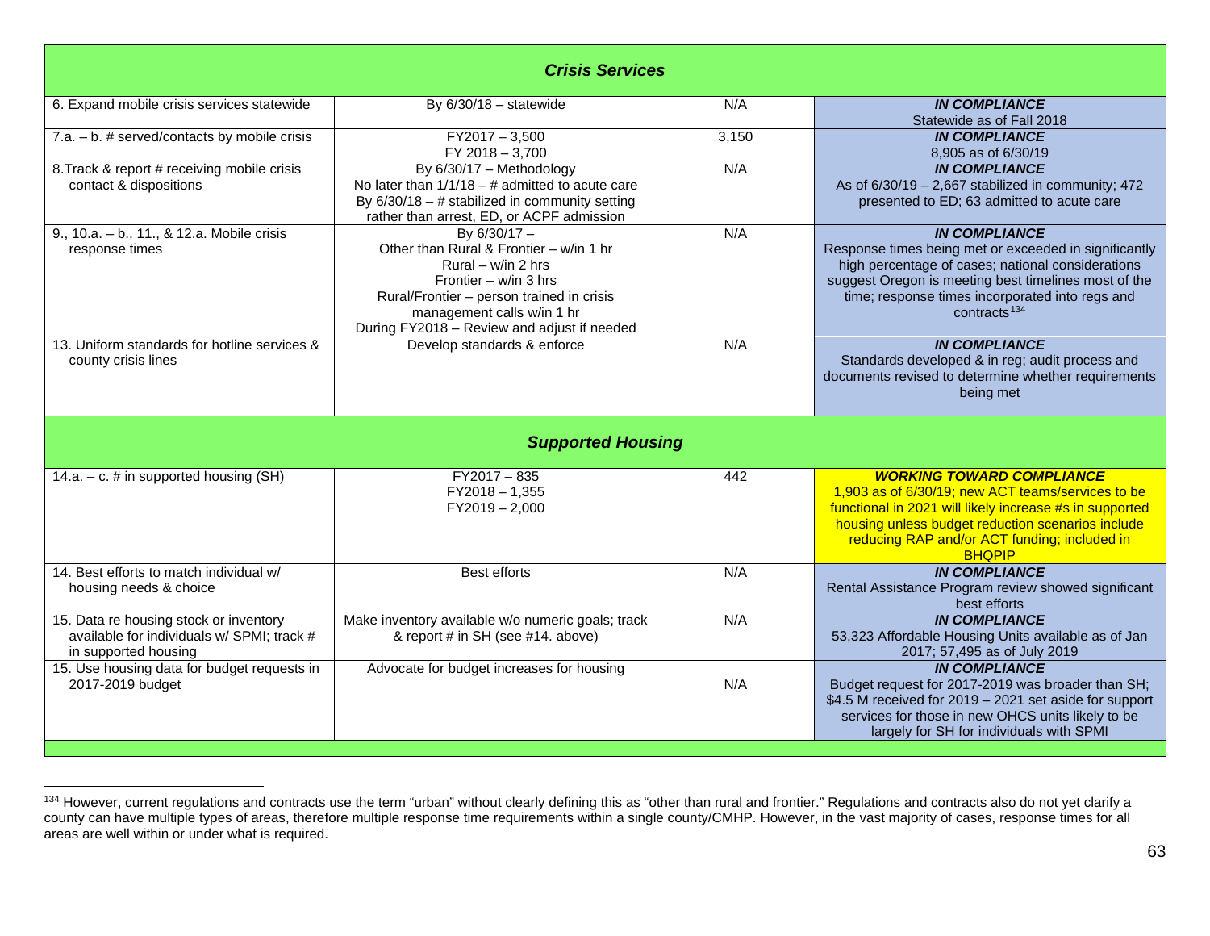| ***Crisis Services*** | | | |
|---|---|---|---|
| 6. Expand mobile crisis services statewide | By 6/30/18 – statewide | N/A | ***IN COMPLIANCE*** Statewide as of Fall 2018 |
| 7.a. – b. # served/contacts by mobile crisis | FY2017 – 3,500 FY 2018 – 3,700 | 3,150 | ***IN COMPLIANCE*** 8,905 as of 6/30/19 |
| 8.Track & report # receiving mobile crisis contact & dispositions | By 6/30/17 – Methodology No later than 1/1/18 – # admitted to acute care By 6/30/18 – # stabilized in community setting rather than arrest, ED, or ACPF admission | N/A | ***IN COMPLIANCE*** As of 6/30/19 – 2,667 stabilized in community; 472 presented to ED; 63 admitted to acute care |
| 9., 10.a. – b., 11., & 12.a. Mobile crisis response times | By 6/30/17 – Other than Rural & Frontier – w/in 1 hr Rural – w/in 2 hrs Frontier – w/in 3 hrs Rural/Frontier – person trained in crisis management calls w/in 1 hr During FY2018 – Review and adjust if needed | N/A | ***IN COMPLIANCE*** Response times being met or exceeded in significantly high percentage of cases; national considerations suggest Oregon is meeting best timelines most of the time; response times incorporated into regs and contracts[134] |
| 13. Uniform standards for hotline services & county crisis lines | Develop standards & enforce | N/A | ***IN COMPLIANCE*** Standards developed & in reg; audit process and documents revised to determine whether requirements being met |
| ***Supported Housing*** | | | |
| 14.a. – c. # in supported housing (SH) | FY2017 – 835 FY2018 – 1,355 FY2019 – 2,000 | 442 | ***WORKING TOWARD COMPLIANCE*** 1,903 as of 6/30/19; new ACT teams/services to be functional in 2021 will likely increase #s in supported housing unless budget reduction scenarios include reducing RAP and/or ACT funding; included in BHQPIP |
| 14. Best efforts to match individual w/ housing needs & choice | Best efforts | N/A | ***IN COMPLIANCE*** Rental Assistance Program review showed significant best efforts |
| 15. Data re housing stock or inventory available for individuals w/ SPMI; track # in supported housing | Make inventory available w/o numeric goals; track & report # in SH (see #14. above) | N/A | ***IN COMPLIANCE*** 53,323 Affordable Housing Units available as of Jan 2017; 57,495 as of July 2019 |
| 15. Use housing data for budget requests in 2017-2019 budget | Advocate for budget increases for housing | N/A | ***IN COMPLIANCE*** Budget request for 2017-2019 was broader than SH; $4.5 M received for 2019 – 2021 set aside for support services for those in new OHCS units likely to be largely for SH for individuals with SPMI |

[134] However, current regulations and contracts use the term "urban" without clearly defining this as "other than rural and frontier." Regulations and contracts also do not yet clarify a county can have multiple types of areas, therefore multiple response time requirements within a single county/CMHP. However, in the vast majority of cases, response times for all areas are well within or under what is required.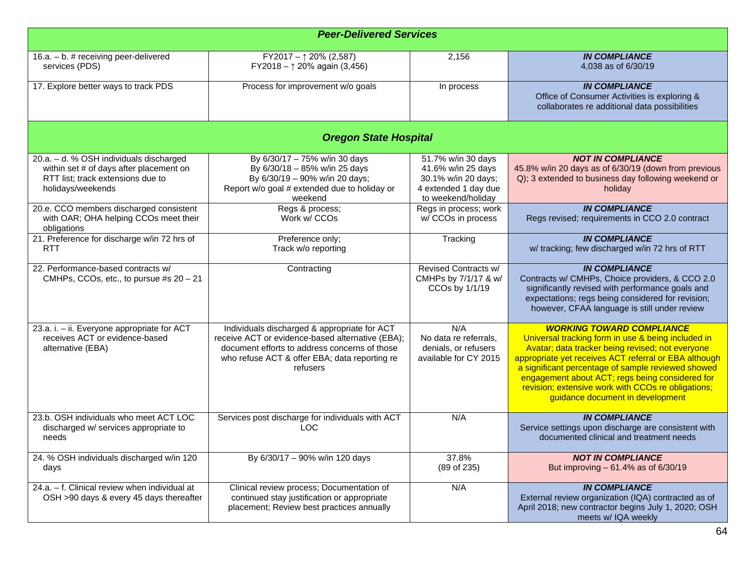| **Peer-Delivered Services** | | | |
|---|---|---|---|
| 16.a. – b. # receiving peer-delivered services (PDS) | FY2017 – ↑ 20% (2,587)<br>FY2018 – ↑ 20% again (3,456) | 2,156 | ***IN COMPLIANCE***<br>4,038 as of 6/30/19 |
| 17. Explore better ways to track PDS | Process for improvement w/o goals | In process | ***IN COMPLIANCE***<br>Office of Consumer Activities is exploring & collaborates re additional data possibilities |
| **Oregon State Hospital** | | | |
| 20.a. – d. % OSH individuals discharged within set # of days after placement on RTT list; track extensions due to holidays/weekends | By 6/30/17 – 75% w/in 30 days<br>By 6/30/18 – 85% w/in 25 days<br>By 6/30/19 – 90% w/in 20 days;<br>Report w/o goal # extended due to holiday or weekend | 51.7% w/in 30 days<br>41.6% w/in 25 days<br>30.1% w/in 20 days;<br>4 extended 1 day due to weekend/holiday | ***NOT IN COMPLIANCE***<br>45.8% w/in 20 days as of 6/30/19 (down from previous Q); 3 extended to business day following weekend or holiday |
| 20.e. CCO members discharged consistent with OAR; OHA helping CCOs meet their obligations | Regs & process;<br>Work w/ CCOs | Regs in process; work w/ CCOs in process | ***IN COMPLIANCE***<br>Regs revised; requirements in CCO 2.0 contract |
| 21. Preference for discharge w/in 72 hrs of RTT | Preference only;<br>Track w/o reporting | Tracking | ***IN COMPLIANCE***<br>w/ tracking; few discharged w/in 72 hrs of RTT |
| 22. Performance-based contracts w/ CMHPs, CCOs, etc., to pursue #s 20 – 21 | Contracting | Revised Contracts w/ CMHPs by 7/1/17 & w/ CCOs by 1/1/19 | ***IN COMPLIANCE***<br>Contracts w/ CMHPs, Choice providers, & CCO 2.0 significantly revised with performance goals and expectations; regs being considered for revision; however, CFAA language is still under review |
| 23.a. i. – ii. Everyone appropriate for ACT receives ACT or evidence-based alternative (EBA) | Individuals discharged & appropriate for ACT receive ACT or evidence-based alternative (EBA); document efforts to address concerns of those who refuse ACT & offer EBA; data reporting re refusers | N/A<br>No data re referrals, denials, or refusers available for CY 2015 | ***WORKING TOWARD COMPLIANCE***<br>Universal tracking form in use & being included in Avatar; data tracker being revised; not everyone appropriate yet receives ACT referral or EBA although a significant percentage of sample reviewed showed engagement about ACT; regs being considered for revision; extensive work with CCOs re obligations; guidance document in development |
| 23.b. OSH individuals who meet ACT LOC discharged w/ services appropriate to needs | Services post discharge for individuals with ACT LOC | N/A | ***IN COMPLIANCE***<br>Service settings upon discharge are consistent with documented clinical and treatment needs |
| 24. % OSH individuals discharged w/in 120 days | By 6/30/17 – 90% w/in 120 days | 37.8%<br>(89 of 235) | ***NOT IN COMPLIANCE***<br>But improving – 61.4% as of 6/30/19 |
| 24.a. – f. Clinical review when individual at OSH >90 days & every 45 days thereafter | Clinical review process; Documentation of continued stay justification or appropriate placement; Review best practices annually | N/A | ***IN COMPLIANCE***<br>External review organization (IQA) contracted as of April 2018; new contractor begins July 1, 2020; OSH meets w/ IQA weekly |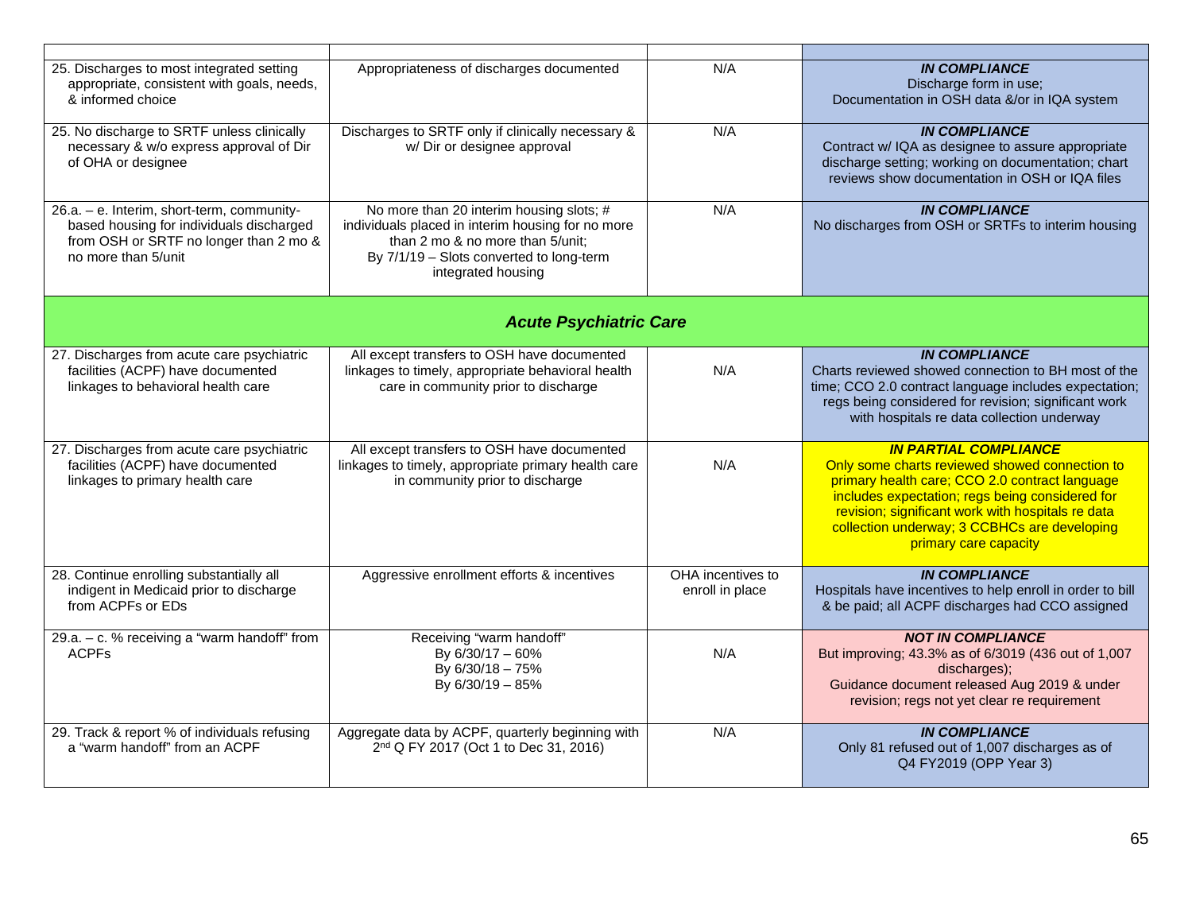| | | | |
|---|---|---|---|
| 25. Discharges to most integrated setting appropriate, consistent with goals, needs, & informed choice | Appropriateness of discharges documented | N/A | ***IN COMPLIANCE*** Discharge form in use; Documentation in OSH data &/or in IQA system |
| 25. No discharge to SRTF unless clinically necessary & w/o express approval of Dir of OHA or designee | Discharges to SRTF only if clinically necessary & w/ Dir or designee approval | N/A | ***IN COMPLIANCE*** Contract w/ IQA as designee to assure appropriate discharge setting; working on documentation; chart reviews show documentation in OSH or IQA files |
| 26.a. – e. Interim, short-term, community-based housing for individuals discharged from OSH or SRTF no longer than 2 mo & no more than 5/unit | No more than 20 interim housing slots; # individuals placed in interim housing for no more than 2 mo & no more than 5/unit; By 7/1/19 – Slots converted to long-term integrated housing | N/A | ***IN COMPLIANCE*** No discharges from OSH or SRTFs to interim housing |
| ***Acute Psychiatric Care*** | | | |
| 27. Discharges from acute care psychiatric facilities (ACPF) have documented linkages to behavioral health care | All except transfers to OSH have documented linkages to timely, appropriate behavioral health care in community prior to discharge | N/A | ***IN COMPLIANCE*** Charts reviewed showed connection to BH most of the time; CCO 2.0 contract language includes expectation; regs being considered for revision; significant work with hospitals re data collection underway |
| 27. Discharges from acute care psychiatric facilities (ACPF) have documented linkages to primary health care | All except transfers to OSH have documented linkages to timely, appropriate primary health care in community prior to discharge | N/A | ***IN PARTIAL COMPLIANCE*** Only some charts reviewed showed connection to primary health care; CCO 2.0 contract language includes expectation; regs being considered for revision; significant work with hospitals re data collection underway; 3 CCBHCs are developing primary care capacity |
| 28. Continue enrolling substantially all indigent in Medicaid prior to discharge from ACPFs or EDs | Aggressive enrollment efforts & incentives | OHA incentives to enroll in place | ***IN COMPLIANCE*** Hospitals have incentives to help enroll in order to bill & be paid; all ACPF discharges had CCO assigned |
| 29.a. – c. % receiving a "warm handoff" from ACPFs | Receiving "warm handoff" By 6/30/17 – 60% By 6/30/18 – 75% By 6/30/19 – 85% | N/A | ***NOT IN COMPLIANCE*** But improving; 43.3% as of 6/3019 (436 out of 1,007 discharges); Guidance document released Aug 2019 & under revision; regs not yet clear re requirement |
| 29. Track & report % of individuals refusing a "warm handoff" from an ACPF | Aggregate data by ACPF, quarterly beginning with 2nd Q FY 2017 (Oct 1 to Dec 31, 2016) | N/A | ***IN COMPLIANCE*** Only 81 refused out of 1,007 discharges as of Q4 FY2019 (OPP Year 3) |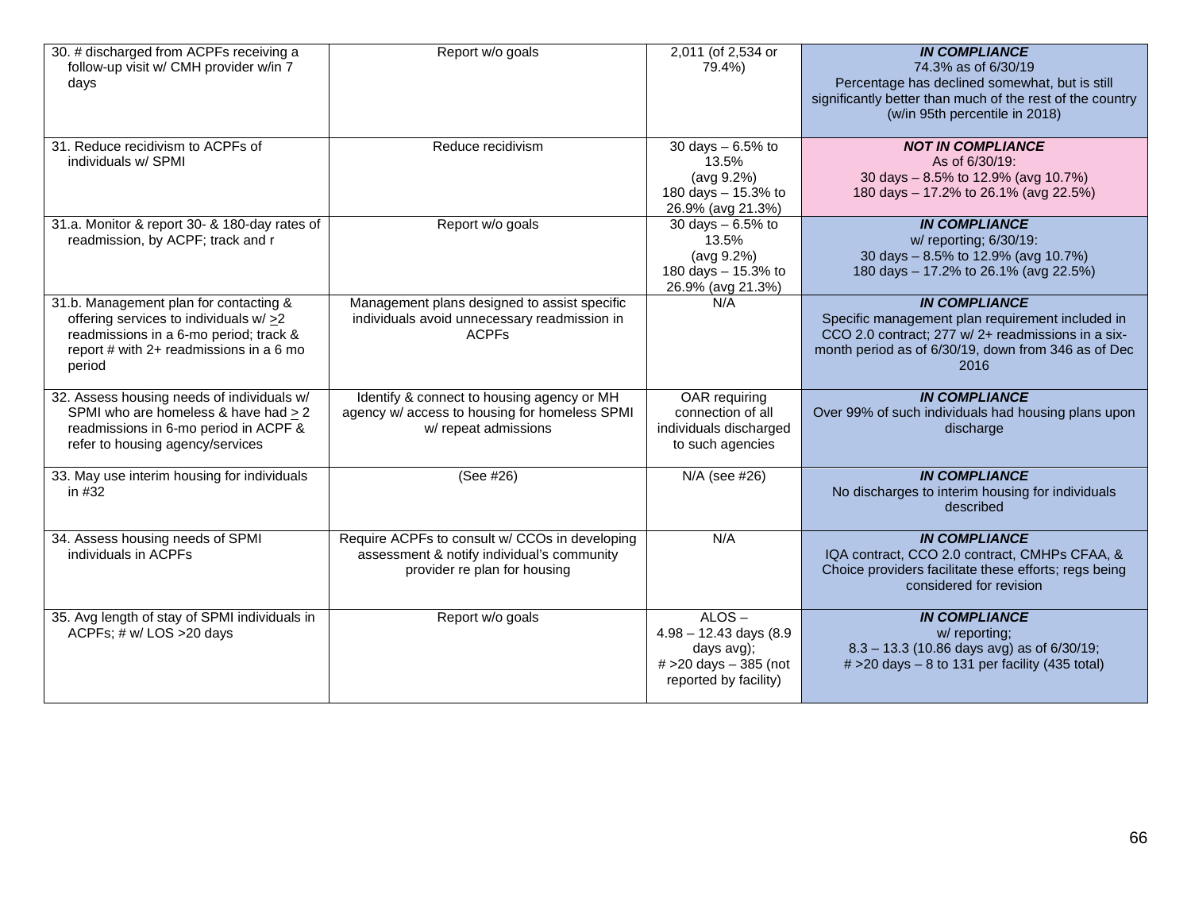| | | | |
|---|---|---|---|
| 30. # discharged from ACPFs receiving a follow-up visit w/ CMH provider w/in 7 days | Report w/o goals | 2,011 (of 2,534 or 79.4%) | ***IN COMPLIANCE***<br>74.3% as of 6/30/19<br>Percentage has declined somewhat, but is still significantly better than much of the rest of the country (w/in 95th percentile in 2018) |
| 31. Reduce recidivism to ACPFs of individuals w/ SPMI | Reduce recidivism | 30 days – 6.5% to 13.5%<br>(avg 9.2%)<br>180 days – 15.3% to 26.9% (avg 21.3%) | ***NOT IN COMPLIANCE***<br>As of 6/30/19:<br>30 days – 8.5% to 12.9% (avg 10.7%)<br>180 days – 17.2% to 26.1% (avg 22.5%) |
| 31.a. Monitor & report 30- & 180-day rates of readmission, by ACPF; track and r | Report w/o goals | 30 days – 6.5% to 13.5%<br>(avg 9.2%)<br>180 days – 15.3% to 26.9% (avg 21.3%) | ***IN COMPLIANCE***<br>w/ reporting; 6/30/19:<br>30 days – 8.5% to 12.9% (avg 10.7%)<br>180 days – 17.2% to 26.1% (avg 22.5%) |
| 31.b. Management plan for contacting & offering services to individuals w/ ≥2 readmissions in a 6-mo period; track & report # with 2+ readmissions in a 6 mo period | Management plans designed to assist specific individuals avoid unnecessary readmission in ACPFs | N/A | ***IN COMPLIANCE***<br>Specific management plan requirement included in CCO 2.0 contract; 277 w/ 2+ readmissions in a six-month period as of 6/30/19, down from 346 as of Dec 2016 |
| 32. Assess housing needs of individuals w/ SPMI who are homeless & have had ≥ 2 readmissions in 6-mo period in ACPF & refer to housing agency/services | Identify & connect to housing agency or MH agency w/ access to housing for homeless SPMI w/ repeat admissions | OAR requiring connection of all individuals discharged to such agencies | ***IN COMPLIANCE***<br>Over 99% of such individuals had housing plans upon discharge |
| 33. May use interim housing for individuals in #32 | (See #26) | N/A (see #26) | ***IN COMPLIANCE***<br>No discharges to interim housing for individuals described |
| 34. Assess housing needs of SPMI individuals in ACPFs | Require ACPFs to consult w/ CCOs in developing assessment & notify individual's community provider re plan for housing | N/A | ***IN COMPLIANCE***<br>IQA contract, CCO 2.0 contract, CMHPs CFAA, & Choice providers facilitate these efforts; regs being considered for revision |
| 35. Avg length of stay of SPMI individuals in ACPFs; # w/ LOS >20 days | Report w/o goals | ALOS –<br>4.98 – 12.43 days (8.9 days avg);<br># >20 days – 385 (not reported by facility) | ***IN COMPLIANCE***<br>w/ reporting;<br>8.3 – 13.3 (10.86 days avg) as of 6/30/19;<br># >20 days – 8 to 131 per facility (435 total) |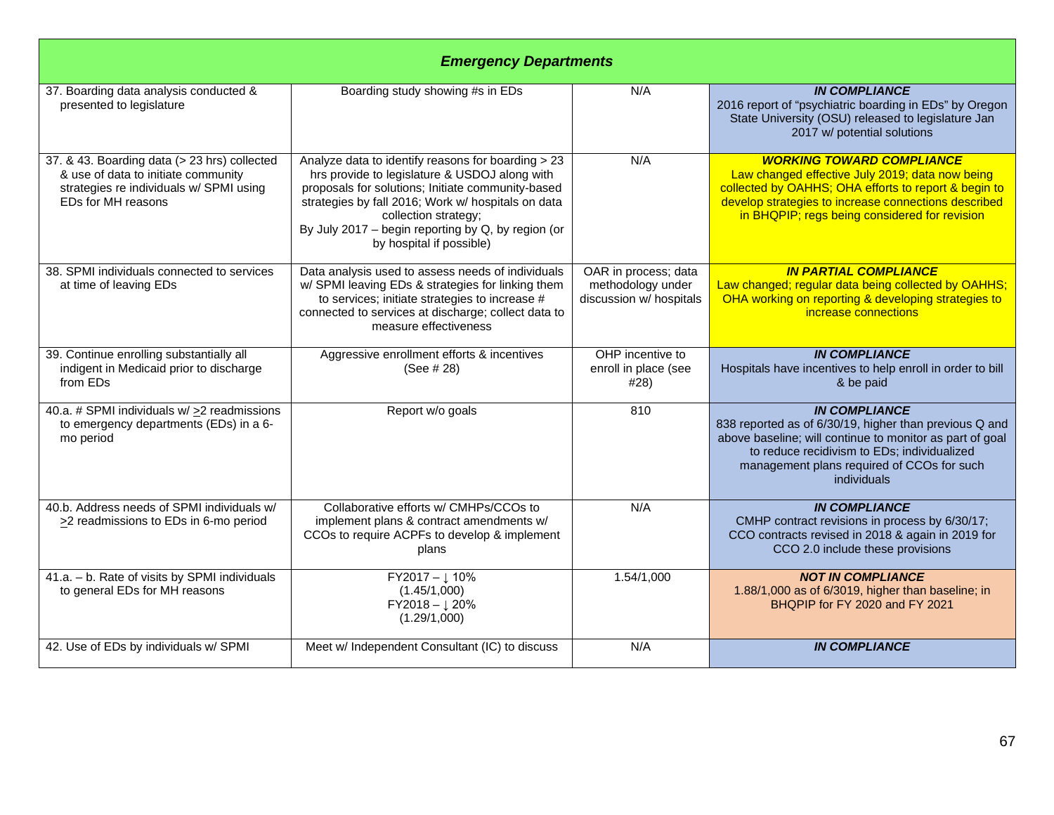| ***Emergency Departments*** | | | |
|---|---|---|---|
| 37. Boarding data analysis conducted & presented to legislature | Boarding study showing #s in EDs | N/A | ***IN COMPLIANCE*** 2016 report of "psychiatric boarding in EDs" by Oregon State University (OSU) released to legislature Jan 2017 w/ potential solutions |
| 37. & 43. Boarding data (> 23 hrs) collected & use of data to initiate community strategies re individuals w/ SPMI using EDs for MH reasons | Analyze data to identify reasons for boarding > 23 hrs provide to legislature & USDOJ along with proposals for solutions; Initiate community-based strategies by fall 2016; Work w/ hospitals on data collection strategy; By July 2017 – begin reporting by Q, by region (or by hospital if possible) | N/A | ***WORKING TOWARD COMPLIANCE*** Law changed effective July 2019; data now being collected by OAHHS; OHA efforts to report & begin to develop strategies to increase connections described in BHQPIP; regs being considered for revision |
| 38. SPMI individuals connected to services at time of leaving EDs | Data analysis used to assess needs of individuals w/ SPMI leaving EDs & strategies for linking them to services; initiate strategies to increase # connected to services at discharge; collect data to measure effectiveness | OAR in process; data methodology under discussion w/ hospitals | ***IN PARTIAL COMPLIANCE*** Law changed; regular data being collected by OAHHS; OHA working on reporting & developing strategies to increase connections |
| 39. Continue enrolling substantially all indigent in Medicaid prior to discharge from EDs | Aggressive enrollment efforts & incentives (See # 28) | OHP incentive to enroll in place (see #28) | ***IN COMPLIANCE*** Hospitals have incentives to help enroll in order to bill & be paid |
| 40.a. # SPMI individuals w/ ≥2 readmissions to emergency departments (EDs) in a 6-mo period | Report w/o goals | 810 | ***IN COMPLIANCE*** 838 reported as of 6/30/19, higher than previous Q and above baseline; will continue to monitor as part of goal to reduce recidivism to EDs; individualized management plans required of CCOs for such individuals |
| 40.b. Address needs of SPMI individuals w/ ≥2 readmissions to EDs in 6-mo period | Collaborative efforts w/ CMHPs/CCOs to implement plans & contract amendments w/ CCOs to require ACPFs to develop & implement plans | N/A | ***IN COMPLIANCE*** CMHP contract revisions in process by 6/30/17; CCO contracts revised in 2018 & again in 2019 for CCO 2.0 include these provisions |
| 41.a. – b. Rate of visits by SPMI individuals to general EDs for MH reasons | FY2017 – ↓ 10% (1.45/1,000) FY2018 – ↓ 20% (1.29/1,000) | 1.54/1,000 | ***NOT IN COMPLIANCE*** 1.88/1,000 as of 6/3019, higher than baseline; in BHQPIP for FY 2020 and FY 2021 |
| 42. Use of EDs by individuals w/ SPMI | Meet w/ Independent Consultant (IC) to discuss | N/A | ***IN COMPLIANCE*** |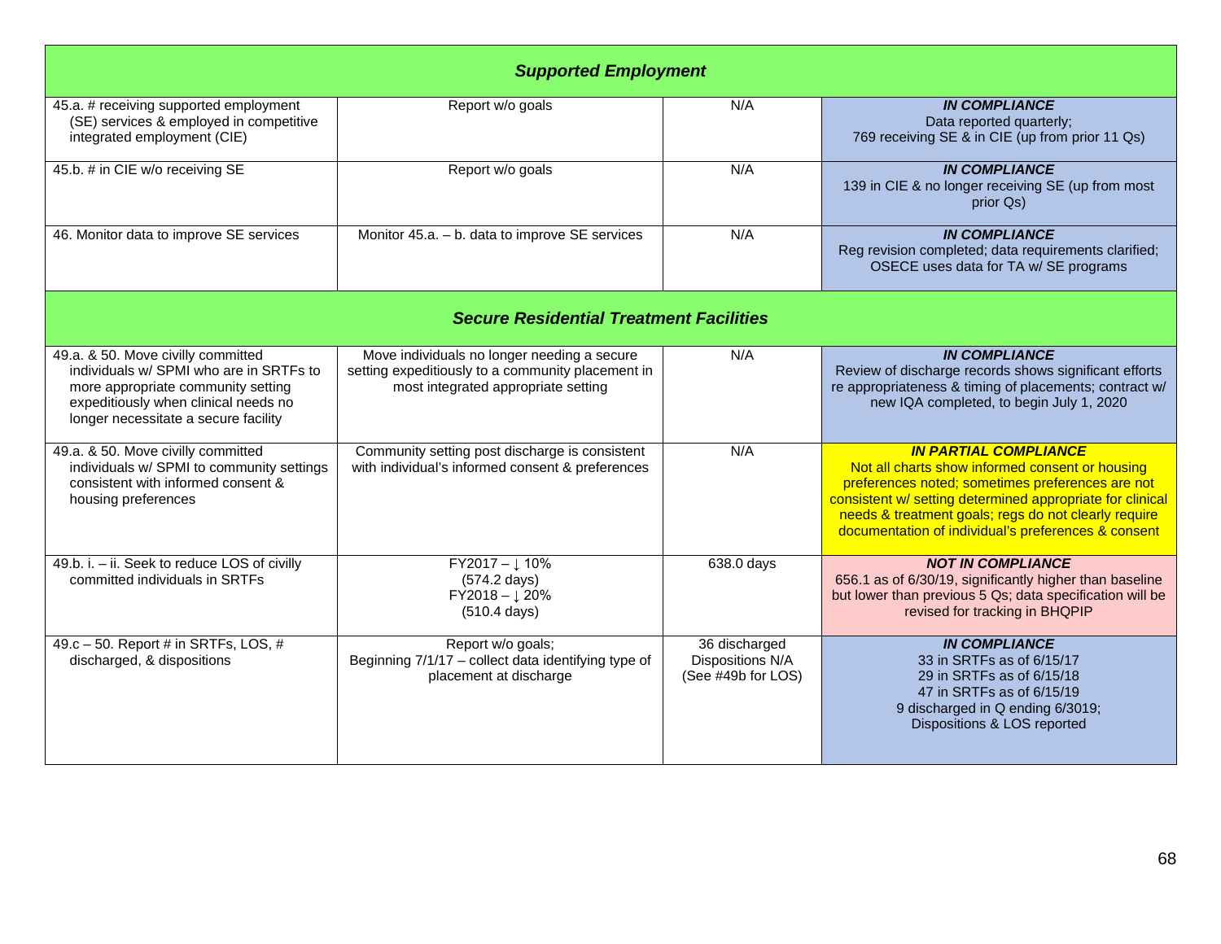| **Supported Employment** | | | |
|---|---|---|---|
| 45.a. # receiving supported employment (SE) services & employed in competitive integrated employment (CIE) | Report w/o goals | N/A | ***IN COMPLIANCE*** Data reported quarterly; 769 receiving SE & in CIE (up from prior 11 Qs) |
| 45.b. # in CIE w/o receiving SE | Report w/o goals | N/A | ***IN COMPLIANCE*** 139 in CIE & no longer receiving SE (up from most prior Qs) |
| 46. Monitor data to improve SE services | Monitor 45.a. – b. data to improve SE services | N/A | ***IN COMPLIANCE*** Reg revision completed; data requirements clarified; OSECE uses data for TA w/ SE programs |
| ***Secure Residential Treatment Facilities*** | | | |
| 49.a. & 50. Move civilly committed individuals w/ SPMI who are in SRTFs to more appropriate community setting expeditiously when clinical needs no longer necessitate a secure facility | Move individuals no longer needing a secure setting expeditiously to a community placement in most integrated appropriate setting | N/A | ***IN COMPLIANCE*** Review of discharge records shows significant efforts re appropriateness & timing of placements; contract w/ new IQA completed, to begin July 1, 2020 |
| 49.a. & 50. Move civilly committed individuals w/ SPMI to community settings consistent with informed consent & housing preferences | Community setting post discharge is consistent with individual's informed consent & preferences | N/A | ***IN PARTIAL COMPLIANCE*** Not all charts show informed consent or housing preferences noted; sometimes preferences are not consistent w/ setting determined appropriate for clinical needs & treatment goals; regs do not clearly require documentation of individual's preferences & consent |
| 49.b. i. – ii. Seek to reduce LOS of civilly committed individuals in SRTFs | FY2017 – ↓ 10% (574.2 days) FY2018 – ↓ 20% (510.4 days) | 638.0 days | ***NOT IN COMPLIANCE*** 656.1 as of 6/30/19, significantly higher than baseline but lower than previous 5 Qs; data specification will be revised for tracking in BHQPIP |
| 49.c – 50. Report # in SRTFs, LOS, # discharged, & dispositions | Report w/o goals; Beginning 7/1/17 – collect data identifying type of placement at discharge | 36 discharged Dispositions N/A (See #49b for LOS) | ***IN COMPLIANCE*** 33 in SRTFs as of 6/15/17 29 in SRTFs as of 6/15/18 47 in SRTFs as of 6/15/19 9 discharged in Q ending 6/3019; Dispositions & LOS reported |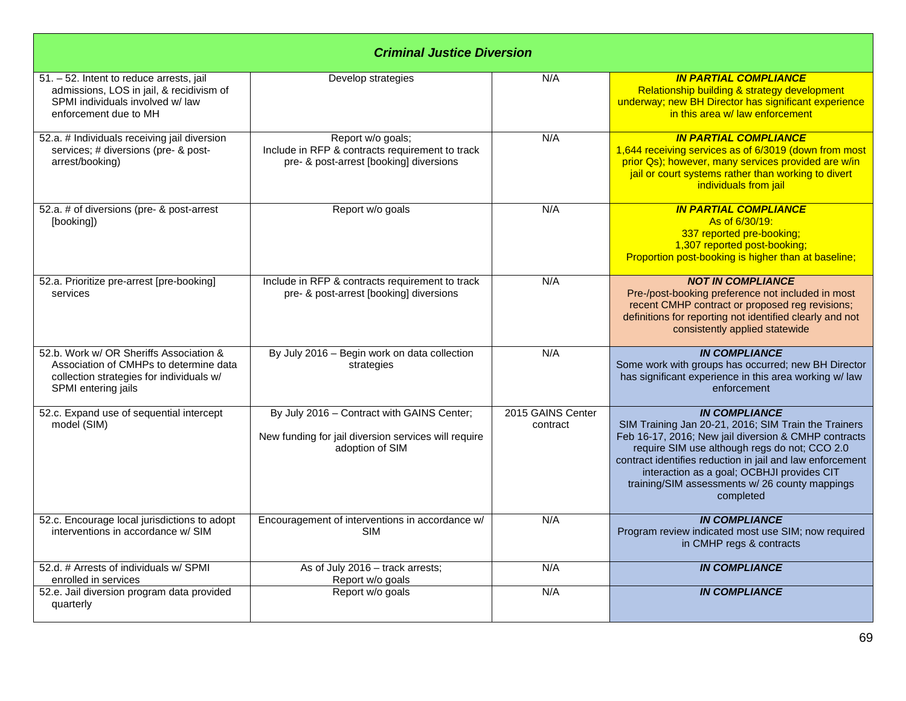| *Criminal Justice Diversion* | | | |
|---|---|---|---|
| 51. – 52. Intent to reduce arrests, jail admissions, LOS in jail, & recidivism of SPMI individuals involved w/ law enforcement due to MH | Develop strategies | N/A | ***IN PARTIAL COMPLIANCE*** Relationship building & strategy development underway; new BH Director has significant experience in this area w/ law enforcement |
| 52.a. # Individuals receiving jail diversion services; # diversions (pre- & post-arrest/booking) | Report w/o goals; Include in RFP & contracts requirement to track pre- & post-arrest [booking] diversions | N/A | ***IN PARTIAL COMPLIANCE*** 1,644 receiving services as of 6/3019 (down from most prior Qs); however, many services provided are w/in jail or court systems rather than working to divert individuals from jail |
| 52.a. # of diversions (pre- & post-arrest [booking]) | Report w/o goals | N/A | ***IN PARTIAL COMPLIANCE*** As of 6/30/19: 337 reported pre-booking; 1,307 reported post-booking; Proportion post-booking is higher than at baseline; |
| 52.a. Prioritize pre-arrest [pre-booking] services | Include in RFP & contracts requirement to track pre- & post-arrest [booking] diversions | N/A | ***NOT IN COMPLIANCE*** Pre-/post-booking preference not included in most recent CMHP contract or proposed reg revisions; definitions for reporting not identified clearly and not consistently applied statewide |
| 52.b. Work w/ OR Sheriffs Association & Association of CMHPs to determine data collection strategies for individuals w/ SPMI entering jails | By July 2016 – Begin work on data collection strategies | N/A | ***IN COMPLIANCE*** Some work with groups has occurred; new BH Director has significant experience in this area working w/ law enforcement |
| 52.c. Expand use of sequential intercept model (SIM) | By July 2016 – Contract with GAINS Center; New funding for jail diversion services will require adoption of SIM | 2015 GAINS Center contract | ***IN COMPLIANCE*** SIM Training Jan 20-21, 2016; SIM Train the Trainers Feb 16-17, 2016; New jail diversion & CMHP contracts require SIM use although regs do not; CCO 2.0 contract identifies reduction in jail and law enforcement interaction as a goal; OCBHJI provides CIT training/SIM assessments w/ 26 county mappings completed |
| 52.c. Encourage local jurisdictions to adopt interventions in accordance w/ SIM | Encouragement of interventions in accordance w/ SIM | N/A | ***IN COMPLIANCE*** Program review indicated most use SIM; now required in CMHP regs & contracts |
| 52.d. # Arrests of individuals w/ SPMI enrolled in services | As of July 2016 – track arrests; Report w/o goals | N/A | ***IN COMPLIANCE*** |
| 52.e. Jail diversion program data provided quarterly | Report w/o goals | N/A | ***IN COMPLIANCE*** |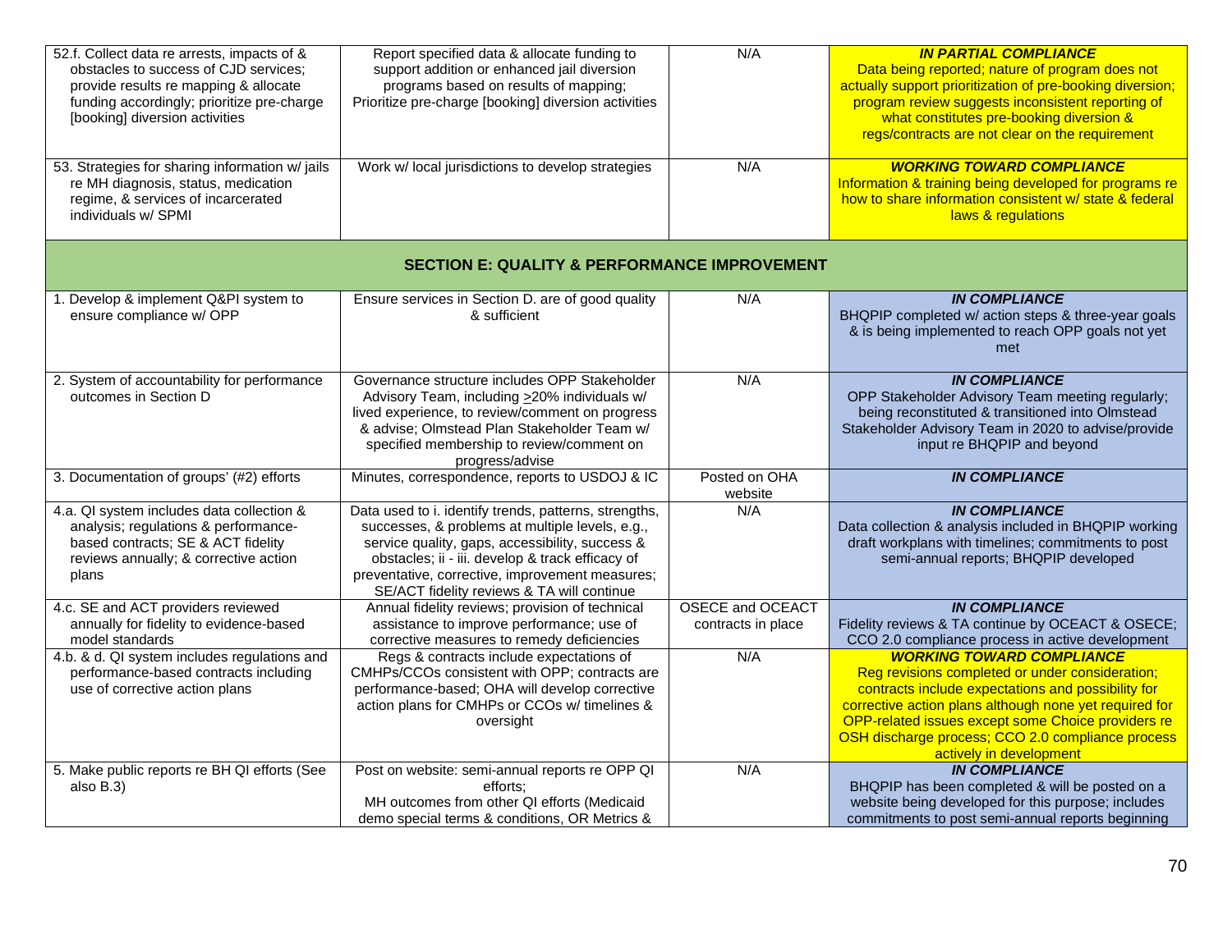| | | | |
|---|---|---|---|
| 52.f. Collect data re arrests, impacts of & obstacles to success of CJD services; provide results re mapping & allocate funding accordingly; prioritize pre-charge [booking] diversion activities | Report specified data & allocate funding to support addition or enhanced jail diversion programs based on results of mapping; Prioritize pre-charge [booking] diversion activities | N/A | ***IN PARTIAL COMPLIANCE*** Data being reported; nature of program does not actually support prioritization of pre-booking diversion; program review suggests inconsistent reporting of what constitutes pre-booking diversion & regs/contracts are not clear on the requirement |
| 53. Strategies for sharing information w/ jails re MH diagnosis, status, medication regime, & services of incarcerated individuals w/ SPMI | Work w/ local jurisdictions to develop strategies | N/A | ***WORKING TOWARD COMPLIANCE*** Information & training being developed for programs re how to share information consistent w/ state & federal laws & regulations |
| **SECTION E: QUALITY & PERFORMANCE IMPROVEMENT** | | | |
| 1. Develop & implement Q&PI system to ensure compliance w/ OPP | Ensure services in Section D. are of good quality & sufficient | N/A | ***IN COMPLIANCE*** BHQPIP completed w/ action steps & three-year goals & is being implemented to reach OPP goals not yet met |
| 2. System of accountability for performance outcomes in Section D | Governance structure includes OPP Stakeholder Advisory Team, including ≥20% individuals w/ lived experience, to review/comment on progress & advise; Olmstead Plan Stakeholder Team w/ specified membership to review/comment on progress/advise | N/A | ***IN COMPLIANCE*** OPP Stakeholder Advisory Team meeting regularly; being reconstituted & transitioned into Olmstead Stakeholder Advisory Team in 2020 to advise/provide input re BHQPIP and beyond |
| 3. Documentation of groups' (#2) efforts | Minutes, correspondence, reports to USDOJ & IC | Posted on OHA website | ***IN COMPLIANCE*** |
| 4.a. QI system includes data collection & analysis; regulations & performance-based contracts; SE & ACT fidelity reviews annually; & corrective action plans | Data used to i. identify trends, patterns, strengths, successes, & problems at multiple levels, e.g., service quality, gaps, accessibility, success & obstacles; ii - iii. develop & track efficacy of preventative, corrective, improvement measures; SE/ACT fidelity reviews & TA will continue | N/A | ***IN COMPLIANCE*** Data collection & analysis included in BHQPIP working draft workplans with timelines; commitments to post semi-annual reports; BHQPIP developed |
| 4.c. SE and ACT providers reviewed annually for fidelity to evidence-based model standards | Annual fidelity reviews; provision of technical assistance to improve performance; use of corrective measures to remedy deficiencies | OSECE and OCEACT contracts in place | ***IN COMPLIANCE*** Fidelity reviews & TA continue by OCEACT & OSECE; CCO 2.0 compliance process in active development |
| 4.b. & d. QI system includes regulations and performance-based contracts including use of corrective action plans | Regs & contracts include expectations of CMHPs/CCOs consistent with OPP; contracts are performance-based; OHA will develop corrective action plans for CMHPs or CCOs w/ timelines & oversight | N/A | ***WORKING TOWARD COMPLIANCE*** Reg revisions completed or under consideration; contracts include expectations and possibility for corrective action plans although none yet required for OPP-related issues except some Choice providers re OSH discharge process; CCO 2.0 compliance process actively in development |
| 5. Make public reports re BH QI efforts (See also B.3) | Post on website: semi-annual reports re OPP QI efforts; MH outcomes from other QI efforts (Medicaid demo special terms & conditions, OR Metrics & | N/A | ***IN COMPLIANCE*** BHQPIP has been completed & will be posted on a website being developed for this purpose; includes commitments to post semi-annual reports beginning |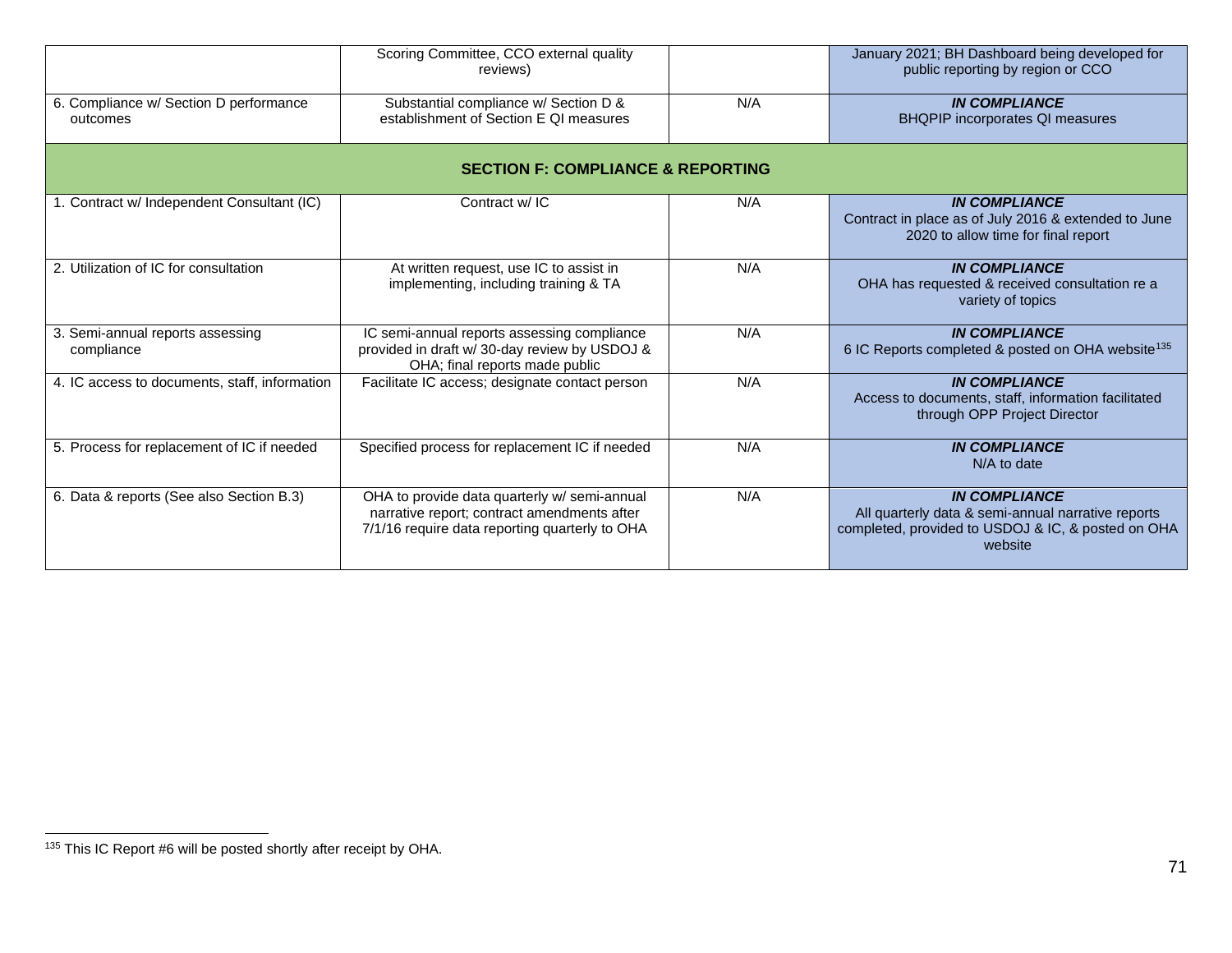| | | | |
|---|---|---|---|
| | Scoring Committee, CCO external quality reviews) | | January 2021; BH Dashboard being developed for public reporting by region or CCO |
| 6. Compliance w/ Section D performance outcomes | Substantial compliance w/ Section D & establishment of Section E QI measures | N/A | ***IN COMPLIANCE*** BHQPIP incorporates QI measures |
| **SECTION F: COMPLIANCE & REPORTING** | | | |
| 1. Contract w/ Independent Consultant (IC) | Contract w/ IC | N/A | ***IN COMPLIANCE*** Contract in place as of July 2016 & extended to June 2020 to allow time for final report |
| 2. Utilization of IC for consultation | At written request, use IC to assist in implementing, including training & TA | N/A | ***IN COMPLIANCE*** OHA has requested & received consultation re a variety of topics |
| 3. Semi-annual reports assessing compliance | IC semi-annual reports assessing compliance provided in draft w/ 30-day review by USDOJ & OHA; final reports made public | N/A | ***IN COMPLIANCE*** 6 IC Reports completed & posted on OHA website[135] |
| 4. IC access to documents, staff, information | Facilitate IC access; designate contact person | N/A | ***IN COMPLIANCE*** Access to documents, staff, information facilitated through OPP Project Director |
| 5. Process for replacement of IC if needed | Specified process for replacement IC if needed | N/A | ***IN COMPLIANCE*** N/A to date |
| 6. Data & reports (See also Section B.3) | OHA to provide data quarterly w/ semi-annual narrative report; contract amendments after 7/1/16 require data reporting quarterly to OHA | N/A | ***IN COMPLIANCE*** All quarterly data & semi-annual narrative reports completed, provided to USDOJ & IC, & posted on OHA website |

[135] This IC Report #6 will be posted shortly after receipt by OHA.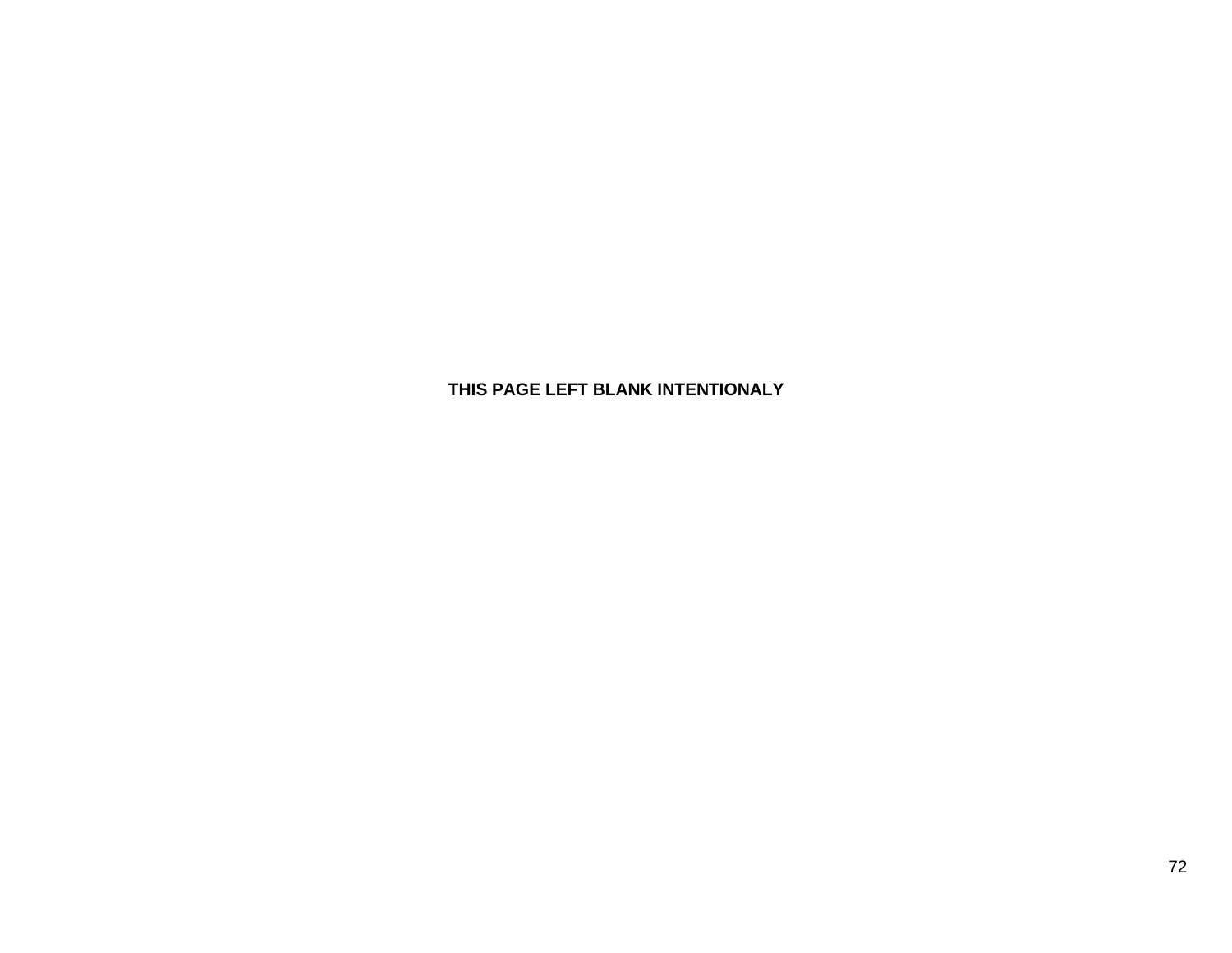**THIS PAGE LEFT BLANK INTENTIONALY**